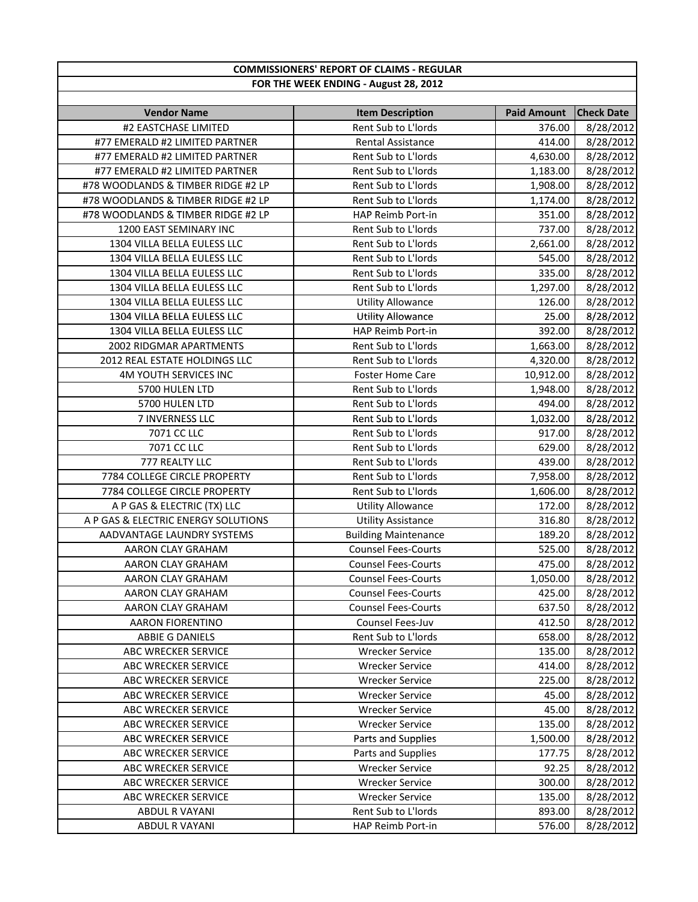| COMMISSIONERS' REPORT OF CLAIMS - REGULAR | | | |
|---|---|---|---|
| FOR THE WEEK ENDING - August 28, 2012 | | | |
| **Vendor Name** | **Item Description** | **Paid Amount** | **Check Date** |
| #2 EASTCHASE LIMITED | Rent Sub to L'lords | 376.00 | 8/28/2012 |
| #77 EMERALD #2 LIMITED PARTNER | Rental Assistance | 414.00 | 8/28/2012 |
| #77 EMERALD #2 LIMITED PARTNER | Rent Sub to L'lords | 4,630.00 | 8/28/2012 |
| #77 EMERALD #2 LIMITED PARTNER | Rent Sub to L'lords | 1,183.00 | 8/28/2012 |
| #78 WOODLANDS & TIMBER RIDGE #2 LP | Rent Sub to L'lords | 1,908.00 | 8/28/2012 |
| #78 WOODLANDS & TIMBER RIDGE #2 LP | Rent Sub to L'lords | 1,174.00 | 8/28/2012 |
| #78 WOODLANDS & TIMBER RIDGE #2 LP | HAP Reimb Port-in | 351.00 | 8/28/2012 |
| 1200 EAST SEMINARY INC | Rent Sub to L'lords | 737.00 | 8/28/2012 |
| 1304 VILLA BELLA EULESS LLC | Rent Sub to L'lords | 2,661.00 | 8/28/2012 |
| 1304 VILLA BELLA EULESS LLC | Rent Sub to L'lords | 545.00 | 8/28/2012 |
| 1304 VILLA BELLA EULESS LLC | Rent Sub to L'lords | 335.00 | 8/28/2012 |
| 1304 VILLA BELLA EULESS LLC | Rent Sub to L'lords | 1,297.00 | 8/28/2012 |
| 1304 VILLA BELLA EULESS LLC | Utility Allowance | 126.00 | 8/28/2012 |
| 1304 VILLA BELLA EULESS LLC | Utility Allowance | 25.00 | 8/28/2012 |
| 1304 VILLA BELLA EULESS LLC | HAP Reimb Port-in | 392.00 | 8/28/2012 |
| 2002 RIDGMAR APARTMENTS | Rent Sub to L'lords | 1,663.00 | 8/28/2012 |
| 2012 REAL ESTATE HOLDINGS LLC | Rent Sub to L'lords | 4,320.00 | 8/28/2012 |
| 4M YOUTH SERVICES INC | Foster Home Care | 10,912.00 | 8/28/2012 |
| 5700 HULEN LTD | Rent Sub to L'lords | 1,948.00 | 8/28/2012 |
| 5700 HULEN LTD | Rent Sub to L'lords | 494.00 | 8/28/2012 |
| 7 INVERNESS LLC | Rent Sub to L'lords | 1,032.00 | 8/28/2012 |
| 7071 CC LLC | Rent Sub to L'lords | 917.00 | 8/28/2012 |
| 7071 CC LLC | Rent Sub to L'lords | 629.00 | 8/28/2012 |
| 777 REALTY LLC | Rent Sub to L'lords | 439.00 | 8/28/2012 |
| 7784 COLLEGE CIRCLE PROPERTY | Rent Sub to L'lords | 7,958.00 | 8/28/2012 |
| 7784 COLLEGE CIRCLE PROPERTY | Rent Sub to L'lords | 1,606.00 | 8/28/2012 |
| A P GAS & ELECTRIC (TX) LLC | Utility Allowance | 172.00 | 8/28/2012 |
| A P GAS & ELECTRIC ENERGY SOLUTIONS | Utility Assistance | 316.80 | 8/28/2012 |
| AADVANTAGE LAUNDRY SYSTEMS | Building Maintenance | 189.20 | 8/28/2012 |
| AARON CLAY GRAHAM | Counsel Fees-Courts | 525.00 | 8/28/2012 |
| AARON CLAY GRAHAM | Counsel Fees-Courts | 475.00 | 8/28/2012 |
| AARON CLAY GRAHAM | Counsel Fees-Courts | 1,050.00 | 8/28/2012 |
| AARON CLAY GRAHAM | Counsel Fees-Courts | 425.00 | 8/28/2012 |
| AARON CLAY GRAHAM | Counsel Fees-Courts | 637.50 | 8/28/2012 |
| AARON FIORENTINO | Counsel Fees-Juv | 412.50 | 8/28/2012 |
| ABBIE G DANIELS | Rent Sub to L'lords | 658.00 | 8/28/2012 |
| ABC WRECKER SERVICE | Wrecker Service | 135.00 | 8/28/2012 |
| ABC WRECKER SERVICE | Wrecker Service | 414.00 | 8/28/2012 |
| ABC WRECKER SERVICE | Wrecker Service | 225.00 | 8/28/2012 |
| ABC WRECKER SERVICE | Wrecker Service | 45.00 | 8/28/2012 |
| ABC WRECKER SERVICE | Wrecker Service | 45.00 | 8/28/2012 |
| ABC WRECKER SERVICE | Wrecker Service | 135.00 | 8/28/2012 |
| ABC WRECKER SERVICE | Parts and Supplies | 1,500.00 | 8/28/2012 |
| ABC WRECKER SERVICE | Parts and Supplies | 177.75 | 8/28/2012 |
| ABC WRECKER SERVICE | Wrecker Service | 92.25 | 8/28/2012 |
| ABC WRECKER SERVICE | Wrecker Service | 300.00 | 8/28/2012 |
| ABC WRECKER SERVICE | Wrecker Service | 135.00 | 8/28/2012 |
| ABDUL R VAYANI | Rent Sub to L'lords | 893.00 | 8/28/2012 |
| ABDUL R VAYANI | HAP Reimb Port-in | 576.00 | 8/28/2012 |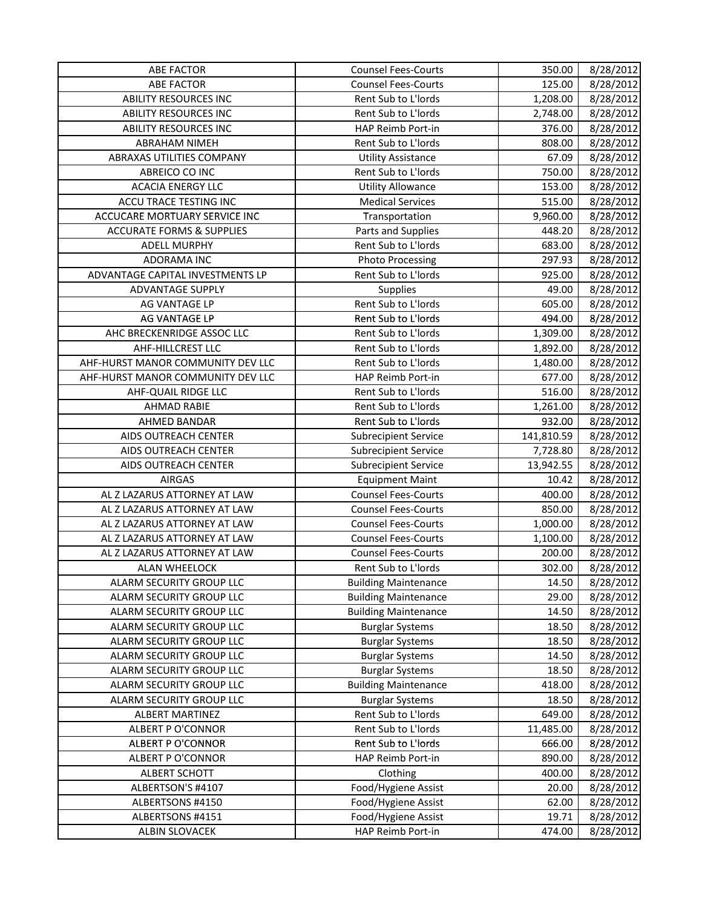| ABE FACTOR | Counsel Fees-Courts | 350.00 | 8/28/2012 |
|---|---|---|---|
| ABE FACTOR | Counsel Fees-Courts | 125.00 | 8/28/2012 |
| ABILITY RESOURCES INC | Rent Sub to L'lords | 1,208.00 | 8/28/2012 |
| ABILITY RESOURCES INC | Rent Sub to L'lords | 2,748.00 | 8/28/2012 |
| ABILITY RESOURCES INC | HAP Reimb Port-in | 376.00 | 8/28/2012 |
| ABRAHAM NIMEH | Rent Sub to L'lords | 808.00 | 8/28/2012 |
| ABRAXAS UTILITIES COMPANY | Utility Assistance | 67.09 | 8/28/2012 |
| ABREICO CO INC | Rent Sub to L'lords | 750.00 | 8/28/2012 |
| ACACIA ENERGY LLC | Utility Allowance | 153.00 | 8/28/2012 |
| ACCU TRACE TESTING INC | Medical Services | 515.00 | 8/28/2012 |
| ACCUCARE MORTUARY SERVICE INC | Transportation | 9,960.00 | 8/28/2012 |
| ACCURATE FORMS & SUPPLIES | Parts and Supplies | 448.20 | 8/28/2012 |
| ADELL MURPHY | Rent Sub to L'lords | 683.00 | 8/28/2012 |
| ADORAMA INC | Photo Processing | 297.93 | 8/28/2012 |
| ADVANTAGE CAPITAL INVESTMENTS LP | Rent Sub to L'lords | 925.00 | 8/28/2012 |
| ADVANTAGE SUPPLY | Supplies | 49.00 | 8/28/2012 |
| AG VANTAGE LP | Rent Sub to L'lords | 605.00 | 8/28/2012 |
| AG VANTAGE LP | Rent Sub to L'lords | 494.00 | 8/28/2012 |
| AHC BRECKENRIDGE ASSOC LLC | Rent Sub to L'lords | 1,309.00 | 8/28/2012 |
| AHF-HILLCREST LLC | Rent Sub to L'lords | 1,892.00 | 8/28/2012 |
| AHF-HURST MANOR COMMUNITY DEV LLC | Rent Sub to L'lords | 1,480.00 | 8/28/2012 |
| AHF-HURST MANOR COMMUNITY DEV LLC | HAP Reimb Port-in | 677.00 | 8/28/2012 |
| AHF-QUAIL RIDGE LLC | Rent Sub to L'lords | 516.00 | 8/28/2012 |
| AHMAD RABIE | Rent Sub to L'lords | 1,261.00 | 8/28/2012 |
| AHMED BANDAR | Rent Sub to L'lords | 932.00 | 8/28/2012 |
| AIDS OUTREACH CENTER | Subrecipient Service | 141,810.59 | 8/28/2012 |
| AIDS OUTREACH CENTER | Subrecipient Service | 7,728.80 | 8/28/2012 |
| AIDS OUTREACH CENTER | Subrecipient Service | 13,942.55 | 8/28/2012 |
| AIRGAS | Equipment Maint | 10.42 | 8/28/2012 |
| AL Z LAZARUS ATTORNEY AT LAW | Counsel Fees-Courts | 400.00 | 8/28/2012 |
| AL Z LAZARUS ATTORNEY AT LAW | Counsel Fees-Courts | 850.00 | 8/28/2012 |
| AL Z LAZARUS ATTORNEY AT LAW | Counsel Fees-Courts | 1,000.00 | 8/28/2012 |
| AL Z LAZARUS ATTORNEY AT LAW | Counsel Fees-Courts | 1,100.00 | 8/28/2012 |
| AL Z LAZARUS ATTORNEY AT LAW | Counsel Fees-Courts | 200.00 | 8/28/2012 |
| ALAN WHEELOCK | Rent Sub to L'lords | 302.00 | 8/28/2012 |
| ALARM SECURITY GROUP LLC | Building Maintenance | 14.50 | 8/28/2012 |
| ALARM SECURITY GROUP LLC | Building Maintenance | 29.00 | 8/28/2012 |
| ALARM SECURITY GROUP LLC | Building Maintenance | 14.50 | 8/28/2012 |
| ALARM SECURITY GROUP LLC | Burglar Systems | 18.50 | 8/28/2012 |
| ALARM SECURITY GROUP LLC | Burglar Systems | 18.50 | 8/28/2012 |
| ALARM SECURITY GROUP LLC | Burglar Systems | 14.50 | 8/28/2012 |
| ALARM SECURITY GROUP LLC | Burglar Systems | 18.50 | 8/28/2012 |
| ALARM SECURITY GROUP LLC | Building Maintenance | 418.00 | 8/28/2012 |
| ALARM SECURITY GROUP LLC | Burglar Systems | 18.50 | 8/28/2012 |
| ALBERT MARTINEZ | Rent Sub to L'lords | 649.00 | 8/28/2012 |
| ALBERT P O'CONNOR | Rent Sub to L'lords | 11,485.00 | 8/28/2012 |
| ALBERT P O'CONNOR | Rent Sub to L'lords | 666.00 | 8/28/2012 |
| ALBERT P O'CONNOR | HAP Reimb Port-in | 890.00 | 8/28/2012 |
| ALBERT SCHOTT | Clothing | 400.00 | 8/28/2012 |
| ALBERTSON'S #4107 | Food/Hygiene Assist | 20.00 | 8/28/2012 |
| ALBERTSONS #4150 | Food/Hygiene Assist | 62.00 | 8/28/2012 |
| ALBERTSONS #4151 | Food/Hygiene Assist | 19.71 | 8/28/2012 |
| ALBIN SLOVACEK | HAP Reimb Port-in | 474.00 | 8/28/2012 |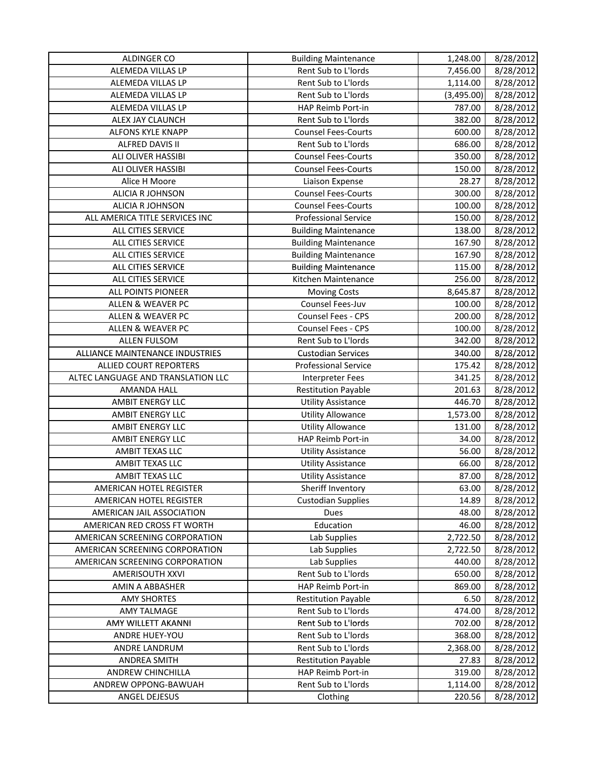| ALDINGER CO | Building Maintenance | 1,248.00 | 8/28/2012 |
|---|---|---|---|
| ALEMEDA VILLAS LP | Rent Sub to L'lords | 7,456.00 | 8/28/2012 |
| ALEMEDA VILLAS LP | Rent Sub to L'lords | 1,114.00 | 8/28/2012 |
| ALEMEDA VILLAS LP | Rent Sub to L'lords | (3,495.00) | 8/28/2012 |
| ALEMEDA VILLAS LP | HAP Reimb Port-in | 787.00 | 8/28/2012 |
| ALEX JAY CLAUNCH | Rent Sub to L'lords | 382.00 | 8/28/2012 |
| ALFONS KYLE KNAPP | Counsel Fees-Courts | 600.00 | 8/28/2012 |
| ALFRED DAVIS II | Rent Sub to L'lords | 686.00 | 8/28/2012 |
| ALI OLIVER HASSIBI | Counsel Fees-Courts | 350.00 | 8/28/2012 |
| ALI OLIVER HASSIBI | Counsel Fees-Courts | 150.00 | 8/28/2012 |
| Alice H Moore | Liaison Expense | 28.27 | 8/28/2012 |
| ALICIA R JOHNSON | Counsel Fees-Courts | 300.00 | 8/28/2012 |
| ALICIA R JOHNSON | Counsel Fees-Courts | 100.00 | 8/28/2012 |
| ALL AMERICA TITLE SERVICES INC | Professional Service | 150.00 | 8/28/2012 |
| ALL CITIES SERVICE | Building Maintenance | 138.00 | 8/28/2012 |
| ALL CITIES SERVICE | Building Maintenance | 167.90 | 8/28/2012 |
| ALL CITIES SERVICE | Building Maintenance | 167.90 | 8/28/2012 |
| ALL CITIES SERVICE | Building Maintenance | 115.00 | 8/28/2012 |
| ALL CITIES SERVICE | Kitchen Maintenance | 256.00 | 8/28/2012 |
| ALL POINTS PIONEER | Moving Costs | 8,645.87 | 8/28/2012 |
| ALLEN & WEAVER PC | Counsel Fees-Juv | 100.00 | 8/28/2012 |
| ALLEN & WEAVER PC | Counsel Fees - CPS | 200.00 | 8/28/2012 |
| ALLEN & WEAVER PC | Counsel Fees - CPS | 100.00 | 8/28/2012 |
| ALLEN FULSOM | Rent Sub to L'lords | 342.00 | 8/28/2012 |
| ALLIANCE MAINTENANCE INDUSTRIES | Custodian Services | 340.00 | 8/28/2012 |
| ALLIED COURT REPORTERS | Professional Service | 175.42 | 8/28/2012 |
| ALTEC LANGUAGE AND TRANSLATION LLC | Interpreter Fees | 341.25 | 8/28/2012 |
| AMANDA HALL | Restitution Payable | 201.63 | 8/28/2012 |
| AMBIT ENERGY LLC | Utility Assistance | 446.70 | 8/28/2012 |
| AMBIT ENERGY LLC | Utility Allowance | 1,573.00 | 8/28/2012 |
| AMBIT ENERGY LLC | Utility Allowance | 131.00 | 8/28/2012 |
| AMBIT ENERGY LLC | HAP Reimb Port-in | 34.00 | 8/28/2012 |
| AMBIT TEXAS LLC | Utility Assistance | 56.00 | 8/28/2012 |
| AMBIT TEXAS LLC | Utility Assistance | 66.00 | 8/28/2012 |
| AMBIT TEXAS LLC | Utility Assistance | 87.00 | 8/28/2012 |
| AMERICAN HOTEL REGISTER | Sheriff Inventory | 63.00 | 8/28/2012 |
| AMERICAN HOTEL REGISTER | Custodian Supplies | 14.89 | 8/28/2012 |
| AMERICAN JAIL ASSOCIATION | Dues | 48.00 | 8/28/2012 |
| AMERICAN RED CROSS FT WORTH | Education | 46.00 | 8/28/2012 |
| AMERICAN SCREENING CORPORATION | Lab Supplies | 2,722.50 | 8/28/2012 |
| AMERICAN SCREENING CORPORATION | Lab Supplies | 2,722.50 | 8/28/2012 |
| AMERICAN SCREENING CORPORATION | Lab Supplies | 440.00 | 8/28/2012 |
| AMERISOUTH XXVI | Rent Sub to L'lords | 650.00 | 8/28/2012 |
| AMIN A ABBASHER | HAP Reimb Port-in | 869.00 | 8/28/2012 |
| AMY SHORTES | Restitution Payable | 6.50 | 8/28/2012 |
| AMY TALMAGE | Rent Sub to L'lords | 474.00 | 8/28/2012 |
| AMY WILLETT AKANNI | Rent Sub to L'lords | 702.00 | 8/28/2012 |
| ANDRE HUEY-YOU | Rent Sub to L'lords | 368.00 | 8/28/2012 |
| ANDRE LANDRUM | Rent Sub to L'lords | 2,368.00 | 8/28/2012 |
| ANDREA SMITH | Restitution Payable | 27.83 | 8/28/2012 |
| ANDREW CHINCHILLA | HAP Reimb Port-in | 319.00 | 8/28/2012 |
| ANDREW OPPONG-BAWUAH | Rent Sub to L'lords | 1,114.00 | 8/28/2012 |
| ANGEL DEJESUS | Clothing | 220.56 | 8/28/2012 |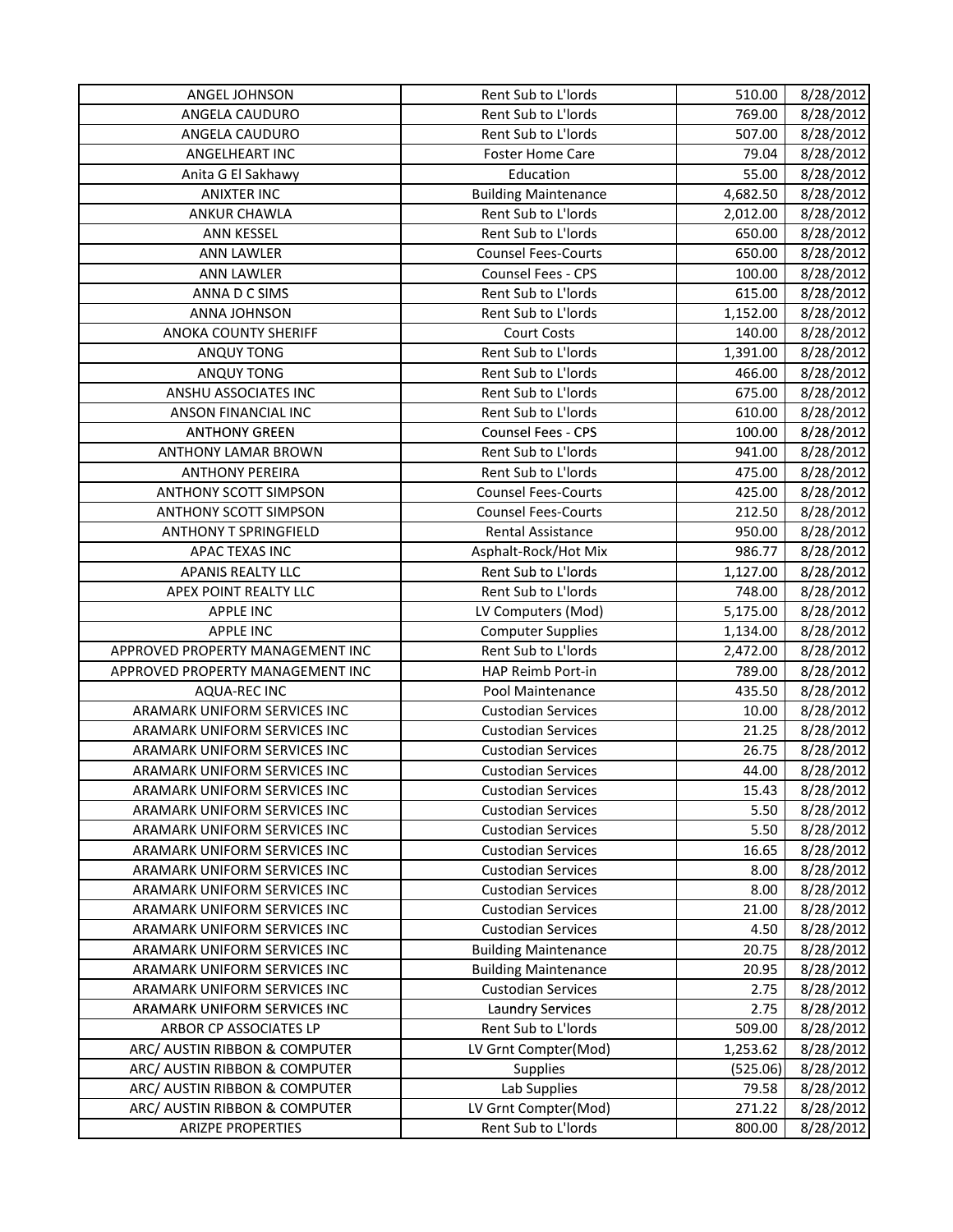| ANGEL JOHNSON | Rent Sub to L'lords | 510.00 | 8/28/2012 |
|---|---|---|---|
| ANGELA CAUDURO | Rent Sub to L'lords | 769.00 | 8/28/2012 |
| ANGELA CAUDURO | Rent Sub to L'lords | 507.00 | 8/28/2012 |
| ANGELHEART INC | Foster Home Care | 79.04 | 8/28/2012 |
| Anita G El Sakhawy | Education | 55.00 | 8/28/2012 |
| ANIXTER INC | Building Maintenance | 4,682.50 | 8/28/2012 |
| ANKUR CHAWLA | Rent Sub to L'lords | 2,012.00 | 8/28/2012 |
| ANN KESSEL | Rent Sub to L'lords | 650.00 | 8/28/2012 |
| ANN LAWLER | Counsel Fees-Courts | 650.00 | 8/28/2012 |
| ANN LAWLER | Counsel Fees - CPS | 100.00 | 8/28/2012 |
| ANNA D C SIMS | Rent Sub to L'lords | 615.00 | 8/28/2012 |
| ANNA JOHNSON | Rent Sub to L'lords | 1,152.00 | 8/28/2012 |
| ANOKA COUNTY SHERIFF | Court Costs | 140.00 | 8/28/2012 |
| ANQUY TONG | Rent Sub to L'lords | 1,391.00 | 8/28/2012 |
| ANQUY TONG | Rent Sub to L'lords | 466.00 | 8/28/2012 |
| ANSHU ASSOCIATES INC | Rent Sub to L'lords | 675.00 | 8/28/2012 |
| ANSON FINANCIAL INC | Rent Sub to L'lords | 610.00 | 8/28/2012 |
| ANTHONY GREEN | Counsel Fees - CPS | 100.00 | 8/28/2012 |
| ANTHONY LAMAR BROWN | Rent Sub to L'lords | 941.00 | 8/28/2012 |
| ANTHONY PEREIRA | Rent Sub to L'lords | 475.00 | 8/28/2012 |
| ANTHONY SCOTT SIMPSON | Counsel Fees-Courts | 425.00 | 8/28/2012 |
| ANTHONY SCOTT SIMPSON | Counsel Fees-Courts | 212.50 | 8/28/2012 |
| ANTHONY T SPRINGFIELD | Rental Assistance | 950.00 | 8/28/2012 |
| APAC TEXAS INC | Asphalt-Rock/Hot Mix | 986.77 | 8/28/2012 |
| APANIS REALTY LLC | Rent Sub to L'lords | 1,127.00 | 8/28/2012 |
| APEX POINT REALTY LLC | Rent Sub to L'lords | 748.00 | 8/28/2012 |
| APPLE INC | LV Computers (Mod) | 5,175.00 | 8/28/2012 |
| APPLE INC | Computer Supplies | 1,134.00 | 8/28/2012 |
| APPROVED PROPERTY MANAGEMENT INC | Rent Sub to L'lords | 2,472.00 | 8/28/2012 |
| APPROVED PROPERTY MANAGEMENT INC | HAP Reimb Port-in | 789.00 | 8/28/2012 |
| AQUA-REC INC | Pool Maintenance | 435.50 | 8/28/2012 |
| ARAMARK UNIFORM SERVICES INC | Custodian Services | 10.00 | 8/28/2012 |
| ARAMARK UNIFORM SERVICES INC | Custodian Services | 21.25 | 8/28/2012 |
| ARAMARK UNIFORM SERVICES INC | Custodian Services | 26.75 | 8/28/2012 |
| ARAMARK UNIFORM SERVICES INC | Custodian Services | 44.00 | 8/28/2012 |
| ARAMARK UNIFORM SERVICES INC | Custodian Services | 15.43 | 8/28/2012 |
| ARAMARK UNIFORM SERVICES INC | Custodian Services | 5.50 | 8/28/2012 |
| ARAMARK UNIFORM SERVICES INC | Custodian Services | 5.50 | 8/28/2012 |
| ARAMARK UNIFORM SERVICES INC | Custodian Services | 16.65 | 8/28/2012 |
| ARAMARK UNIFORM SERVICES INC | Custodian Services | 8.00 | 8/28/2012 |
| ARAMARK UNIFORM SERVICES INC | Custodian Services | 8.00 | 8/28/2012 |
| ARAMARK UNIFORM SERVICES INC | Custodian Services | 21.00 | 8/28/2012 |
| ARAMARK UNIFORM SERVICES INC | Custodian Services | 4.50 | 8/28/2012 |
| ARAMARK UNIFORM SERVICES INC | Building Maintenance | 20.75 | 8/28/2012 |
| ARAMARK UNIFORM SERVICES INC | Building Maintenance | 20.95 | 8/28/2012 |
| ARAMARK UNIFORM SERVICES INC | Custodian Services | 2.75 | 8/28/2012 |
| ARAMARK UNIFORM SERVICES INC | Laundry Services | 2.75 | 8/28/2012 |
| ARBOR CP ASSOCIATES LP | Rent Sub to L'lords | 509.00 | 8/28/2012 |
| ARC/ AUSTIN RIBBON & COMPUTER | LV Grnt Compter(Mod) | 1,253.62 | 8/28/2012 |
| ARC/ AUSTIN RIBBON & COMPUTER | Supplies | (525.06) | 8/28/2012 |
| ARC/ AUSTIN RIBBON & COMPUTER | Lab Supplies | 79.58 | 8/28/2012 |
| ARC/ AUSTIN RIBBON & COMPUTER | LV Grnt Compter(Mod) | 271.22 | 8/28/2012 |
| ARIZPE PROPERTIES | Rent Sub to L'lords | 800.00 | 8/28/2012 |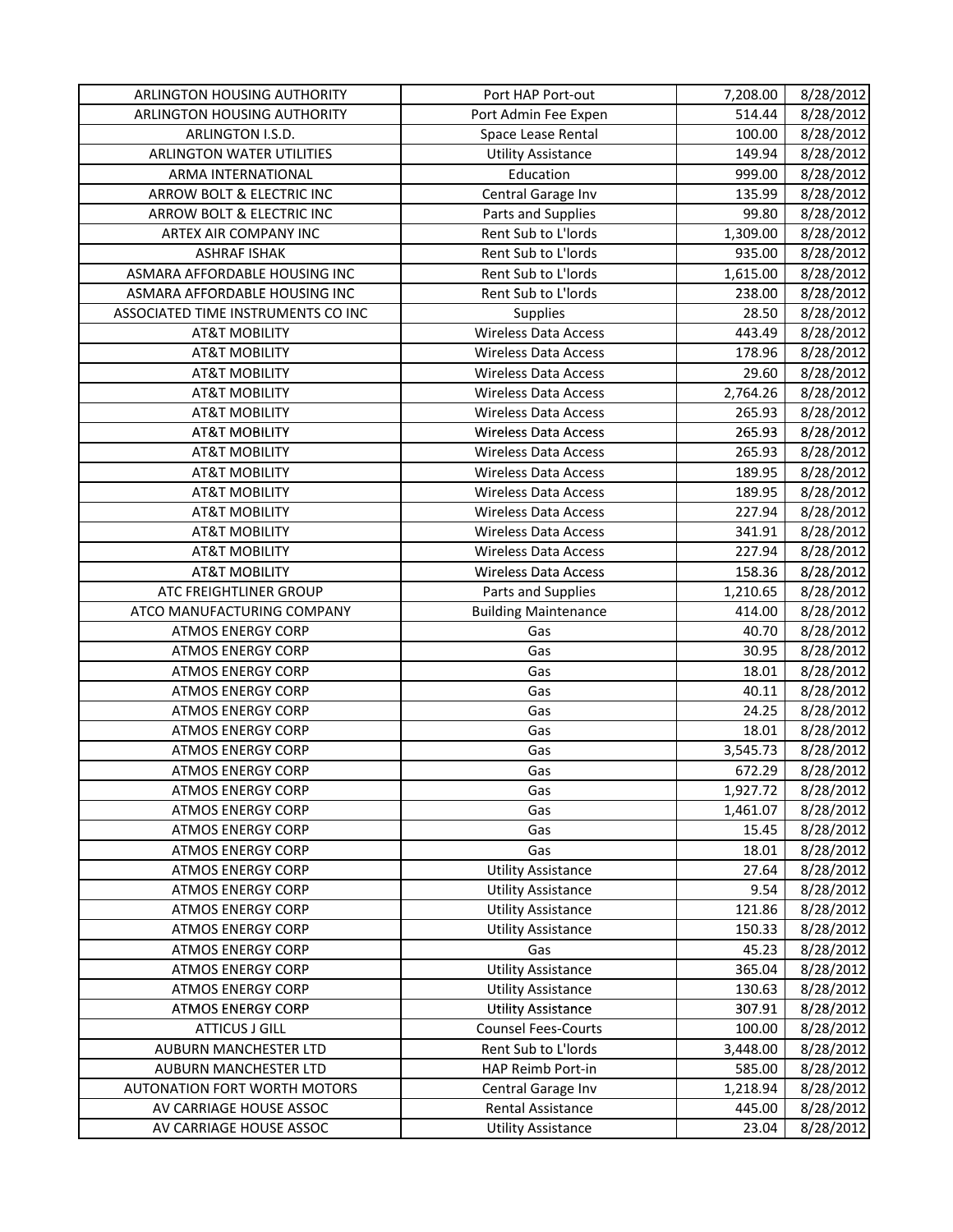| | | | |
|---|---|---|---|
| ARLINGTON HOUSING AUTHORITY | Port HAP Port-out | 7,208.00 | 8/28/2012 |
| ARLINGTON HOUSING AUTHORITY | Port Admin Fee Expen | 514.44 | 8/28/2012 |
| ARLINGTON I.S.D. | Space Lease Rental | 100.00 | 8/28/2012 |
| ARLINGTON WATER UTILITIES | Utility Assistance | 149.94 | 8/28/2012 |
| ARMA INTERNATIONAL | Education | 999.00 | 8/28/2012 |
| ARROW BOLT & ELECTRIC INC | Central Garage Inv | 135.99 | 8/28/2012 |
| ARROW BOLT & ELECTRIC INC | Parts and Supplies | 99.80 | 8/28/2012 |
| ARTEX AIR COMPANY INC | Rent Sub to L'lords | 1,309.00 | 8/28/2012 |
| ASHRAF ISHAK | Rent Sub to L'lords | 935.00 | 8/28/2012 |
| ASMARA AFFORDABLE HOUSING INC | Rent Sub to L'lords | 1,615.00 | 8/28/2012 |
| ASMARA AFFORDABLE HOUSING INC | Rent Sub to L'lords | 238.00 | 8/28/2012 |
| ASSOCIATED TIME INSTRUMENTS CO INC | Supplies | 28.50 | 8/28/2012 |
| AT&T MOBILITY | Wireless Data Access | 443.49 | 8/28/2012 |
| AT&T MOBILITY | Wireless Data Access | 178.96 | 8/28/2012 |
| AT&T MOBILITY | Wireless Data Access | 29.60 | 8/28/2012 |
| AT&T MOBILITY | Wireless Data Access | 2,764.26 | 8/28/2012 |
| AT&T MOBILITY | Wireless Data Access | 265.93 | 8/28/2012 |
| AT&T MOBILITY | Wireless Data Access | 265.93 | 8/28/2012 |
| AT&T MOBILITY | Wireless Data Access | 265.93 | 8/28/2012 |
| AT&T MOBILITY | Wireless Data Access | 189.95 | 8/28/2012 |
| AT&T MOBILITY | Wireless Data Access | 189.95 | 8/28/2012 |
| AT&T MOBILITY | Wireless Data Access | 227.94 | 8/28/2012 |
| AT&T MOBILITY | Wireless Data Access | 341.91 | 8/28/2012 |
| AT&T MOBILITY | Wireless Data Access | 227.94 | 8/28/2012 |
| AT&T MOBILITY | Wireless Data Access | 158.36 | 8/28/2012 |
| ATC FREIGHTLINER GROUP | Parts and Supplies | 1,210.65 | 8/28/2012 |
| ATCO MANUFACTURING COMPANY | Building Maintenance | 414.00 | 8/28/2012 |
| ATMOS ENERGY CORP | Gas | 40.70 | 8/28/2012 |
| ATMOS ENERGY CORP | Gas | 30.95 | 8/28/2012 |
| ATMOS ENERGY CORP | Gas | 18.01 | 8/28/2012 |
| ATMOS ENERGY CORP | Gas | 40.11 | 8/28/2012 |
| ATMOS ENERGY CORP | Gas | 24.25 | 8/28/2012 |
| ATMOS ENERGY CORP | Gas | 18.01 | 8/28/2012 |
| ATMOS ENERGY CORP | Gas | 3,545.73 | 8/28/2012 |
| ATMOS ENERGY CORP | Gas | 672.29 | 8/28/2012 |
| ATMOS ENERGY CORP | Gas | 1,927.72 | 8/28/2012 |
| ATMOS ENERGY CORP | Gas | 1,461.07 | 8/28/2012 |
| ATMOS ENERGY CORP | Gas | 15.45 | 8/28/2012 |
| ATMOS ENERGY CORP | Gas | 18.01 | 8/28/2012 |
| ATMOS ENERGY CORP | Utility Assistance | 27.64 | 8/28/2012 |
| ATMOS ENERGY CORP | Utility Assistance | 9.54 | 8/28/2012 |
| ATMOS ENERGY CORP | Utility Assistance | 121.86 | 8/28/2012 |
| ATMOS ENERGY CORP | Utility Assistance | 150.33 | 8/28/2012 |
| ATMOS ENERGY CORP | Gas | 45.23 | 8/28/2012 |
| ATMOS ENERGY CORP | Utility Assistance | 365.04 | 8/28/2012 |
| ATMOS ENERGY CORP | Utility Assistance | 130.63 | 8/28/2012 |
| ATMOS ENERGY CORP | Utility Assistance | 307.91 | 8/28/2012 |
| ATTICUS J GILL | Counsel Fees-Courts | 100.00 | 8/28/2012 |
| AUBURN MANCHESTER LTD | Rent Sub to L'lords | 3,448.00 | 8/28/2012 |
| AUBURN MANCHESTER LTD | HAP Reimb Port-in | 585.00 | 8/28/2012 |
| AUTONATION FORT WORTH MOTORS | Central Garage Inv | 1,218.94 | 8/28/2012 |
| AV CARRIAGE HOUSE ASSOC | Rental Assistance | 445.00 | 8/28/2012 |
| AV CARRIAGE HOUSE ASSOC | Utility Assistance | 23.04 | 8/28/2012 |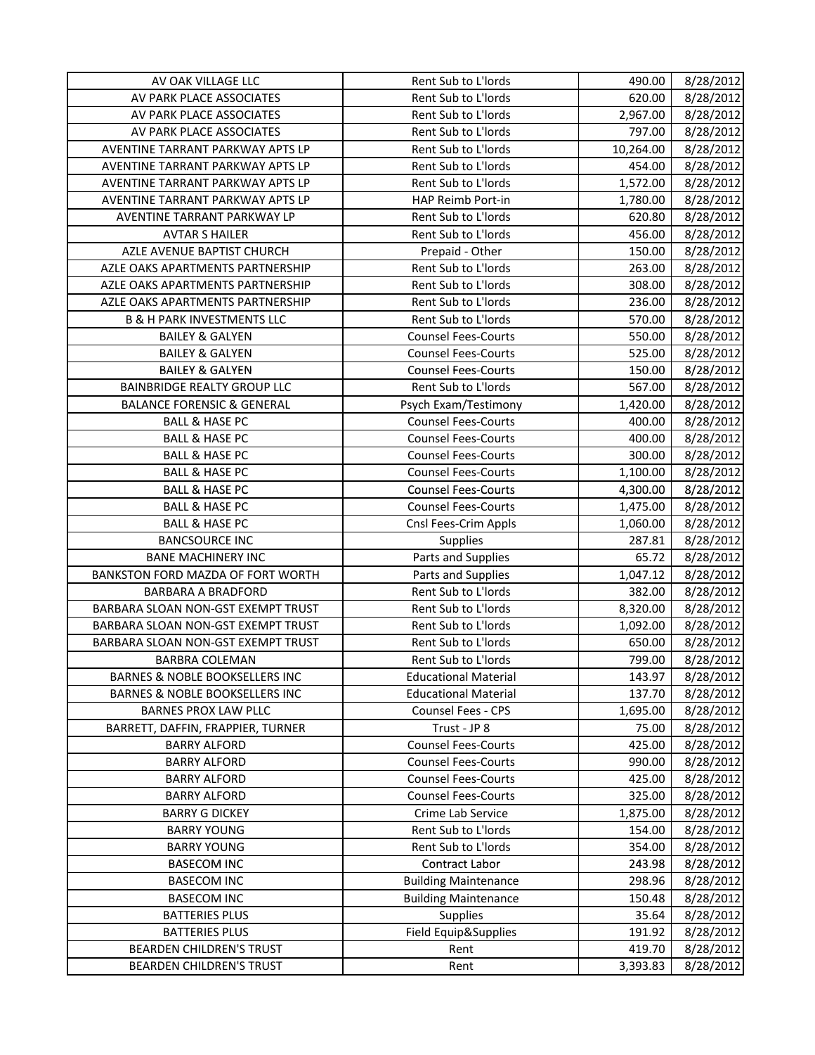| | | | |
|---|---|---|---|
| AV OAK VILLAGE LLC | Rent Sub to L'lords | 490.00 | 8/28/2012 |
| AV PARK PLACE ASSOCIATES | Rent Sub to L'lords | 620.00 | 8/28/2012 |
| AV PARK PLACE ASSOCIATES | Rent Sub to L'lords | 2,967.00 | 8/28/2012 |
| AV PARK PLACE ASSOCIATES | Rent Sub to L'lords | 797.00 | 8/28/2012 |
| AVENTINE TARRANT PARKWAY APTS LP | Rent Sub to L'lords | 10,264.00 | 8/28/2012 |
| AVENTINE TARRANT PARKWAY APTS LP | Rent Sub to L'lords | 454.00 | 8/28/2012 |
| AVENTINE TARRANT PARKWAY APTS LP | Rent Sub to L'lords | 1,572.00 | 8/28/2012 |
| AVENTINE TARRANT PARKWAY APTS LP | HAP Reimb Port-in | 1,780.00 | 8/28/2012 |
| AVENTINE TARRANT PARKWAY LP | Rent Sub to L'lords | 620.80 | 8/28/2012 |
| AVTAR S HAILER | Rent Sub to L'lords | 456.00 | 8/28/2012 |
| AZLE AVENUE BAPTIST CHURCH | Prepaid - Other | 150.00 | 8/28/2012 |
| AZLE OAKS APARTMENTS PARTNERSHIP | Rent Sub to L'lords | 263.00 | 8/28/2012 |
| AZLE OAKS APARTMENTS PARTNERSHIP | Rent Sub to L'lords | 308.00 | 8/28/2012 |
| AZLE OAKS APARTMENTS PARTNERSHIP | Rent Sub to L'lords | 236.00 | 8/28/2012 |
| B & H PARK INVESTMENTS LLC | Rent Sub to L'lords | 570.00 | 8/28/2012 |
| BAILEY & GALYEN | Counsel Fees-Courts | 550.00 | 8/28/2012 |
| BAILEY & GALYEN | Counsel Fees-Courts | 525.00 | 8/28/2012 |
| BAILEY & GALYEN | Counsel Fees-Courts | 150.00 | 8/28/2012 |
| BAINBRIDGE REALTY GROUP LLC | Rent Sub to L'lords | 567.00 | 8/28/2012 |
| BALANCE FORENSIC & GENERAL | Psych Exam/Testimony | 1,420.00 | 8/28/2012 |
| BALL & HASE PC | Counsel Fees-Courts | 400.00 | 8/28/2012 |
| BALL & HASE PC | Counsel Fees-Courts | 400.00 | 8/28/2012 |
| BALL & HASE PC | Counsel Fees-Courts | 300.00 | 8/28/2012 |
| BALL & HASE PC | Counsel Fees-Courts | 1,100.00 | 8/28/2012 |
| BALL & HASE PC | Counsel Fees-Courts | 4,300.00 | 8/28/2012 |
| BALL & HASE PC | Counsel Fees-Courts | 1,475.00 | 8/28/2012 |
| BALL & HASE PC | Cnsl Fees-Crim Appls | 1,060.00 | 8/28/2012 |
| BANCSOURCE INC | Supplies | 287.81 | 8/28/2012 |
| BANE MACHINERY INC | Parts and Supplies | 65.72 | 8/28/2012 |
| BANKSTON FORD MAZDA OF FORT WORTH | Parts and Supplies | 1,047.12 | 8/28/2012 |
| BARBARA A BRADFORD | Rent Sub to L'lords | 382.00 | 8/28/2012 |
| BARBARA SLOAN NON-GST EXEMPT TRUST | Rent Sub to L'lords | 8,320.00 | 8/28/2012 |
| BARBARA SLOAN NON-GST EXEMPT TRUST | Rent Sub to L'lords | 1,092.00 | 8/28/2012 |
| BARBARA SLOAN NON-GST EXEMPT TRUST | Rent Sub to L'lords | 650.00 | 8/28/2012 |
| BARBRA COLEMAN | Rent Sub to L'lords | 799.00 | 8/28/2012 |
| BARNES & NOBLE BOOKSELLERS INC | Educational Material | 143.97 | 8/28/2012 |
| BARNES & NOBLE BOOKSELLERS INC | Educational Material | 137.70 | 8/28/2012 |
| BARNES PROX LAW PLLC | Counsel Fees - CPS | 1,695.00 | 8/28/2012 |
| BARRETT, DAFFIN, FRAPPIER, TURNER | Trust - JP 8 | 75.00 | 8/28/2012 |
| BARRY ALFORD | Counsel Fees-Courts | 425.00 | 8/28/2012 |
| BARRY ALFORD | Counsel Fees-Courts | 990.00 | 8/28/2012 |
| BARRY ALFORD | Counsel Fees-Courts | 425.00 | 8/28/2012 |
| BARRY ALFORD | Counsel Fees-Courts | 325.00 | 8/28/2012 |
| BARRY G DICKEY | Crime Lab Service | 1,875.00 | 8/28/2012 |
| BARRY YOUNG | Rent Sub to L'lords | 154.00 | 8/28/2012 |
| BARRY YOUNG | Rent Sub to L'lords | 354.00 | 8/28/2012 |
| BASECOM INC | Contract Labor | 243.98 | 8/28/2012 |
| BASECOM INC | Building Maintenance | 298.96 | 8/28/2012 |
| BASECOM INC | Building Maintenance | 150.48 | 8/28/2012 |
| BATTERIES PLUS | Supplies | 35.64 | 8/28/2012 |
| BATTERIES PLUS | Field Equip&Supplies | 191.92 | 8/28/2012 |
| BEARDEN CHILDREN'S TRUST | Rent | 419.70 | 8/28/2012 |
| BEARDEN CHILDREN'S TRUST | Rent | 3,393.83 | 8/28/2012 |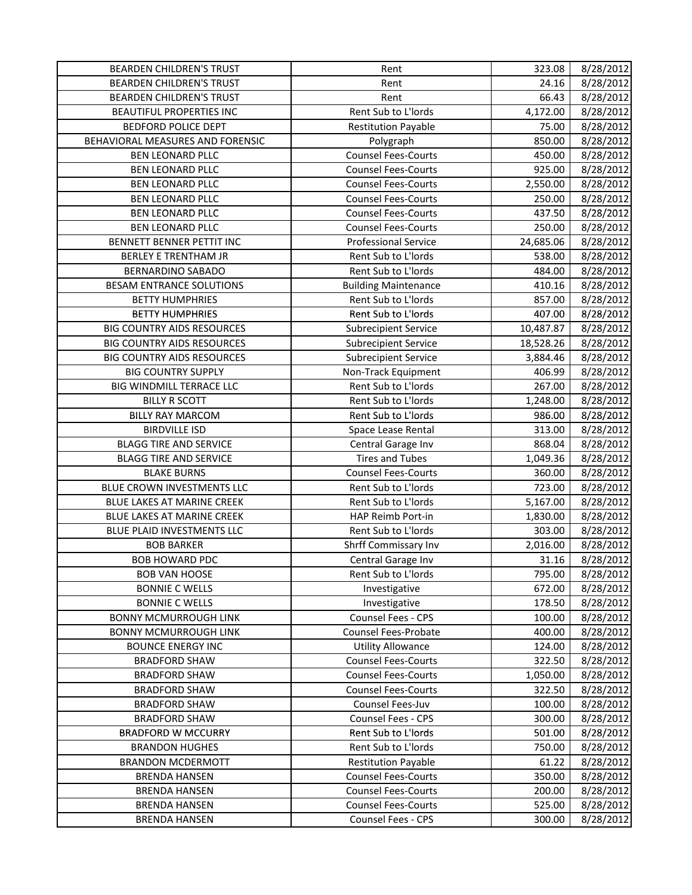| | | | |
|---|---|---|---|
| BEARDEN CHILDREN'S TRUST | Rent | 323.08 | 8/28/2012 |
| BEARDEN CHILDREN'S TRUST | Rent | 24.16 | 8/28/2012 |
| BEARDEN CHILDREN'S TRUST | Rent | 66.43 | 8/28/2012 |
| BEAUTIFUL PROPERTIES INC | Rent Sub to L'lords | 4,172.00 | 8/28/2012 |
| BEDFORD POLICE DEPT | Restitution Payable | 75.00 | 8/28/2012 |
| BEHAVIORAL MEASURES AND FORENSIC | Polygraph | 850.00 | 8/28/2012 |
| BEN LEONARD PLLC | Counsel Fees-Courts | 450.00 | 8/28/2012 |
| BEN LEONARD PLLC | Counsel Fees-Courts | 925.00 | 8/28/2012 |
| BEN LEONARD PLLC | Counsel Fees-Courts | 2,550.00 | 8/28/2012 |
| BEN LEONARD PLLC | Counsel Fees-Courts | 250.00 | 8/28/2012 |
| BEN LEONARD PLLC | Counsel Fees-Courts | 437.50 | 8/28/2012 |
| BEN LEONARD PLLC | Counsel Fees-Courts | 250.00 | 8/28/2012 |
| BENNETT BENNER PETTIT INC | Professional Service | 24,685.06 | 8/28/2012 |
| BERLEY E TRENTHAM JR | Rent Sub to L'lords | 538.00 | 8/28/2012 |
| BERNARDINO SABADO | Rent Sub to L'lords | 484.00 | 8/28/2012 |
| BESAM ENTRANCE SOLUTIONS | Building Maintenance | 410.16 | 8/28/2012 |
| BETTY HUMPHRIES | Rent Sub to L'lords | 857.00 | 8/28/2012 |
| BETTY HUMPHRIES | Rent Sub to L'lords | 407.00 | 8/28/2012 |
| BIG COUNTRY AIDS RESOURCES | Subrecipient Service | 10,487.87 | 8/28/2012 |
| BIG COUNTRY AIDS RESOURCES | Subrecipient Service | 18,528.26 | 8/28/2012 |
| BIG COUNTRY AIDS RESOURCES | Subrecipient Service | 3,884.46 | 8/28/2012 |
| BIG COUNTRY SUPPLY | Non-Track Equipment | 406.99 | 8/28/2012 |
| BIG WINDMILL TERRACE LLC | Rent Sub to L'lords | 267.00 | 8/28/2012 |
| BILLY R SCOTT | Rent Sub to L'lords | 1,248.00 | 8/28/2012 |
| BILLY RAY MARCOM | Rent Sub to L'lords | 986.00 | 8/28/2012 |
| BIRDVILLE ISD | Space Lease Rental | 313.00 | 8/28/2012 |
| BLAGG TIRE AND SERVICE | Central Garage Inv | 868.04 | 8/28/2012 |
| BLAGG TIRE AND SERVICE | Tires and Tubes | 1,049.36 | 8/28/2012 |
| BLAKE BURNS | Counsel Fees-Courts | 360.00 | 8/28/2012 |
| BLUE CROWN INVESTMENTS LLC | Rent Sub to L'lords | 723.00 | 8/28/2012 |
| BLUE LAKES AT MARINE CREEK | Rent Sub to L'lords | 5,167.00 | 8/28/2012 |
| BLUE LAKES AT MARINE CREEK | HAP Reimb Port-in | 1,830.00 | 8/28/2012 |
| BLUE PLAID INVESTMENTS LLC | Rent Sub to L'lords | 303.00 | 8/28/2012 |
| BOB BARKER | Shrff Commissary Inv | 2,016.00 | 8/28/2012 |
| BOB HOWARD PDC | Central Garage Inv | 31.16 | 8/28/2012 |
| BOB VAN HOOSE | Rent Sub to L'lords | 795.00 | 8/28/2012 |
| BONNIE C WELLS | Investigative | 672.00 | 8/28/2012 |
| BONNIE C WELLS | Investigative | 178.50 | 8/28/2012 |
| BONNY MCMURROUGH LINK | Counsel Fees - CPS | 100.00 | 8/28/2012 |
| BONNY MCMURROUGH LINK | Counsel Fees-Probate | 400.00 | 8/28/2012 |
| BOUNCE ENERGY INC | Utility Allowance | 124.00 | 8/28/2012 |
| BRADFORD SHAW | Counsel Fees-Courts | 322.50 | 8/28/2012 |
| BRADFORD SHAW | Counsel Fees-Courts | 1,050.00 | 8/28/2012 |
| BRADFORD SHAW | Counsel Fees-Courts | 322.50 | 8/28/2012 |
| BRADFORD SHAW | Counsel Fees-Juv | 100.00 | 8/28/2012 |
| BRADFORD SHAW | Counsel Fees - CPS | 300.00 | 8/28/2012 |
| BRADFORD W MCCURRY | Rent Sub to L'lords | 501.00 | 8/28/2012 |
| BRANDON HUGHES | Rent Sub to L'lords | 750.00 | 8/28/2012 |
| BRANDON MCDERMOTT | Restitution Payable | 61.22 | 8/28/2012 |
| BRENDA HANSEN | Counsel Fees-Courts | 350.00 | 8/28/2012 |
| BRENDA HANSEN | Counsel Fees-Courts | 200.00 | 8/28/2012 |
| BRENDA HANSEN | Counsel Fees-Courts | 525.00 | 8/28/2012 |
| BRENDA HANSEN | Counsel Fees - CPS | 300.00 | 8/28/2012 |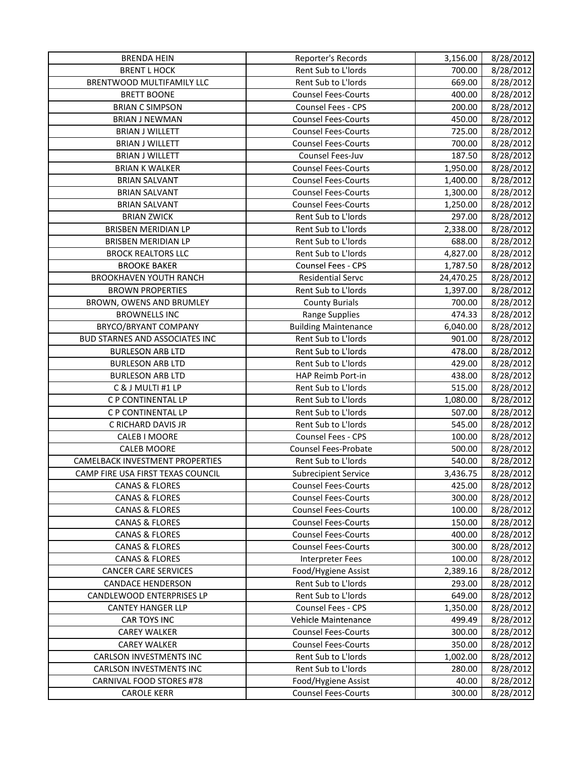| BRENDA HEIN | Reporter's Records | 3,156.00 | 8/28/2012 |
|---|---|---|---|
| BRENT L HOCK | Rent Sub to L'lords | 700.00 | 8/28/2012 |
| BRENTWOOD MULTIFAMILY LLC | Rent Sub to L'lords | 669.00 | 8/28/2012 |
| BRETT BOONE | Counsel Fees-Courts | 400.00 | 8/28/2012 |
| BRIAN C SIMPSON | Counsel Fees - CPS | 200.00 | 8/28/2012 |
| BRIAN J NEWMAN | Counsel Fees-Courts | 450.00 | 8/28/2012 |
| BRIAN J WILLETT | Counsel Fees-Courts | 725.00 | 8/28/2012 |
| BRIAN J WILLETT | Counsel Fees-Courts | 700.00 | 8/28/2012 |
| BRIAN J WILLETT | Counsel Fees-Juv | 187.50 | 8/28/2012 |
| BRIAN K WALKER | Counsel Fees-Courts | 1,950.00 | 8/28/2012 |
| BRIAN SALVANT | Counsel Fees-Courts | 1,400.00 | 8/28/2012 |
| BRIAN SALVANT | Counsel Fees-Courts | 1,300.00 | 8/28/2012 |
| BRIAN SALVANT | Counsel Fees-Courts | 1,250.00 | 8/28/2012 |
| BRIAN ZWICK | Rent Sub to L'lords | 297.00 | 8/28/2012 |
| BRISBEN MERIDIAN LP | Rent Sub to L'lords | 2,338.00 | 8/28/2012 |
| BRISBEN MERIDIAN LP | Rent Sub to L'lords | 688.00 | 8/28/2012 |
| BROCK REALTORS LLC | Rent Sub to L'lords | 4,827.00 | 8/28/2012 |
| BROOKE BAKER | Counsel Fees - CPS | 1,787.50 | 8/28/2012 |
| BROOKHAVEN YOUTH RANCH | Residential Servc | 24,470.25 | 8/28/2012 |
| BROWN PROPERTIES | Rent Sub to L'lords | 1,397.00 | 8/28/2012 |
| BROWN, OWENS AND BRUMLEY | County Burials | 700.00 | 8/28/2012 |
| BROWNELLS INC | Range Supplies | 474.33 | 8/28/2012 |
| BRYCO/BRYANT COMPANY | Building Maintenance | 6,040.00 | 8/28/2012 |
| BUD STARNES AND ASSOCIATES INC | Rent Sub to L'lords | 901.00 | 8/28/2012 |
| BURLESON ARB LTD | Rent Sub to L'lords | 478.00 | 8/28/2012 |
| BURLESON ARB LTD | Rent Sub to L'lords | 429.00 | 8/28/2012 |
| BURLESON ARB LTD | HAP Reimb Port-in | 438.00 | 8/28/2012 |
| C & J MULTI #1 LP | Rent Sub to L'lords | 515.00 | 8/28/2012 |
| C P CONTINENTAL LP | Rent Sub to L'lords | 1,080.00 | 8/28/2012 |
| C P CONTINENTAL LP | Rent Sub to L'lords | 507.00 | 8/28/2012 |
| C RICHARD DAVIS JR | Rent Sub to L'lords | 545.00 | 8/28/2012 |
| CALEB I MOORE | Counsel Fees - CPS | 100.00 | 8/28/2012 |
| CALEB MOORE | Counsel Fees-Probate | 500.00 | 8/28/2012 |
| CAMELBACK INVESTMENT PROPERTIES | Rent Sub to L'lords | 540.00 | 8/28/2012 |
| CAMP FIRE USA FIRST TEXAS COUNCIL | Subrecipient Service | 3,436.75 | 8/28/2012 |
| CANAS & FLORES | Counsel Fees-Courts | 425.00 | 8/28/2012 |
| CANAS & FLORES | Counsel Fees-Courts | 300.00 | 8/28/2012 |
| CANAS & FLORES | Counsel Fees-Courts | 100.00 | 8/28/2012 |
| CANAS & FLORES | Counsel Fees-Courts | 150.00 | 8/28/2012 |
| CANAS & FLORES | Counsel Fees-Courts | 400.00 | 8/28/2012 |
| CANAS & FLORES | Counsel Fees-Courts | 300.00 | 8/28/2012 |
| CANAS & FLORES | Interpreter Fees | 100.00 | 8/28/2012 |
| CANCER CARE SERVICES | Food/Hygiene Assist | 2,389.16 | 8/28/2012 |
| CANDACE HENDERSON | Rent Sub to L'lords | 293.00 | 8/28/2012 |
| CANDLEWOOD ENTERPRISES LP | Rent Sub to L'lords | 649.00 | 8/28/2012 |
| CANTEY HANGER LLP | Counsel Fees - CPS | 1,350.00 | 8/28/2012 |
| CAR TOYS INC | Vehicle Maintenance | 499.49 | 8/28/2012 |
| CAREY WALKER | Counsel Fees-Courts | 300.00 | 8/28/2012 |
| CAREY WALKER | Counsel Fees-Courts | 350.00 | 8/28/2012 |
| CARLSON INVESTMENTS INC | Rent Sub to L'lords | 1,002.00 | 8/28/2012 |
| CARLSON INVESTMENTS INC | Rent Sub to L'lords | 280.00 | 8/28/2012 |
| CARNIVAL FOOD STORES #78 | Food/Hygiene Assist | 40.00 | 8/28/2012 |
| CAROLE KERR | Counsel Fees-Courts | 300.00 | 8/28/2012 |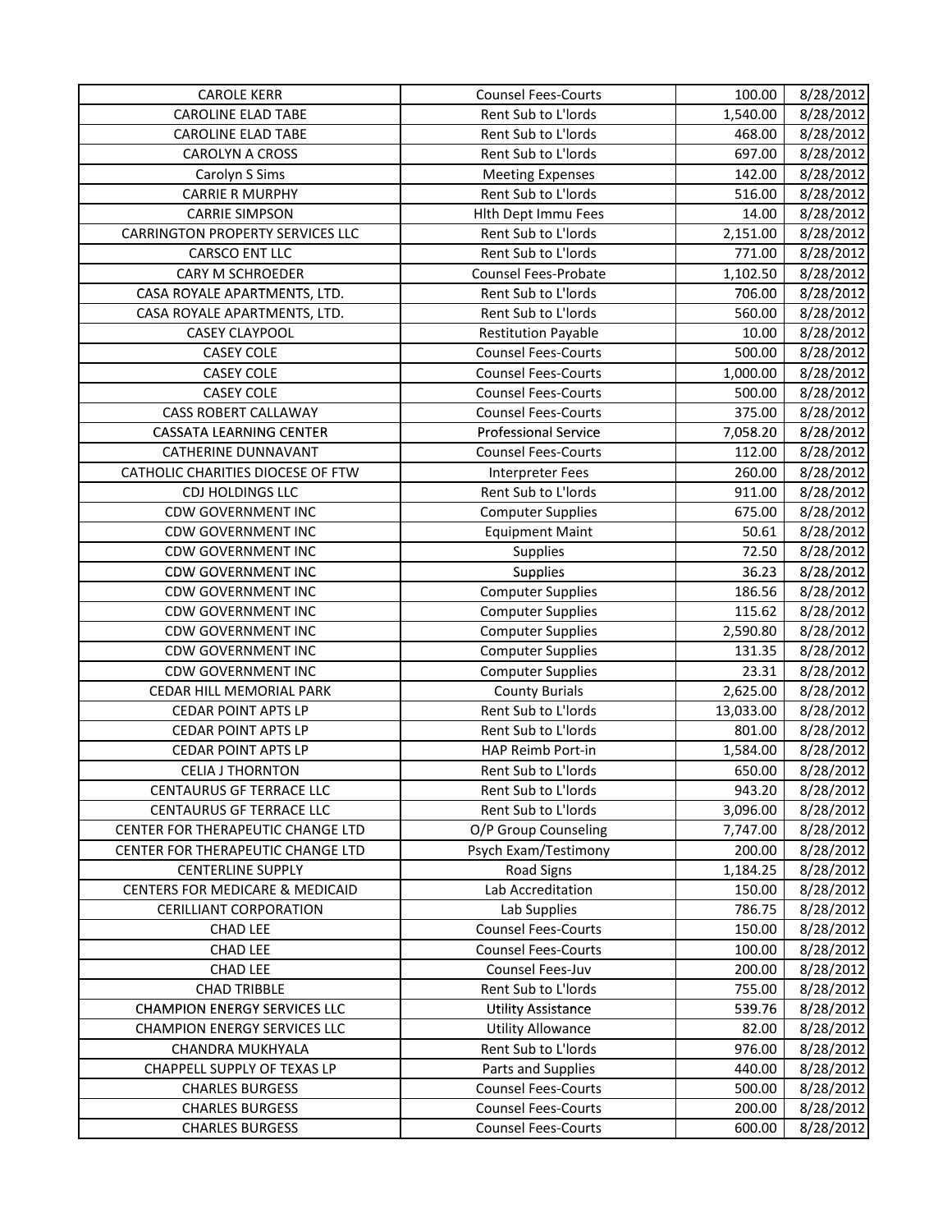| CAROLE KERR | Counsel Fees-Courts | 100.00 | 8/28/2012 |
|---|---|---|---|
| CAROLINE ELAD TABE | Rent Sub to L'lords | 1,540.00 | 8/28/2012 |
| CAROLINE ELAD TABE | Rent Sub to L'lords | 468.00 | 8/28/2012 |
| CAROLYN A CROSS | Rent Sub to L'lords | 697.00 | 8/28/2012 |
| Carolyn S Sims | Meeting Expenses | 142.00 | 8/28/2012 |
| CARRIE R MURPHY | Rent Sub to L'lords | 516.00 | 8/28/2012 |
| CARRIE SIMPSON | Hlth Dept Immu Fees | 14.00 | 8/28/2012 |
| CARRINGTON PROPERTY SERVICES LLC | Rent Sub to L'lords | 2,151.00 | 8/28/2012 |
| CARSCO ENT LLC | Rent Sub to L'lords | 771.00 | 8/28/2012 |
| CARY M SCHROEDER | Counsel Fees-Probate | 1,102.50 | 8/28/2012 |
| CASA ROYALE APARTMENTS, LTD. | Rent Sub to L'lords | 706.00 | 8/28/2012 |
| CASA ROYALE APARTMENTS, LTD. | Rent Sub to L'lords | 560.00 | 8/28/2012 |
| CASEY CLAYPOOL | Restitution Payable | 10.00 | 8/28/2012 |
| CASEY COLE | Counsel Fees-Courts | 500.00 | 8/28/2012 |
| CASEY COLE | Counsel Fees-Courts | 1,000.00 | 8/28/2012 |
| CASEY COLE | Counsel Fees-Courts | 500.00 | 8/28/2012 |
| CASS ROBERT CALLAWAY | Counsel Fees-Courts | 375.00 | 8/28/2012 |
| CASSATA LEARNING CENTER | Professional Service | 7,058.20 | 8/28/2012 |
| CATHERINE DUNNAVANT | Counsel Fees-Courts | 112.00 | 8/28/2012 |
| CATHOLIC CHARITIES DIOCESE OF FTW | Interpreter Fees | 260.00 | 8/28/2012 |
| CDJ HOLDINGS LLC | Rent Sub to L'lords | 911.00 | 8/28/2012 |
| CDW GOVERNMENT INC | Computer Supplies | 675.00 | 8/28/2012 |
| CDW GOVERNMENT INC | Equipment Maint | 50.61 | 8/28/2012 |
| CDW GOVERNMENT INC | Supplies | 72.50 | 8/28/2012 |
| CDW GOVERNMENT INC | Supplies | 36.23 | 8/28/2012 |
| CDW GOVERNMENT INC | Computer Supplies | 186.56 | 8/28/2012 |
| CDW GOVERNMENT INC | Computer Supplies | 115.62 | 8/28/2012 |
| CDW GOVERNMENT INC | Computer Supplies | 2,590.80 | 8/28/2012 |
| CDW GOVERNMENT INC | Computer Supplies | 131.35 | 8/28/2012 |
| CDW GOVERNMENT INC | Computer Supplies | 23.31 | 8/28/2012 |
| CEDAR HILL MEMORIAL PARK | County Burials | 2,625.00 | 8/28/2012 |
| CEDAR POINT APTS LP | Rent Sub to L'lords | 13,033.00 | 8/28/2012 |
| CEDAR POINT APTS LP | Rent Sub to L'lords | 801.00 | 8/28/2012 |
| CEDAR POINT APTS LP | HAP Reimb Port-in | 1,584.00 | 8/28/2012 |
| CELIA J THORNTON | Rent Sub to L'lords | 650.00 | 8/28/2012 |
| CENTAURUS GF TERRACE LLC | Rent Sub to L'lords | 943.20 | 8/28/2012 |
| CENTAURUS GF TERRACE LLC | Rent Sub to L'lords | 3,096.00 | 8/28/2012 |
| CENTER FOR THERAPEUTIC CHANGE LTD | O/P Group Counseling | 7,747.00 | 8/28/2012 |
| CENTER FOR THERAPEUTIC CHANGE LTD | Psych Exam/Testimony | 200.00 | 8/28/2012 |
| CENTERLINE SUPPLY | Road Signs | 1,184.25 | 8/28/2012 |
| CENTERS FOR MEDICARE & MEDICAID | Lab Accreditation | 150.00 | 8/28/2012 |
| CERILLIANT CORPORATION | Lab Supplies | 786.75 | 8/28/2012 |
| CHAD LEE | Counsel Fees-Courts | 150.00 | 8/28/2012 |
| CHAD LEE | Counsel Fees-Courts | 100.00 | 8/28/2012 |
| CHAD LEE | Counsel Fees-Juv | 200.00 | 8/28/2012 |
| CHAD TRIBBLE | Rent Sub to L'lords | 755.00 | 8/28/2012 |
| CHAMPION ENERGY SERVICES LLC | Utility Assistance | 539.76 | 8/28/2012 |
| CHAMPION ENERGY SERVICES LLC | Utility Allowance | 82.00 | 8/28/2012 |
| CHANDRA MUKHYALA | Rent Sub to L'lords | 976.00 | 8/28/2012 |
| CHAPPELL SUPPLY OF TEXAS LP | Parts and Supplies | 440.00 | 8/28/2012 |
| CHARLES BURGESS | Counsel Fees-Courts | 500.00 | 8/28/2012 |
| CHARLES BURGESS | Counsel Fees-Courts | 200.00 | 8/28/2012 |
| CHARLES BURGESS | Counsel Fees-Courts | 600.00 | 8/28/2012 |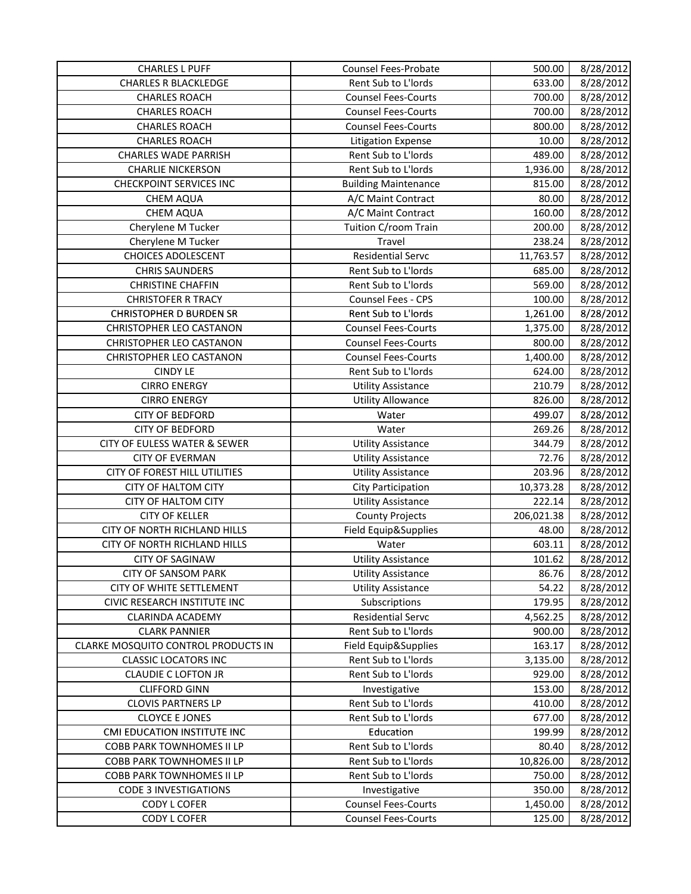| CHARLES L PUFF | Counsel Fees-Probate | 500.00 | 8/28/2012 |
|---|---|---|---|
| CHARLES R BLACKLEDGE | Rent Sub to L'lords | 633.00 | 8/28/2012 |
| CHARLES ROACH | Counsel Fees-Courts | 700.00 | 8/28/2012 |
| CHARLES ROACH | Counsel Fees-Courts | 700.00 | 8/28/2012 |
| CHARLES ROACH | Counsel Fees-Courts | 800.00 | 8/28/2012 |
| CHARLES ROACH | Litigation Expense | 10.00 | 8/28/2012 |
| CHARLES WADE PARRISH | Rent Sub to L'lords | 489.00 | 8/28/2012 |
| CHARLIE NICKERSON | Rent Sub to L'lords | 1,936.00 | 8/28/2012 |
| CHECKPOINT SERVICES INC | Building Maintenance | 815.00 | 8/28/2012 |
| CHEM AQUA | A/C Maint Contract | 80.00 | 8/28/2012 |
| CHEM AQUA | A/C Maint Contract | 160.00 | 8/28/2012 |
| Cherylene M Tucker | Tuition C/room Train | 200.00 | 8/28/2012 |
| Cherylene M Tucker | Travel | 238.24 | 8/28/2012 |
| CHOICES ADOLESCENT | Residential Servc | 11,763.57 | 8/28/2012 |
| CHRIS SAUNDERS | Rent Sub to L'lords | 685.00 | 8/28/2012 |
| CHRISTINE CHAFFIN | Rent Sub to L'lords | 569.00 | 8/28/2012 |
| CHRISTOFER R TRACY | Counsel Fees - CPS | 100.00 | 8/28/2012 |
| CHRISTOPHER D BURDEN SR | Rent Sub to L'lords | 1,261.00 | 8/28/2012 |
| CHRISTOPHER LEO CASTANON | Counsel Fees-Courts | 1,375.00 | 8/28/2012 |
| CHRISTOPHER LEO CASTANON | Counsel Fees-Courts | 800.00 | 8/28/2012 |
| CHRISTOPHER LEO CASTANON | Counsel Fees-Courts | 1,400.00 | 8/28/2012 |
| CINDY LE | Rent Sub to L'lords | 624.00 | 8/28/2012 |
| CIRRO ENERGY | Utility Assistance | 210.79 | 8/28/2012 |
| CIRRO ENERGY | Utility Allowance | 826.00 | 8/28/2012 |
| CITY OF BEDFORD | Water | 499.07 | 8/28/2012 |
| CITY OF BEDFORD | Water | 269.26 | 8/28/2012 |
| CITY OF EULESS WATER & SEWER | Utility Assistance | 344.79 | 8/28/2012 |
| CITY OF EVERMAN | Utility Assistance | 72.76 | 8/28/2012 |
| CITY OF FOREST HILL UTILITIES | Utility Assistance | 203.96 | 8/28/2012 |
| CITY OF HALTOM CITY | City Participation | 10,373.28 | 8/28/2012 |
| CITY OF HALTOM CITY | Utility Assistance | 222.14 | 8/28/2012 |
| CITY OF KELLER | County Projects | 206,021.38 | 8/28/2012 |
| CITY OF NORTH RICHLAND HILLS | Field Equip&Supplies | 48.00 | 8/28/2012 |
| CITY OF NORTH RICHLAND HILLS | Water | 603.11 | 8/28/2012 |
| CITY OF SAGINAW | Utility Assistance | 101.62 | 8/28/2012 |
| CITY OF SANSOM PARK | Utility Assistance | 86.76 | 8/28/2012 |
| CITY OF WHITE SETTLEMENT | Utility Assistance | 54.22 | 8/28/2012 |
| CIVIC RESEARCH INSTITUTE INC | Subscriptions | 179.95 | 8/28/2012 |
| CLARINDA ACADEMY | Residential Servc | 4,562.25 | 8/28/2012 |
| CLARK PANNIER | Rent Sub to L'lords | 900.00 | 8/28/2012 |
| CLARKE MOSQUITO CONTROL PRODUCTS IN | Field Equip&Supplies | 163.17 | 8/28/2012 |
| CLASSIC LOCATORS INC | Rent Sub to L'lords | 3,135.00 | 8/28/2012 |
| CLAUDIE C LOFTON JR | Rent Sub to L'lords | 929.00 | 8/28/2012 |
| CLIFFORD GINN | Investigative | 153.00 | 8/28/2012 |
| CLOVIS PARTNERS LP | Rent Sub to L'lords | 410.00 | 8/28/2012 |
| CLOYCE E JONES | Rent Sub to L'lords | 677.00 | 8/28/2012 |
| CMI EDUCATION INSTITUTE INC | Education | 199.99 | 8/28/2012 |
| COBB PARK TOWNHOMES II LP | Rent Sub to L'lords | 80.40 | 8/28/2012 |
| COBB PARK TOWNHOMES II LP | Rent Sub to L'lords | 10,826.00 | 8/28/2012 |
| COBB PARK TOWNHOMES II LP | Rent Sub to L'lords | 750.00 | 8/28/2012 |
| CODE 3 INVESTIGATIONS | Investigative | 350.00 | 8/28/2012 |
| CODY L COFER | Counsel Fees-Courts | 1,450.00 | 8/28/2012 |
| CODY L COFER | Counsel Fees-Courts | 125.00 | 8/28/2012 |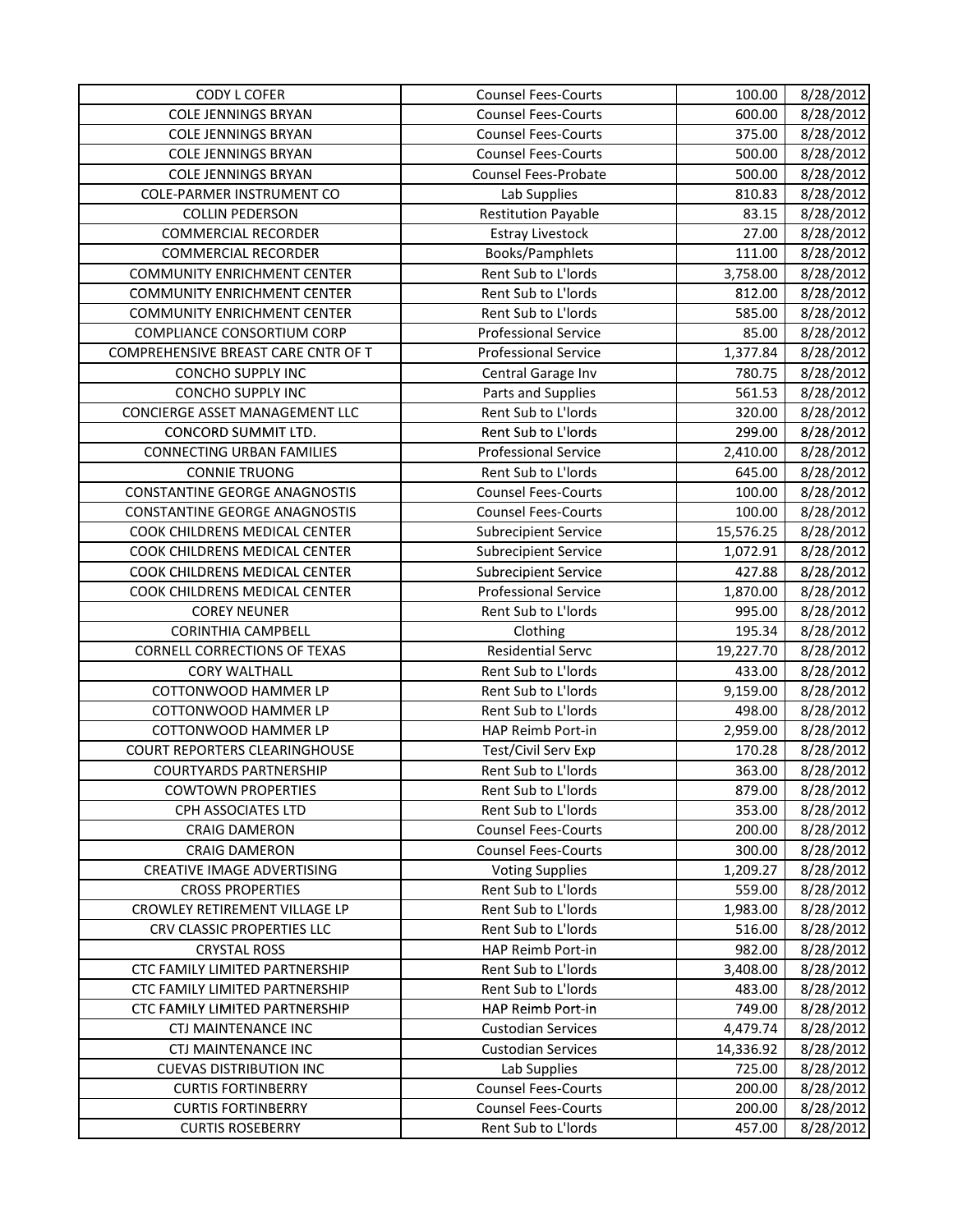| | | | |
|---|---|---|---|
| CODY L COFER | Counsel Fees-Courts | 100.00 | 8/28/2012 |
| COLE JENNINGS BRYAN | Counsel Fees-Courts | 600.00 | 8/28/2012 |
| COLE JENNINGS BRYAN | Counsel Fees-Courts | 375.00 | 8/28/2012 |
| COLE JENNINGS BRYAN | Counsel Fees-Courts | 500.00 | 8/28/2012 |
| COLE JENNINGS BRYAN | Counsel Fees-Probate | 500.00 | 8/28/2012 |
| COLE-PARMER INSTRUMENT CO | Lab Supplies | 810.83 | 8/28/2012 |
| COLLIN PEDERSON | Restitution Payable | 83.15 | 8/28/2012 |
| COMMERCIAL RECORDER | Estray Livestock | 27.00 | 8/28/2012 |
| COMMERCIAL RECORDER | Books/Pamphlets | 111.00 | 8/28/2012 |
| COMMUNITY ENRICHMENT CENTER | Rent Sub to L'lords | 3,758.00 | 8/28/2012 |
| COMMUNITY ENRICHMENT CENTER | Rent Sub to L'lords | 812.00 | 8/28/2012 |
| COMMUNITY ENRICHMENT CENTER | Rent Sub to L'lords | 585.00 | 8/28/2012 |
| COMPLIANCE CONSORTIUM CORP | Professional Service | 85.00 | 8/28/2012 |
| COMPREHENSIVE BREAST CARE CNTR OF T | Professional Service | 1,377.84 | 8/28/2012 |
| CONCHO SUPPLY INC | Central Garage Inv | 780.75 | 8/28/2012 |
| CONCHO SUPPLY INC | Parts and Supplies | 561.53 | 8/28/2012 |
| CONCIERGE ASSET MANAGEMENT LLC | Rent Sub to L'lords | 320.00 | 8/28/2012 |
| CONCORD SUMMIT LTD. | Rent Sub to L'lords | 299.00 | 8/28/2012 |
| CONNECTING URBAN FAMILIES | Professional Service | 2,410.00 | 8/28/2012 |
| CONNIE TRUONG | Rent Sub to L'lords | 645.00 | 8/28/2012 |
| CONSTANTINE GEORGE ANAGNOSTIS | Counsel Fees-Courts | 100.00 | 8/28/2012 |
| CONSTANTINE GEORGE ANAGNOSTIS | Counsel Fees-Courts | 100.00 | 8/28/2012 |
| COOK CHILDRENS MEDICAL CENTER | Subrecipient Service | 15,576.25 | 8/28/2012 |
| COOK CHILDRENS MEDICAL CENTER | Subrecipient Service | 1,072.91 | 8/28/2012 |
| COOK CHILDRENS MEDICAL CENTER | Subrecipient Service | 427.88 | 8/28/2012 |
| COOK CHILDRENS MEDICAL CENTER | Professional Service | 1,870.00 | 8/28/2012 |
| COREY NEUNER | Rent Sub to L'lords | 995.00 | 8/28/2012 |
| CORINTHIA CAMPBELL | Clothing | 195.34 | 8/28/2012 |
| CORNELL CORRECTIONS OF TEXAS | Residential Servc | 19,227.70 | 8/28/2012 |
| CORY WALTHALL | Rent Sub to L'lords | 433.00 | 8/28/2012 |
| COTTONWOOD HAMMER LP | Rent Sub to L'lords | 9,159.00 | 8/28/2012 |
| COTTONWOOD HAMMER LP | Rent Sub to L'lords | 498.00 | 8/28/2012 |
| COTTONWOOD HAMMER LP | HAP Reimb Port-in | 2,959.00 | 8/28/2012 |
| COURT REPORTERS CLEARINGHOUSE | Test/Civil Serv Exp | 170.28 | 8/28/2012 |
| COURTYARDS PARTNERSHIP | Rent Sub to L'lords | 363.00 | 8/28/2012 |
| COWTOWN PROPERTIES | Rent Sub to L'lords | 879.00 | 8/28/2012 |
| CPH ASSOCIATES LTD | Rent Sub to L'lords | 353.00 | 8/28/2012 |
| CRAIG DAMERON | Counsel Fees-Courts | 200.00 | 8/28/2012 |
| CRAIG DAMERON | Counsel Fees-Courts | 300.00 | 8/28/2012 |
| CREATIVE IMAGE ADVERTISING | Voting Supplies | 1,209.27 | 8/28/2012 |
| CROSS PROPERTIES | Rent Sub to L'lords | 559.00 | 8/28/2012 |
| CROWLEY RETIREMENT VILLAGE LP | Rent Sub to L'lords | 1,983.00 | 8/28/2012 |
| CRV CLASSIC PROPERTIES LLC | Rent Sub to L'lords | 516.00 | 8/28/2012 |
| CRYSTAL ROSS | HAP Reimb Port-in | 982.00 | 8/28/2012 |
| CTC FAMILY LIMITED PARTNERSHIP | Rent Sub to L'lords | 3,408.00 | 8/28/2012 |
| CTC FAMILY LIMITED PARTNERSHIP | Rent Sub to L'lords | 483.00 | 8/28/2012 |
| CTC FAMILY LIMITED PARTNERSHIP | HAP Reimb Port-in | 749.00 | 8/28/2012 |
| CTJ MAINTENANCE INC | Custodian Services | 4,479.74 | 8/28/2012 |
| CTJ MAINTENANCE INC | Custodian Services | 14,336.92 | 8/28/2012 |
| CUEVAS DISTRIBUTION INC | Lab Supplies | 725.00 | 8/28/2012 |
| CURTIS FORTINBERRY | Counsel Fees-Courts | 200.00 | 8/28/2012 |
| CURTIS FORTINBERRY | Counsel Fees-Courts | 200.00 | 8/28/2012 |
| CURTIS ROSEBERRY | Rent Sub to L'lords | 457.00 | 8/28/2012 |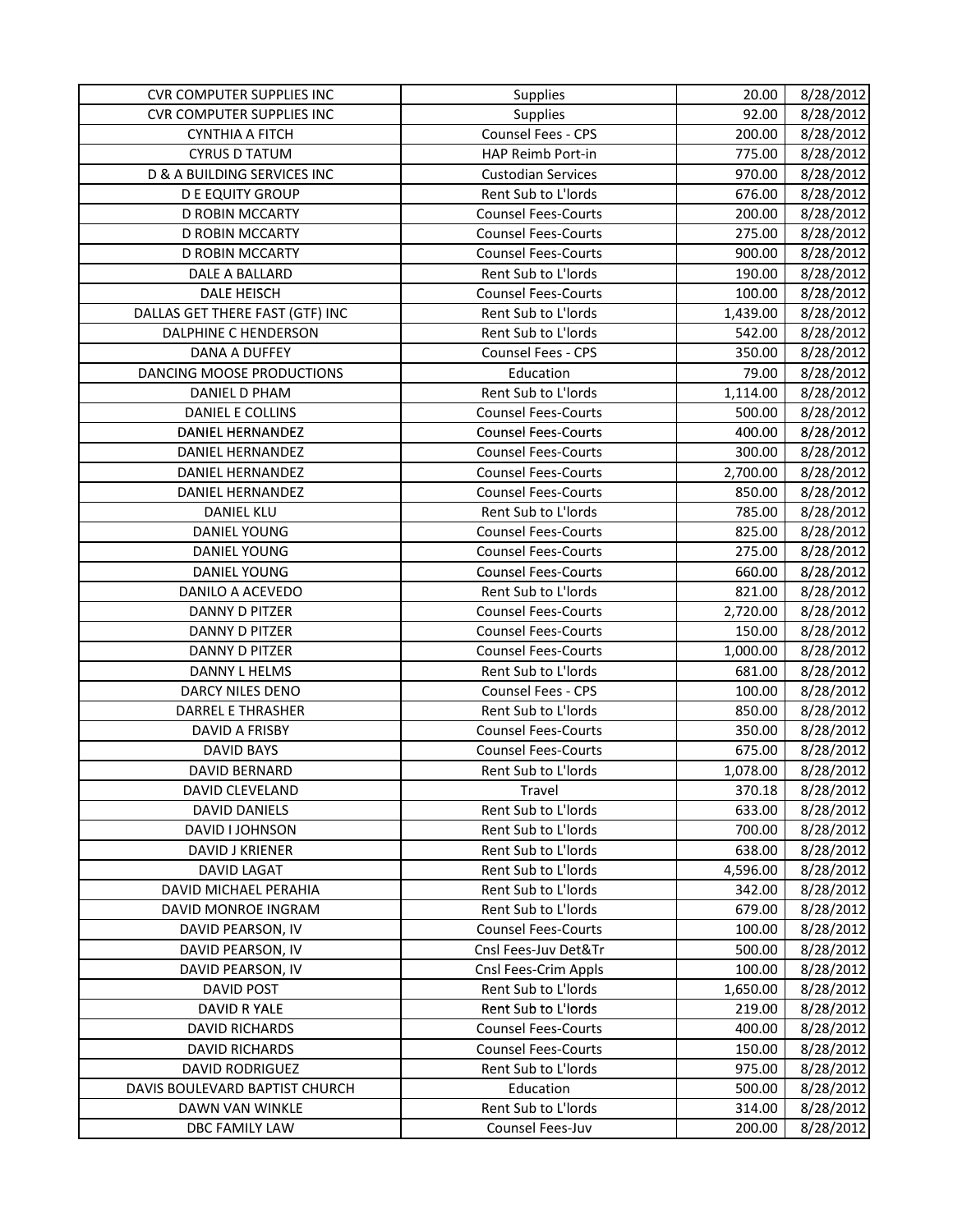| CVR COMPUTER SUPPLIES INC | Supplies | 20.00 | 8/28/2012 |
|---|---|---|---|
| CVR COMPUTER SUPPLIES INC | Supplies | 92.00 | 8/28/2012 |
| CYNTHIA A FITCH | Counsel Fees - CPS | 200.00 | 8/28/2012 |
| CYRUS D TATUM | HAP Reimb Port-in | 775.00 | 8/28/2012 |
| D & A BUILDING SERVICES INC | Custodian Services | 970.00 | 8/28/2012 |
| D E EQUITY GROUP | Rent Sub to L'lords | 676.00 | 8/28/2012 |
| D ROBIN MCCARTY | Counsel Fees-Courts | 200.00 | 8/28/2012 |
| D ROBIN MCCARTY | Counsel Fees-Courts | 275.00 | 8/28/2012 |
| D ROBIN MCCARTY | Counsel Fees-Courts | 900.00 | 8/28/2012 |
| DALE A BALLARD | Rent Sub to L'lords | 190.00 | 8/28/2012 |
| DALE HEISCH | Counsel Fees-Courts | 100.00 | 8/28/2012 |
| DALLAS GET THERE FAST (GTF) INC | Rent Sub to L'lords | 1,439.00 | 8/28/2012 |
| DALPHINE C HENDERSON | Rent Sub to L'lords | 542.00 | 8/28/2012 |
| DANA A DUFFEY | Counsel Fees - CPS | 350.00 | 8/28/2012 |
| DANCING MOOSE PRODUCTIONS | Education | 79.00 | 8/28/2012 |
| DANIEL D PHAM | Rent Sub to L'lords | 1,114.00 | 8/28/2012 |
| DANIEL E COLLINS | Counsel Fees-Courts | 500.00 | 8/28/2012 |
| DANIEL HERNANDEZ | Counsel Fees-Courts | 400.00 | 8/28/2012 |
| DANIEL HERNANDEZ | Counsel Fees-Courts | 300.00 | 8/28/2012 |
| DANIEL HERNANDEZ | Counsel Fees-Courts | 2,700.00 | 8/28/2012 |
| DANIEL HERNANDEZ | Counsel Fees-Courts | 850.00 | 8/28/2012 |
| DANIEL KLU | Rent Sub to L'lords | 785.00 | 8/28/2012 |
| DANIEL YOUNG | Counsel Fees-Courts | 825.00 | 8/28/2012 |
| DANIEL YOUNG | Counsel Fees-Courts | 275.00 | 8/28/2012 |
| DANIEL YOUNG | Counsel Fees-Courts | 660.00 | 8/28/2012 |
| DANILO A ACEVEDO | Rent Sub to L'lords | 821.00 | 8/28/2012 |
| DANNY D PITZER | Counsel Fees-Courts | 2,720.00 | 8/28/2012 |
| DANNY D PITZER | Counsel Fees-Courts | 150.00 | 8/28/2012 |
| DANNY D PITZER | Counsel Fees-Courts | 1,000.00 | 8/28/2012 |
| DANNY L HELMS | Rent Sub to L'lords | 681.00 | 8/28/2012 |
| DARCY NILES DENO | Counsel Fees - CPS | 100.00 | 8/28/2012 |
| DARREL E THRASHER | Rent Sub to L'lords | 850.00 | 8/28/2012 |
| DAVID A FRISBY | Counsel Fees-Courts | 350.00 | 8/28/2012 |
| DAVID BAYS | Counsel Fees-Courts | 675.00 | 8/28/2012 |
| DAVID BERNARD | Rent Sub to L'lords | 1,078.00 | 8/28/2012 |
| DAVID CLEVELAND | Travel | 370.18 | 8/28/2012 |
| DAVID DANIELS | Rent Sub to L'lords | 633.00 | 8/28/2012 |
| DAVID I JOHNSON | Rent Sub to L'lords | 700.00 | 8/28/2012 |
| DAVID J KRIENER | Rent Sub to L'lords | 638.00 | 8/28/2012 |
| DAVID LAGAT | Rent Sub to L'lords | 4,596.00 | 8/28/2012 |
| DAVID MICHAEL PERAHIA | Rent Sub to L'lords | 342.00 | 8/28/2012 |
| DAVID MONROE INGRAM | Rent Sub to L'lords | 679.00 | 8/28/2012 |
| DAVID PEARSON, IV | Counsel Fees-Courts | 100.00 | 8/28/2012 |
| DAVID PEARSON, IV | Cnsl Fees-Juv Det&Tr | 500.00 | 8/28/2012 |
| DAVID PEARSON, IV | Cnsl Fees-Crim Appls | 100.00 | 8/28/2012 |
| DAVID POST | Rent Sub to L'lords | 1,650.00 | 8/28/2012 |
| DAVID R YALE | Rent Sub to L'lords | 219.00 | 8/28/2012 |
| DAVID RICHARDS | Counsel Fees-Courts | 400.00 | 8/28/2012 |
| DAVID RICHARDS | Counsel Fees-Courts | 150.00 | 8/28/2012 |
| DAVID RODRIGUEZ | Rent Sub to L'lords | 975.00 | 8/28/2012 |
| DAVIS BOULEVARD BAPTIST CHURCH | Education | 500.00 | 8/28/2012 |
| DAWN VAN WINKLE | Rent Sub to L'lords | 314.00 | 8/28/2012 |
| DBC FAMILY LAW | Counsel Fees-Juv | 200.00 | 8/28/2012 |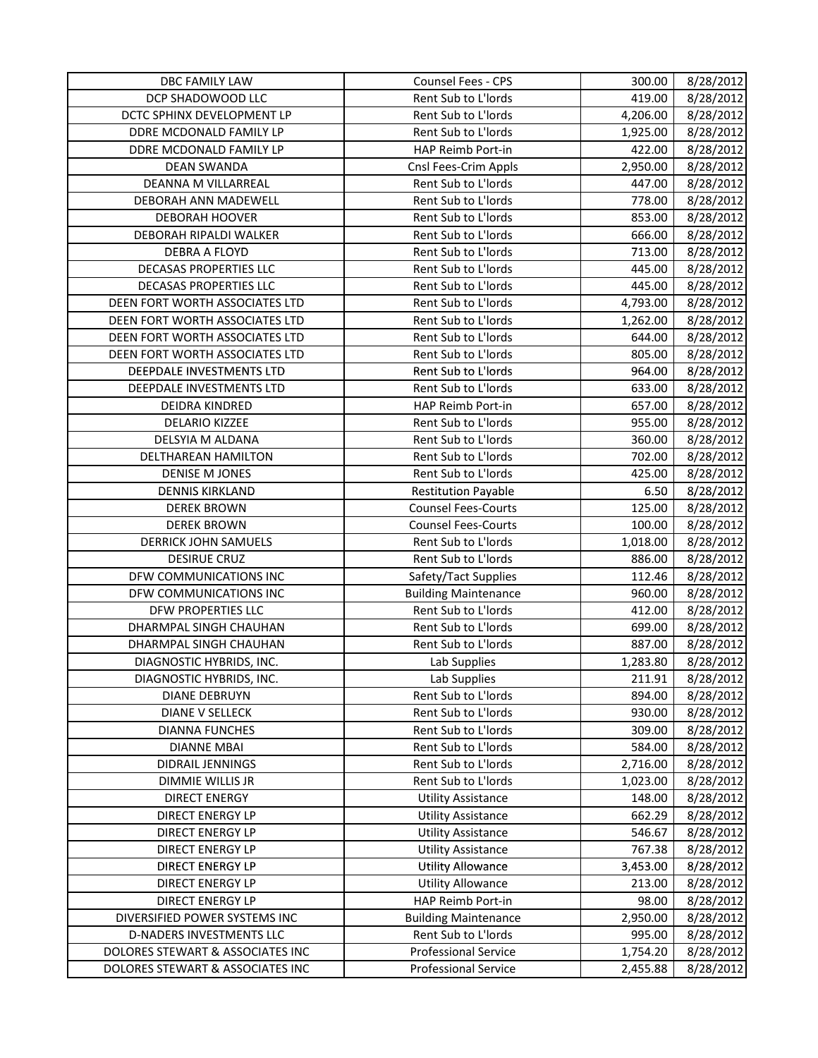| DBC FAMILY LAW | Counsel Fees - CPS | 300.00 | 8/28/2012 |
|---|---|---|---|
| DCP SHADOWOOD LLC | Rent Sub to L'lords | 419.00 | 8/28/2012 |
| DCTC SPHINX DEVELOPMENT LP | Rent Sub to L'lords | 4,206.00 | 8/28/2012 |
| DDRE MCDONALD FAMILY LP | Rent Sub to L'lords | 1,925.00 | 8/28/2012 |
| DDRE MCDONALD FAMILY LP | HAP Reimb Port-in | 422.00 | 8/28/2012 |
| DEAN SWANDA | Cnsl Fees-Crim Appls | 2,950.00 | 8/28/2012 |
| DEANNA M VILLARREAL | Rent Sub to L'lords | 447.00 | 8/28/2012 |
| DEBORAH ANN MADEWELL | Rent Sub to L'lords | 778.00 | 8/28/2012 |
| DEBORAH HOOVER | Rent Sub to L'lords | 853.00 | 8/28/2012 |
| DEBORAH RIPALDI WALKER | Rent Sub to L'lords | 666.00 | 8/28/2012 |
| DEBRA A FLOYD | Rent Sub to L'lords | 713.00 | 8/28/2012 |
| DECASAS PROPERTIES LLC | Rent Sub to L'lords | 445.00 | 8/28/2012 |
| DECASAS PROPERTIES LLC | Rent Sub to L'lords | 445.00 | 8/28/2012 |
| DEEN FORT WORTH ASSOCIATES LTD | Rent Sub to L'lords | 4,793.00 | 8/28/2012 |
| DEEN FORT WORTH ASSOCIATES LTD | Rent Sub to L'lords | 1,262.00 | 8/28/2012 |
| DEEN FORT WORTH ASSOCIATES LTD | Rent Sub to L'lords | 644.00 | 8/28/2012 |
| DEEN FORT WORTH ASSOCIATES LTD | Rent Sub to L'lords | 805.00 | 8/28/2012 |
| DEEPDALE INVESTMENTS LTD | Rent Sub to L'lords | 964.00 | 8/28/2012 |
| DEEPDALE INVESTMENTS LTD | Rent Sub to L'lords | 633.00 | 8/28/2012 |
| DEIDRA KINDRED | HAP Reimb Port-in | 657.00 | 8/28/2012 |
| DELARIO KIZZEE | Rent Sub to L'lords | 955.00 | 8/28/2012 |
| DELSYIA M ALDANA | Rent Sub to L'lords | 360.00 | 8/28/2012 |
| DELTHAREAN HAMILTON | Rent Sub to L'lords | 702.00 | 8/28/2012 |
| DENISE M JONES | Rent Sub to L'lords | 425.00 | 8/28/2012 |
| DENNIS KIRKLAND | Restitution Payable | 6.50 | 8/28/2012 |
| DEREK BROWN | Counsel Fees-Courts | 125.00 | 8/28/2012 |
| DEREK BROWN | Counsel Fees-Courts | 100.00 | 8/28/2012 |
| DERRICK JOHN SAMUELS | Rent Sub to L'lords | 1,018.00 | 8/28/2012 |
| DESIRUE CRUZ | Rent Sub to L'lords | 886.00 | 8/28/2012 |
| DFW COMMUNICATIONS INC | Safety/Tact Supplies | 112.46 | 8/28/2012 |
| DFW COMMUNICATIONS INC | Building Maintenance | 960.00 | 8/28/2012 |
| DFW PROPERTIES LLC | Rent Sub to L'lords | 412.00 | 8/28/2012 |
| DHARMPAL SINGH CHAUHAN | Rent Sub to L'lords | 699.00 | 8/28/2012 |
| DHARMPAL SINGH CHAUHAN | Rent Sub to L'lords | 887.00 | 8/28/2012 |
| DIAGNOSTIC HYBRIDS, INC. | Lab Supplies | 1,283.80 | 8/28/2012 |
| DIAGNOSTIC HYBRIDS, INC. | Lab Supplies | 211.91 | 8/28/2012 |
| DIANE DEBRUYN | Rent Sub to L'lords | 894.00 | 8/28/2012 |
| DIANE V SELLECK | Rent Sub to L'lords | 930.00 | 8/28/2012 |
| DIANNA FUNCHES | Rent Sub to L'lords | 309.00 | 8/28/2012 |
| DIANNE MBAI | Rent Sub to L'lords | 584.00 | 8/28/2012 |
| DIDRAIL JENNINGS | Rent Sub to L'lords | 2,716.00 | 8/28/2012 |
| DIMMIE WILLIS JR | Rent Sub to L'lords | 1,023.00 | 8/28/2012 |
| DIRECT ENERGY | Utility Assistance | 148.00 | 8/28/2012 |
| DIRECT ENERGY LP | Utility Assistance | 662.29 | 8/28/2012 |
| DIRECT ENERGY LP | Utility Assistance | 546.67 | 8/28/2012 |
| DIRECT ENERGY LP | Utility Assistance | 767.38 | 8/28/2012 |
| DIRECT ENERGY LP | Utility Allowance | 3,453.00 | 8/28/2012 |
| DIRECT ENERGY LP | Utility Allowance | 213.00 | 8/28/2012 |
| DIRECT ENERGY LP | HAP Reimb Port-in | 98.00 | 8/28/2012 |
| DIVERSIFIED POWER SYSTEMS INC | Building Maintenance | 2,950.00 | 8/28/2012 |
| D-NADERS INVESTMENTS LLC | Rent Sub to L'lords | 995.00 | 8/28/2012 |
| DOLORES STEWART & ASSOCIATES INC | Professional Service | 1,754.20 | 8/28/2012 |
| DOLORES STEWART & ASSOCIATES INC | Professional Service | 2,455.88 | 8/28/2012 |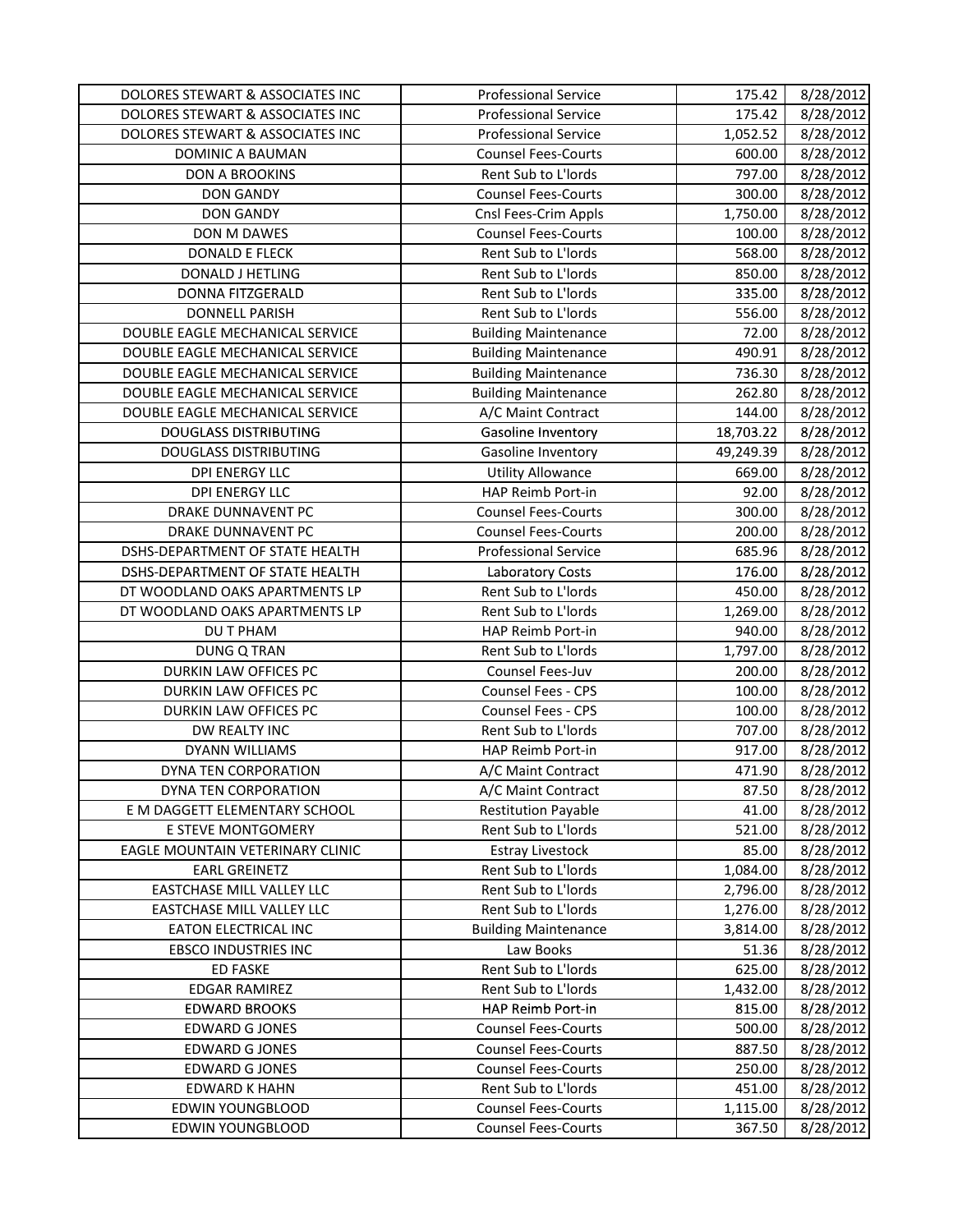| | | | |
|---|---|---|---|
| DOLORES STEWART & ASSOCIATES INC | Professional Service | 175.42 | 8/28/2012 |
| DOLORES STEWART & ASSOCIATES INC | Professional Service | 175.42 | 8/28/2012 |
| DOLORES STEWART & ASSOCIATES INC | Professional Service | 1,052.52 | 8/28/2012 |
| DOMINIC A BAUMAN | Counsel Fees-Courts | 600.00 | 8/28/2012 |
| DON A BROOKINS | Rent Sub to L'lords | 797.00 | 8/28/2012 |
| DON GANDY | Counsel Fees-Courts | 300.00 | 8/28/2012 |
| DON GANDY | Cnsl Fees-Crim Appls | 1,750.00 | 8/28/2012 |
| DON M DAWES | Counsel Fees-Courts | 100.00 | 8/28/2012 |
| DONALD E FLECK | Rent Sub to L'lords | 568.00 | 8/28/2012 |
| DONALD J HETLING | Rent Sub to L'lords | 850.00 | 8/28/2012 |
| DONNA FITZGERALD | Rent Sub to L'lords | 335.00 | 8/28/2012 |
| DONNELL PARISH | Rent Sub to L'lords | 556.00 | 8/28/2012 |
| DOUBLE EAGLE MECHANICAL SERVICE | Building Maintenance | 72.00 | 8/28/2012 |
| DOUBLE EAGLE MECHANICAL SERVICE | Building Maintenance | 490.91 | 8/28/2012 |
| DOUBLE EAGLE MECHANICAL SERVICE | Building Maintenance | 736.30 | 8/28/2012 |
| DOUBLE EAGLE MECHANICAL SERVICE | Building Maintenance | 262.80 | 8/28/2012 |
| DOUBLE EAGLE MECHANICAL SERVICE | A/C Maint Contract | 144.00 | 8/28/2012 |
| DOUGLASS DISTRIBUTING | Gasoline Inventory | 18,703.22 | 8/28/2012 |
| DOUGLASS DISTRIBUTING | Gasoline Inventory | 49,249.39 | 8/28/2012 |
| DPI ENERGY LLC | Utility Allowance | 669.00 | 8/28/2012 |
| DPI ENERGY LLC | HAP Reimb Port-in | 92.00 | 8/28/2012 |
| DRAKE DUNNAVENT PC | Counsel Fees-Courts | 300.00 | 8/28/2012 |
| DRAKE DUNNAVENT PC | Counsel Fees-Courts | 200.00 | 8/28/2012 |
| DSHS-DEPARTMENT OF STATE HEALTH | Professional Service | 685.96 | 8/28/2012 |
| DSHS-DEPARTMENT OF STATE HEALTH | Laboratory Costs | 176.00 | 8/28/2012 |
| DT WOODLAND OAKS APARTMENTS LP | Rent Sub to L'lords | 450.00 | 8/28/2012 |
| DT WOODLAND OAKS APARTMENTS LP | Rent Sub to L'lords | 1,269.00 | 8/28/2012 |
| DU T PHAM | HAP Reimb Port-in | 940.00 | 8/28/2012 |
| DUNG Q TRAN | Rent Sub to L'lords | 1,797.00 | 8/28/2012 |
| DURKIN LAW OFFICES PC | Counsel Fees-Juv | 200.00 | 8/28/2012 |
| DURKIN LAW OFFICES PC | Counsel Fees - CPS | 100.00 | 8/28/2012 |
| DURKIN LAW OFFICES PC | Counsel Fees - CPS | 100.00 | 8/28/2012 |
| DW REALTY INC | Rent Sub to L'lords | 707.00 | 8/28/2012 |
| DYANN WILLIAMS | HAP Reimb Port-in | 917.00 | 8/28/2012 |
| DYNA TEN CORPORATION | A/C Maint Contract | 471.90 | 8/28/2012 |
| DYNA TEN CORPORATION | A/C Maint Contract | 87.50 | 8/28/2012 |
| E M DAGGETT ELEMENTARY SCHOOL | Restitution Payable | 41.00 | 8/28/2012 |
| E STEVE MONTGOMERY | Rent Sub to L'lords | 521.00 | 8/28/2012 |
| EAGLE MOUNTAIN VETERINARY CLINIC | Estray Livestock | 85.00 | 8/28/2012 |
| EARL GREINETZ | Rent Sub to L'lords | 1,084.00 | 8/28/2012 |
| EASTCHASE MILL VALLEY LLC | Rent Sub to L'lords | 2,796.00 | 8/28/2012 |
| EASTCHASE MILL VALLEY LLC | Rent Sub to L'lords | 1,276.00 | 8/28/2012 |
| EATON ELECTRICAL INC | Building Maintenance | 3,814.00 | 8/28/2012 |
| EBSCO INDUSTRIES INC | Law Books | 51.36 | 8/28/2012 |
| ED FASKE | Rent Sub to L'lords | 625.00 | 8/28/2012 |
| EDGAR RAMIREZ | Rent Sub to L'lords | 1,432.00 | 8/28/2012 |
| EDWARD BROOKS | HAP Reimb Port-in | 815.00 | 8/28/2012 |
| EDWARD G JONES | Counsel Fees-Courts | 500.00 | 8/28/2012 |
| EDWARD G JONES | Counsel Fees-Courts | 887.50 | 8/28/2012 |
| EDWARD G JONES | Counsel Fees-Courts | 250.00 | 8/28/2012 |
| EDWARD K HAHN | Rent Sub to L'lords | 451.00 | 8/28/2012 |
| EDWIN YOUNGBLOOD | Counsel Fees-Courts | 1,115.00 | 8/28/2012 |
| EDWIN YOUNGBLOOD | Counsel Fees-Courts | 367.50 | 8/28/2012 |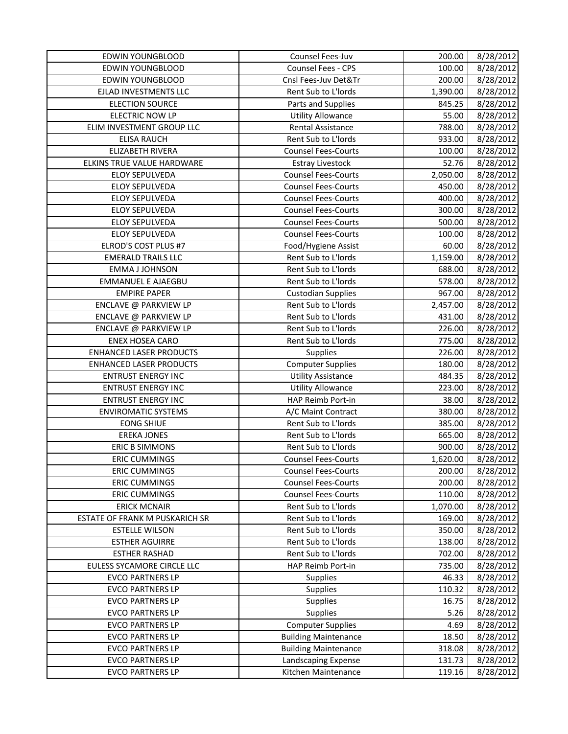| EDWIN YOUNGBLOOD | Counsel Fees-Juv | 200.00 | 8/28/2012 |
|---|---|---|---|
| EDWIN YOUNGBLOOD | Counsel Fees - CPS | 100.00 | 8/28/2012 |
| EDWIN YOUNGBLOOD | Cnsl Fees-Juv Det&Tr | 200.00 | 8/28/2012 |
| EJLAD INVESTMENTS LLC | Rent Sub to L'lords | 1,390.00 | 8/28/2012 |
| ELECTION SOURCE | Parts and Supplies | 845.25 | 8/28/2012 |
| ELECTRIC NOW LP | Utility Allowance | 55.00 | 8/28/2012 |
| ELIM INVESTMENT GROUP LLC | Rental Assistance | 788.00 | 8/28/2012 |
| ELISA RAUCH | Rent Sub to L'lords | 933.00 | 8/28/2012 |
| ELIZABETH RIVERA | Counsel Fees-Courts | 100.00 | 8/28/2012 |
| ELKINS TRUE VALUE HARDWARE | Estray Livestock | 52.76 | 8/28/2012 |
| ELOY SEPULVEDA | Counsel Fees-Courts | 2,050.00 | 8/28/2012 |
| ELOY SEPULVEDA | Counsel Fees-Courts | 450.00 | 8/28/2012 |
| ELOY SEPULVEDA | Counsel Fees-Courts | 400.00 | 8/28/2012 |
| ELOY SEPULVEDA | Counsel Fees-Courts | 300.00 | 8/28/2012 |
| ELOY SEPULVEDA | Counsel Fees-Courts | 500.00 | 8/28/2012 |
| ELOY SEPULVEDA | Counsel Fees-Courts | 100.00 | 8/28/2012 |
| ELROD'S COST PLUS #7 | Food/Hygiene Assist | 60.00 | 8/28/2012 |
| EMERALD TRAILS LLC | Rent Sub to L'lords | 1,159.00 | 8/28/2012 |
| EMMA J JOHNSON | Rent Sub to L'lords | 688.00 | 8/28/2012 |
| EMMANUEL E AJAEGBU | Rent Sub to L'lords | 578.00 | 8/28/2012 |
| EMPIRE PAPER | Custodian Supplies | 967.00 | 8/28/2012 |
| ENCLAVE @ PARKVIEW LP | Rent Sub to L'lords | 2,457.00 | 8/28/2012 |
| ENCLAVE @ PARKVIEW LP | Rent Sub to L'lords | 431.00 | 8/28/2012 |
| ENCLAVE @ PARKVIEW LP | Rent Sub to L'lords | 226.00 | 8/28/2012 |
| ENEX HOSEA CARO | Rent Sub to L'lords | 775.00 | 8/28/2012 |
| ENHANCED LASER PRODUCTS | Supplies | 226.00 | 8/28/2012 |
| ENHANCED LASER PRODUCTS | Computer Supplies | 180.00 | 8/28/2012 |
| ENTRUST ENERGY INC | Utility Assistance | 484.35 | 8/28/2012 |
| ENTRUST ENERGY INC | Utility Allowance | 223.00 | 8/28/2012 |
| ENTRUST ENERGY INC | HAP Reimb Port-in | 38.00 | 8/28/2012 |
| ENVIROMATIC SYSTEMS | A/C Maint Contract | 380.00 | 8/28/2012 |
| EONG SHIUE | Rent Sub to L'lords | 385.00 | 8/28/2012 |
| EREKA JONES | Rent Sub to L'lords | 665.00 | 8/28/2012 |
| ERIC B SIMMONS | Rent Sub to L'lords | 900.00 | 8/28/2012 |
| ERIC CUMMINGS | Counsel Fees-Courts | 1,620.00 | 8/28/2012 |
| ERIC CUMMINGS | Counsel Fees-Courts | 200.00 | 8/28/2012 |
| ERIC CUMMINGS | Counsel Fees-Courts | 200.00 | 8/28/2012 |
| ERIC CUMMINGS | Counsel Fees-Courts | 110.00 | 8/28/2012 |
| ERICK MCNAIR | Rent Sub to L'lords | 1,070.00 | 8/28/2012 |
| ESTATE OF FRANK M PUSKARICH SR | Rent Sub to L'lords | 169.00 | 8/28/2012 |
| ESTELLE WILSON | Rent Sub to L'lords | 350.00 | 8/28/2012 |
| ESTHER AGUIRRE | Rent Sub to L'lords | 138.00 | 8/28/2012 |
| ESTHER RASHAD | Rent Sub to L'lords | 702.00 | 8/28/2012 |
| EULESS SYCAMORE CIRCLE LLC | HAP Reimb Port-in | 735.00 | 8/28/2012 |
| EVCO PARTNERS LP | Supplies | 46.33 | 8/28/2012 |
| EVCO PARTNERS LP | Supplies | 110.32 | 8/28/2012 |
| EVCO PARTNERS LP | Supplies | 16.75 | 8/28/2012 |
| EVCO PARTNERS LP | Supplies | 5.26 | 8/28/2012 |
| EVCO PARTNERS LP | Computer Supplies | 4.69 | 8/28/2012 |
| EVCO PARTNERS LP | Building Maintenance | 18.50 | 8/28/2012 |
| EVCO PARTNERS LP | Building Maintenance | 318.08 | 8/28/2012 |
| EVCO PARTNERS LP | Landscaping Expense | 131.73 | 8/28/2012 |
| EVCO PARTNERS LP | Kitchen Maintenance | 119.16 | 8/28/2012 |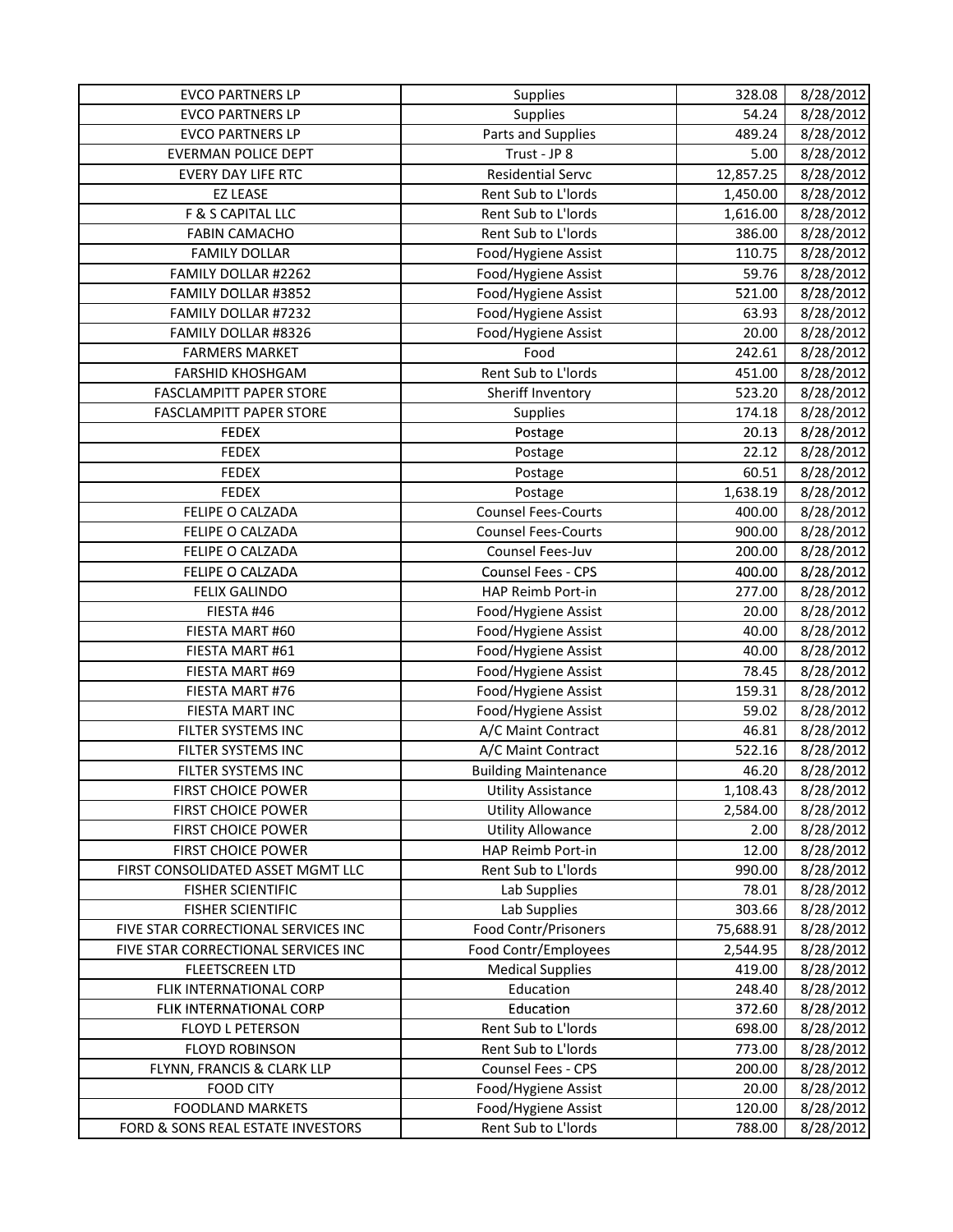| EVCO PARTNERS LP | Supplies | 328.08 | 8/28/2012 |
|---|---|---|---|
| EVCO PARTNERS LP | Supplies | 54.24 | 8/28/2012 |
| EVCO PARTNERS LP | Parts and Supplies | 489.24 | 8/28/2012 |
| EVERMAN POLICE DEPT | Trust - JP 8 | 5.00 | 8/28/2012 |
| EVERY DAY LIFE RTC | Residential Servc | 12,857.25 | 8/28/2012 |
| EZ LEASE | Rent Sub to L'lords | 1,450.00 | 8/28/2012 |
| F & S CAPITAL LLC | Rent Sub to L'lords | 1,616.00 | 8/28/2012 |
| FABIN CAMACHO | Rent Sub to L'lords | 386.00 | 8/28/2012 |
| FAMILY DOLLAR | Food/Hygiene Assist | 110.75 | 8/28/2012 |
| FAMILY DOLLAR #2262 | Food/Hygiene Assist | 59.76 | 8/28/2012 |
| FAMILY DOLLAR #3852 | Food/Hygiene Assist | 521.00 | 8/28/2012 |
| FAMILY DOLLAR #7232 | Food/Hygiene Assist | 63.93 | 8/28/2012 |
| FAMILY DOLLAR #8326 | Food/Hygiene Assist | 20.00 | 8/28/2012 |
| FARMERS MARKET | Food | 242.61 | 8/28/2012 |
| FARSHID KHOSHGAM | Rent Sub to L'lords | 451.00 | 8/28/2012 |
| FASCLAMPITT PAPER STORE | Sheriff Inventory | 523.20 | 8/28/2012 |
| FASCLAMPITT PAPER STORE | Supplies | 174.18 | 8/28/2012 |
| FEDEX | Postage | 20.13 | 8/28/2012 |
| FEDEX | Postage | 22.12 | 8/28/2012 |
| FEDEX | Postage | 60.51 | 8/28/2012 |
| FEDEX | Postage | 1,638.19 | 8/28/2012 |
| FELIPE O CALZADA | Counsel Fees-Courts | 400.00 | 8/28/2012 |
| FELIPE O CALZADA | Counsel Fees-Courts | 900.00 | 8/28/2012 |
| FELIPE O CALZADA | Counsel Fees-Juv | 200.00 | 8/28/2012 |
| FELIPE O CALZADA | Counsel Fees - CPS | 400.00 | 8/28/2012 |
| FELIX GALINDO | HAP Reimb Port-in | 277.00 | 8/28/2012 |
| FIESTA #46 | Food/Hygiene Assist | 20.00 | 8/28/2012 |
| FIESTA MART #60 | Food/Hygiene Assist | 40.00 | 8/28/2012 |
| FIESTA MART #61 | Food/Hygiene Assist | 40.00 | 8/28/2012 |
| FIESTA MART #69 | Food/Hygiene Assist | 78.45 | 8/28/2012 |
| FIESTA MART #76 | Food/Hygiene Assist | 159.31 | 8/28/2012 |
| FIESTA MART INC | Food/Hygiene Assist | 59.02 | 8/28/2012 |
| FILTER SYSTEMS INC | A/C Maint Contract | 46.81 | 8/28/2012 |
| FILTER SYSTEMS INC | A/C Maint Contract | 522.16 | 8/28/2012 |
| FILTER SYSTEMS INC | Building Maintenance | 46.20 | 8/28/2012 |
| FIRST CHOICE POWER | Utility Assistance | 1,108.43 | 8/28/2012 |
| FIRST CHOICE POWER | Utility Allowance | 2,584.00 | 8/28/2012 |
| FIRST CHOICE POWER | Utility Allowance | 2.00 | 8/28/2012 |
| FIRST CHOICE POWER | HAP Reimb Port-in | 12.00 | 8/28/2012 |
| FIRST CONSOLIDATED ASSET MGMT LLC | Rent Sub to L'lords | 990.00 | 8/28/2012 |
| FISHER SCIENTIFIC | Lab Supplies | 78.01 | 8/28/2012 |
| FISHER SCIENTIFIC | Lab Supplies | 303.66 | 8/28/2012 |
| FIVE STAR CORRECTIONAL SERVICES INC | Food Contr/Prisoners | 75,688.91 | 8/28/2012 |
| FIVE STAR CORRECTIONAL SERVICES INC | Food Contr/Employees | 2,544.95 | 8/28/2012 |
| FLEETSCREEN LTD | Medical Supplies | 419.00 | 8/28/2012 |
| FLIK INTERNATIONAL CORP | Education | 248.40 | 8/28/2012 |
| FLIK INTERNATIONAL CORP | Education | 372.60 | 8/28/2012 |
| FLOYD L PETERSON | Rent Sub to L'lords | 698.00 | 8/28/2012 |
| FLOYD ROBINSON | Rent Sub to L'lords | 773.00 | 8/28/2012 |
| FLYNN, FRANCIS & CLARK LLP | Counsel Fees - CPS | 200.00 | 8/28/2012 |
| FOOD CITY | Food/Hygiene Assist | 20.00 | 8/28/2012 |
| FOODLAND MARKETS | Food/Hygiene Assist | 120.00 | 8/28/2012 |
| FORD & SONS REAL ESTATE INVESTORS | Rent Sub to L'lords | 788.00 | 8/28/2012 |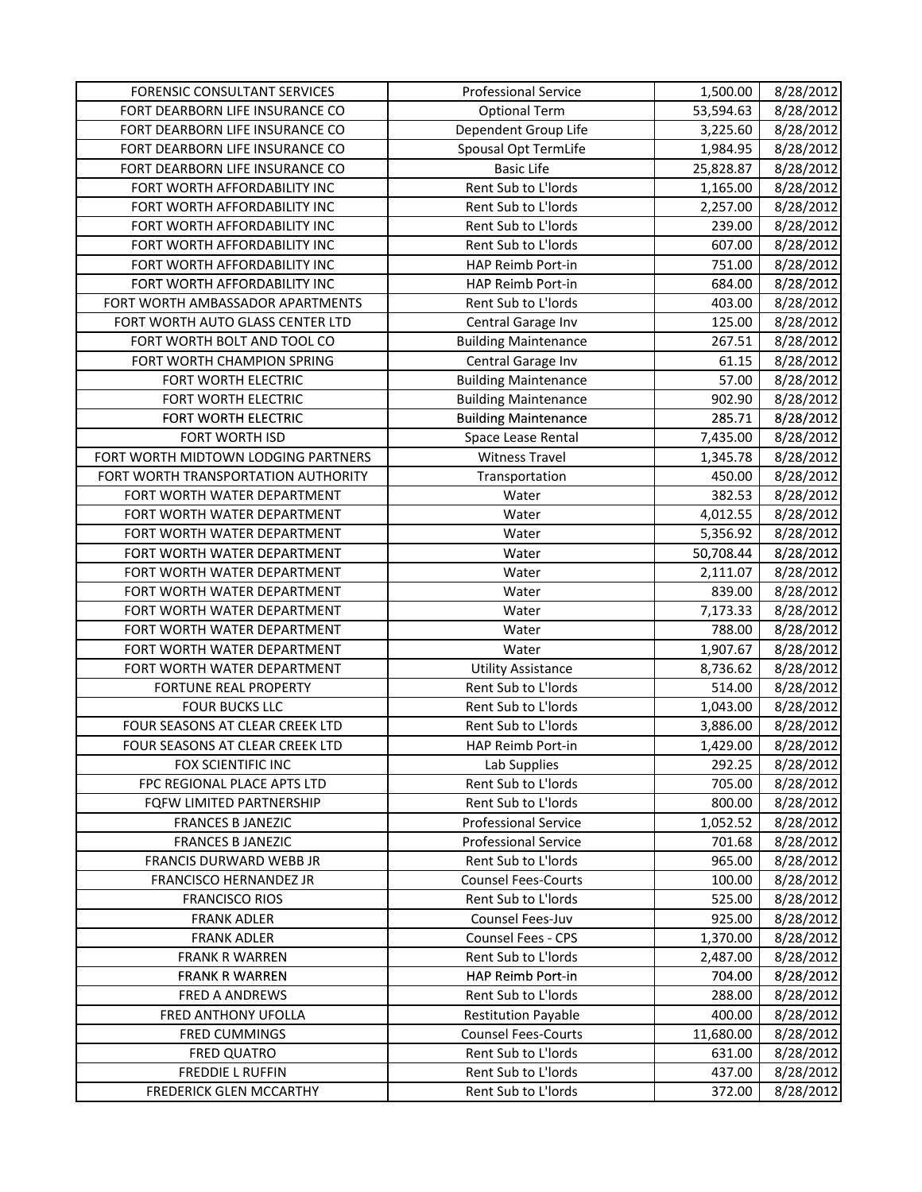| FORENSIC CONSULTANT SERVICES | Professional Service | 1,500.00 | 8/28/2012 |
|---|---|---|---|
| FORT DEARBORN LIFE INSURANCE CO | Optional Term | 53,594.63 | 8/28/2012 |
| FORT DEARBORN LIFE INSURANCE CO | Dependent Group Life | 3,225.60 | 8/28/2012 |
| FORT DEARBORN LIFE INSURANCE CO | Spousal Opt TermLife | 1,984.95 | 8/28/2012 |
| FORT DEARBORN LIFE INSURANCE CO | Basic Life | 25,828.87 | 8/28/2012 |
| FORT WORTH AFFORDABILITY INC | Rent Sub to L'lords | 1,165.00 | 8/28/2012 |
| FORT WORTH AFFORDABILITY INC | Rent Sub to L'lords | 2,257.00 | 8/28/2012 |
| FORT WORTH AFFORDABILITY INC | Rent Sub to L'lords | 239.00 | 8/28/2012 |
| FORT WORTH AFFORDABILITY INC | Rent Sub to L'lords | 607.00 | 8/28/2012 |
| FORT WORTH AFFORDABILITY INC | HAP Reimb Port-in | 751.00 | 8/28/2012 |
| FORT WORTH AFFORDABILITY INC | HAP Reimb Port-in | 684.00 | 8/28/2012 |
| FORT WORTH AMBASSADOR APARTMENTS | Rent Sub to L'lords | 403.00 | 8/28/2012 |
| FORT WORTH AUTO GLASS CENTER LTD | Central Garage Inv | 125.00 | 8/28/2012 |
| FORT WORTH BOLT AND TOOL CO | Building Maintenance | 267.51 | 8/28/2012 |
| FORT WORTH CHAMPION SPRING | Central Garage Inv | 61.15 | 8/28/2012 |
| FORT WORTH ELECTRIC | Building Maintenance | 57.00 | 8/28/2012 |
| FORT WORTH ELECTRIC | Building Maintenance | 902.90 | 8/28/2012 |
| FORT WORTH ELECTRIC | Building Maintenance | 285.71 | 8/28/2012 |
| FORT WORTH ISD | Space Lease Rental | 7,435.00 | 8/28/2012 |
| FORT WORTH MIDTOWN LODGING PARTNERS | Witness Travel | 1,345.78 | 8/28/2012 |
| FORT WORTH TRANSPORTATION AUTHORITY | Transportation | 450.00 | 8/28/2012 |
| FORT WORTH WATER DEPARTMENT | Water | 382.53 | 8/28/2012 |
| FORT WORTH WATER DEPARTMENT | Water | 4,012.55 | 8/28/2012 |
| FORT WORTH WATER DEPARTMENT | Water | 5,356.92 | 8/28/2012 |
| FORT WORTH WATER DEPARTMENT | Water | 50,708.44 | 8/28/2012 |
| FORT WORTH WATER DEPARTMENT | Water | 2,111.07 | 8/28/2012 |
| FORT WORTH WATER DEPARTMENT | Water | 839.00 | 8/28/2012 |
| FORT WORTH WATER DEPARTMENT | Water | 7,173.33 | 8/28/2012 |
| FORT WORTH WATER DEPARTMENT | Water | 788.00 | 8/28/2012 |
| FORT WORTH WATER DEPARTMENT | Water | 1,907.67 | 8/28/2012 |
| FORT WORTH WATER DEPARTMENT | Utility Assistance | 8,736.62 | 8/28/2012 |
| FORTUNE REAL PROPERTY | Rent Sub to L'lords | 514.00 | 8/28/2012 |
| FOUR BUCKS LLC | Rent Sub to L'lords | 1,043.00 | 8/28/2012 |
| FOUR SEASONS AT CLEAR CREEK LTD | Rent Sub to L'lords | 3,886.00 | 8/28/2012 |
| FOUR SEASONS AT CLEAR CREEK LTD | HAP Reimb Port-in | 1,429.00 | 8/28/2012 |
| FOX SCIENTIFIC INC | Lab Supplies | 292.25 | 8/28/2012 |
| FPC REGIONAL PLACE APTS LTD | Rent Sub to L'lords | 705.00 | 8/28/2012 |
| FQFW LIMITED PARTNERSHIP | Rent Sub to L'lords | 800.00 | 8/28/2012 |
| FRANCES B JANEZIC | Professional Service | 1,052.52 | 8/28/2012 |
| FRANCES B JANEZIC | Professional Service | 701.68 | 8/28/2012 |
| FRANCIS DURWARD WEBB JR | Rent Sub to L'lords | 965.00 | 8/28/2012 |
| FRANCISCO HERNANDEZ JR | Counsel Fees-Courts | 100.00 | 8/28/2012 |
| FRANCISCO RIOS | Rent Sub to L'lords | 525.00 | 8/28/2012 |
| FRANK ADLER | Counsel Fees-Juv | 925.00 | 8/28/2012 |
| FRANK ADLER | Counsel Fees - CPS | 1,370.00 | 8/28/2012 |
| FRANK R WARREN | Rent Sub to L'lords | 2,487.00 | 8/28/2012 |
| FRANK R WARREN | HAP Reimb Port-in | 704.00 | 8/28/2012 |
| FRED A ANDREWS | Rent Sub to L'lords | 288.00 | 8/28/2012 |
| FRED ANTHONY UFOLLA | Restitution Payable | 400.00 | 8/28/2012 |
| FRED CUMMINGS | Counsel Fees-Courts | 11,680.00 | 8/28/2012 |
| FRED QUATRO | Rent Sub to L'lords | 631.00 | 8/28/2012 |
| FREDDIE L RUFFIN | Rent Sub to L'lords | 437.00 | 8/28/2012 |
| FREDERICK GLEN MCCARTHY | Rent Sub to L'lords | 372.00 | 8/28/2012 |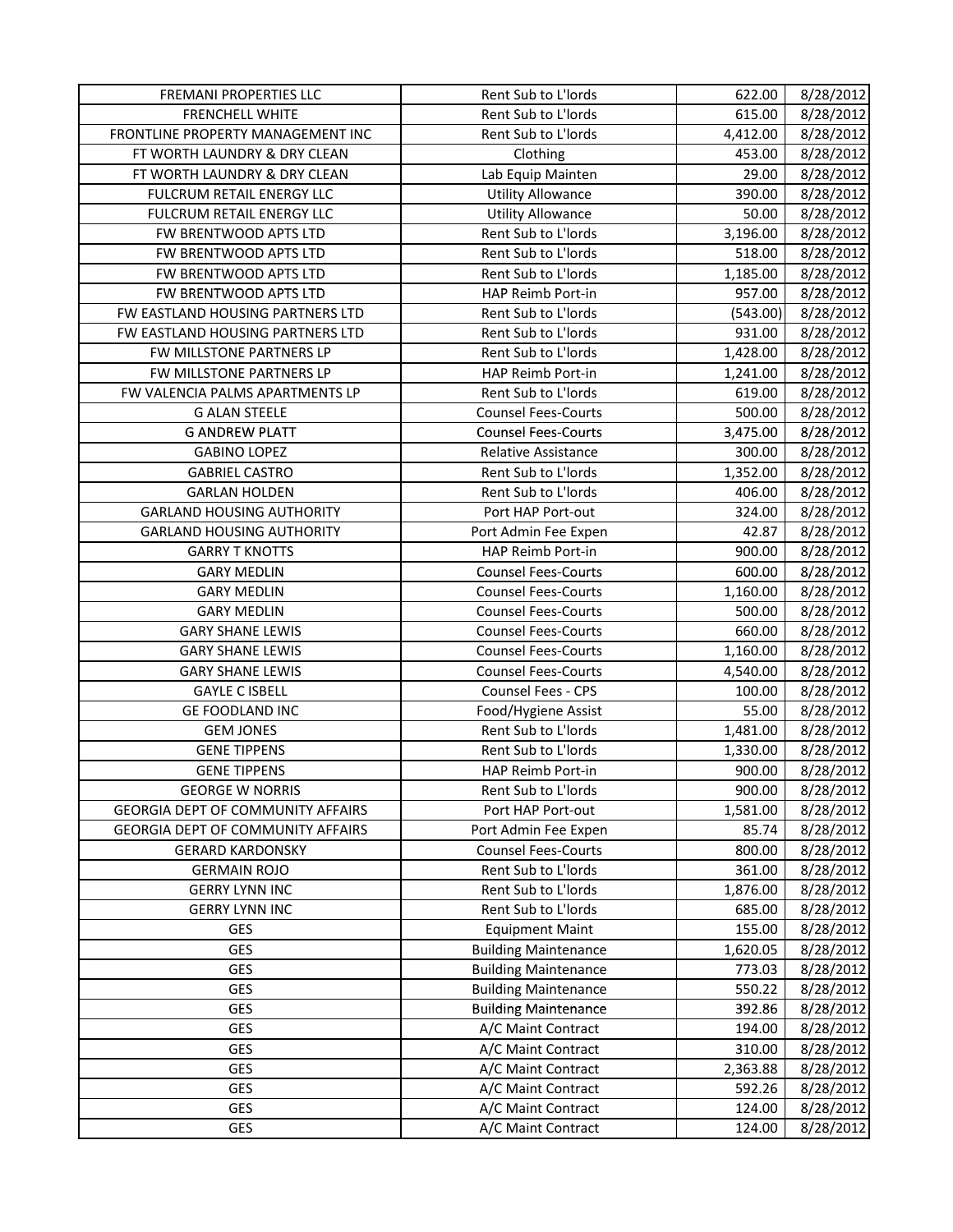| | | | |
|---|---|---|---|
| FREMANI PROPERTIES LLC | Rent Sub to L'lords | 622.00 | 8/28/2012 |
| FRENCHELL WHITE | Rent Sub to L'lords | 615.00 | 8/28/2012 |
| FRONTLINE PROPERTY MANAGEMENT INC | Rent Sub to L'lords | 4,412.00 | 8/28/2012 |
| FT WORTH LAUNDRY & DRY CLEAN | Clothing | 453.00 | 8/28/2012 |
| FT WORTH LAUNDRY & DRY CLEAN | Lab Equip Mainten | 29.00 | 8/28/2012 |
| FULCRUM RETAIL ENERGY LLC | Utility Allowance | 390.00 | 8/28/2012 |
| FULCRUM RETAIL ENERGY LLC | Utility Allowance | 50.00 | 8/28/2012 |
| FW BRENTWOOD APTS LTD | Rent Sub to L'lords | 3,196.00 | 8/28/2012 |
| FW BRENTWOOD APTS LTD | Rent Sub to L'lords | 518.00 | 8/28/2012 |
| FW BRENTWOOD APTS LTD | Rent Sub to L'lords | 1,185.00 | 8/28/2012 |
| FW BRENTWOOD APTS LTD | HAP Reimb Port-in | 957.00 | 8/28/2012 |
| FW EASTLAND HOUSING PARTNERS LTD | Rent Sub to L'lords | (543.00) | 8/28/2012 |
| FW EASTLAND HOUSING PARTNERS LTD | Rent Sub to L'lords | 931.00 | 8/28/2012 |
| FW MILLSTONE PARTNERS LP | Rent Sub to L'lords | 1,428.00 | 8/28/2012 |
| FW MILLSTONE PARTNERS LP | HAP Reimb Port-in | 1,241.00 | 8/28/2012 |
| FW VALENCIA PALMS APARTMENTS LP | Rent Sub to L'lords | 619.00 | 8/28/2012 |
| G ALAN STEELE | Counsel Fees-Courts | 500.00 | 8/28/2012 |
| G ANDREW PLATT | Counsel Fees-Courts | 3,475.00 | 8/28/2012 |
| GABINO LOPEZ | Relative Assistance | 300.00 | 8/28/2012 |
| GABRIEL CASTRO | Rent Sub to L'lords | 1,352.00 | 8/28/2012 |
| GARLAN HOLDEN | Rent Sub to L'lords | 406.00 | 8/28/2012 |
| GARLAND HOUSING AUTHORITY | Port HAP Port-out | 324.00 | 8/28/2012 |
| GARLAND HOUSING AUTHORITY | Port Admin Fee Expen | 42.87 | 8/28/2012 |
| GARRY T KNOTTS | HAP Reimb Port-in | 900.00 | 8/28/2012 |
| GARY MEDLIN | Counsel Fees-Courts | 600.00 | 8/28/2012 |
| GARY MEDLIN | Counsel Fees-Courts | 1,160.00 | 8/28/2012 |
| GARY MEDLIN | Counsel Fees-Courts | 500.00 | 8/28/2012 |
| GARY SHANE LEWIS | Counsel Fees-Courts | 660.00 | 8/28/2012 |
| GARY SHANE LEWIS | Counsel Fees-Courts | 1,160.00 | 8/28/2012 |
| GARY SHANE LEWIS | Counsel Fees-Courts | 4,540.00 | 8/28/2012 |
| GAYLE C ISBELL | Counsel Fees - CPS | 100.00 | 8/28/2012 |
| GE FOODLAND INC | Food/Hygiene Assist | 55.00 | 8/28/2012 |
| GEM JONES | Rent Sub to L'lords | 1,481.00 | 8/28/2012 |
| GENE TIPPENS | Rent Sub to L'lords | 1,330.00 | 8/28/2012 |
| GENE TIPPENS | HAP Reimb Port-in | 900.00 | 8/28/2012 |
| GEORGE W NORRIS | Rent Sub to L'lords | 900.00 | 8/28/2012 |
| GEORGIA DEPT OF COMMUNITY AFFAIRS | Port HAP Port-out | 1,581.00 | 8/28/2012 |
| GEORGIA DEPT OF COMMUNITY AFFAIRS | Port Admin Fee Expen | 85.74 | 8/28/2012 |
| GERARD KARDONSKY | Counsel Fees-Courts | 800.00 | 8/28/2012 |
| GERMAIN ROJO | Rent Sub to L'lords | 361.00 | 8/28/2012 |
| GERRY LYNN INC | Rent Sub to L'lords | 1,876.00 | 8/28/2012 |
| GERRY LYNN INC | Rent Sub to L'lords | 685.00 | 8/28/2012 |
| GES | Equipment Maint | 155.00 | 8/28/2012 |
| GES | Building Maintenance | 1,620.05 | 8/28/2012 |
| GES | Building Maintenance | 773.03 | 8/28/2012 |
| GES | Building Maintenance | 550.22 | 8/28/2012 |
| GES | Building Maintenance | 392.86 | 8/28/2012 |
| GES | A/C Maint Contract | 194.00 | 8/28/2012 |
| GES | A/C Maint Contract | 310.00 | 8/28/2012 |
| GES | A/C Maint Contract | 2,363.88 | 8/28/2012 |
| GES | A/C Maint Contract | 592.26 | 8/28/2012 |
| GES | A/C Maint Contract | 124.00 | 8/28/2012 |
| GES | A/C Maint Contract | 124.00 | 8/28/2012 |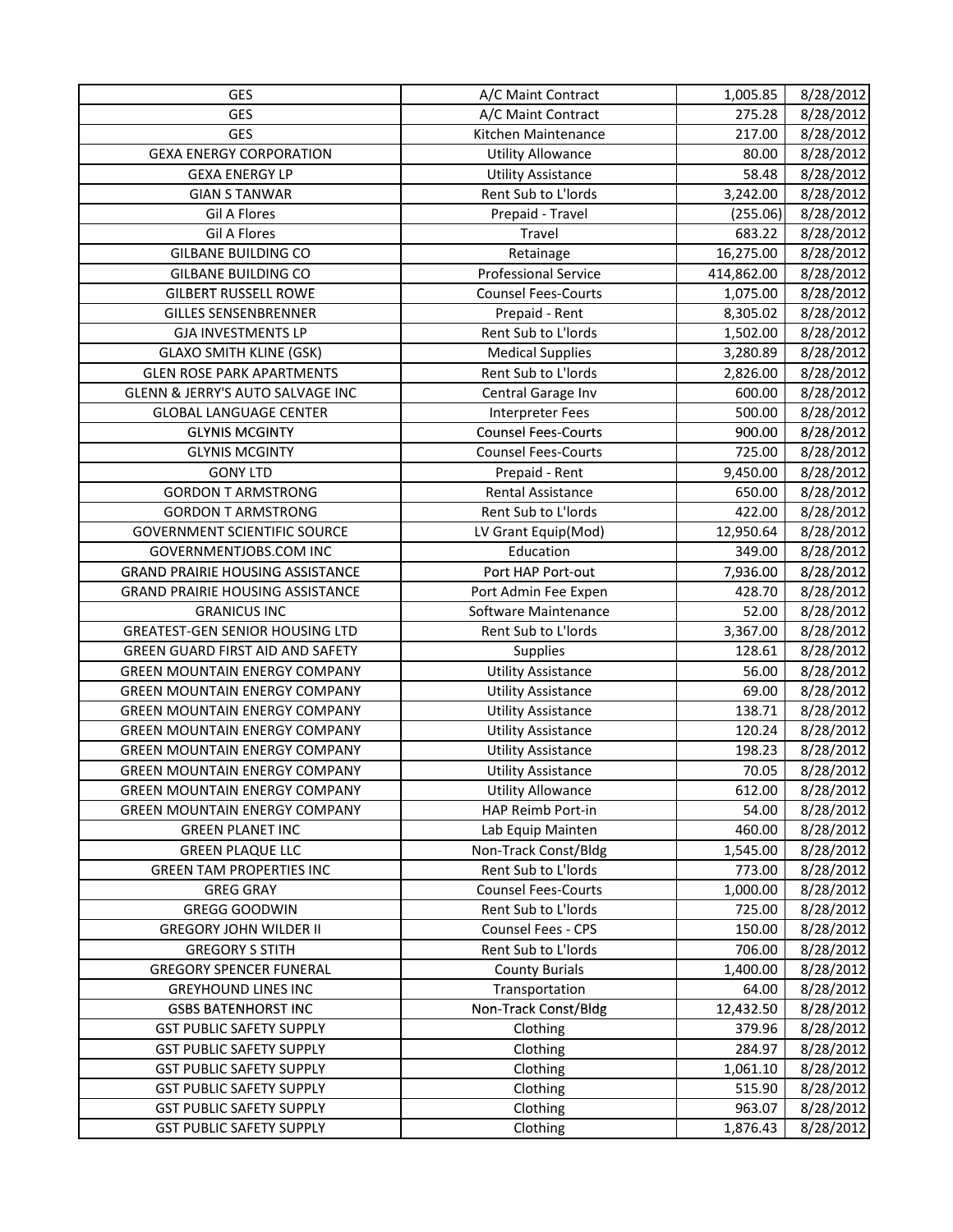| | | | |
|---|---|---|---|
| GES | A/C Maint Contract | 1,005.85 | 8/28/2012 |
| GES | A/C Maint Contract | 275.28 | 8/28/2012 |
| GES | Kitchen Maintenance | 217.00 | 8/28/2012 |
| GEXA ENERGY CORPORATION | Utility Allowance | 80.00 | 8/28/2012 |
| GEXA ENERGY LP | Utility Assistance | 58.48 | 8/28/2012 |
| GIAN S TANWAR | Rent Sub to L'lords | 3,242.00 | 8/28/2012 |
| Gil A Flores | Prepaid - Travel | (255.06) | 8/28/2012 |
| Gil A Flores | Travel | 683.22 | 8/28/2012 |
| GILBANE BUILDING CO | Retainage | 16,275.00 | 8/28/2012 |
| GILBANE BUILDING CO | Professional Service | 414,862.00 | 8/28/2012 |
| GILBERT RUSSELL ROWE | Counsel Fees-Courts | 1,075.00 | 8/28/2012 |
| GILLES SENSENBRENNER | Prepaid - Rent | 8,305.02 | 8/28/2012 |
| GJA INVESTMENTS LP | Rent Sub to L'lords | 1,502.00 | 8/28/2012 |
| GLAXO SMITH KLINE (GSK) | Medical Supplies | 3,280.89 | 8/28/2012 |
| GLEN ROSE PARK APARTMENTS | Rent Sub to L'lords | 2,826.00 | 8/28/2012 |
| GLENN & JERRY'S AUTO SALVAGE INC | Central Garage Inv | 600.00 | 8/28/2012 |
| GLOBAL LANGUAGE CENTER | Interpreter Fees | 500.00 | 8/28/2012 |
| GLYNIS MCGINTY | Counsel Fees-Courts | 900.00 | 8/28/2012 |
| GLYNIS MCGINTY | Counsel Fees-Courts | 725.00 | 8/28/2012 |
| GONY LTD | Prepaid - Rent | 9,450.00 | 8/28/2012 |
| GORDON T ARMSTRONG | Rental Assistance | 650.00 | 8/28/2012 |
| GORDON T ARMSTRONG | Rent Sub to L'lords | 422.00 | 8/28/2012 |
| GOVERNMENT SCIENTIFIC SOURCE | LV Grant Equip(Mod) | 12,950.64 | 8/28/2012 |
| GOVERNMENTJOBS.COM INC | Education | 349.00 | 8/28/2012 |
| GRAND PRAIRIE HOUSING ASSISTANCE | Port HAP Port-out | 7,936.00 | 8/28/2012 |
| GRAND PRAIRIE HOUSING ASSISTANCE | Port Admin Fee Expen | 428.70 | 8/28/2012 |
| GRANICUS INC | Software Maintenance | 52.00 | 8/28/2012 |
| GREATEST-GEN SENIOR HOUSING LTD | Rent Sub to L'lords | 3,367.00 | 8/28/2012 |
| GREEN GUARD FIRST AID AND SAFETY | Supplies | 128.61 | 8/28/2012 |
| GREEN MOUNTAIN ENERGY COMPANY | Utility Assistance | 56.00 | 8/28/2012 |
| GREEN MOUNTAIN ENERGY COMPANY | Utility Assistance | 69.00 | 8/28/2012 |
| GREEN MOUNTAIN ENERGY COMPANY | Utility Assistance | 138.71 | 8/28/2012 |
| GREEN MOUNTAIN ENERGY COMPANY | Utility Assistance | 120.24 | 8/28/2012 |
| GREEN MOUNTAIN ENERGY COMPANY | Utility Assistance | 198.23 | 8/28/2012 |
| GREEN MOUNTAIN ENERGY COMPANY | Utility Assistance | 70.05 | 8/28/2012 |
| GREEN MOUNTAIN ENERGY COMPANY | Utility Allowance | 612.00 | 8/28/2012 |
| GREEN MOUNTAIN ENERGY COMPANY | HAP Reimb Port-in | 54.00 | 8/28/2012 |
| GREEN PLANET INC | Lab Equip Mainten | 460.00 | 8/28/2012 |
| GREEN PLAQUE LLC | Non-Track Const/Bldg | 1,545.00 | 8/28/2012 |
| GREEN TAM PROPERTIES INC | Rent Sub to L'lords | 773.00 | 8/28/2012 |
| GREG GRAY | Counsel Fees-Courts | 1,000.00 | 8/28/2012 |
| GREGG GOODWIN | Rent Sub to L'lords | 725.00 | 8/28/2012 |
| GREGORY JOHN WILDER II | Counsel Fees - CPS | 150.00 | 8/28/2012 |
| GREGORY S STITH | Rent Sub to L'lords | 706.00 | 8/28/2012 |
| GREGORY SPENCER FUNERAL | County Burials | 1,400.00 | 8/28/2012 |
| GREYHOUND LINES INC | Transportation | 64.00 | 8/28/2012 |
| GSBS BATENHORST INC | Non-Track Const/Bldg | 12,432.50 | 8/28/2012 |
| GST PUBLIC SAFETY SUPPLY | Clothing | 379.96 | 8/28/2012 |
| GST PUBLIC SAFETY SUPPLY | Clothing | 284.97 | 8/28/2012 |
| GST PUBLIC SAFETY SUPPLY | Clothing | 1,061.10 | 8/28/2012 |
| GST PUBLIC SAFETY SUPPLY | Clothing | 515.90 | 8/28/2012 |
| GST PUBLIC SAFETY SUPPLY | Clothing | 963.07 | 8/28/2012 |
| GST PUBLIC SAFETY SUPPLY | Clothing | 1,876.43 | 8/28/2012 |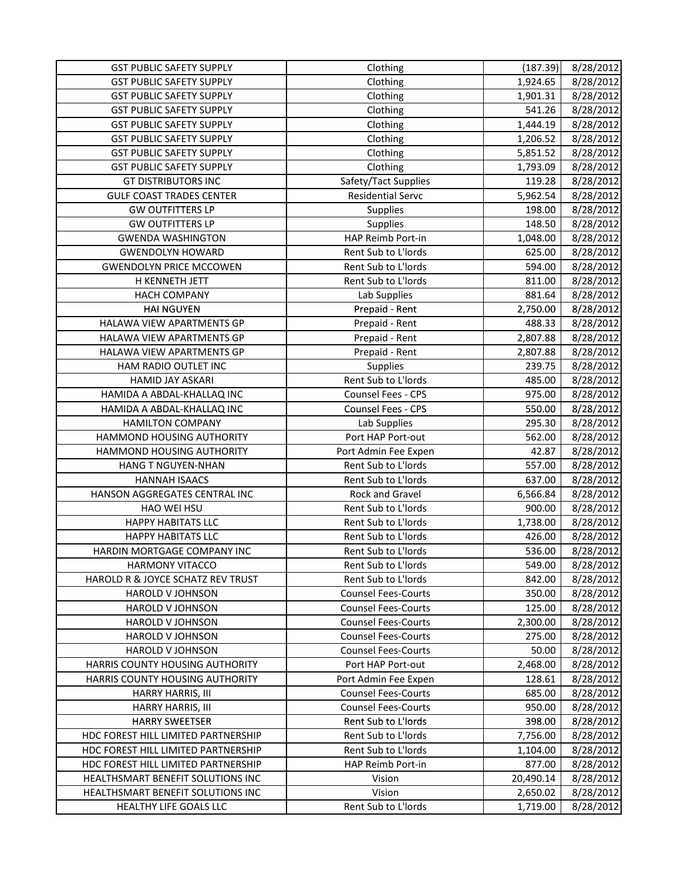| GST PUBLIC SAFETY SUPPLY | Clothing | (187.39) | 8/28/2012 |
|---|---|---|---|
| GST PUBLIC SAFETY SUPPLY | Clothing | 1,924.65 | 8/28/2012 |
| GST PUBLIC SAFETY SUPPLY | Clothing | 1,901.31 | 8/28/2012 |
| GST PUBLIC SAFETY SUPPLY | Clothing | 541.26 | 8/28/2012 |
| GST PUBLIC SAFETY SUPPLY | Clothing | 1,444.19 | 8/28/2012 |
| GST PUBLIC SAFETY SUPPLY | Clothing | 1,206.52 | 8/28/2012 |
| GST PUBLIC SAFETY SUPPLY | Clothing | 5,851.52 | 8/28/2012 |
| GST PUBLIC SAFETY SUPPLY | Clothing | 1,793.09 | 8/28/2012 |
| GT DISTRIBUTORS INC | Safety/Tact Supplies | 119.28 | 8/28/2012 |
| GULF COAST TRADES CENTER | Residential Servc | 5,962.54 | 8/28/2012 |
| GW OUTFITTERS LP | Supplies | 198.00 | 8/28/2012 |
| GW OUTFITTERS LP | Supplies | 148.50 | 8/28/2012 |
| GWENDA WASHINGTON | HAP Reimb Port-in | 1,048.00 | 8/28/2012 |
| GWENDOLYN HOWARD | Rent Sub to L'lords | 625.00 | 8/28/2012 |
| GWENDOLYN PRICE MCCOWEN | Rent Sub to L'lords | 594.00 | 8/28/2012 |
| H KENNETH JETT | Rent Sub to L'lords | 811.00 | 8/28/2012 |
| HACH COMPANY | Lab Supplies | 881.64 | 8/28/2012 |
| HAI NGUYEN | Prepaid - Rent | 2,750.00 | 8/28/2012 |
| HALAWA VIEW APARTMENTS GP | Prepaid - Rent | 488.33 | 8/28/2012 |
| HALAWA VIEW APARTMENTS GP | Prepaid - Rent | 2,807.88 | 8/28/2012 |
| HALAWA VIEW APARTMENTS GP | Prepaid - Rent | 2,807.88 | 8/28/2012 |
| HAM RADIO OUTLET INC | Supplies | 239.75 | 8/28/2012 |
| HAMID JAY ASKARI | Rent Sub to L'lords | 485.00 | 8/28/2012 |
| HAMIDA A ABDAL-KHALLAQ INC | Counsel Fees - CPS | 975.00 | 8/28/2012 |
| HAMIDA A ABDAL-KHALLAQ INC | Counsel Fees - CPS | 550.00 | 8/28/2012 |
| HAMILTON COMPANY | Lab Supplies | 295.30 | 8/28/2012 |
| HAMMOND HOUSING AUTHORITY | Port HAP Port-out | 562.00 | 8/28/2012 |
| HAMMOND HOUSING AUTHORITY | Port Admin Fee Expen | 42.87 | 8/28/2012 |
| HANG T NGUYEN-NHAN | Rent Sub to L'lords | 557.00 | 8/28/2012 |
| HANNAH ISAACS | Rent Sub to L'lords | 637.00 | 8/28/2012 |
| HANSON AGGREGATES CENTRAL INC | Rock and Gravel | 6,566.84 | 8/28/2012 |
| HAO WEI HSU | Rent Sub to L'lords | 900.00 | 8/28/2012 |
| HAPPY HABITATS LLC | Rent Sub to L'lords | 1,738.00 | 8/28/2012 |
| HAPPY HABITATS LLC | Rent Sub to L'lords | 426.00 | 8/28/2012 |
| HARDIN MORTGAGE COMPANY INC | Rent Sub to L'lords | 536.00 | 8/28/2012 |
| HARMONY VITACCO | Rent Sub to L'lords | 549.00 | 8/28/2012 |
| HAROLD R & JOYCE SCHATZ REV TRUST | Rent Sub to L'lords | 842.00 | 8/28/2012 |
| HAROLD V JOHNSON | Counsel Fees-Courts | 350.00 | 8/28/2012 |
| HAROLD V JOHNSON | Counsel Fees-Courts | 125.00 | 8/28/2012 |
| HAROLD V JOHNSON | Counsel Fees-Courts | 2,300.00 | 8/28/2012 |
| HAROLD V JOHNSON | Counsel Fees-Courts | 275.00 | 8/28/2012 |
| HAROLD V JOHNSON | Counsel Fees-Courts | 50.00 | 8/28/2012 |
| HARRIS COUNTY HOUSING AUTHORITY | Port HAP Port-out | 2,468.00 | 8/28/2012 |
| HARRIS COUNTY HOUSING AUTHORITY | Port Admin Fee Expen | 128.61 | 8/28/2012 |
| HARRY HARRIS, III | Counsel Fees-Courts | 685.00 | 8/28/2012 |
| HARRY HARRIS, III | Counsel Fees-Courts | 950.00 | 8/28/2012 |
| HARRY SWEETSER | Rent Sub to L'lords | 398.00 | 8/28/2012 |
| HDC FOREST HILL LIMITED PARTNERSHIP | Rent Sub to L'lords | 7,756.00 | 8/28/2012 |
| HDC FOREST HILL LIMITED PARTNERSHIP | Rent Sub to L'lords | 1,104.00 | 8/28/2012 |
| HDC FOREST HILL LIMITED PARTNERSHIP | HAP Reimb Port-in | 877.00 | 8/28/2012 |
| HEALTHSMART BENEFIT SOLUTIONS INC | Vision | 20,490.14 | 8/28/2012 |
| HEALTHSMART BENEFIT SOLUTIONS INC | Vision | 2,650.02 | 8/28/2012 |
| HEALTHY LIFE GOALS LLC | Rent Sub to L'lords | 1,719.00 | 8/28/2012 |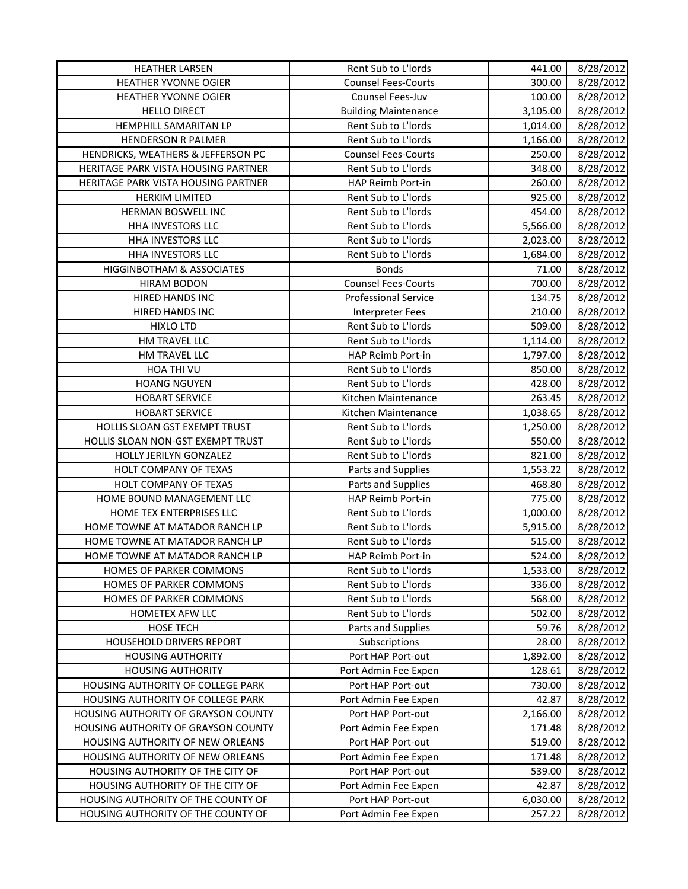| HEATHER LARSEN | Rent Sub to L'lords | 441.00 | 8/28/2012 |
|---|---|---|---|
| HEATHER YVONNE OGIER | Counsel Fees-Courts | 300.00 | 8/28/2012 |
| HEATHER YVONNE OGIER | Counsel Fees-Juv | 100.00 | 8/28/2012 |
| HELLO DIRECT | Building Maintenance | 3,105.00 | 8/28/2012 |
| HEMPHILL SAMARITAN LP | Rent Sub to L'lords | 1,014.00 | 8/28/2012 |
| HENDERSON R PALMER | Rent Sub to L'lords | 1,166.00 | 8/28/2012 |
| HENDRICKS, WEATHERS & JEFFERSON PC | Counsel Fees-Courts | 250.00 | 8/28/2012 |
| HERITAGE PARK VISTA HOUSING PARTNER | Rent Sub to L'lords | 348.00 | 8/28/2012 |
| HERITAGE PARK VISTA HOUSING PARTNER | HAP Reimb Port-in | 260.00 | 8/28/2012 |
| HERKIM LIMITED | Rent Sub to L'lords | 925.00 | 8/28/2012 |
| HERMAN BOSWELL INC | Rent Sub to L'lords | 454.00 | 8/28/2012 |
| HHA INVESTORS LLC | Rent Sub to L'lords | 5,566.00 | 8/28/2012 |
| HHA INVESTORS LLC | Rent Sub to L'lords | 2,023.00 | 8/28/2012 |
| HHA INVESTORS LLC | Rent Sub to L'lords | 1,684.00 | 8/28/2012 |
| HIGGINBOTHAM & ASSOCIATES | Bonds | 71.00 | 8/28/2012 |
| HIRAM BODON | Counsel Fees-Courts | 700.00 | 8/28/2012 |
| HIRED HANDS INC | Professional Service | 134.75 | 8/28/2012 |
| HIRED HANDS INC | Interpreter Fees | 210.00 | 8/28/2012 |
| HIXLO LTD | Rent Sub to L'lords | 509.00 | 8/28/2012 |
| HM TRAVEL LLC | Rent Sub to L'lords | 1,114.00 | 8/28/2012 |
| HM TRAVEL LLC | HAP Reimb Port-in | 1,797.00 | 8/28/2012 |
| HOA THI VU | Rent Sub to L'lords | 850.00 | 8/28/2012 |
| HOANG NGUYEN | Rent Sub to L'lords | 428.00 | 8/28/2012 |
| HOBART SERVICE | Kitchen Maintenance | 263.45 | 8/28/2012 |
| HOBART SERVICE | Kitchen Maintenance | 1,038.65 | 8/28/2012 |
| HOLLIS SLOAN GST EXEMPT TRUST | Rent Sub to L'lords | 1,250.00 | 8/28/2012 |
| HOLLIS SLOAN NON-GST EXEMPT TRUST | Rent Sub to L'lords | 550.00 | 8/28/2012 |
| HOLLY JERILYN GONZALEZ | Rent Sub to L'lords | 821.00 | 8/28/2012 |
| HOLT COMPANY OF TEXAS | Parts and Supplies | 1,553.22 | 8/28/2012 |
| HOLT COMPANY OF TEXAS | Parts and Supplies | 468.80 | 8/28/2012 |
| HOME BOUND MANAGEMENT LLC | HAP Reimb Port-in | 775.00 | 8/28/2012 |
| HOME TEX ENTERPRISES LLC | Rent Sub to L'lords | 1,000.00 | 8/28/2012 |
| HOME TOWNE AT MATADOR RANCH LP | Rent Sub to L'lords | 5,915.00 | 8/28/2012 |
| HOME TOWNE AT MATADOR RANCH LP | Rent Sub to L'lords | 515.00 | 8/28/2012 |
| HOME TOWNE AT MATADOR RANCH LP | HAP Reimb Port-in | 524.00 | 8/28/2012 |
| HOMES OF PARKER COMMONS | Rent Sub to L'lords | 1,533.00 | 8/28/2012 |
| HOMES OF PARKER COMMONS | Rent Sub to L'lords | 336.00 | 8/28/2012 |
| HOMES OF PARKER COMMONS | Rent Sub to L'lords | 568.00 | 8/28/2012 |
| HOMETEX AFW LLC | Rent Sub to L'lords | 502.00 | 8/28/2012 |
| HOSE TECH | Parts and Supplies | 59.76 | 8/28/2012 |
| HOUSEHOLD DRIVERS REPORT | Subscriptions | 28.00 | 8/28/2012 |
| HOUSING AUTHORITY | Port HAP Port-out | 1,892.00 | 8/28/2012 |
| HOUSING AUTHORITY | Port Admin Fee Expen | 128.61 | 8/28/2012 |
| HOUSING AUTHORITY OF COLLEGE PARK | Port HAP Port-out | 730.00 | 8/28/2012 |
| HOUSING AUTHORITY OF COLLEGE PARK | Port Admin Fee Expen | 42.87 | 8/28/2012 |
| HOUSING AUTHORITY OF GRAYSON COUNTY | Port HAP Port-out | 2,166.00 | 8/28/2012 |
| HOUSING AUTHORITY OF GRAYSON COUNTY | Port Admin Fee Expen | 171.48 | 8/28/2012 |
| HOUSING AUTHORITY OF NEW ORLEANS | Port HAP Port-out | 519.00 | 8/28/2012 |
| HOUSING AUTHORITY OF NEW ORLEANS | Port Admin Fee Expen | 171.48 | 8/28/2012 |
| HOUSING AUTHORITY OF THE CITY OF | Port HAP Port-out | 539.00 | 8/28/2012 |
| HOUSING AUTHORITY OF THE CITY OF | Port Admin Fee Expen | 42.87 | 8/28/2012 |
| HOUSING AUTHORITY OF THE COUNTY OF | Port HAP Port-out | 6,030.00 | 8/28/2012 |
| HOUSING AUTHORITY OF THE COUNTY OF | Port Admin Fee Expen | 257.22 | 8/28/2012 |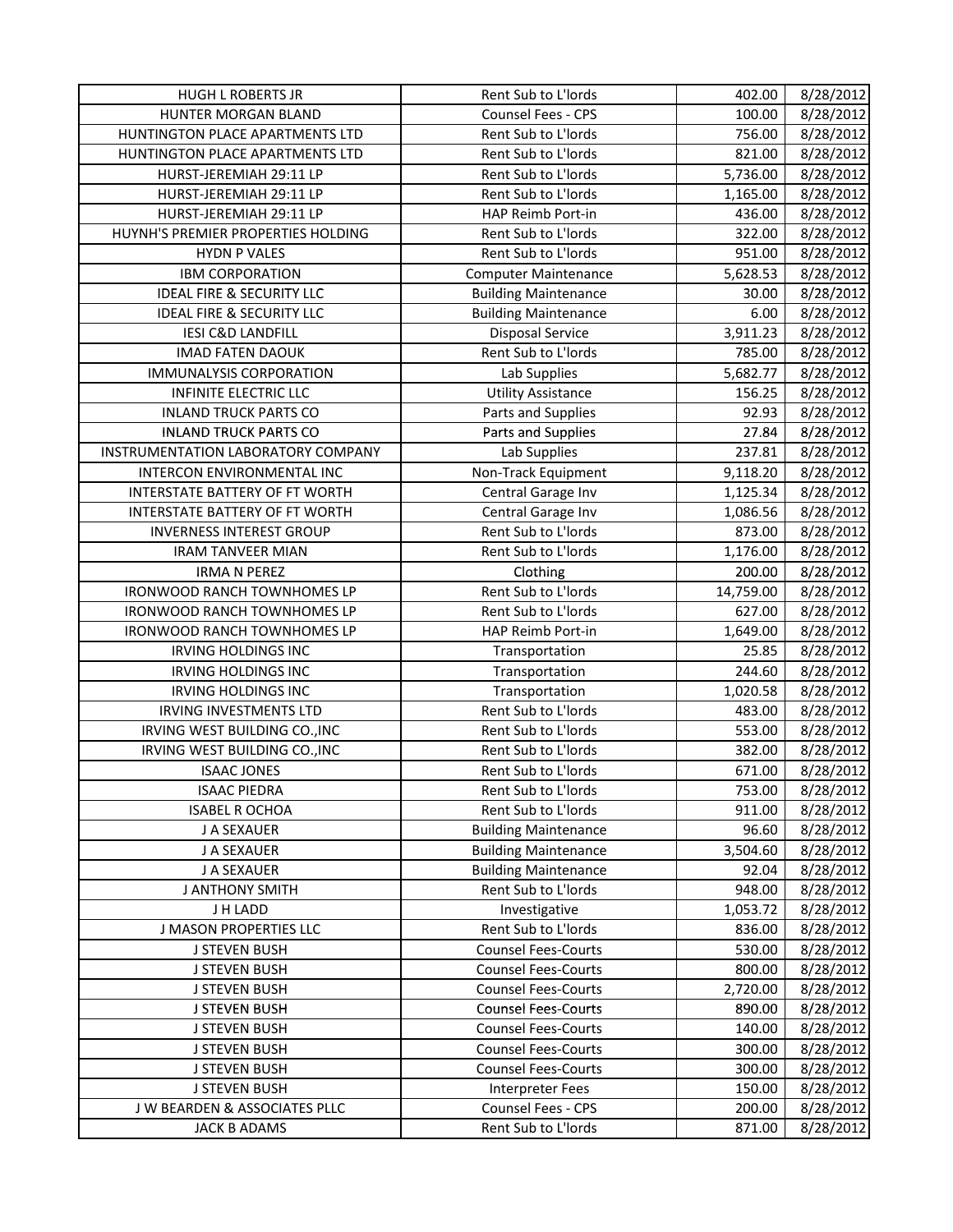| HUGH L ROBERTS JR | Rent Sub to L'lords | 402.00 | 8/28/2012 |
|---|---|---|---|
| HUNTER MORGAN BLAND | Counsel Fees - CPS | 100.00 | 8/28/2012 |
| HUNTINGTON PLACE APARTMENTS LTD | Rent Sub to L'lords | 756.00 | 8/28/2012 |
| HUNTINGTON PLACE APARTMENTS LTD | Rent Sub to L'lords | 821.00 | 8/28/2012 |
| HURST-JEREMIAH 29:11 LP | Rent Sub to L'lords | 5,736.00 | 8/28/2012 |
| HURST-JEREMIAH 29:11 LP | Rent Sub to L'lords | 1,165.00 | 8/28/2012 |
| HURST-JEREMIAH 29:11 LP | HAP Reimb Port-in | 436.00 | 8/28/2012 |
| HUYNH'S PREMIER PROPERTIES HOLDING | Rent Sub to L'lords | 322.00 | 8/28/2012 |
| HYDN P VALES | Rent Sub to L'lords | 951.00 | 8/28/2012 |
| IBM CORPORATION | Computer Maintenance | 5,628.53 | 8/28/2012 |
| IDEAL FIRE & SECURITY LLC | Building Maintenance | 30.00 | 8/28/2012 |
| IDEAL FIRE & SECURITY LLC | Building Maintenance | 6.00 | 8/28/2012 |
| IESI C&D LANDFILL | Disposal Service | 3,911.23 | 8/28/2012 |
| IMAD FATEN DAOUK | Rent Sub to L'lords | 785.00 | 8/28/2012 |
| IMMUNALYSIS CORPORATION | Lab Supplies | 5,682.77 | 8/28/2012 |
| INFINITE ELECTRIC LLC | Utility Assistance | 156.25 | 8/28/2012 |
| INLAND TRUCK PARTS CO | Parts and Supplies | 92.93 | 8/28/2012 |
| INLAND TRUCK PARTS CO | Parts and Supplies | 27.84 | 8/28/2012 |
| INSTRUMENTATION LABORATORY COMPANY | Lab Supplies | 237.81 | 8/28/2012 |
| INTERCON ENVIRONMENTAL INC | Non-Track Equipment | 9,118.20 | 8/28/2012 |
| INTERSTATE BATTERY OF FT WORTH | Central Garage Inv | 1,125.34 | 8/28/2012 |
| INTERSTATE BATTERY OF FT WORTH | Central Garage Inv | 1,086.56 | 8/28/2012 |
| INVERNESS INTEREST GROUP | Rent Sub to L'lords | 873.00 | 8/28/2012 |
| IRAM TANVEER MIAN | Rent Sub to L'lords | 1,176.00 | 8/28/2012 |
| IRMA N PEREZ | Clothing | 200.00 | 8/28/2012 |
| IRONWOOD RANCH TOWNHOMES LP | Rent Sub to L'lords | 14,759.00 | 8/28/2012 |
| IRONWOOD RANCH TOWNHOMES LP | Rent Sub to L'lords | 627.00 | 8/28/2012 |
| IRONWOOD RANCH TOWNHOMES LP | HAP Reimb Port-in | 1,649.00 | 8/28/2012 |
| IRVING HOLDINGS INC | Transportation | 25.85 | 8/28/2012 |
| IRVING HOLDINGS INC | Transportation | 244.60 | 8/28/2012 |
| IRVING HOLDINGS INC | Transportation | 1,020.58 | 8/28/2012 |
| IRVING INVESTMENTS LTD | Rent Sub to L'lords | 483.00 | 8/28/2012 |
| IRVING WEST BUILDING CO.,INC | Rent Sub to L'lords | 553.00 | 8/28/2012 |
| IRVING WEST BUILDING CO.,INC | Rent Sub to L'lords | 382.00 | 8/28/2012 |
| ISAAC JONES | Rent Sub to L'lords | 671.00 | 8/28/2012 |
| ISAAC PIEDRA | Rent Sub to L'lords | 753.00 | 8/28/2012 |
| ISABEL R OCHOA | Rent Sub to L'lords | 911.00 | 8/28/2012 |
| J A SEXAUER | Building Maintenance | 96.60 | 8/28/2012 |
| J A SEXAUER | Building Maintenance | 3,504.60 | 8/28/2012 |
| J A SEXAUER | Building Maintenance | 92.04 | 8/28/2012 |
| J ANTHONY SMITH | Rent Sub to L'lords | 948.00 | 8/28/2012 |
| J H LADD | Investigative | 1,053.72 | 8/28/2012 |
| J MASON PROPERTIES LLC | Rent Sub to L'lords | 836.00 | 8/28/2012 |
| J STEVEN BUSH | Counsel Fees-Courts | 530.00 | 8/28/2012 |
| J STEVEN BUSH | Counsel Fees-Courts | 800.00 | 8/28/2012 |
| J STEVEN BUSH | Counsel Fees-Courts | 2,720.00 | 8/28/2012 |
| J STEVEN BUSH | Counsel Fees-Courts | 890.00 | 8/28/2012 |
| J STEVEN BUSH | Counsel Fees-Courts | 140.00 | 8/28/2012 |
| J STEVEN BUSH | Counsel Fees-Courts | 300.00 | 8/28/2012 |
| J STEVEN BUSH | Counsel Fees-Courts | 300.00 | 8/28/2012 |
| J STEVEN BUSH | Interpreter Fees | 150.00 | 8/28/2012 |
| J W BEARDEN & ASSOCIATES PLLC | Counsel Fees - CPS | 200.00 | 8/28/2012 |
| JACK B ADAMS | Rent Sub to L'lords | 871.00 | 8/28/2012 |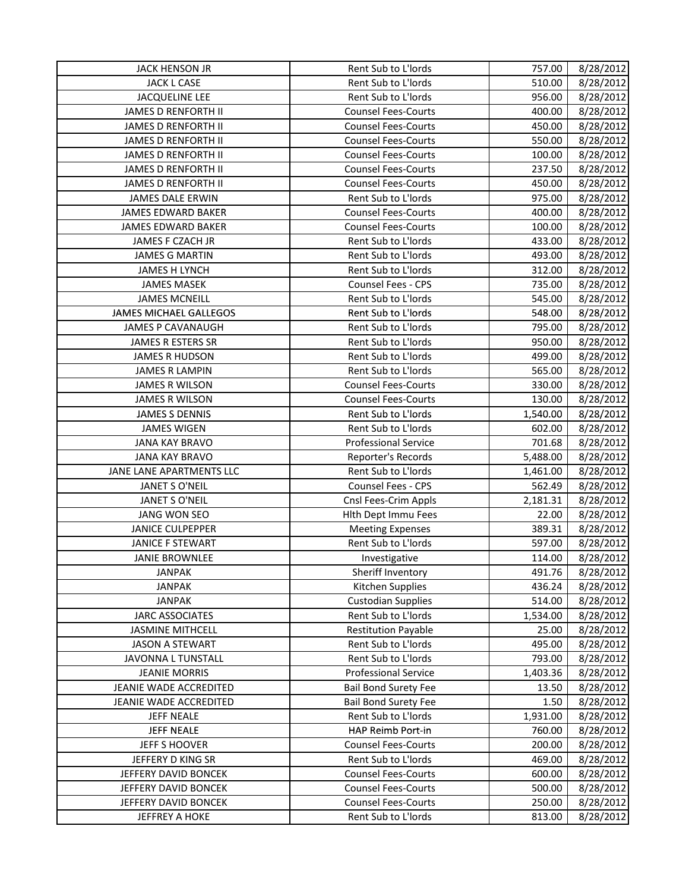| | | | |
|---|---|---|---|
| JACK HENSON JR | Rent Sub to L'lords | 757.00 | 8/28/2012 |
| JACK L CASE | Rent Sub to L'lords | 510.00 | 8/28/2012 |
| JACQUELINE LEE | Rent Sub to L'lords | 956.00 | 8/28/2012 |
| JAMES D RENFORTH II | Counsel Fees-Courts | 400.00 | 8/28/2012 |
| JAMES D RENFORTH II | Counsel Fees-Courts | 450.00 | 8/28/2012 |
| JAMES D RENFORTH II | Counsel Fees-Courts | 550.00 | 8/28/2012 |
| JAMES D RENFORTH II | Counsel Fees-Courts | 100.00 | 8/28/2012 |
| JAMES D RENFORTH II | Counsel Fees-Courts | 237.50 | 8/28/2012 |
| JAMES D RENFORTH II | Counsel Fees-Courts | 450.00 | 8/28/2012 |
| JAMES DALE ERWIN | Rent Sub to L'lords | 975.00 | 8/28/2012 |
| JAMES EDWARD BAKER | Counsel Fees-Courts | 400.00 | 8/28/2012 |
| JAMES EDWARD BAKER | Counsel Fees-Courts | 100.00 | 8/28/2012 |
| JAMES F CZACH JR | Rent Sub to L'lords | 433.00 | 8/28/2012 |
| JAMES G MARTIN | Rent Sub to L'lords | 493.00 | 8/28/2012 |
| JAMES H LYNCH | Rent Sub to L'lords | 312.00 | 8/28/2012 |
| JAMES MASEK | Counsel Fees - CPS | 735.00 | 8/28/2012 |
| JAMES MCNEILL | Rent Sub to L'lords | 545.00 | 8/28/2012 |
| JAMES MICHAEL GALLEGOS | Rent Sub to L'lords | 548.00 | 8/28/2012 |
| JAMES P CAVANAUGH | Rent Sub to L'lords | 795.00 | 8/28/2012 |
| JAMES R ESTERS SR | Rent Sub to L'lords | 950.00 | 8/28/2012 |
| JAMES R HUDSON | Rent Sub to L'lords | 499.00 | 8/28/2012 |
| JAMES R LAMPIN | Rent Sub to L'lords | 565.00 | 8/28/2012 |
| JAMES R WILSON | Counsel Fees-Courts | 330.00 | 8/28/2012 |
| JAMES R WILSON | Counsel Fees-Courts | 130.00 | 8/28/2012 |
| JAMES S DENNIS | Rent Sub to L'lords | 1,540.00 | 8/28/2012 |
| JAMES WIGEN | Rent Sub to L'lords | 602.00 | 8/28/2012 |
| JANA KAY BRAVO | Professional Service | 701.68 | 8/28/2012 |
| JANA KAY BRAVO | Reporter's Records | 5,488.00 | 8/28/2012 |
| JANE LANE APARTMENTS LLC | Rent Sub to L'lords | 1,461.00 | 8/28/2012 |
| JANET S O'NEIL | Counsel Fees - CPS | 562.49 | 8/28/2012 |
| JANET S O'NEIL | Cnsl Fees-Crim Appls | 2,181.31 | 8/28/2012 |
| JANG WON SEO | Hlth Dept Immu Fees | 22.00 | 8/28/2012 |
| JANICE CULPEPPER | Meeting Expenses | 389.31 | 8/28/2012 |
| JANICE F STEWART | Rent Sub to L'lords | 597.00 | 8/28/2012 |
| JANIE BROWNLEE | Investigative | 114.00 | 8/28/2012 |
| JANPAK | Sheriff Inventory | 491.76 | 8/28/2012 |
| JANPAK | Kitchen Supplies | 436.24 | 8/28/2012 |
| JANPAK | Custodian Supplies | 514.00 | 8/28/2012 |
| JARC ASSOCIATES | Rent Sub to L'lords | 1,534.00 | 8/28/2012 |
| JASMINE MITHCELL | Restitution Payable | 25.00 | 8/28/2012 |
| JASON A STEWART | Rent Sub to L'lords | 495.00 | 8/28/2012 |
| JAVONNA L TUNSTALL | Rent Sub to L'lords | 793.00 | 8/28/2012 |
| JEANIE MORRIS | Professional Service | 1,403.36 | 8/28/2012 |
| JEANIE WADE ACCREDITED | Bail Bond Surety Fee | 13.50 | 8/28/2012 |
| JEANIE WADE ACCREDITED | Bail Bond Surety Fee | 1.50 | 8/28/2012 |
| JEFF NEALE | Rent Sub to L'lords | 1,931.00 | 8/28/2012 |
| JEFF NEALE | HAP Reimb Port-in | 760.00 | 8/28/2012 |
| JEFF S HOOVER | Counsel Fees-Courts | 200.00 | 8/28/2012 |
| JEFFERY D KING SR | Rent Sub to L'lords | 469.00 | 8/28/2012 |
| JEFFERY DAVID BONCEK | Counsel Fees-Courts | 600.00 | 8/28/2012 |
| JEFFERY DAVID BONCEK | Counsel Fees-Courts | 500.00 | 8/28/2012 |
| JEFFERY DAVID BONCEK | Counsel Fees-Courts | 250.00 | 8/28/2012 |
| JEFFREY A HOKE | Rent Sub to L'lords | 813.00 | 8/28/2012 |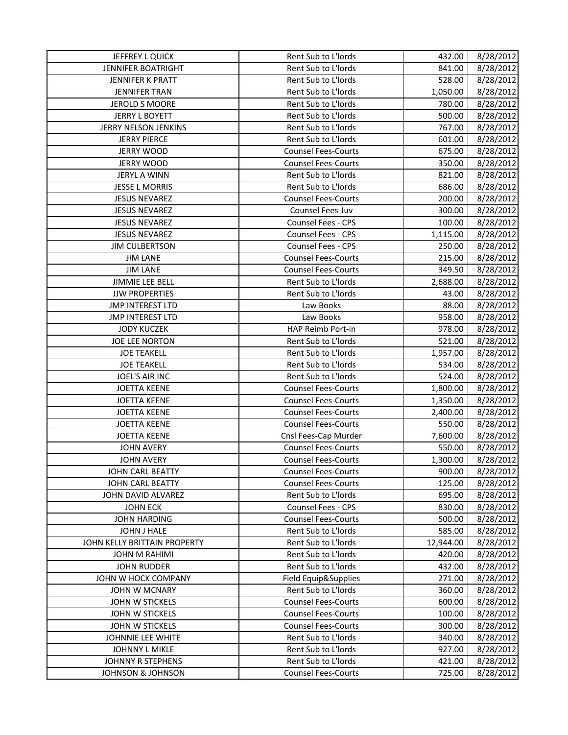| JEFFREY L QUICK | Rent Sub to L'lords | 432.00 | 8/28/2012 |
|---|---|---|---|
| JENNIFER BOATRIGHT | Rent Sub to L'lords | 841.00 | 8/28/2012 |
| JENNIFER K PRATT | Rent Sub to L'lords | 528.00 | 8/28/2012 |
| JENNIFER TRAN | Rent Sub to L'lords | 1,050.00 | 8/28/2012 |
| JEROLD S MOORE | Rent Sub to L'lords | 780.00 | 8/28/2012 |
| JERRY L BOYETT | Rent Sub to L'lords | 500.00 | 8/28/2012 |
| JERRY NELSON JENKINS | Rent Sub to L'lords | 767.00 | 8/28/2012 |
| JERRY PIERCE | Rent Sub to L'lords | 601.00 | 8/28/2012 |
| JERRY WOOD | Counsel Fees-Courts | 675.00 | 8/28/2012 |
| JERRY WOOD | Counsel Fees-Courts | 350.00 | 8/28/2012 |
| JERYL A WINN | Rent Sub to L'lords | 821.00 | 8/28/2012 |
| JESSE L MORRIS | Rent Sub to L'lords | 686.00 | 8/28/2012 |
| JESUS NEVAREZ | Counsel Fees-Courts | 200.00 | 8/28/2012 |
| JESUS NEVAREZ | Counsel Fees-Juv | 300.00 | 8/28/2012 |
| JESUS NEVAREZ | Counsel Fees - CPS | 100.00 | 8/28/2012 |
| JESUS NEVAREZ | Counsel Fees - CPS | 1,115.00 | 8/28/2012 |
| JIM CULBERTSON | Counsel Fees - CPS | 250.00 | 8/28/2012 |
| JIM LANE | Counsel Fees-Courts | 215.00 | 8/28/2012 |
| JIM LANE | Counsel Fees-Courts | 349.50 | 8/28/2012 |
| JIMMIE LEE BELL | Rent Sub to L'lords | 2,688.00 | 8/28/2012 |
| JJW PROPERTIES | Rent Sub to L'lords | 43.00 | 8/28/2012 |
| JMP INTEREST LTD | Law Books | 88.00 | 8/28/2012 |
| JMP INTEREST LTD | Law Books | 958.00 | 8/28/2012 |
| JODY KUCZEK | HAP Reimb Port-in | 978.00 | 8/28/2012 |
| JOE LEE NORTON | Rent Sub to L'lords | 521.00 | 8/28/2012 |
| JOE TEAKELL | Rent Sub to L'lords | 1,957.00 | 8/28/2012 |
| JOE TEAKELL | Rent Sub to L'lords | 534.00 | 8/28/2012 |
| JOEL'S AIR INC | Rent Sub to L'lords | 524.00 | 8/28/2012 |
| JOETTA KEENE | Counsel Fees-Courts | 1,800.00 | 8/28/2012 |
| JOETTA KEENE | Counsel Fees-Courts | 1,350.00 | 8/28/2012 |
| JOETTA KEENE | Counsel Fees-Courts | 2,400.00 | 8/28/2012 |
| JOETTA KEENE | Counsel Fees-Courts | 550.00 | 8/28/2012 |
| JOETTA KEENE | Cnsl Fees-Cap Murder | 7,600.00 | 8/28/2012 |
| JOHN AVERY | Counsel Fees-Courts | 550.00 | 8/28/2012 |
| JOHN AVERY | Counsel Fees-Courts | 1,300.00 | 8/28/2012 |
| JOHN CARL BEATTY | Counsel Fees-Courts | 900.00 | 8/28/2012 |
| JOHN CARL BEATTY | Counsel Fees-Courts | 125.00 | 8/28/2012 |
| JOHN DAVID ALVAREZ | Rent Sub to L'lords | 695.00 | 8/28/2012 |
| JOHN ECK | Counsel Fees - CPS | 830.00 | 8/28/2012 |
| JOHN HARDING | Counsel Fees-Courts | 500.00 | 8/28/2012 |
| JOHN J HALE | Rent Sub to L'lords | 585.00 | 8/28/2012 |
| JOHN KELLY BRITTAIN PROPERTY | Rent Sub to L'lords | 12,944.00 | 8/28/2012 |
| JOHN M RAHIMI | Rent Sub to L'lords | 420.00 | 8/28/2012 |
| JOHN RUDDER | Rent Sub to L'lords | 432.00 | 8/28/2012 |
| JOHN W HOCK COMPANY | Field Equip&Supplies | 271.00 | 8/28/2012 |
| JOHN W MCNARY | Rent Sub to L'lords | 360.00 | 8/28/2012 |
| JOHN W STICKELS | Counsel Fees-Courts | 600.00 | 8/28/2012 |
| JOHN W STICKELS | Counsel Fees-Courts | 100.00 | 8/28/2012 |
| JOHN W STICKELS | Counsel Fees-Courts | 300.00 | 8/28/2012 |
| JOHNNIE LEE WHITE | Rent Sub to L'lords | 340.00 | 8/28/2012 |
| JOHNNY L MIKLE | Rent Sub to L'lords | 927.00 | 8/28/2012 |
| JOHNNY R STEPHENS | Rent Sub to L'lords | 421.00 | 8/28/2012 |
| JOHNSON & JOHNSON | Counsel Fees-Courts | 725.00 | 8/28/2012 |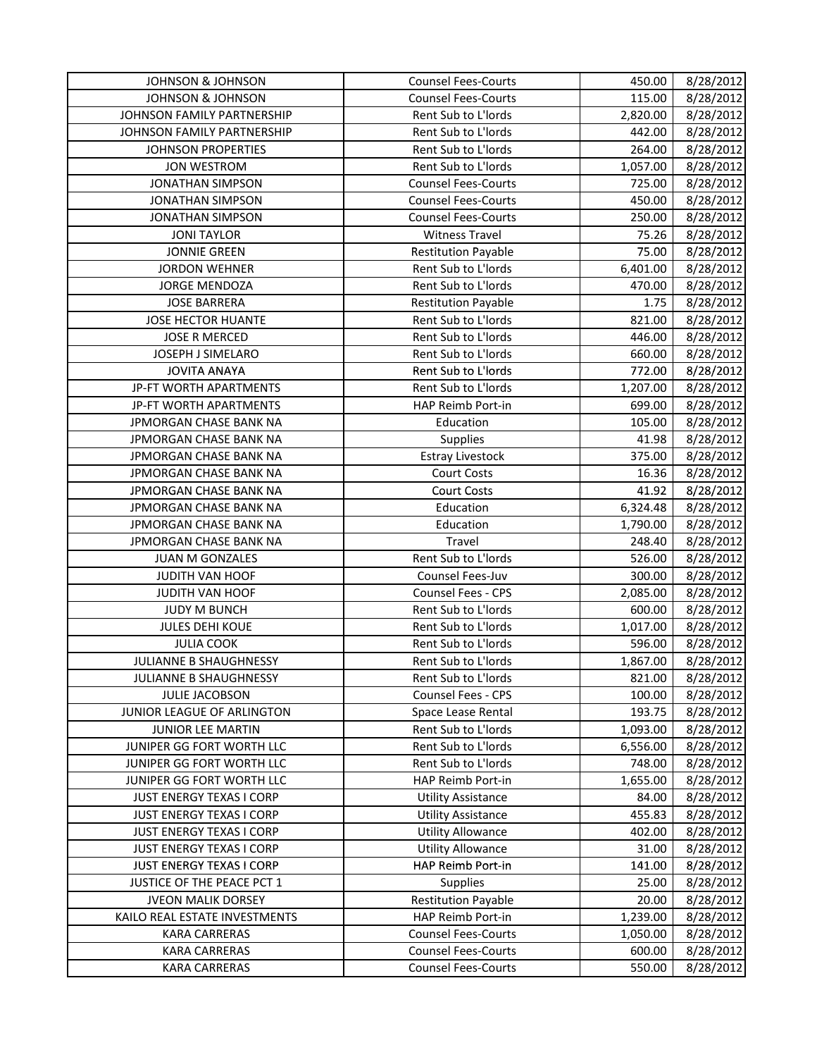| | | | |
|---|---|---|---|
| JOHNSON & JOHNSON | Counsel Fees-Courts | 450.00 | 8/28/2012 |
| JOHNSON & JOHNSON | Counsel Fees-Courts | 115.00 | 8/28/2012 |
| JOHNSON FAMILY PARTNERSHIP | Rent Sub to L'lords | 2,820.00 | 8/28/2012 |
| JOHNSON FAMILY PARTNERSHIP | Rent Sub to L'lords | 442.00 | 8/28/2012 |
| JOHNSON PROPERTIES | Rent Sub to L'lords | 264.00 | 8/28/2012 |
| JON WESTROM | Rent Sub to L'lords | 1,057.00 | 8/28/2012 |
| JONATHAN SIMPSON | Counsel Fees-Courts | 725.00 | 8/28/2012 |
| JONATHAN SIMPSON | Counsel Fees-Courts | 450.00 | 8/28/2012 |
| JONATHAN SIMPSON | Counsel Fees-Courts | 250.00 | 8/28/2012 |
| JONI TAYLOR | Witness Travel | 75.26 | 8/28/2012 |
| JONNIE GREEN | Restitution Payable | 75.00 | 8/28/2012 |
| JORDON WEHNER | Rent Sub to L'lords | 6,401.00 | 8/28/2012 |
| JORGE MENDOZA | Rent Sub to L'lords | 470.00 | 8/28/2012 |
| JOSE BARRERA | Restitution Payable | 1.75 | 8/28/2012 |
| JOSE HECTOR HUANTE | Rent Sub to L'lords | 821.00 | 8/28/2012 |
| JOSE R MERCED | Rent Sub to L'lords | 446.00 | 8/28/2012 |
| JOSEPH J SIMELARO | Rent Sub to L'lords | 660.00 | 8/28/2012 |
| JOVITA ANAYA | Rent Sub to L'lords | 772.00 | 8/28/2012 |
| JP-FT WORTH APARTMENTS | Rent Sub to L'lords | 1,207.00 | 8/28/2012 |
| JP-FT WORTH APARTMENTS | HAP Reimb Port-in | 699.00 | 8/28/2012 |
| JPMORGAN CHASE BANK NA | Education | 105.00 | 8/28/2012 |
| JPMORGAN CHASE BANK NA | Supplies | 41.98 | 8/28/2012 |
| JPMORGAN CHASE BANK NA | Estray Livestock | 375.00 | 8/28/2012 |
| JPMORGAN CHASE BANK NA | Court Costs | 16.36 | 8/28/2012 |
| JPMORGAN CHASE BANK NA | Court Costs | 41.92 | 8/28/2012 |
| JPMORGAN CHASE BANK NA | Education | 6,324.48 | 8/28/2012 |
| JPMORGAN CHASE BANK NA | Education | 1,790.00 | 8/28/2012 |
| JPMORGAN CHASE BANK NA | Travel | 248.40 | 8/28/2012 |
| JUAN M GONZALES | Rent Sub to L'lords | 526.00 | 8/28/2012 |
| JUDITH VAN HOOF | Counsel Fees-Juv | 300.00 | 8/28/2012 |
| JUDITH VAN HOOF | Counsel Fees - CPS | 2,085.00 | 8/28/2012 |
| JUDY M BUNCH | Rent Sub to L'lords | 600.00 | 8/28/2012 |
| JULES DEHI KOUE | Rent Sub to L'lords | 1,017.00 | 8/28/2012 |
| JULIA COOK | Rent Sub to L'lords | 596.00 | 8/28/2012 |
| JULIANNE B SHAUGHNESSY | Rent Sub to L'lords | 1,867.00 | 8/28/2012 |
| JULIANNE B SHAUGHNESSY | Rent Sub to L'lords | 821.00 | 8/28/2012 |
| JULIE JACOBSON | Counsel Fees - CPS | 100.00 | 8/28/2012 |
| JUNIOR LEAGUE OF ARLINGTON | Space Lease Rental | 193.75 | 8/28/2012 |
| JUNIOR LEE MARTIN | Rent Sub to L'lords | 1,093.00 | 8/28/2012 |
| JUNIPER GG FORT WORTH LLC | Rent Sub to L'lords | 6,556.00 | 8/28/2012 |
| JUNIPER GG FORT WORTH LLC | Rent Sub to L'lords | 748.00 | 8/28/2012 |
| JUNIPER GG FORT WORTH LLC | HAP Reimb Port-in | 1,655.00 | 8/28/2012 |
| JUST ENERGY TEXAS I CORP | Utility Assistance | 84.00 | 8/28/2012 |
| JUST ENERGY TEXAS I CORP | Utility Assistance | 455.83 | 8/28/2012 |
| JUST ENERGY TEXAS I CORP | Utility Allowance | 402.00 | 8/28/2012 |
| JUST ENERGY TEXAS I CORP | Utility Allowance | 31.00 | 8/28/2012 |
| JUST ENERGY TEXAS I CORP | HAP Reimb Port-in | 141.00 | 8/28/2012 |
| JUSTICE OF THE PEACE PCT 1 | Supplies | 25.00 | 8/28/2012 |
| JVEON MALIK DORSEY | Restitution Payable | 20.00 | 8/28/2012 |
| KAILO REAL ESTATE INVESTMENTS | HAP Reimb Port-in | 1,239.00 | 8/28/2012 |
| KARA CARRERAS | Counsel Fees-Courts | 1,050.00 | 8/28/2012 |
| KARA CARRERAS | Counsel Fees-Courts | 600.00 | 8/28/2012 |
| KARA CARRERAS | Counsel Fees-Courts | 550.00 | 8/28/2012 |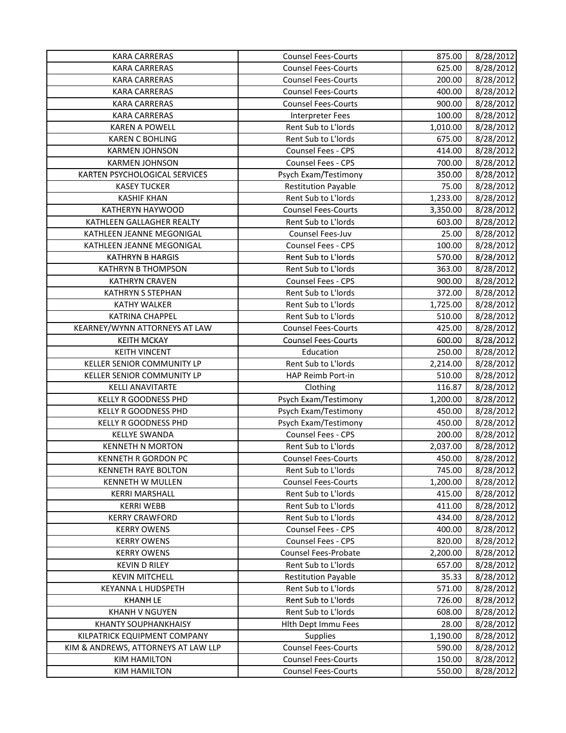| KARA CARRERAS | Counsel Fees-Courts | 875.00 | 8/28/2012 |
|---|---|---|---|
| KARA CARRERAS | Counsel Fees-Courts | 625.00 | 8/28/2012 |
| KARA CARRERAS | Counsel Fees-Courts | 200.00 | 8/28/2012 |
| KARA CARRERAS | Counsel Fees-Courts | 400.00 | 8/28/2012 |
| KARA CARRERAS | Counsel Fees-Courts | 900.00 | 8/28/2012 |
| KARA CARRERAS | Interpreter Fees | 100.00 | 8/28/2012 |
| KAREN A POWELL | Rent Sub to L'lords | 1,010.00 | 8/28/2012 |
| KAREN C BOHLING | Rent Sub to L'lords | 675.00 | 8/28/2012 |
| KARMEN JOHNSON | Counsel Fees - CPS | 414.00 | 8/28/2012 |
| KARMEN JOHNSON | Counsel Fees - CPS | 700.00 | 8/28/2012 |
| KARTEN PSYCHOLOGICAL SERVICES | Psych Exam/Testimony | 350.00 | 8/28/2012 |
| KASEY TUCKER | Restitution Payable | 75.00 | 8/28/2012 |
| KASHIF KHAN | Rent Sub to L'lords | 1,233.00 | 8/28/2012 |
| KATHERYN HAYWOOD | Counsel Fees-Courts | 3,350.00 | 8/28/2012 |
| KATHLEEN GALLAGHER REALTY | Rent Sub to L'lords | 603.00 | 8/28/2012 |
| KATHLEEN JEANNE MEGONIGAL | Counsel Fees-Juv | 25.00 | 8/28/2012 |
| KATHLEEN JEANNE MEGONIGAL | Counsel Fees - CPS | 100.00 | 8/28/2012 |
| KATHRYN B HARGIS | Rent Sub to L'lords | 570.00 | 8/28/2012 |
| KATHRYN B THOMPSON | Rent Sub to L'lords | 363.00 | 8/28/2012 |
| KATHRYN CRAVEN | Counsel Fees - CPS | 900.00 | 8/28/2012 |
| KATHRYN S STEPHAN | Rent Sub to L'lords | 372.00 | 8/28/2012 |
| KATHY WALKER | Rent Sub to L'lords | 1,725.00 | 8/28/2012 |
| KATRINA CHAPPEL | Rent Sub to L'lords | 510.00 | 8/28/2012 |
| KEARNEY/WYNN ATTORNEYS AT LAW | Counsel Fees-Courts | 425.00 | 8/28/2012 |
| KEITH MCKAY | Counsel Fees-Courts | 600.00 | 8/28/2012 |
| KEITH VINCENT | Education | 250.00 | 8/28/2012 |
| KELLER SENIOR COMMUNITY LP | Rent Sub to L'lords | 2,214.00 | 8/28/2012 |
| KELLER SENIOR COMMUNITY LP | HAP Reimb Port-in | 510.00 | 8/28/2012 |
| KELLI ANAVITARTE | Clothing | 116.87 | 8/28/2012 |
| KELLY R GOODNESS PHD | Psych Exam/Testimony | 1,200.00 | 8/28/2012 |
| KELLY R GOODNESS PHD | Psych Exam/Testimony | 450.00 | 8/28/2012 |
| KELLY R GOODNESS PHD | Psych Exam/Testimony | 450.00 | 8/28/2012 |
| KELLYE SWANDA | Counsel Fees - CPS | 200.00 | 8/28/2012 |
| KENNETH N MORTON | Rent Sub to L'lords | 2,037.00 | 8/28/2012 |
| KENNETH R GORDON PC | Counsel Fees-Courts | 450.00 | 8/28/2012 |
| KENNETH RAYE BOLTON | Rent Sub to L'lords | 745.00 | 8/28/2012 |
| KENNETH W MULLEN | Counsel Fees-Courts | 1,200.00 | 8/28/2012 |
| KERRI MARSHALL | Rent Sub to L'lords | 415.00 | 8/28/2012 |
| KERRI WEBB | Rent Sub to L'lords | 411.00 | 8/28/2012 |
| KERRY CRAWFORD | Rent Sub to L'lords | 434.00 | 8/28/2012 |
| KERRY OWENS | Counsel Fees - CPS | 400.00 | 8/28/2012 |
| KERRY OWENS | Counsel Fees - CPS | 820.00 | 8/28/2012 |
| KERRY OWENS | Counsel Fees-Probate | 2,200.00 | 8/28/2012 |
| KEVIN D RILEY | Rent Sub to L'lords | 657.00 | 8/28/2012 |
| KEVIN MITCHELL | Restitution Payable | 35.33 | 8/28/2012 |
| KEYANNA L HUDSPETH | Rent Sub to L'lords | 571.00 | 8/28/2012 |
| KHANH LE | Rent Sub to L'lords | 726.00 | 8/28/2012 |
| KHANH V NGUYEN | Rent Sub to L'lords | 608.00 | 8/28/2012 |
| KHANTY SOUPHANKHAISY | Hlth Dept Immu Fees | 28.00 | 8/28/2012 |
| KILPATRICK EQUIPMENT COMPANY | Supplies | 1,190.00 | 8/28/2012 |
| KIM & ANDREWS, ATTORNEYS AT LAW LLP | Counsel Fees-Courts | 590.00 | 8/28/2012 |
| KIM HAMILTON | Counsel Fees-Courts | 150.00 | 8/28/2012 |
| KIM HAMILTON | Counsel Fees-Courts | 550.00 | 8/28/2012 |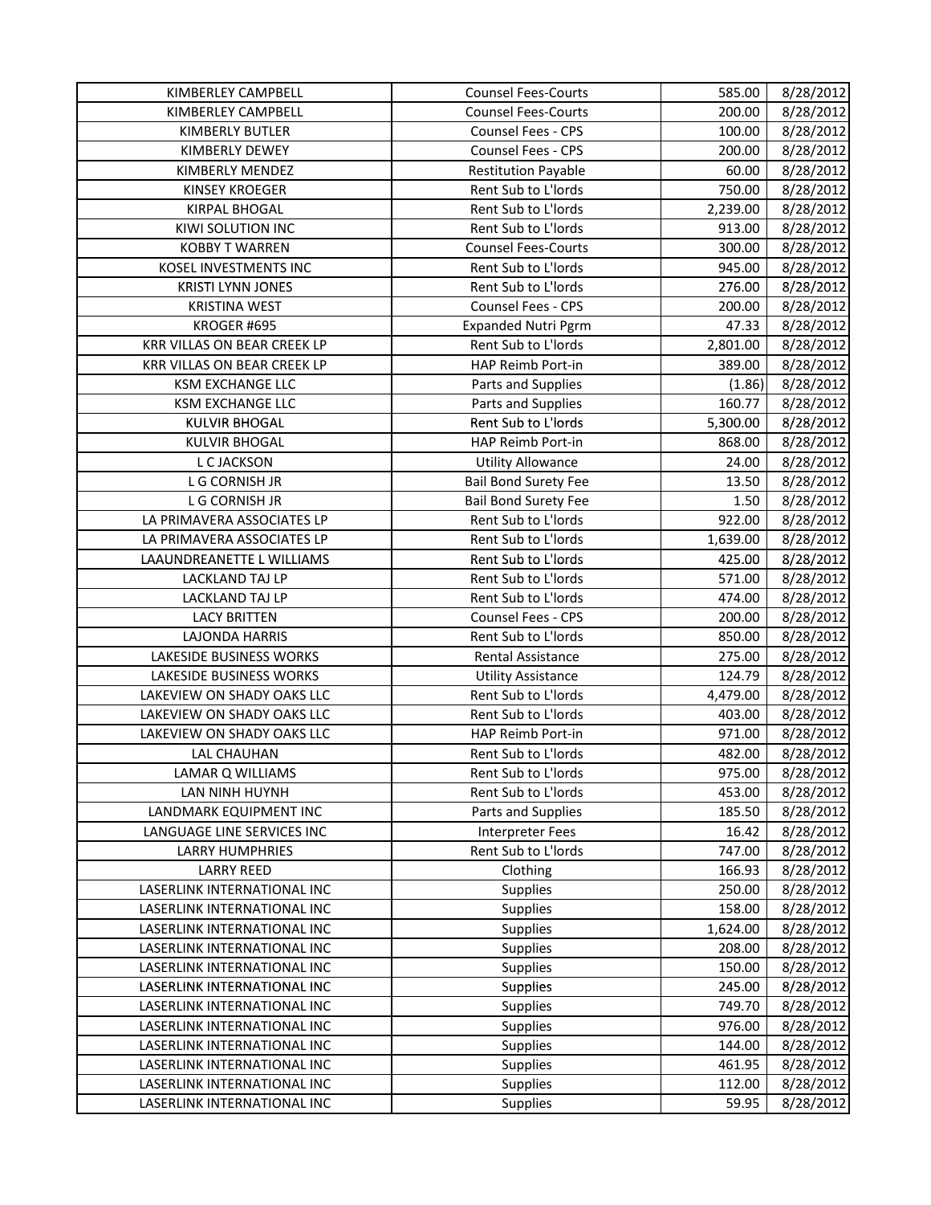| | | | |
|---|---|---|---|
| KIMBERLEY CAMPBELL | Counsel Fees-Courts | 585.00 | 8/28/2012 |
| KIMBERLEY CAMPBELL | Counsel Fees-Courts | 200.00 | 8/28/2012 |
| KIMBERLY BUTLER | Counsel Fees - CPS | 100.00 | 8/28/2012 |
| KIMBERLY DEWEY | Counsel Fees - CPS | 200.00 | 8/28/2012 |
| KIMBERLY MENDEZ | Restitution Payable | 60.00 | 8/28/2012 |
| KINSEY KROEGER | Rent Sub to L'lords | 750.00 | 8/28/2012 |
| KIRPAL BHOGAL | Rent Sub to L'lords | 2,239.00 | 8/28/2012 |
| KIWI SOLUTION INC | Rent Sub to L'lords | 913.00 | 8/28/2012 |
| KOBBY T WARREN | Counsel Fees-Courts | 300.00 | 8/28/2012 |
| KOSEL INVESTMENTS INC | Rent Sub to L'lords | 945.00 | 8/28/2012 |
| KRISTI LYNN JONES | Rent Sub to L'lords | 276.00 | 8/28/2012 |
| KRISTINA WEST | Counsel Fees - CPS | 200.00 | 8/28/2012 |
| KROGER #695 | Expanded Nutri Pgrm | 47.33 | 8/28/2012 |
| KRR VILLAS ON BEAR CREEK LP | Rent Sub to L'lords | 2,801.00 | 8/28/2012 |
| KRR VILLAS ON BEAR CREEK LP | HAP Reimb Port-in | 389.00 | 8/28/2012 |
| KSM EXCHANGE LLC | Parts and Supplies | (1.86) | 8/28/2012 |
| KSM EXCHANGE LLC | Parts and Supplies | 160.77 | 8/28/2012 |
| KULVIR BHOGAL | Rent Sub to L'lords | 5,300.00 | 8/28/2012 |
| KULVIR BHOGAL | HAP Reimb Port-in | 868.00 | 8/28/2012 |
| L C JACKSON | Utility Allowance | 24.00 | 8/28/2012 |
| L G CORNISH JR | Bail Bond Surety Fee | 13.50 | 8/28/2012 |
| L G CORNISH JR | Bail Bond Surety Fee | 1.50 | 8/28/2012 |
| LA PRIMAVERA ASSOCIATES LP | Rent Sub to L'lords | 922.00 | 8/28/2012 |
| LA PRIMAVERA ASSOCIATES LP | Rent Sub to L'lords | 1,639.00 | 8/28/2012 |
| LAAUNDREANETTE L WILLIAMS | Rent Sub to L'lords | 425.00 | 8/28/2012 |
| LACKLAND TAJ LP | Rent Sub to L'lords | 571.00 | 8/28/2012 |
| LACKLAND TAJ LP | Rent Sub to L'lords | 474.00 | 8/28/2012 |
| LACY BRITTEN | Counsel Fees - CPS | 200.00 | 8/28/2012 |
| LAJONDA HARRIS | Rent Sub to L'lords | 850.00 | 8/28/2012 |
| LAKESIDE BUSINESS WORKS | Rental Assistance | 275.00 | 8/28/2012 |
| LAKESIDE BUSINESS WORKS | Utility Assistance | 124.79 | 8/28/2012 |
| LAKEVIEW ON SHADY OAKS LLC | Rent Sub to L'lords | 4,479.00 | 8/28/2012 |
| LAKEVIEW ON SHADY OAKS LLC | Rent Sub to L'lords | 403.00 | 8/28/2012 |
| LAKEVIEW ON SHADY OAKS LLC | HAP Reimb Port-in | 971.00 | 8/28/2012 |
| LAL CHAUHAN | Rent Sub to L'lords | 482.00 | 8/28/2012 |
| LAMAR Q WILLIAMS | Rent Sub to L'lords | 975.00 | 8/28/2012 |
| LAN NINH HUYNH | Rent Sub to L'lords | 453.00 | 8/28/2012 |
| LANDMARK EQUIPMENT INC | Parts and Supplies | 185.50 | 8/28/2012 |
| LANGUAGE LINE SERVICES INC | Interpreter Fees | 16.42 | 8/28/2012 |
| LARRY HUMPHRIES | Rent Sub to L'lords | 747.00 | 8/28/2012 |
| LARRY REED | Clothing | 166.93 | 8/28/2012 |
| LASERLINK INTERNATIONAL INC | Supplies | 250.00 | 8/28/2012 |
| LASERLINK INTERNATIONAL INC | Supplies | 158.00 | 8/28/2012 |
| LASERLINK INTERNATIONAL INC | Supplies | 1,624.00 | 8/28/2012 |
| LASERLINK INTERNATIONAL INC | Supplies | 208.00 | 8/28/2012 |
| LASERLINK INTERNATIONAL INC | Supplies | 150.00 | 8/28/2012 |
| LASERLINK INTERNATIONAL INC | Supplies | 245.00 | 8/28/2012 |
| LASERLINK INTERNATIONAL INC | Supplies | 749.70 | 8/28/2012 |
| LASERLINK INTERNATIONAL INC | Supplies | 976.00 | 8/28/2012 |
| LASERLINK INTERNATIONAL INC | Supplies | 144.00 | 8/28/2012 |
| LASERLINK INTERNATIONAL INC | Supplies | 461.95 | 8/28/2012 |
| LASERLINK INTERNATIONAL INC | Supplies | 112.00 | 8/28/2012 |
| LASERLINK INTERNATIONAL INC | Supplies | 59.95 | 8/28/2012 |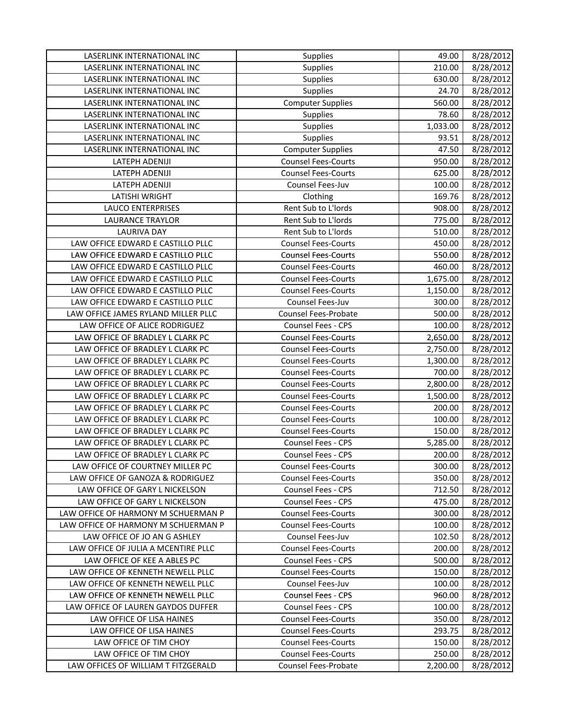| LASERLINK INTERNATIONAL INC | Supplies | 49.00 | 8/28/2012 |
|---|---|---|---|
| LASERLINK INTERNATIONAL INC | Supplies | 210.00 | 8/28/2012 |
| LASERLINK INTERNATIONAL INC | Supplies | 630.00 | 8/28/2012 |
| LASERLINK INTERNATIONAL INC | Supplies | 24.70 | 8/28/2012 |
| LASERLINK INTERNATIONAL INC | Computer Supplies | 560.00 | 8/28/2012 |
| LASERLINK INTERNATIONAL INC | Supplies | 78.60 | 8/28/2012 |
| LASERLINK INTERNATIONAL INC | Supplies | 1,033.00 | 8/28/2012 |
| LASERLINK INTERNATIONAL INC | Supplies | 93.51 | 8/28/2012 |
| LASERLINK INTERNATIONAL INC | Computer Supplies | 47.50 | 8/28/2012 |
| LATEPH ADENIJI | Counsel Fees-Courts | 950.00 | 8/28/2012 |
| LATEPH ADENIJI | Counsel Fees-Courts | 625.00 | 8/28/2012 |
| LATEPH ADENIJI | Counsel Fees-Juv | 100.00 | 8/28/2012 |
| LATISHI WRIGHT | Clothing | 169.76 | 8/28/2012 |
| LAUCO ENTERPRISES | Rent Sub to L'lords | 908.00 | 8/28/2012 |
| LAURANCE TRAYLOR | Rent Sub to L'lords | 775.00 | 8/28/2012 |
| LAURIVA DAY | Rent Sub to L'lords | 510.00 | 8/28/2012 |
| LAW OFFICE EDWARD E CASTILLO PLLC | Counsel Fees-Courts | 450.00 | 8/28/2012 |
| LAW OFFICE EDWARD E CASTILLO PLLC | Counsel Fees-Courts | 550.00 | 8/28/2012 |
| LAW OFFICE EDWARD E CASTILLO PLLC | Counsel Fees-Courts | 460.00 | 8/28/2012 |
| LAW OFFICE EDWARD E CASTILLO PLLC | Counsel Fees-Courts | 1,675.00 | 8/28/2012 |
| LAW OFFICE EDWARD E CASTILLO PLLC | Counsel Fees-Courts | 1,150.00 | 8/28/2012 |
| LAW OFFICE EDWARD E CASTILLO PLLC | Counsel Fees-Juv | 300.00 | 8/28/2012 |
| LAW OFFICE JAMES RYLAND MILLER PLLC | Counsel Fees-Probate | 500.00 | 8/28/2012 |
| LAW OFFICE OF ALICE RODRIGUEZ | Counsel Fees - CPS | 100.00 | 8/28/2012 |
| LAW OFFICE OF BRADLEY L CLARK PC | Counsel Fees-Courts | 2,650.00 | 8/28/2012 |
| LAW OFFICE OF BRADLEY L CLARK PC | Counsel Fees-Courts | 2,750.00 | 8/28/2012 |
| LAW OFFICE OF BRADLEY L CLARK PC | Counsel Fees-Courts | 1,300.00 | 8/28/2012 |
| LAW OFFICE OF BRADLEY L CLARK PC | Counsel Fees-Courts | 700.00 | 8/28/2012 |
| LAW OFFICE OF BRADLEY L CLARK PC | Counsel Fees-Courts | 2,800.00 | 8/28/2012 |
| LAW OFFICE OF BRADLEY L CLARK PC | Counsel Fees-Courts | 1,500.00 | 8/28/2012 |
| LAW OFFICE OF BRADLEY L CLARK PC | Counsel Fees-Courts | 200.00 | 8/28/2012 |
| LAW OFFICE OF BRADLEY L CLARK PC | Counsel Fees-Courts | 100.00 | 8/28/2012 |
| LAW OFFICE OF BRADLEY L CLARK PC | Counsel Fees-Courts | 150.00 | 8/28/2012 |
| LAW OFFICE OF BRADLEY L CLARK PC | Counsel Fees - CPS | 5,285.00 | 8/28/2012 |
| LAW OFFICE OF BRADLEY L CLARK PC | Counsel Fees - CPS | 200.00 | 8/28/2012 |
| LAW OFFICE OF COURTNEY MILLER PC | Counsel Fees-Courts | 300.00 | 8/28/2012 |
| LAW OFFICE OF GANOZA & RODRIGUEZ | Counsel Fees-Courts | 350.00 | 8/28/2012 |
| LAW OFFICE OF GARY L NICKELSON | Counsel Fees - CPS | 712.50 | 8/28/2012 |
| LAW OFFICE OF GARY L NICKELSON | Counsel Fees - CPS | 475.00 | 8/28/2012 |
| LAW OFFICE OF HARMONY M SCHUERMAN P | Counsel Fees-Courts | 300.00 | 8/28/2012 |
| LAW OFFICE OF HARMONY M SCHUERMAN P | Counsel Fees-Courts | 100.00 | 8/28/2012 |
| LAW OFFICE OF JO AN G ASHLEY | Counsel Fees-Juv | 102.50 | 8/28/2012 |
| LAW OFFICE OF JULIA A MCENTIRE PLLC | Counsel Fees-Courts | 200.00 | 8/28/2012 |
| LAW OFFICE OF KEE A ABLES PC | Counsel Fees - CPS | 500.00 | 8/28/2012 |
| LAW OFFICE OF KENNETH NEWELL PLLC | Counsel Fees-Courts | 150.00 | 8/28/2012 |
| LAW OFFICE OF KENNETH NEWELL PLLC | Counsel Fees-Juv | 100.00 | 8/28/2012 |
| LAW OFFICE OF KENNETH NEWELL PLLC | Counsel Fees - CPS | 960.00 | 8/28/2012 |
| LAW OFFICE OF LAUREN GAYDOS DUFFER | Counsel Fees - CPS | 100.00 | 8/28/2012 |
| LAW OFFICE OF LISA HAINES | Counsel Fees-Courts | 350.00 | 8/28/2012 |
| LAW OFFICE OF LISA HAINES | Counsel Fees-Courts | 293.75 | 8/28/2012 |
| LAW OFFICE OF TIM CHOY | Counsel Fees-Courts | 150.00 | 8/28/2012 |
| LAW OFFICE OF TIM CHOY | Counsel Fees-Courts | 250.00 | 8/28/2012 |
| LAW OFFICES OF WILLIAM T FITZGERALD | Counsel Fees-Probate | 2,200.00 | 8/28/2012 |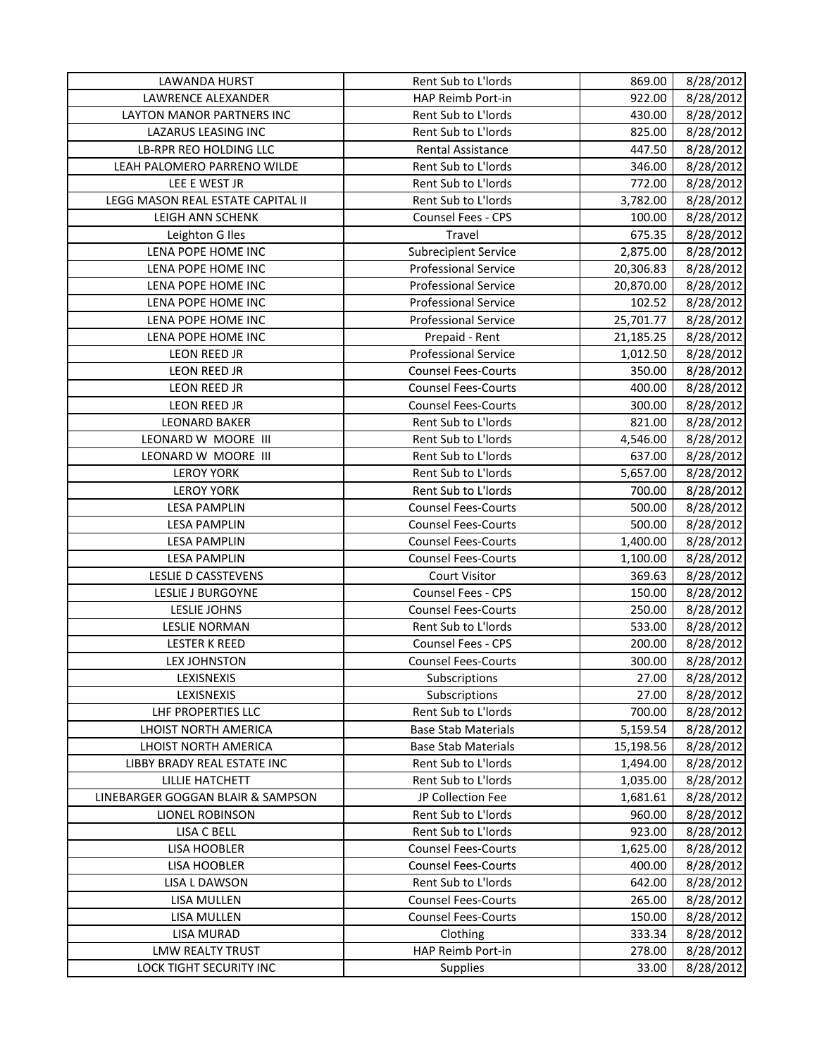| | | | |
|---|---|---|---|
| LAWANDA HURST | Rent Sub to L'lords | 869.00 | 8/28/2012 |
| LAWRENCE ALEXANDER | HAP Reimb Port-in | 922.00 | 8/28/2012 |
| LAYTON MANOR PARTNERS INC | Rent Sub to L'lords | 430.00 | 8/28/2012 |
| LAZARUS LEASING INC | Rent Sub to L'lords | 825.00 | 8/28/2012 |
| LB-RPR REO HOLDING LLC | Rental Assistance | 447.50 | 8/28/2012 |
| LEAH PALOMERO PARRENO WILDE | Rent Sub to L'lords | 346.00 | 8/28/2012 |
| LEE E WEST JR | Rent Sub to L'lords | 772.00 | 8/28/2012 |
| LEGG MASON REAL ESTATE CAPITAL II | Rent Sub to L'lords | 3,782.00 | 8/28/2012 |
| LEIGH ANN SCHENK | Counsel Fees - CPS | 100.00 | 8/28/2012 |
| Leighton G Iles | Travel | 675.35 | 8/28/2012 |
| LENA POPE HOME INC | Subrecipient Service | 2,875.00 | 8/28/2012 |
| LENA POPE HOME INC | Professional Service | 20,306.83 | 8/28/2012 |
| LENA POPE HOME INC | Professional Service | 20,870.00 | 8/28/2012 |
| LENA POPE HOME INC | Professional Service | 102.52 | 8/28/2012 |
| LENA POPE HOME INC | Professional Service | 25,701.77 | 8/28/2012 |
| LENA POPE HOME INC | Prepaid - Rent | 21,185.25 | 8/28/2012 |
| LEON REED JR | Professional Service | 1,012.50 | 8/28/2012 |
| LEON REED JR | Counsel Fees-Courts | 350.00 | 8/28/2012 |
| LEON REED JR | Counsel Fees-Courts | 400.00 | 8/28/2012 |
| LEON REED JR | Counsel Fees-Courts | 300.00 | 8/28/2012 |
| LEONARD BAKER | Rent Sub to L'lords | 821.00 | 8/28/2012 |
| LEONARD W MOORE III | Rent Sub to L'lords | 4,546.00 | 8/28/2012 |
| LEONARD W MOORE III | Rent Sub to L'lords | 637.00 | 8/28/2012 |
| LEROY YORK | Rent Sub to L'lords | 5,657.00 | 8/28/2012 |
| LEROY YORK | Rent Sub to L'lords | 700.00 | 8/28/2012 |
| LESA PAMPLIN | Counsel Fees-Courts | 500.00 | 8/28/2012 |
| LESA PAMPLIN | Counsel Fees-Courts | 500.00 | 8/28/2012 |
| LESA PAMPLIN | Counsel Fees-Courts | 1,400.00 | 8/28/2012 |
| LESA PAMPLIN | Counsel Fees-Courts | 1,100.00 | 8/28/2012 |
| LESLIE D CASSTEVENS | Court Visitor | 369.63 | 8/28/2012 |
| LESLIE J BURGOYNE | Counsel Fees - CPS | 150.00 | 8/28/2012 |
| LESLIE JOHNS | Counsel Fees-Courts | 250.00 | 8/28/2012 |
| LESLIE NORMAN | Rent Sub to L'lords | 533.00 | 8/28/2012 |
| LESTER K REED | Counsel Fees - CPS | 200.00 | 8/28/2012 |
| LEX JOHNSTON | Counsel Fees-Courts | 300.00 | 8/28/2012 |
| LEXISNEXIS | Subscriptions | 27.00 | 8/28/2012 |
| LEXISNEXIS | Subscriptions | 27.00 | 8/28/2012 |
| LHF PROPERTIES LLC | Rent Sub to L'lords | 700.00 | 8/28/2012 |
| LHOIST NORTH AMERICA | Base Stab Materials | 5,159.54 | 8/28/2012 |
| LHOIST NORTH AMERICA | Base Stab Materials | 15,198.56 | 8/28/2012 |
| LIBBY BRADY REAL ESTATE INC | Rent Sub to L'lords | 1,494.00 | 8/28/2012 |
| LILLIE HATCHETT | Rent Sub to L'lords | 1,035.00 | 8/28/2012 |
| LINEBARGER GOGGAN BLAIR & SAMPSON | JP Collection Fee | 1,681.61 | 8/28/2012 |
| LIONEL ROBINSON | Rent Sub to L'lords | 960.00 | 8/28/2012 |
| LISA C BELL | Rent Sub to L'lords | 923.00 | 8/28/2012 |
| LISA HOOBLER | Counsel Fees-Courts | 1,625.00 | 8/28/2012 |
| LISA HOOBLER | Counsel Fees-Courts | 400.00 | 8/28/2012 |
| LISA L DAWSON | Rent Sub to L'lords | 642.00 | 8/28/2012 |
| LISA MULLEN | Counsel Fees-Courts | 265.00 | 8/28/2012 |
| LISA MULLEN | Counsel Fees-Courts | 150.00 | 8/28/2012 |
| LISA MURAD | Clothing | 333.34 | 8/28/2012 |
| LMW REALTY TRUST | HAP Reimb Port-in | 278.00 | 8/28/2012 |
| LOCK TIGHT SECURITY INC | Supplies | 33.00 | 8/28/2012 |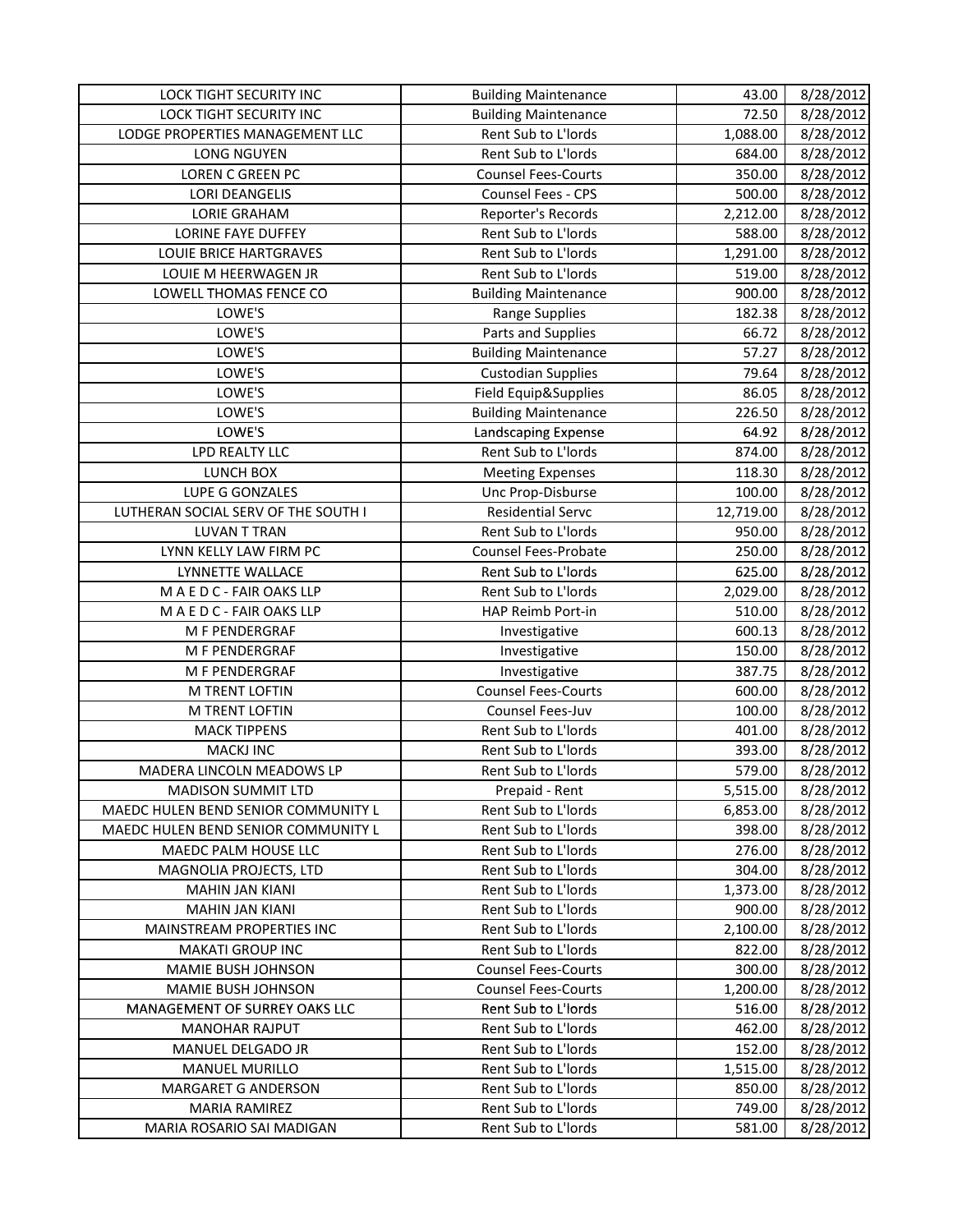| LOCK TIGHT SECURITY INC | Building Maintenance | 43.00 | 8/28/2012 |
|---|---|---|---|
| LOCK TIGHT SECURITY INC | Building Maintenance | 72.50 | 8/28/2012 |
| LODGE PROPERTIES MANAGEMENT LLC | Rent Sub to L'lords | 1,088.00 | 8/28/2012 |
| LONG NGUYEN | Rent Sub to L'lords | 684.00 | 8/28/2012 |
| LOREN C GREEN PC | Counsel Fees-Courts | 350.00 | 8/28/2012 |
| LORI DEANGELIS | Counsel Fees - CPS | 500.00 | 8/28/2012 |
| LORIE GRAHAM | Reporter's Records | 2,212.00 | 8/28/2012 |
| LORINE FAYE DUFFEY | Rent Sub to L'lords | 588.00 | 8/28/2012 |
| LOUIE BRICE HARTGRAVES | Rent Sub to L'lords | 1,291.00 | 8/28/2012 |
| LOUIE M HEERWAGEN JR | Rent Sub to L'lords | 519.00 | 8/28/2012 |
| LOWELL THOMAS FENCE CO | Building Maintenance | 900.00 | 8/28/2012 |
| LOWE'S | Range Supplies | 182.38 | 8/28/2012 |
| LOWE'S | Parts and Supplies | 66.72 | 8/28/2012 |
| LOWE'S | Building Maintenance | 57.27 | 8/28/2012 |
| LOWE'S | Custodian Supplies | 79.64 | 8/28/2012 |
| LOWE'S | Field Equip&Supplies | 86.05 | 8/28/2012 |
| LOWE'S | Building Maintenance | 226.50 | 8/28/2012 |
| LOWE'S | Landscaping Expense | 64.92 | 8/28/2012 |
| LPD REALTY LLC | Rent Sub to L'lords | 874.00 | 8/28/2012 |
| LUNCH BOX | Meeting Expenses | 118.30 | 8/28/2012 |
| LUPE G GONZALES | Unc Prop-Disburse | 100.00 | 8/28/2012 |
| LUTHERAN SOCIAL SERV OF THE SOUTH I | Residential Servc | 12,719.00 | 8/28/2012 |
| LUVAN T TRAN | Rent Sub to L'lords | 950.00 | 8/28/2012 |
| LYNN KELLY LAW FIRM PC | Counsel Fees-Probate | 250.00 | 8/28/2012 |
| LYNNETTE WALLACE | Rent Sub to L'lords | 625.00 | 8/28/2012 |
| M A E D C - FAIR OAKS LLP | Rent Sub to L'lords | 2,029.00 | 8/28/2012 |
| M A E D C - FAIR OAKS LLP | HAP Reimb Port-in | 510.00 | 8/28/2012 |
| M F PENDERGRAF | Investigative | 600.13 | 8/28/2012 |
| M F PENDERGRAF | Investigative | 150.00 | 8/28/2012 |
| M F PENDERGRAF | Investigative | 387.75 | 8/28/2012 |
| M TRENT LOFTIN | Counsel Fees-Courts | 600.00 | 8/28/2012 |
| M TRENT LOFTIN | Counsel Fees-Juv | 100.00 | 8/28/2012 |
| MACK TIPPENS | Rent Sub to L'lords | 401.00 | 8/28/2012 |
| MACKJ INC | Rent Sub to L'lords | 393.00 | 8/28/2012 |
| MADERA LINCOLN MEADOWS LP | Rent Sub to L'lords | 579.00 | 8/28/2012 |
| MADISON SUMMIT LTD | Prepaid - Rent | 5,515.00 | 8/28/2012 |
| MAEDC HULEN BEND SENIOR COMMUNITY L | Rent Sub to L'lords | 6,853.00 | 8/28/2012 |
| MAEDC HULEN BEND SENIOR COMMUNITY L | Rent Sub to L'lords | 398.00 | 8/28/2012 |
| MAEDC PALM HOUSE LLC | Rent Sub to L'lords | 276.00 | 8/28/2012 |
| MAGNOLIA PROJECTS, LTD | Rent Sub to L'lords | 304.00 | 8/28/2012 |
| MAHIN JAN KIANI | Rent Sub to L'lords | 1,373.00 | 8/28/2012 |
| MAHIN JAN KIANI | Rent Sub to L'lords | 900.00 | 8/28/2012 |
| MAINSTREAM PROPERTIES INC | Rent Sub to L'lords | 2,100.00 | 8/28/2012 |
| MAKATI GROUP INC | Rent Sub to L'lords | 822.00 | 8/28/2012 |
| MAMIE BUSH JOHNSON | Counsel Fees-Courts | 300.00 | 8/28/2012 |
| MAMIE BUSH JOHNSON | Counsel Fees-Courts | 1,200.00 | 8/28/2012 |
| MANAGEMENT OF SURREY OAKS LLC | Rent Sub to L'lords | 516.00 | 8/28/2012 |
| MANOHAR RAJPUT | Rent Sub to L'lords | 462.00 | 8/28/2012 |
| MANUEL DELGADO JR | Rent Sub to L'lords | 152.00 | 8/28/2012 |
| MANUEL MURILLO | Rent Sub to L'lords | 1,515.00 | 8/28/2012 |
| MARGARET G ANDERSON | Rent Sub to L'lords | 850.00 | 8/28/2012 |
| MARIA RAMIREZ | Rent Sub to L'lords | 749.00 | 8/28/2012 |
| MARIA ROSARIO SAI MADIGAN | Rent Sub to L'lords | 581.00 | 8/28/2012 |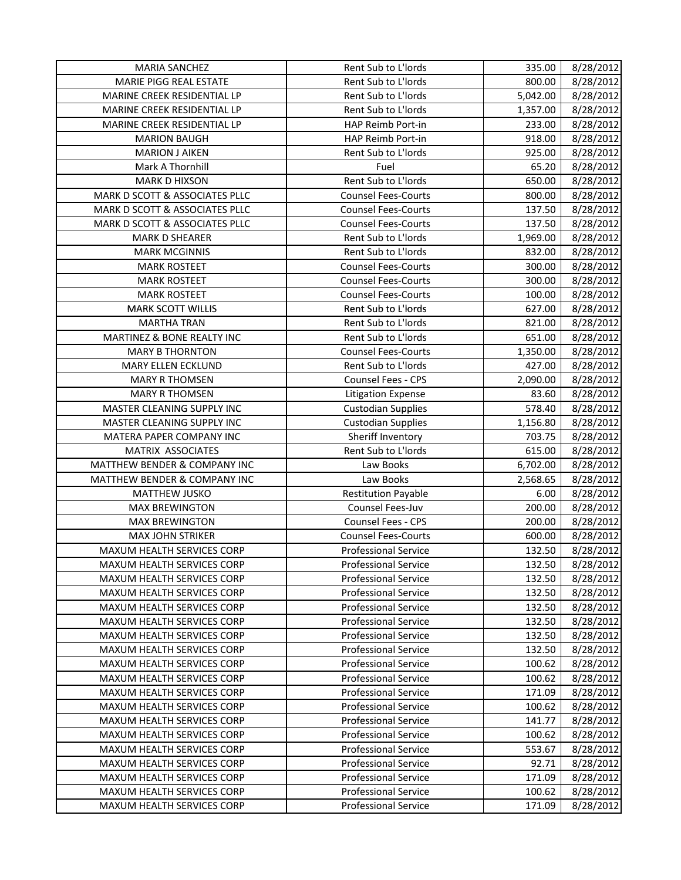| MARIA SANCHEZ | Rent Sub to L'lords | 335.00 | 8/28/2012 |
|---|---|---|---|
| MARIE PIGG REAL ESTATE | Rent Sub to L'lords | 800.00 | 8/28/2012 |
| MARINE CREEK RESIDENTIAL LP | Rent Sub to L'lords | 5,042.00 | 8/28/2012 |
| MARINE CREEK RESIDENTIAL LP | Rent Sub to L'lords | 1,357.00 | 8/28/2012 |
| MARINE CREEK RESIDENTIAL LP | HAP Reimb Port-in | 233.00 | 8/28/2012 |
| MARION BAUGH | HAP Reimb Port-in | 918.00 | 8/28/2012 |
| MARION J AIKEN | Rent Sub to L'lords | 925.00 | 8/28/2012 |
| Mark A Thornhill | Fuel | 65.20 | 8/28/2012 |
| MARK D HIXSON | Rent Sub to L'lords | 650.00 | 8/28/2012 |
| MARK D SCOTT & ASSOCIATES PLLC | Counsel Fees-Courts | 800.00 | 8/28/2012 |
| MARK D SCOTT & ASSOCIATES PLLC | Counsel Fees-Courts | 137.50 | 8/28/2012 |
| MARK D SCOTT & ASSOCIATES PLLC | Counsel Fees-Courts | 137.50 | 8/28/2012 |
| MARK D SHEARER | Rent Sub to L'lords | 1,969.00 | 8/28/2012 |
| MARK MCGINNIS | Rent Sub to L'lords | 832.00 | 8/28/2012 |
| MARK ROSTEET | Counsel Fees-Courts | 300.00 | 8/28/2012 |
| MARK ROSTEET | Counsel Fees-Courts | 300.00 | 8/28/2012 |
| MARK ROSTEET | Counsel Fees-Courts | 100.00 | 8/28/2012 |
| MARK SCOTT WILLIS | Rent Sub to L'lords | 627.00 | 8/28/2012 |
| MARTHA TRAN | Rent Sub to L'lords | 821.00 | 8/28/2012 |
| MARTINEZ & BONE REALTY INC | Rent Sub to L'lords | 651.00 | 8/28/2012 |
| MARY B THORNTON | Counsel Fees-Courts | 1,350.00 | 8/28/2012 |
| MARY ELLEN ECKLUND | Rent Sub to L'lords | 427.00 | 8/28/2012 |
| MARY R THOMSEN | Counsel Fees - CPS | 2,090.00 | 8/28/2012 |
| MARY R THOMSEN | Litigation Expense | 83.60 | 8/28/2012 |
| MASTER CLEANING SUPPLY INC | Custodian Supplies | 578.40 | 8/28/2012 |
| MASTER CLEANING SUPPLY INC | Custodian Supplies | 1,156.80 | 8/28/2012 |
| MATERA PAPER COMPANY INC | Sheriff Inventory | 703.75 | 8/28/2012 |
| MATRIX ASSOCIATES | Rent Sub to L'lords | 615.00 | 8/28/2012 |
| MATTHEW BENDER & COMPANY INC | Law Books | 6,702.00 | 8/28/2012 |
| MATTHEW BENDER & COMPANY INC | Law Books | 2,568.65 | 8/28/2012 |
| MATTHEW JUSKO | Restitution Payable | 6.00 | 8/28/2012 |
| MAX BREWINGTON | Counsel Fees-Juv | 200.00 | 8/28/2012 |
| MAX BREWINGTON | Counsel Fees - CPS | 200.00 | 8/28/2012 |
| MAX JOHN STRIKER | Counsel Fees-Courts | 600.00 | 8/28/2012 |
| MAXUM HEALTH SERVICES CORP | Professional Service | 132.50 | 8/28/2012 |
| MAXUM HEALTH SERVICES CORP | Professional Service | 132.50 | 8/28/2012 |
| MAXUM HEALTH SERVICES CORP | Professional Service | 132.50 | 8/28/2012 |
| MAXUM HEALTH SERVICES CORP | Professional Service | 132.50 | 8/28/2012 |
| MAXUM HEALTH SERVICES CORP | Professional Service | 132.50 | 8/28/2012 |
| MAXUM HEALTH SERVICES CORP | Professional Service | 132.50 | 8/28/2012 |
| MAXUM HEALTH SERVICES CORP | Professional Service | 132.50 | 8/28/2012 |
| MAXUM HEALTH SERVICES CORP | Professional Service | 132.50 | 8/28/2012 |
| MAXUM HEALTH SERVICES CORP | Professional Service | 100.62 | 8/28/2012 |
| MAXUM HEALTH SERVICES CORP | Professional Service | 100.62 | 8/28/2012 |
| MAXUM HEALTH SERVICES CORP | Professional Service | 171.09 | 8/28/2012 |
| MAXUM HEALTH SERVICES CORP | Professional Service | 100.62 | 8/28/2012 |
| MAXUM HEALTH SERVICES CORP | Professional Service | 141.77 | 8/28/2012 |
| MAXUM HEALTH SERVICES CORP | Professional Service | 100.62 | 8/28/2012 |
| MAXUM HEALTH SERVICES CORP | Professional Service | 553.67 | 8/28/2012 |
| MAXUM HEALTH SERVICES CORP | Professional Service | 92.71 | 8/28/2012 |
| MAXUM HEALTH SERVICES CORP | Professional Service | 171.09 | 8/28/2012 |
| MAXUM HEALTH SERVICES CORP | Professional Service | 100.62 | 8/28/2012 |
| MAXUM HEALTH SERVICES CORP | Professional Service | 171.09 | 8/28/2012 |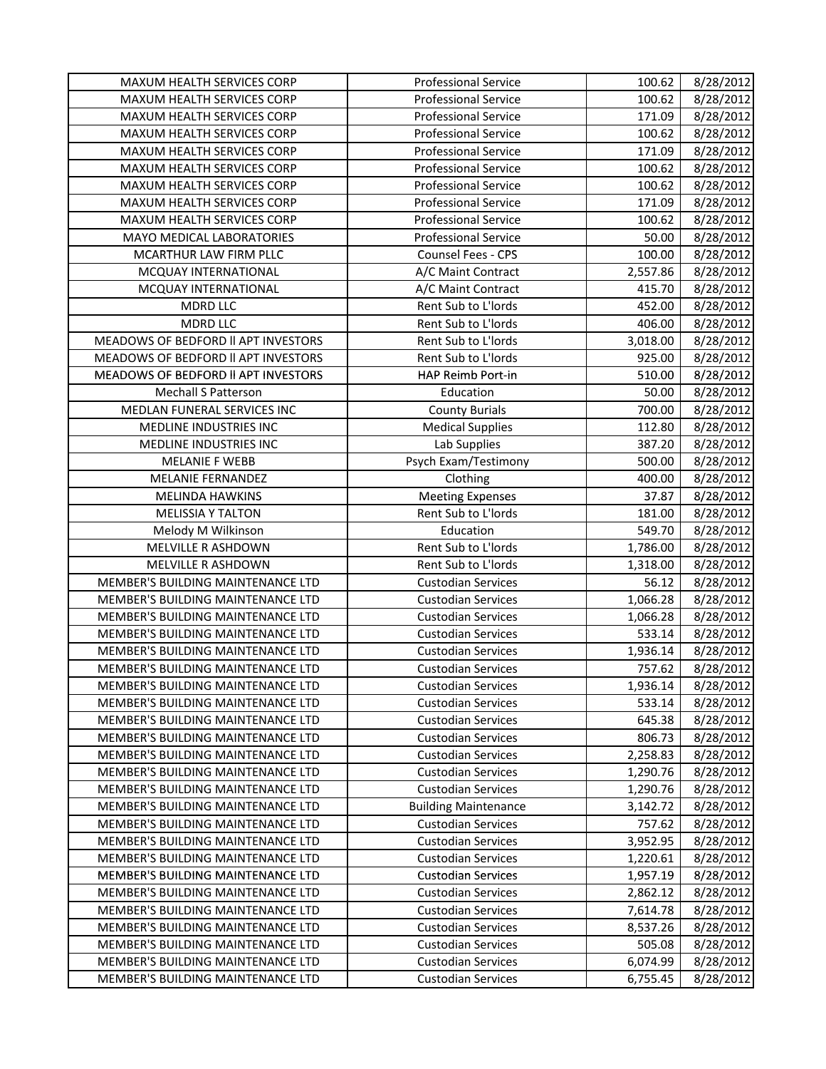| | | | |
|---|---|---|---|
| MAXUM HEALTH SERVICES CORP | Professional Service | 100.62 | 8/28/2012 |
| MAXUM HEALTH SERVICES CORP | Professional Service | 100.62 | 8/28/2012 |
| MAXUM HEALTH SERVICES CORP | Professional Service | 171.09 | 8/28/2012 |
| MAXUM HEALTH SERVICES CORP | Professional Service | 100.62 | 8/28/2012 |
| MAXUM HEALTH SERVICES CORP | Professional Service | 171.09 | 8/28/2012 |
| MAXUM HEALTH SERVICES CORP | Professional Service | 100.62 | 8/28/2012 |
| MAXUM HEALTH SERVICES CORP | Professional Service | 100.62 | 8/28/2012 |
| MAXUM HEALTH SERVICES CORP | Professional Service | 171.09 | 8/28/2012 |
| MAXUM HEALTH SERVICES CORP | Professional Service | 100.62 | 8/28/2012 |
| MAYO MEDICAL LABORATORIES | Professional Service | 50.00 | 8/28/2012 |
| MCARTHUR LAW FIRM PLLC | Counsel Fees - CPS | 100.00 | 8/28/2012 |
| MCQUAY INTERNATIONAL | A/C Maint Contract | 2,557.86 | 8/28/2012 |
| MCQUAY INTERNATIONAL | A/C Maint Contract | 415.70 | 8/28/2012 |
| MDRD LLC | Rent Sub to L'lords | 452.00 | 8/28/2012 |
| MDRD LLC | Rent Sub to L'lords | 406.00 | 8/28/2012 |
| MEADOWS OF BEDFORD II APT INVESTORS | Rent Sub to L'lords | 3,018.00 | 8/28/2012 |
| MEADOWS OF BEDFORD II APT INVESTORS | Rent Sub to L'lords | 925.00 | 8/28/2012 |
| MEADOWS OF BEDFORD II APT INVESTORS | HAP Reimb Port-in | 510.00 | 8/28/2012 |
| Mechall S Patterson | Education | 50.00 | 8/28/2012 |
| MEDLAN FUNERAL SERVICES INC | County Burials | 700.00 | 8/28/2012 |
| MEDLINE INDUSTRIES INC | Medical Supplies | 112.80 | 8/28/2012 |
| MEDLINE INDUSTRIES INC | Lab Supplies | 387.20 | 8/28/2012 |
| MELANIE F WEBB | Psych Exam/Testimony | 500.00 | 8/28/2012 |
| MELANIE FERNANDEZ | Clothing | 400.00 | 8/28/2012 |
| MELINDA HAWKINS | Meeting Expenses | 37.87 | 8/28/2012 |
| MELISSIA Y TALTON | Rent Sub to L'lords | 181.00 | 8/28/2012 |
| Melody M Wilkinson | Education | 549.70 | 8/28/2012 |
| MELVILLE R ASHDOWN | Rent Sub to L'lords | 1,786.00 | 8/28/2012 |
| MELVILLE R ASHDOWN | Rent Sub to L'lords | 1,318.00 | 8/28/2012 |
| MEMBER'S BUILDING MAINTENANCE LTD | Custodian Services | 56.12 | 8/28/2012 |
| MEMBER'S BUILDING MAINTENANCE LTD | Custodian Services | 1,066.28 | 8/28/2012 |
| MEMBER'S BUILDING MAINTENANCE LTD | Custodian Services | 1,066.28 | 8/28/2012 |
| MEMBER'S BUILDING MAINTENANCE LTD | Custodian Services | 533.14 | 8/28/2012 |
| MEMBER'S BUILDING MAINTENANCE LTD | Custodian Services | 1,936.14 | 8/28/2012 |
| MEMBER'S BUILDING MAINTENANCE LTD | Custodian Services | 757.62 | 8/28/2012 |
| MEMBER'S BUILDING MAINTENANCE LTD | Custodian Services | 1,936.14 | 8/28/2012 |
| MEMBER'S BUILDING MAINTENANCE LTD | Custodian Services | 533.14 | 8/28/2012 |
| MEMBER'S BUILDING MAINTENANCE LTD | Custodian Services | 645.38 | 8/28/2012 |
| MEMBER'S BUILDING MAINTENANCE LTD | Custodian Services | 806.73 | 8/28/2012 |
| MEMBER'S BUILDING MAINTENANCE LTD | Custodian Services | 2,258.83 | 8/28/2012 |
| MEMBER'S BUILDING MAINTENANCE LTD | Custodian Services | 1,290.76 | 8/28/2012 |
| MEMBER'S BUILDING MAINTENANCE LTD | Custodian Services | 1,290.76 | 8/28/2012 |
| MEMBER'S BUILDING MAINTENANCE LTD | Building Maintenance | 3,142.72 | 8/28/2012 |
| MEMBER'S BUILDING MAINTENANCE LTD | Custodian Services | 757.62 | 8/28/2012 |
| MEMBER'S BUILDING MAINTENANCE LTD | Custodian Services | 3,952.95 | 8/28/2012 |
| MEMBER'S BUILDING MAINTENANCE LTD | Custodian Services | 1,220.61 | 8/28/2012 |
| MEMBER'S BUILDING MAINTENANCE LTD | Custodian Services | 1,957.19 | 8/28/2012 |
| MEMBER'S BUILDING MAINTENANCE LTD | Custodian Services | 2,862.12 | 8/28/2012 |
| MEMBER'S BUILDING MAINTENANCE LTD | Custodian Services | 7,614.78 | 8/28/2012 |
| MEMBER'S BUILDING MAINTENANCE LTD | Custodian Services | 8,537.26 | 8/28/2012 |
| MEMBER'S BUILDING MAINTENANCE LTD | Custodian Services | 505.08 | 8/28/2012 |
| MEMBER'S BUILDING MAINTENANCE LTD | Custodian Services | 6,074.99 | 8/28/2012 |
| MEMBER'S BUILDING MAINTENANCE LTD | Custodian Services | 6,755.45 | 8/28/2012 |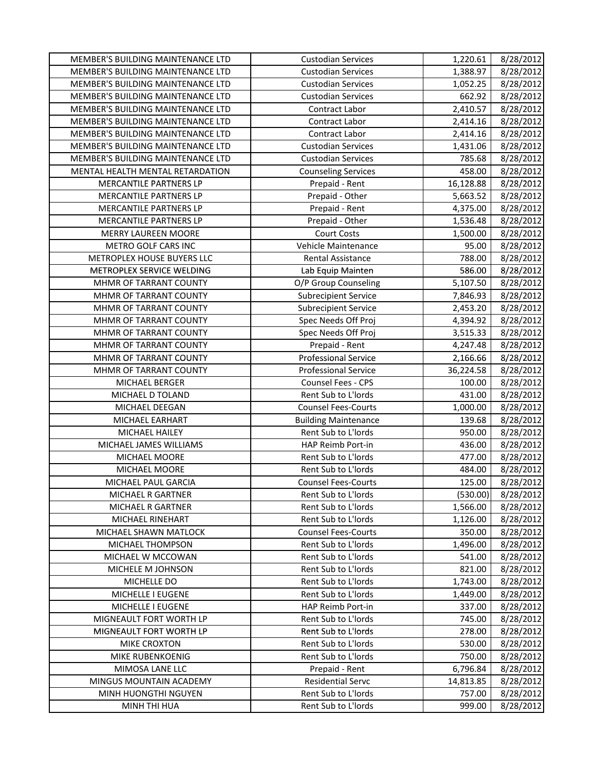| MEMBER'S BUILDING MAINTENANCE LTD | Custodian Services | 1,220.61 | 8/28/2012 |
|---|---|---|---|
| MEMBER'S BUILDING MAINTENANCE LTD | Custodian Services | 1,388.97 | 8/28/2012 |
| MEMBER'S BUILDING MAINTENANCE LTD | Custodian Services | 1,052.25 | 8/28/2012 |
| MEMBER'S BUILDING MAINTENANCE LTD | Custodian Services | 662.92 | 8/28/2012 |
| MEMBER'S BUILDING MAINTENANCE LTD | Contract Labor | 2,410.57 | 8/28/2012 |
| MEMBER'S BUILDING MAINTENANCE LTD | Contract Labor | 2,414.16 | 8/28/2012 |
| MEMBER'S BUILDING MAINTENANCE LTD | Contract Labor | 2,414.16 | 8/28/2012 |
| MEMBER'S BUILDING MAINTENANCE LTD | Custodian Services | 1,431.06 | 8/28/2012 |
| MEMBER'S BUILDING MAINTENANCE LTD | Custodian Services | 785.68 | 8/28/2012 |
| MENTAL HEALTH MENTAL RETARDATION | Counseling Services | 458.00 | 8/28/2012 |
| MERCANTILE PARTNERS LP | Prepaid - Rent | 16,128.88 | 8/28/2012 |
| MERCANTILE PARTNERS LP | Prepaid - Other | 5,663.52 | 8/28/2012 |
| MERCANTILE PARTNERS LP | Prepaid - Rent | 4,375.00 | 8/28/2012 |
| MERCANTILE PARTNERS LP | Prepaid - Other | 1,536.48 | 8/28/2012 |
| MERRY LAUREEN MOORE | Court Costs | 1,500.00 | 8/28/2012 |
| METRO GOLF CARS INC | Vehicle Maintenance | 95.00 | 8/28/2012 |
| METROPLEX HOUSE BUYERS LLC | Rental Assistance | 788.00 | 8/28/2012 |
| METROPLEX SERVICE WELDING | Lab Equip Mainten | 586.00 | 8/28/2012 |
| MHMR OF TARRANT COUNTY | O/P Group Counseling | 5,107.50 | 8/28/2012 |
| MHMR OF TARRANT COUNTY | Subrecipient Service | 7,846.93 | 8/28/2012 |
| MHMR OF TARRANT COUNTY | Subrecipient Service | 2,453.20 | 8/28/2012 |
| MHMR OF TARRANT COUNTY | Spec Needs Off Proj | 4,394.92 | 8/28/2012 |
| MHMR OF TARRANT COUNTY | Spec Needs Off Proj | 3,515.33 | 8/28/2012 |
| MHMR OF TARRANT COUNTY | Prepaid - Rent | 4,247.48 | 8/28/2012 |
| MHMR OF TARRANT COUNTY | Professional Service | 2,166.66 | 8/28/2012 |
| MHMR OF TARRANT COUNTY | Professional Service | 36,224.58 | 8/28/2012 |
| MICHAEL BERGER | Counsel Fees - CPS | 100.00 | 8/28/2012 |
| MICHAEL D TOLAND | Rent Sub to L'lords | 431.00 | 8/28/2012 |
| MICHAEL DEEGAN | Counsel Fees-Courts | 1,000.00 | 8/28/2012 |
| MICHAEL EARHART | Building Maintenance | 139.68 | 8/28/2012 |
| MICHAEL HAILEY | Rent Sub to L'lords | 950.00 | 8/28/2012 |
| MICHAEL JAMES WILLIAMS | HAP Reimb Port-in | 436.00 | 8/28/2012 |
| MICHAEL MOORE | Rent Sub to L'lords | 477.00 | 8/28/2012 |
| MICHAEL MOORE | Rent Sub to L'lords | 484.00 | 8/28/2012 |
| MICHAEL PAUL GARCIA | Counsel Fees-Courts | 125.00 | 8/28/2012 |
| MICHAEL R GARTNER | Rent Sub to L'lords | (530.00) | 8/28/2012 |
| MICHAEL R GARTNER | Rent Sub to L'lords | 1,566.00 | 8/28/2012 |
| MICHAEL RINEHART | Rent Sub to L'lords | 1,126.00 | 8/28/2012 |
| MICHAEL SHAWN MATLOCK | Counsel Fees-Courts | 350.00 | 8/28/2012 |
| MICHAEL THOMPSON | Rent Sub to L'lords | 1,496.00 | 8/28/2012 |
| MICHAEL W MCCOWAN | Rent Sub to L'lords | 541.00 | 8/28/2012 |
| MICHELE M JOHNSON | Rent Sub to L'lords | 821.00 | 8/28/2012 |
| MICHELLE DO | Rent Sub to L'lords | 1,743.00 | 8/28/2012 |
| MICHELLE I EUGENE | Rent Sub to L'lords | 1,449.00 | 8/28/2012 |
| MICHELLE I EUGENE | HAP Reimb Port-in | 337.00 | 8/28/2012 |
| MIGNEAULT FORT WORTH LP | Rent Sub to L'lords | 745.00 | 8/28/2012 |
| MIGNEAULT FORT WORTH LP | Rent Sub to L'lords | 278.00 | 8/28/2012 |
| MIKE CROXTON | Rent Sub to L'lords | 530.00 | 8/28/2012 |
| MIKE RUBENKOENIG | Rent Sub to L'lords | 750.00 | 8/28/2012 |
| MIMOSA LANE LLC | Prepaid - Rent | 6,796.84 | 8/28/2012 |
| MINGUS MOUNTAIN ACADEMY | Residential Servc | 14,813.85 | 8/28/2012 |
| MINH HUONGTHI NGUYEN | Rent Sub to L'lords | 757.00 | 8/28/2012 |
| MINH THI HUA | Rent Sub to L'lords | 999.00 | 8/28/2012 |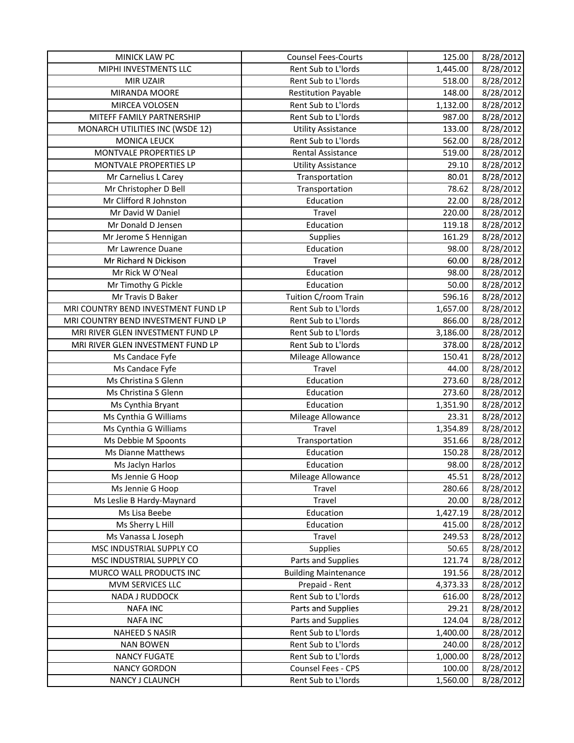| | | | |
|---|---|---|---|
| MINICK LAW PC | Counsel Fees-Courts | 125.00 | 8/28/2012 |
| MIPHI INVESTMENTS LLC | Rent Sub to L'lords | 1,445.00 | 8/28/2012 |
| MIR UZAIR | Rent Sub to L'lords | 518.00 | 8/28/2012 |
| MIRANDA MOORE | Restitution Payable | 148.00 | 8/28/2012 |
| MIRCEA VOLOSEN | Rent Sub to L'lords | 1,132.00 | 8/28/2012 |
| MITEFF FAMILY PARTNERSHIP | Rent Sub to L'lords | 987.00 | 8/28/2012 |
| MONARCH UTILITIES INC (WSDE 12) | Utility Assistance | 133.00 | 8/28/2012 |
| MONICA LEUCK | Rent Sub to L'lords | 562.00 | 8/28/2012 |
| MONTVALE PROPERTIES LP | Rental Assistance | 519.00 | 8/28/2012 |
| MONTVALE PROPERTIES LP | Utility Assistance | 29.10 | 8/28/2012 |
| Mr Carnelius L Carey | Transportation | 80.01 | 8/28/2012 |
| Mr Christopher D Bell | Transportation | 78.62 | 8/28/2012 |
| Mr Clifford R Johnston | Education | 22.00 | 8/28/2012 |
| Mr David W Daniel | Travel | 220.00 | 8/28/2012 |
| Mr Donald D Jensen | Education | 119.18 | 8/28/2012 |
| Mr Jerome S Hennigan | Supplies | 161.29 | 8/28/2012 |
| Mr Lawrence Duane | Education | 98.00 | 8/28/2012 |
| Mr Richard N Dickison | Travel | 60.00 | 8/28/2012 |
| Mr Rick W O'Neal | Education | 98.00 | 8/28/2012 |
| Mr Timothy G Pickle | Education | 50.00 | 8/28/2012 |
| Mr Travis D Baker | Tuition C/room Train | 596.16 | 8/28/2012 |
| MRI COUNTRY BEND INVESTMENT FUND LP | Rent Sub to L'lords | 1,657.00 | 8/28/2012 |
| MRI COUNTRY BEND INVESTMENT FUND LP | Rent Sub to L'lords | 866.00 | 8/28/2012 |
| MRI RIVER GLEN INVESTMENT FUND LP | Rent Sub to L'lords | 3,186.00 | 8/28/2012 |
| MRI RIVER GLEN INVESTMENT FUND LP | Rent Sub to L'lords | 378.00 | 8/28/2012 |
| Ms Candace Fyfe | Mileage Allowance | 150.41 | 8/28/2012 |
| Ms Candace Fyfe | Travel | 44.00 | 8/28/2012 |
| Ms Christina S Glenn | Education | 273.60 | 8/28/2012 |
| Ms Christina S Glenn | Education | 273.60 | 8/28/2012 |
| Ms Cynthia Bryant | Education | 1,351.90 | 8/28/2012 |
| Ms Cynthia G Williams | Mileage Allowance | 23.31 | 8/28/2012 |
| Ms Cynthia G Williams | Travel | 1,354.89 | 8/28/2012 |
| Ms Debbie M Spoonts | Transportation | 351.66 | 8/28/2012 |
| Ms Dianne Matthews | Education | 150.28 | 8/28/2012 |
| Ms Jaclyn Harlos | Education | 98.00 | 8/28/2012 |
| Ms Jennie G Hoop | Mileage Allowance | 45.51 | 8/28/2012 |
| Ms Jennie G Hoop | Travel | 280.66 | 8/28/2012 |
| Ms Leslie B Hardy-Maynard | Travel | 20.00 | 8/28/2012 |
| Ms Lisa Beebe | Education | 1,427.19 | 8/28/2012 |
| Ms Sherry L Hill | Education | 415.00 | 8/28/2012 |
| Ms Vanassa L Joseph | Travel | 249.53 | 8/28/2012 |
| MSC INDUSTRIAL SUPPLY CO | Supplies | 50.65 | 8/28/2012 |
| MSC INDUSTRIAL SUPPLY CO | Parts and Supplies | 121.74 | 8/28/2012 |
| MURCO WALL PRODUCTS INC | Building Maintenance | 191.56 | 8/28/2012 |
| MVM SERVICES LLC | Prepaid - Rent | 4,373.33 | 8/28/2012 |
| NADA J RUDDOCK | Rent Sub to L'lords | 616.00 | 8/28/2012 |
| NAFA INC | Parts and Supplies | 29.21 | 8/28/2012 |
| NAFA INC | Parts and Supplies | 124.04 | 8/28/2012 |
| NAHEED S NASIR | Rent Sub to L'lords | 1,400.00 | 8/28/2012 |
| NAN BOWEN | Rent Sub to L'lords | 240.00 | 8/28/2012 |
| NANCY FUGATE | Rent Sub to L'lords | 1,000.00 | 8/28/2012 |
| NANCY GORDON | Counsel Fees - CPS | 100.00 | 8/28/2012 |
| NANCY J CLAUNCH | Rent Sub to L'lords | 1,560.00 | 8/28/2012 |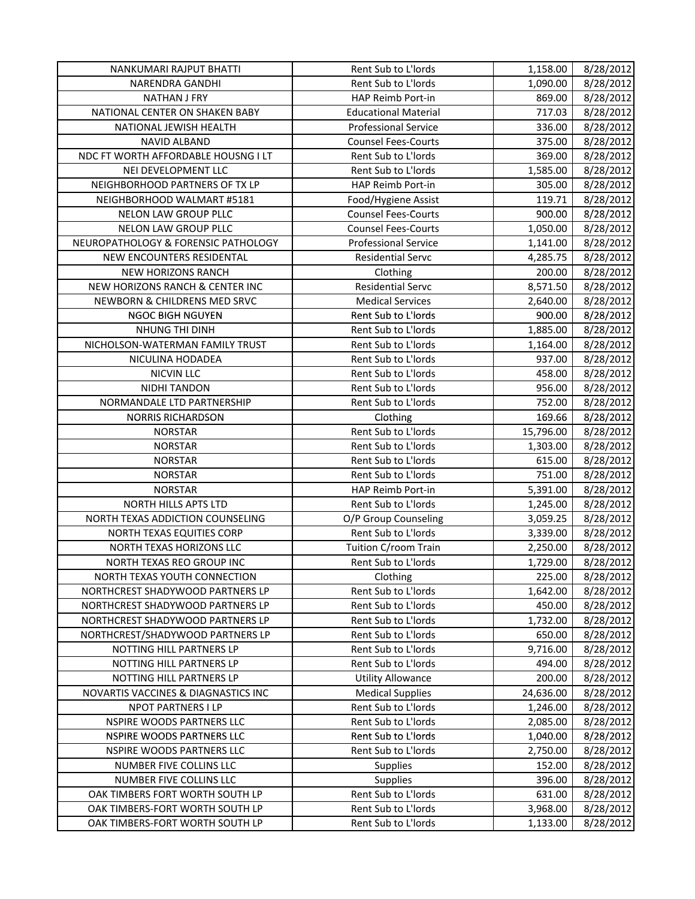| NANKUMARI RAJPUT BHATTI | Rent Sub to L'lords | 1,158.00 | 8/28/2012 |
|---|---|---|---|
| NARENDRA GANDHI | Rent Sub to L'lords | 1,090.00 | 8/28/2012 |
| NATHAN J FRY | HAP Reimb Port-in | 869.00 | 8/28/2012 |
| NATIONAL CENTER ON SHAKEN BABY | Educational Material | 717.03 | 8/28/2012 |
| NATIONAL JEWISH HEALTH | Professional Service | 336.00 | 8/28/2012 |
| NAVID ALBAND | Counsel Fees-Courts | 375.00 | 8/28/2012 |
| NDC FT WORTH AFFORDABLE HOUSNG I LT | Rent Sub to L'lords | 369.00 | 8/28/2012 |
| NEI DEVELOPMENT LLC | Rent Sub to L'lords | 1,585.00 | 8/28/2012 |
| NEIGHBORHOOD PARTNERS OF TX LP | HAP Reimb Port-in | 305.00 | 8/28/2012 |
| NEIGHBORHOOD WALMART #5181 | Food/Hygiene Assist | 119.71 | 8/28/2012 |
| NELON LAW GROUP PLLC | Counsel Fees-Courts | 900.00 | 8/28/2012 |
| NELON LAW GROUP PLLC | Counsel Fees-Courts | 1,050.00 | 8/28/2012 |
| NEUROPATHOLOGY & FORENSIC PATHOLOGY | Professional Service | 1,141.00 | 8/28/2012 |
| NEW ENCOUNTERS RESIDENTAL | Residential Servc | 4,285.75 | 8/28/2012 |
| NEW HORIZONS RANCH | Clothing | 200.00 | 8/28/2012 |
| NEW HORIZONS RANCH & CENTER INC | Residential Servc | 8,571.50 | 8/28/2012 |
| NEWBORN & CHILDRENS MED SRVC | Medical Services | 2,640.00 | 8/28/2012 |
| NGOC BIGH NGUYEN | Rent Sub to L'lords | 900.00 | 8/28/2012 |
| NHUNG THI DINH | Rent Sub to L'lords | 1,885.00 | 8/28/2012 |
| NICHOLSON-WATERMAN FAMILY TRUST | Rent Sub to L'lords | 1,164.00 | 8/28/2012 |
| NICULINA HODADEA | Rent Sub to L'lords | 937.00 | 8/28/2012 |
| NICVIN LLC | Rent Sub to L'lords | 458.00 | 8/28/2012 |
| NIDHI TANDON | Rent Sub to L'lords | 956.00 | 8/28/2012 |
| NORMANDALE LTD PARTNERSHIP | Rent Sub to L'lords | 752.00 | 8/28/2012 |
| NORRIS RICHARDSON | Clothing | 169.66 | 8/28/2012 |
| NORSTAR | Rent Sub to L'lords | 15,796.00 | 8/28/2012 |
| NORSTAR | Rent Sub to L'lords | 1,303.00 | 8/28/2012 |
| NORSTAR | Rent Sub to L'lords | 615.00 | 8/28/2012 |
| NORSTAR | Rent Sub to L'lords | 751.00 | 8/28/2012 |
| NORSTAR | HAP Reimb Port-in | 5,391.00 | 8/28/2012 |
| NORTH HILLS APTS LTD | Rent Sub to L'lords | 1,245.00 | 8/28/2012 |
| NORTH TEXAS ADDICTION COUNSELING | O/P Group Counseling | 3,059.25 | 8/28/2012 |
| NORTH TEXAS EQUITIES CORP | Rent Sub to L'lords | 3,339.00 | 8/28/2012 |
| NORTH TEXAS HORIZONS LLC | Tuition C/room Train | 2,250.00 | 8/28/2012 |
| NORTH TEXAS REO GROUP INC | Rent Sub to L'lords | 1,729.00 | 8/28/2012 |
| NORTH TEXAS YOUTH CONNECTION | Clothing | 225.00 | 8/28/2012 |
| NORTHCREST SHADYWOOD PARTNERS LP | Rent Sub to L'lords | 1,642.00 | 8/28/2012 |
| NORTHCREST SHADYWOOD PARTNERS LP | Rent Sub to L'lords | 450.00 | 8/28/2012 |
| NORTHCREST SHADYWOOD PARTNERS LP | Rent Sub to L'lords | 1,732.00 | 8/28/2012 |
| NORTHCREST/SHADYWOOD PARTNERS LP | Rent Sub to L'lords | 650.00 | 8/28/2012 |
| NOTTING HILL PARTNERS LP | Rent Sub to L'lords | 9,716.00 | 8/28/2012 |
| NOTTING HILL PARTNERS LP | Rent Sub to L'lords | 494.00 | 8/28/2012 |
| NOTTING HILL PARTNERS LP | Utility Allowance | 200.00 | 8/28/2012 |
| NOVARTIS VACCINES & DIAGNASTICS INC | Medical Supplies | 24,636.00 | 8/28/2012 |
| NPOT PARTNERS I LP | Rent Sub to L'lords | 1,246.00 | 8/28/2012 |
| NSPIRE WOODS PARTNERS LLC | Rent Sub to L'lords | 2,085.00 | 8/28/2012 |
| NSPIRE WOODS PARTNERS LLC | Rent Sub to L'lords | 1,040.00 | 8/28/2012 |
| NSPIRE WOODS PARTNERS LLC | Rent Sub to L'lords | 2,750.00 | 8/28/2012 |
| NUMBER FIVE COLLINS LLC | Supplies | 152.00 | 8/28/2012 |
| NUMBER FIVE COLLINS LLC | Supplies | 396.00 | 8/28/2012 |
| OAK TIMBERS FORT WORTH SOUTH LP | Rent Sub to L'lords | 631.00 | 8/28/2012 |
| OAK TIMBERS-FORT WORTH SOUTH LP | Rent Sub to L'lords | 3,968.00 | 8/28/2012 |
| OAK TIMBERS-FORT WORTH SOUTH LP | Rent Sub to L'lords | 1,133.00 | 8/28/2012 |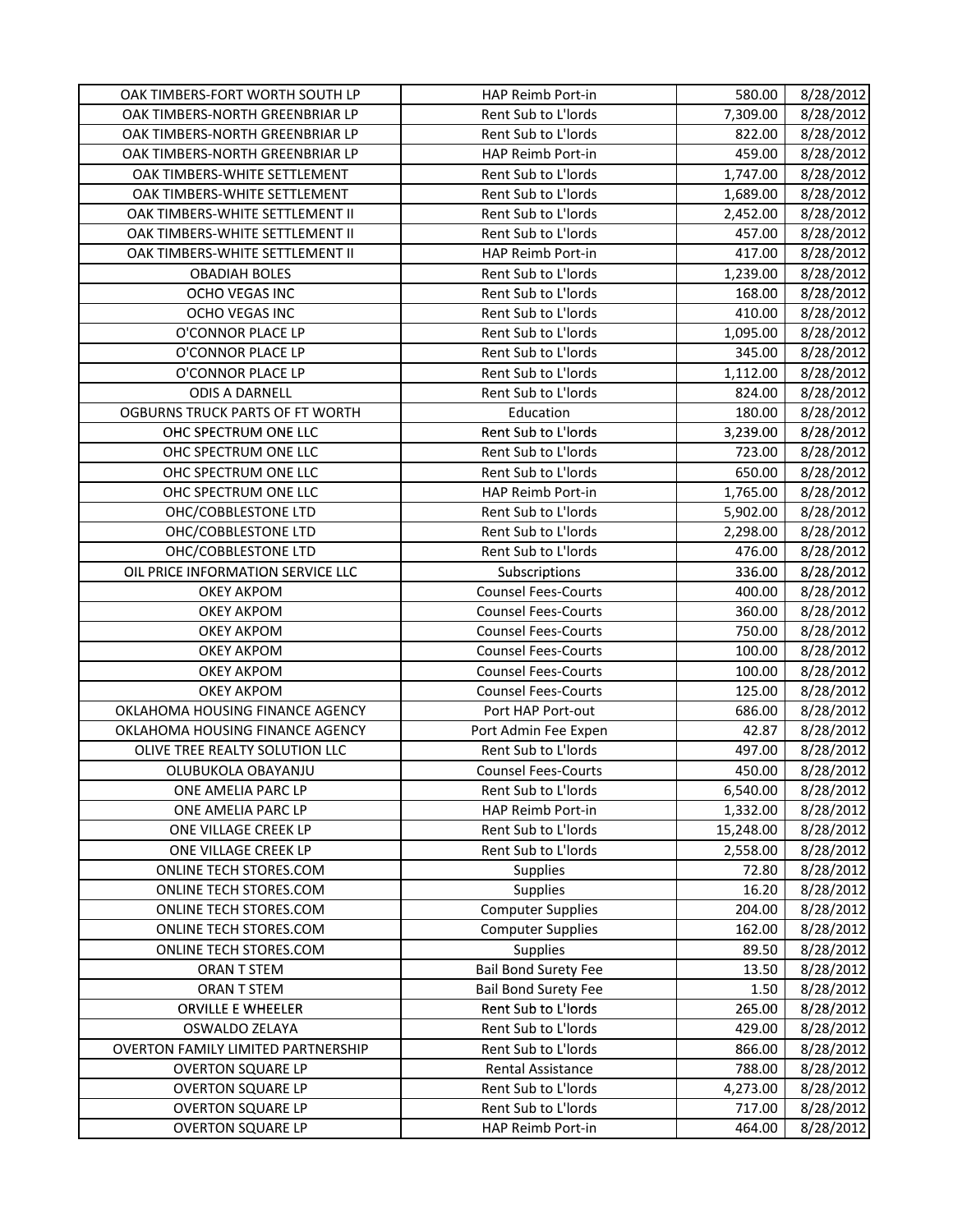| OAK TIMBERS-FORT WORTH SOUTH LP | HAP Reimb Port-in | 580.00 | 8/28/2012 |
|---|---|---|---|
| OAK TIMBERS-NORTH GREENBRIAR LP | Rent Sub to L'lords | 7,309.00 | 8/28/2012 |
| OAK TIMBERS-NORTH GREENBRIAR LP | Rent Sub to L'lords | 822.00 | 8/28/2012 |
| OAK TIMBERS-NORTH GREENBRIAR LP | HAP Reimb Port-in | 459.00 | 8/28/2012 |
| OAK TIMBERS-WHITE SETTLEMENT | Rent Sub to L'lords | 1,747.00 | 8/28/2012 |
| OAK TIMBERS-WHITE SETTLEMENT | Rent Sub to L'lords | 1,689.00 | 8/28/2012 |
| OAK TIMBERS-WHITE SETTLEMENT II | Rent Sub to L'lords | 2,452.00 | 8/28/2012 |
| OAK TIMBERS-WHITE SETTLEMENT II | Rent Sub to L'lords | 457.00 | 8/28/2012 |
| OAK TIMBERS-WHITE SETTLEMENT II | HAP Reimb Port-in | 417.00 | 8/28/2012 |
| OBADIAH BOLES | Rent Sub to L'lords | 1,239.00 | 8/28/2012 |
| OCHO VEGAS INC | Rent Sub to L'lords | 168.00 | 8/28/2012 |
| OCHO VEGAS INC | Rent Sub to L'lords | 410.00 | 8/28/2012 |
| O'CONNOR PLACE LP | Rent Sub to L'lords | 1,095.00 | 8/28/2012 |
| O'CONNOR PLACE LP | Rent Sub to L'lords | 345.00 | 8/28/2012 |
| O'CONNOR PLACE LP | Rent Sub to L'lords | 1,112.00 | 8/28/2012 |
| ODIS A DARNELL | Rent Sub to L'lords | 824.00 | 8/28/2012 |
| OGBURNS TRUCK PARTS OF FT WORTH | Education | 180.00 | 8/28/2012 |
| OHC SPECTRUM ONE LLC | Rent Sub to L'lords | 3,239.00 | 8/28/2012 |
| OHC SPECTRUM ONE LLC | Rent Sub to L'lords | 723.00 | 8/28/2012 |
| OHC SPECTRUM ONE LLC | Rent Sub to L'lords | 650.00 | 8/28/2012 |
| OHC SPECTRUM ONE LLC | HAP Reimb Port-in | 1,765.00 | 8/28/2012 |
| OHC/COBBLESTONE LTD | Rent Sub to L'lords | 5,902.00 | 8/28/2012 |
| OHC/COBBLESTONE LTD | Rent Sub to L'lords | 2,298.00 | 8/28/2012 |
| OHC/COBBLESTONE LTD | Rent Sub to L'lords | 476.00 | 8/28/2012 |
| OIL PRICE INFORMATION SERVICE LLC | Subscriptions | 336.00 | 8/28/2012 |
| OKEY AKPOM | Counsel Fees-Courts | 400.00 | 8/28/2012 |
| OKEY AKPOM | Counsel Fees-Courts | 360.00 | 8/28/2012 |
| OKEY AKPOM | Counsel Fees-Courts | 750.00 | 8/28/2012 |
| OKEY AKPOM | Counsel Fees-Courts | 100.00 | 8/28/2012 |
| OKEY AKPOM | Counsel Fees-Courts | 100.00 | 8/28/2012 |
| OKEY AKPOM | Counsel Fees-Courts | 125.00 | 8/28/2012 |
| OKLAHOMA HOUSING FINANCE AGENCY | Port HAP Port-out | 686.00 | 8/28/2012 |
| OKLAHOMA HOUSING FINANCE AGENCY | Port Admin Fee Expen | 42.87 | 8/28/2012 |
| OLIVE TREE REALTY SOLUTION LLC | Rent Sub to L'lords | 497.00 | 8/28/2012 |
| OLUBUKOLA OBAYANJU | Counsel Fees-Courts | 450.00 | 8/28/2012 |
| ONE AMELIA PARC LP | Rent Sub to L'lords | 6,540.00 | 8/28/2012 |
| ONE AMELIA PARC LP | HAP Reimb Port-in | 1,332.00 | 8/28/2012 |
| ONE VILLAGE CREEK LP | Rent Sub to L'lords | 15,248.00 | 8/28/2012 |
| ONE VILLAGE CREEK LP | Rent Sub to L'lords | 2,558.00 | 8/28/2012 |
| ONLINE TECH STORES.COM | Supplies | 72.80 | 8/28/2012 |
| ONLINE TECH STORES.COM | Supplies | 16.20 | 8/28/2012 |
| ONLINE TECH STORES.COM | Computer Supplies | 204.00 | 8/28/2012 |
| ONLINE TECH STORES.COM | Computer Supplies | 162.00 | 8/28/2012 |
| ONLINE TECH STORES.COM | Supplies | 89.50 | 8/28/2012 |
| ORAN T STEM | Bail Bond Surety Fee | 13.50 | 8/28/2012 |
| ORAN T STEM | Bail Bond Surety Fee | 1.50 | 8/28/2012 |
| ORVILLE E WHEELER | Rent Sub to L'lords | 265.00 | 8/28/2012 |
| OSWALDO ZELAYA | Rent Sub to L'lords | 429.00 | 8/28/2012 |
| OVERTON FAMILY LIMITED PARTNERSHIP | Rent Sub to L'lords | 866.00 | 8/28/2012 |
| OVERTON SQUARE LP | Rental Assistance | 788.00 | 8/28/2012 |
| OVERTON SQUARE LP | Rent Sub to L'lords | 4,273.00 | 8/28/2012 |
| OVERTON SQUARE LP | Rent Sub to L'lords | 717.00 | 8/28/2012 |
| OVERTON SQUARE LP | HAP Reimb Port-in | 464.00 | 8/28/2012 |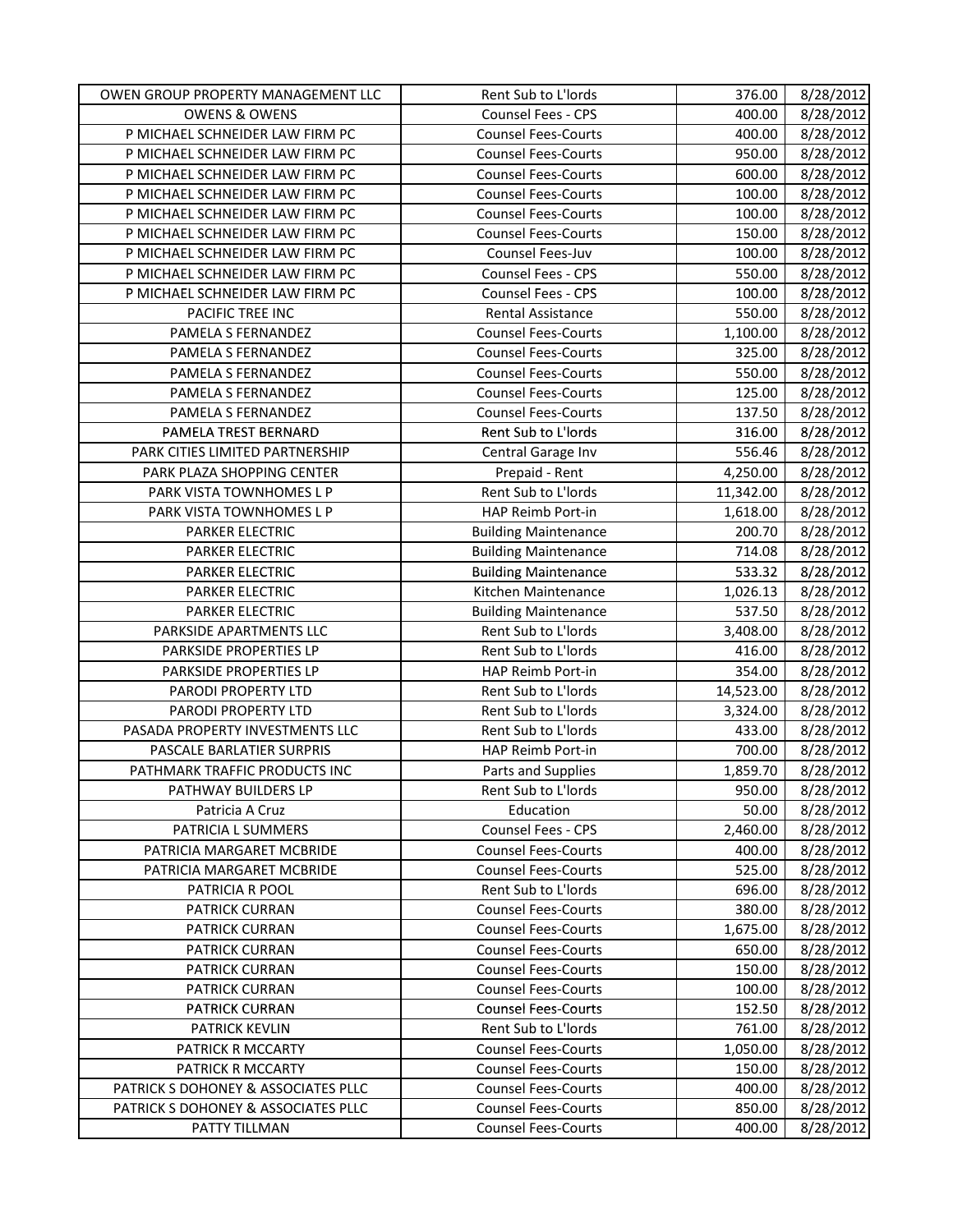| OWEN GROUP PROPERTY MANAGEMENT LLC | Rent Sub to L'lords | 376.00 | 8/28/2012 |
|---|---|---|---|
| OWENS & OWENS | Counsel Fees - CPS | 400.00 | 8/28/2012 |
| P MICHAEL SCHNEIDER LAW FIRM PC | Counsel Fees-Courts | 400.00 | 8/28/2012 |
| P MICHAEL SCHNEIDER LAW FIRM PC | Counsel Fees-Courts | 950.00 | 8/28/2012 |
| P MICHAEL SCHNEIDER LAW FIRM PC | Counsel Fees-Courts | 600.00 | 8/28/2012 |
| P MICHAEL SCHNEIDER LAW FIRM PC | Counsel Fees-Courts | 100.00 | 8/28/2012 |
| P MICHAEL SCHNEIDER LAW FIRM PC | Counsel Fees-Courts | 100.00 | 8/28/2012 |
| P MICHAEL SCHNEIDER LAW FIRM PC | Counsel Fees-Courts | 150.00 | 8/28/2012 |
| P MICHAEL SCHNEIDER LAW FIRM PC | Counsel Fees-Juv | 100.00 | 8/28/2012 |
| P MICHAEL SCHNEIDER LAW FIRM PC | Counsel Fees - CPS | 550.00 | 8/28/2012 |
| P MICHAEL SCHNEIDER LAW FIRM PC | Counsel Fees - CPS | 100.00 | 8/28/2012 |
| PACIFIC TREE INC | Rental Assistance | 550.00 | 8/28/2012 |
| PAMELA S FERNANDEZ | Counsel Fees-Courts | 1,100.00 | 8/28/2012 |
| PAMELA S FERNANDEZ | Counsel Fees-Courts | 325.00 | 8/28/2012 |
| PAMELA S FERNANDEZ | Counsel Fees-Courts | 550.00 | 8/28/2012 |
| PAMELA S FERNANDEZ | Counsel Fees-Courts | 125.00 | 8/28/2012 |
| PAMELA S FERNANDEZ | Counsel Fees-Courts | 137.50 | 8/28/2012 |
| PAMELA TREST BERNARD | Rent Sub to L'lords | 316.00 | 8/28/2012 |
| PARK CITIES LIMITED PARTNERSHIP | Central Garage Inv | 556.46 | 8/28/2012 |
| PARK PLAZA SHOPPING CENTER | Prepaid - Rent | 4,250.00 | 8/28/2012 |
| PARK VISTA TOWNHOMES L P | Rent Sub to L'lords | 11,342.00 | 8/28/2012 |
| PARK VISTA TOWNHOMES L P | HAP Reimb Port-in | 1,618.00 | 8/28/2012 |
| PARKER ELECTRIC | Building Maintenance | 200.70 | 8/28/2012 |
| PARKER ELECTRIC | Building Maintenance | 714.08 | 8/28/2012 |
| PARKER ELECTRIC | Building Maintenance | 533.32 | 8/28/2012 |
| PARKER ELECTRIC | Kitchen Maintenance | 1,026.13 | 8/28/2012 |
| PARKER ELECTRIC | Building Maintenance | 537.50 | 8/28/2012 |
| PARKSIDE APARTMENTS LLC | Rent Sub to L'lords | 3,408.00 | 8/28/2012 |
| PARKSIDE PROPERTIES LP | Rent Sub to L'lords | 416.00 | 8/28/2012 |
| PARKSIDE PROPERTIES LP | HAP Reimb Port-in | 354.00 | 8/28/2012 |
| PARODI PROPERTY LTD | Rent Sub to L'lords | 14,523.00 | 8/28/2012 |
| PARODI PROPERTY LTD | Rent Sub to L'lords | 3,324.00 | 8/28/2012 |
| PASADA PROPERTY INVESTMENTS LLC | Rent Sub to L'lords | 433.00 | 8/28/2012 |
| PASCALE BARLATIER SURPRIS | HAP Reimb Port-in | 700.00 | 8/28/2012 |
| PATHMARK TRAFFIC PRODUCTS INC | Parts and Supplies | 1,859.70 | 8/28/2012 |
| PATHWAY BUILDERS LP | Rent Sub to L'lords | 950.00 | 8/28/2012 |
| Patricia A Cruz | Education | 50.00 | 8/28/2012 |
| PATRICIA L SUMMERS | Counsel Fees - CPS | 2,460.00 | 8/28/2012 |
| PATRICIA MARGARET MCBRIDE | Counsel Fees-Courts | 400.00 | 8/28/2012 |
| PATRICIA MARGARET MCBRIDE | Counsel Fees-Courts | 525.00 | 8/28/2012 |
| PATRICIA R POOL | Rent Sub to L'lords | 696.00 | 8/28/2012 |
| PATRICK CURRAN | Counsel Fees-Courts | 380.00 | 8/28/2012 |
| PATRICK CURRAN | Counsel Fees-Courts | 1,675.00 | 8/28/2012 |
| PATRICK CURRAN | Counsel Fees-Courts | 650.00 | 8/28/2012 |
| PATRICK CURRAN | Counsel Fees-Courts | 150.00 | 8/28/2012 |
| PATRICK CURRAN | Counsel Fees-Courts | 100.00 | 8/28/2012 |
| PATRICK CURRAN | Counsel Fees-Courts | 152.50 | 8/28/2012 |
| PATRICK KEVLIN | Rent Sub to L'lords | 761.00 | 8/28/2012 |
| PATRICK R MCCARTY | Counsel Fees-Courts | 1,050.00 | 8/28/2012 |
| PATRICK R MCCARTY | Counsel Fees-Courts | 150.00 | 8/28/2012 |
| PATRICK S DOHONEY & ASSOCIATES PLLC | Counsel Fees-Courts | 400.00 | 8/28/2012 |
| PATRICK S DOHONEY & ASSOCIATES PLLC | Counsel Fees-Courts | 850.00 | 8/28/2012 |
| PATTY TILLMAN | Counsel Fees-Courts | 400.00 | 8/28/2012 |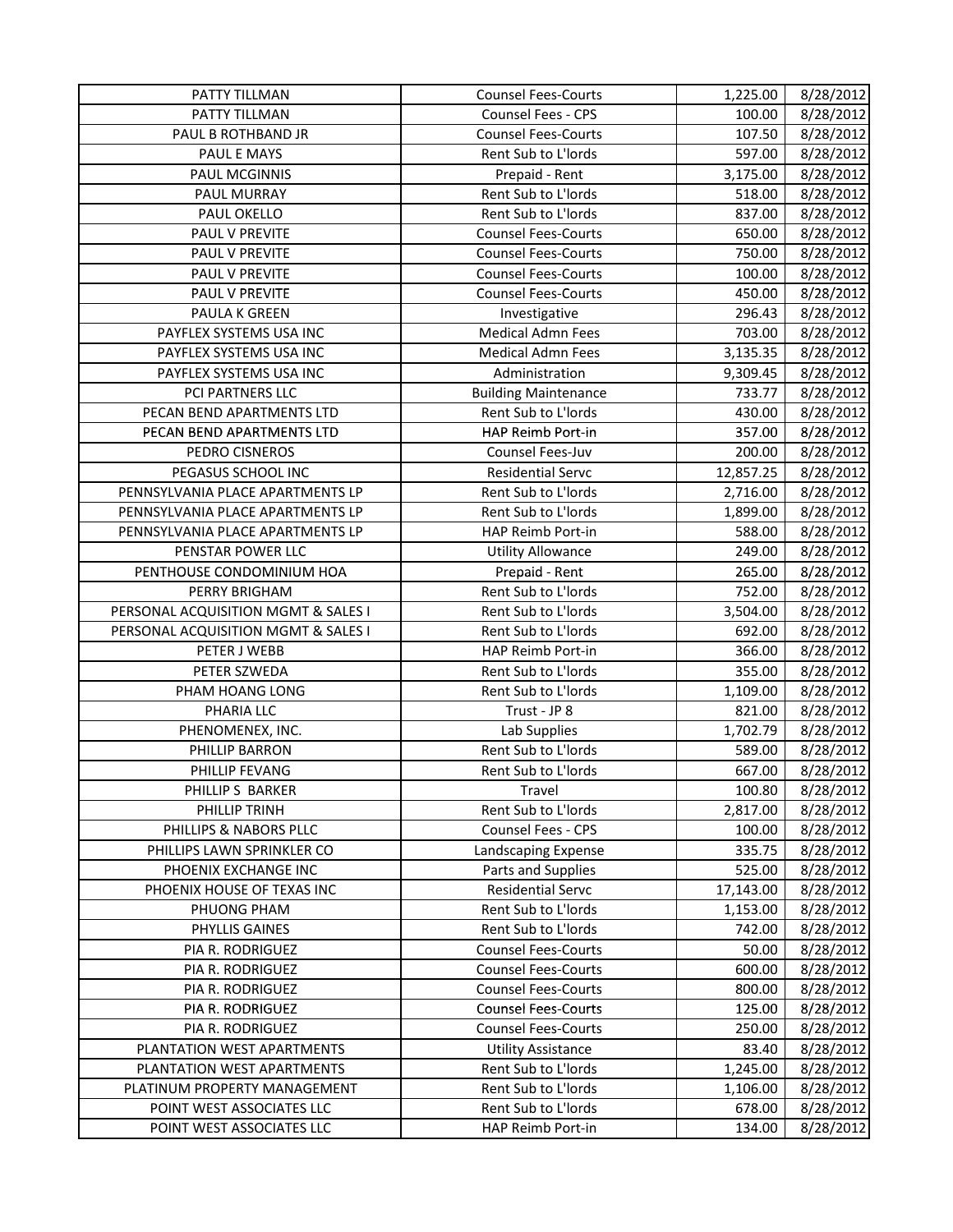| PATTY TILLMAN | Counsel Fees-Courts | 1,225.00 | 8/28/2012 |
|---|---|---|---|
| PATTY TILLMAN | Counsel Fees - CPS | 100.00 | 8/28/2012 |
| PAUL B ROTHBAND JR | Counsel Fees-Courts | 107.50 | 8/28/2012 |
| PAUL E MAYS | Rent Sub to L'lords | 597.00 | 8/28/2012 |
| PAUL MCGINNIS | Prepaid - Rent | 3,175.00 | 8/28/2012 |
| PAUL MURRAY | Rent Sub to L'lords | 518.00 | 8/28/2012 |
| PAUL OKELLO | Rent Sub to L'lords | 837.00 | 8/28/2012 |
| PAUL V PREVITE | Counsel Fees-Courts | 650.00 | 8/28/2012 |
| PAUL V PREVITE | Counsel Fees-Courts | 750.00 | 8/28/2012 |
| PAUL V PREVITE | Counsel Fees-Courts | 100.00 | 8/28/2012 |
| PAUL V PREVITE | Counsel Fees-Courts | 450.00 | 8/28/2012 |
| PAULA K GREEN | Investigative | 296.43 | 8/28/2012 |
| PAYFLEX SYSTEMS USA INC | Medical Admn Fees | 703.00 | 8/28/2012 |
| PAYFLEX SYSTEMS USA INC | Medical Admn Fees | 3,135.35 | 8/28/2012 |
| PAYFLEX SYSTEMS USA INC | Administration | 9,309.45 | 8/28/2012 |
| PCI PARTNERS LLC | Building Maintenance | 733.77 | 8/28/2012 |
| PECAN BEND APARTMENTS LTD | Rent Sub to L'lords | 430.00 | 8/28/2012 |
| PECAN BEND APARTMENTS LTD | HAP Reimb Port-in | 357.00 | 8/28/2012 |
| PEDRO CISNEROS | Counsel Fees-Juv | 200.00 | 8/28/2012 |
| PEGASUS SCHOOL INC | Residential Servc | 12,857.25 | 8/28/2012 |
| PENNSYLVANIA PLACE APARTMENTS LP | Rent Sub to L'lords | 2,716.00 | 8/28/2012 |
| PENNSYLVANIA PLACE APARTMENTS LP | Rent Sub to L'lords | 1,899.00 | 8/28/2012 |
| PENNSYLVANIA PLACE APARTMENTS LP | HAP Reimb Port-in | 588.00 | 8/28/2012 |
| PENSTAR POWER LLC | Utility Allowance | 249.00 | 8/28/2012 |
| PENTHOUSE CONDOMINIUM HOA | Prepaid - Rent | 265.00 | 8/28/2012 |
| PERRY BRIGHAM | Rent Sub to L'lords | 752.00 | 8/28/2012 |
| PERSONAL ACQUISITION MGMT & SALES I | Rent Sub to L'lords | 3,504.00 | 8/28/2012 |
| PERSONAL ACQUISITION MGMT & SALES I | Rent Sub to L'lords | 692.00 | 8/28/2012 |
| PETER J WEBB | HAP Reimb Port-in | 366.00 | 8/28/2012 |
| PETER SZWEDA | Rent Sub to L'lords | 355.00 | 8/28/2012 |
| PHAM HOANG LONG | Rent Sub to L'lords | 1,109.00 | 8/28/2012 |
| PHARIA LLC | Trust - JP 8 | 821.00 | 8/28/2012 |
| PHENOMENEX, INC. | Lab Supplies | 1,702.79 | 8/28/2012 |
| PHILLIP BARRON | Rent Sub to L'lords | 589.00 | 8/28/2012 |
| PHILLIP FEVANG | Rent Sub to L'lords | 667.00 | 8/28/2012 |
| PHILLIP S BARKER | Travel | 100.80 | 8/28/2012 |
| PHILLIP TRINH | Rent Sub to L'lords | 2,817.00 | 8/28/2012 |
| PHILLIPS & NABORS PLLC | Counsel Fees - CPS | 100.00 | 8/28/2012 |
| PHILLIPS LAWN SPRINKLER CO | Landscaping Expense | 335.75 | 8/28/2012 |
| PHOENIX EXCHANGE INC | Parts and Supplies | 525.00 | 8/28/2012 |
| PHOENIX HOUSE OF TEXAS INC | Residential Servc | 17,143.00 | 8/28/2012 |
| PHUONG PHAM | Rent Sub to L'lords | 1,153.00 | 8/28/2012 |
| PHYLLIS GAINES | Rent Sub to L'lords | 742.00 | 8/28/2012 |
| PIA R. RODRIGUEZ | Counsel Fees-Courts | 50.00 | 8/28/2012 |
| PIA R. RODRIGUEZ | Counsel Fees-Courts | 600.00 | 8/28/2012 |
| PIA R. RODRIGUEZ | Counsel Fees-Courts | 800.00 | 8/28/2012 |
| PIA R. RODRIGUEZ | Counsel Fees-Courts | 125.00 | 8/28/2012 |
| PIA R. RODRIGUEZ | Counsel Fees-Courts | 250.00 | 8/28/2012 |
| PLANTATION WEST APARTMENTS | Utility Assistance | 83.40 | 8/28/2012 |
| PLANTATION WEST APARTMENTS | Rent Sub to L'lords | 1,245.00 | 8/28/2012 |
| PLATINUM PROPERTY MANAGEMENT | Rent Sub to L'lords | 1,106.00 | 8/28/2012 |
| POINT WEST ASSOCIATES LLC | Rent Sub to L'lords | 678.00 | 8/28/2012 |
| POINT WEST ASSOCIATES LLC | HAP Reimb Port-in | 134.00 | 8/28/2012 |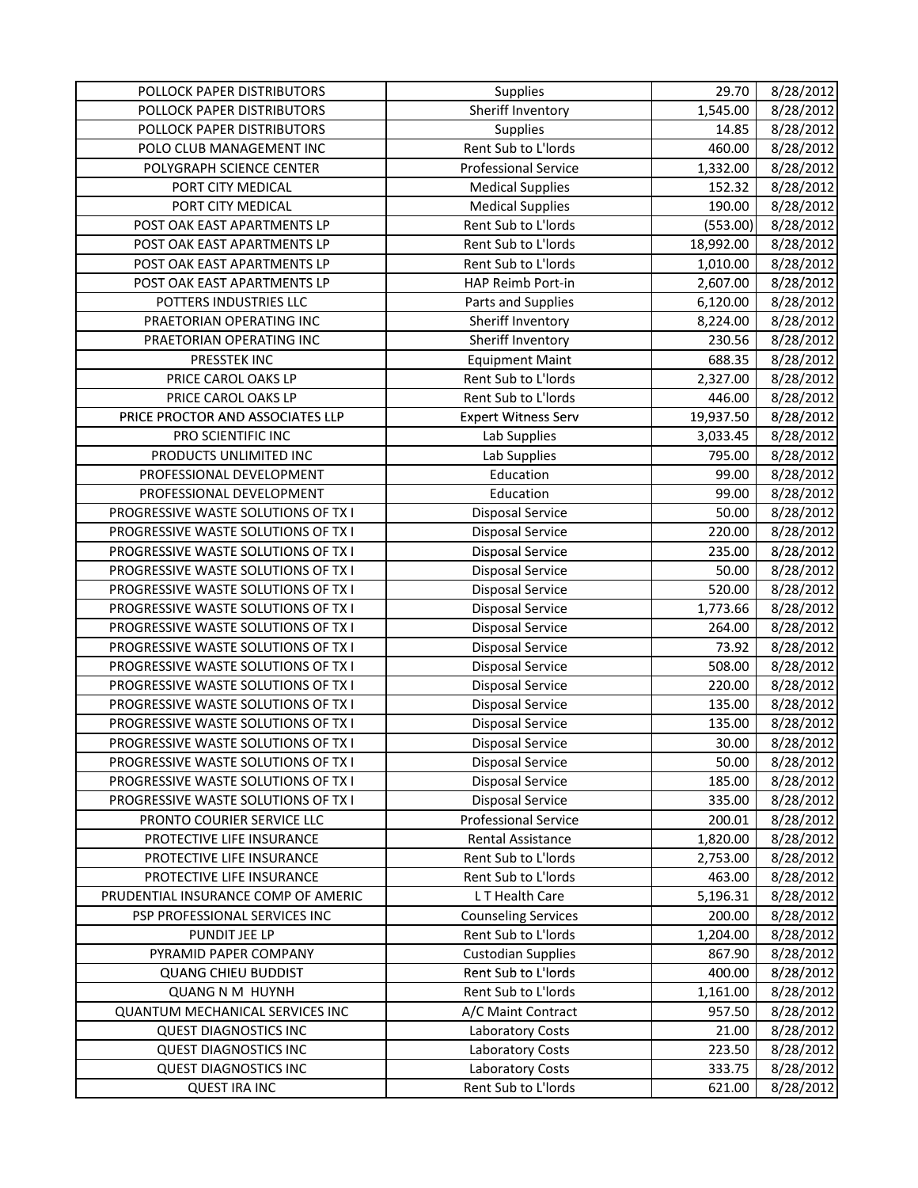| | | | |
|---|---|---|---|
| POLLOCK PAPER DISTRIBUTORS | Supplies | 29.70 | 8/28/2012 |
| POLLOCK PAPER DISTRIBUTORS | Sheriff Inventory | 1,545.00 | 8/28/2012 |
| POLLOCK PAPER DISTRIBUTORS | Supplies | 14.85 | 8/28/2012 |
| POLO CLUB MANAGEMENT INC | Rent Sub to L'lords | 460.00 | 8/28/2012 |
| POLYGRAPH SCIENCE CENTER | Professional Service | 1,332.00 | 8/28/2012 |
| PORT CITY MEDICAL | Medical Supplies | 152.32 | 8/28/2012 |
| PORT CITY MEDICAL | Medical Supplies | 190.00 | 8/28/2012 |
| POST OAK EAST APARTMENTS LP | Rent Sub to L'lords | (553.00) | 8/28/2012 |
| POST OAK EAST APARTMENTS LP | Rent Sub to L'lords | 18,992.00 | 8/28/2012 |
| POST OAK EAST APARTMENTS LP | Rent Sub to L'lords | 1,010.00 | 8/28/2012 |
| POST OAK EAST APARTMENTS LP | HAP Reimb Port-in | 2,607.00 | 8/28/2012 |
| POTTERS INDUSTRIES LLC | Parts and Supplies | 6,120.00 | 8/28/2012 |
| PRAETORIAN OPERATING INC | Sheriff Inventory | 8,224.00 | 8/28/2012 |
| PRAETORIAN OPERATING INC | Sheriff Inventory | 230.56 | 8/28/2012 |
| PRESSTEK INC | Equipment Maint | 688.35 | 8/28/2012 |
| PRICE CAROL OAKS LP | Rent Sub to L'lords | 2,327.00 | 8/28/2012 |
| PRICE CAROL OAKS LP | Rent Sub to L'lords | 446.00 | 8/28/2012 |
| PRICE PROCTOR AND ASSOCIATES LLP | Expert Witness Serv | 19,937.50 | 8/28/2012 |
| PRO SCIENTIFIC INC | Lab Supplies | 3,033.45 | 8/28/2012 |
| PRODUCTS UNLIMITED INC | Lab Supplies | 795.00 | 8/28/2012 |
| PROFESSIONAL DEVELOPMENT | Education | 99.00 | 8/28/2012 |
| PROFESSIONAL DEVELOPMENT | Education | 99.00 | 8/28/2012 |
| PROGRESSIVE WASTE SOLUTIONS OF TX I | Disposal Service | 50.00 | 8/28/2012 |
| PROGRESSIVE WASTE SOLUTIONS OF TX I | Disposal Service | 220.00 | 8/28/2012 |
| PROGRESSIVE WASTE SOLUTIONS OF TX I | Disposal Service | 235.00 | 8/28/2012 |
| PROGRESSIVE WASTE SOLUTIONS OF TX I | Disposal Service | 50.00 | 8/28/2012 |
| PROGRESSIVE WASTE SOLUTIONS OF TX I | Disposal Service | 520.00 | 8/28/2012 |
| PROGRESSIVE WASTE SOLUTIONS OF TX I | Disposal Service | 1,773.66 | 8/28/2012 |
| PROGRESSIVE WASTE SOLUTIONS OF TX I | Disposal Service | 264.00 | 8/28/2012 |
| PROGRESSIVE WASTE SOLUTIONS OF TX I | Disposal Service | 73.92 | 8/28/2012 |
| PROGRESSIVE WASTE SOLUTIONS OF TX I | Disposal Service | 508.00 | 8/28/2012 |
| PROGRESSIVE WASTE SOLUTIONS OF TX I | Disposal Service | 220.00 | 8/28/2012 |
| PROGRESSIVE WASTE SOLUTIONS OF TX I | Disposal Service | 135.00 | 8/28/2012 |
| PROGRESSIVE WASTE SOLUTIONS OF TX I | Disposal Service | 135.00 | 8/28/2012 |
| PROGRESSIVE WASTE SOLUTIONS OF TX I | Disposal Service | 30.00 | 8/28/2012 |
| PROGRESSIVE WASTE SOLUTIONS OF TX I | Disposal Service | 50.00 | 8/28/2012 |
| PROGRESSIVE WASTE SOLUTIONS OF TX I | Disposal Service | 185.00 | 8/28/2012 |
| PROGRESSIVE WASTE SOLUTIONS OF TX I | Disposal Service | 335.00 | 8/28/2012 |
| PRONTO COURIER SERVICE LLC | Professional Service | 200.01 | 8/28/2012 |
| PROTECTIVE LIFE INSURANCE | Rental Assistance | 1,820.00 | 8/28/2012 |
| PROTECTIVE LIFE INSURANCE | Rent Sub to L'lords | 2,753.00 | 8/28/2012 |
| PROTECTIVE LIFE INSURANCE | Rent Sub to L'lords | 463.00 | 8/28/2012 |
| PRUDENTIAL INSURANCE COMP OF AMERIC | L T Health Care | 5,196.31 | 8/28/2012 |
| PSP PROFESSIONAL SERVICES INC | Counseling Services | 200.00 | 8/28/2012 |
| PUNDIT JEE LP | Rent Sub to L'lords | 1,204.00 | 8/28/2012 |
| PYRAMID PAPER COMPANY | Custodian Supplies | 867.90 | 8/28/2012 |
| QUANG CHIEU BUDDIST | Rent Sub to L'lords | 400.00 | 8/28/2012 |
| QUANG N M HUYNH | Rent Sub to L'lords | 1,161.00 | 8/28/2012 |
| QUANTUM MECHANICAL SERVICES INC | A/C Maint Contract | 957.50 | 8/28/2012 |
| QUEST DIAGNOSTICS INC | Laboratory Costs | 21.00 | 8/28/2012 |
| QUEST DIAGNOSTICS INC | Laboratory Costs | 223.50 | 8/28/2012 |
| QUEST DIAGNOSTICS INC | Laboratory Costs | 333.75 | 8/28/2012 |
| QUEST IRA INC | Rent Sub to L'lords | 621.00 | 8/28/2012 |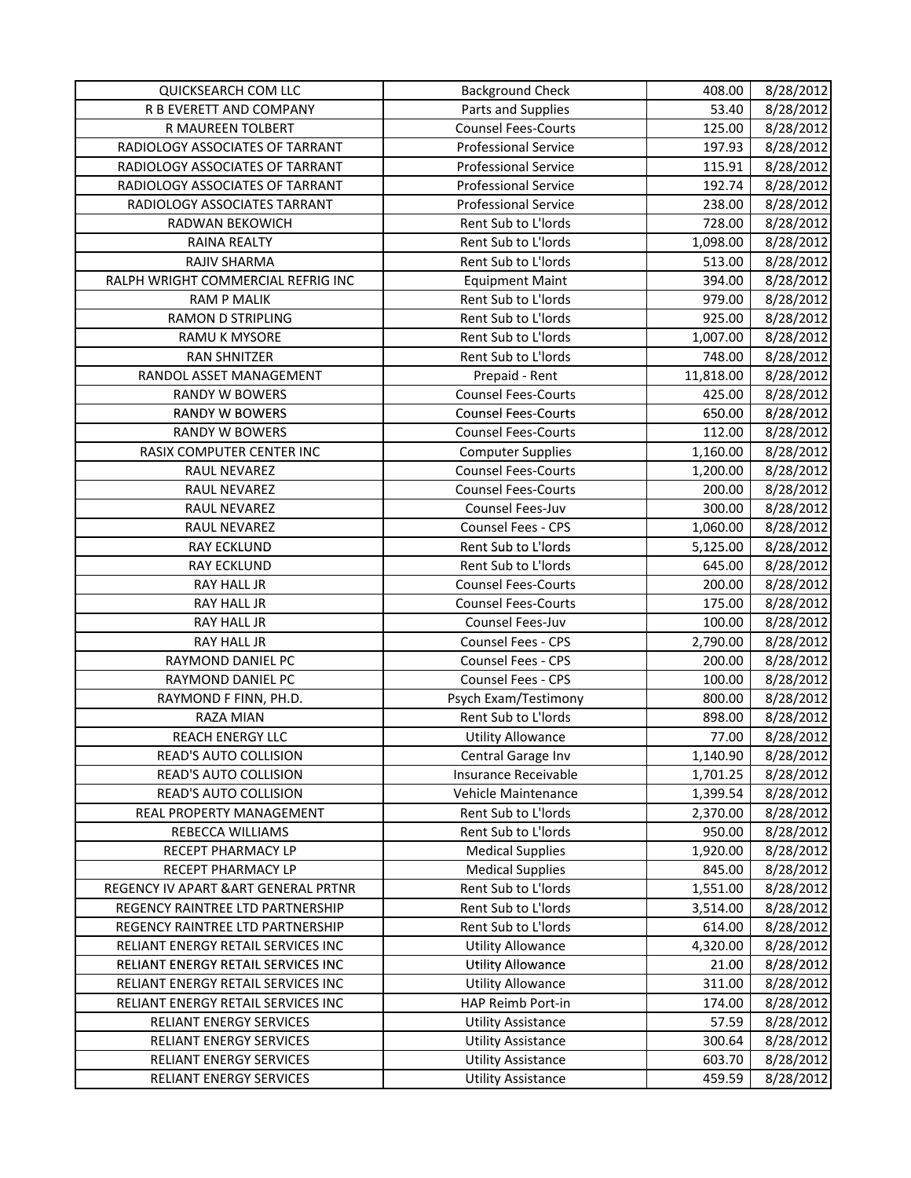| QUICKSEARCH COM LLC | Background Check | 408.00 | 8/28/2012 |
|---|---|---|---|
| R B EVERETT AND COMPANY | Parts and Supplies | 53.40 | 8/28/2012 |
| R MAUREEN TOLBERT | Counsel Fees-Courts | 125.00 | 8/28/2012 |
| RADIOLOGY ASSOCIATES OF TARRANT | Professional Service | 197.93 | 8/28/2012 |
| RADIOLOGY ASSOCIATES OF TARRANT | Professional Service | 115.91 | 8/28/2012 |
| RADIOLOGY ASSOCIATES OF TARRANT | Professional Service | 192.74 | 8/28/2012 |
| RADIOLOGY ASSOCIATES TARRANT | Professional Service | 238.00 | 8/28/2012 |
| RADWAN BEKOWICH | Rent Sub to L'lords | 728.00 | 8/28/2012 |
| RAINA REALTY | Rent Sub to L'lords | 1,098.00 | 8/28/2012 |
| RAJIV SHARMA | Rent Sub to L'lords | 513.00 | 8/28/2012 |
| RALPH WRIGHT COMMERCIAL REFRIG INC | Equipment Maint | 394.00 | 8/28/2012 |
| RAM P MALIK | Rent Sub to L'lords | 979.00 | 8/28/2012 |
| RAMON D STRIPLING | Rent Sub to L'lords | 925.00 | 8/28/2012 |
| RAMU K MYSORE | Rent Sub to L'lords | 1,007.00 | 8/28/2012 |
| RAN SHNITZER | Rent Sub to L'lords | 748.00 | 8/28/2012 |
| RANDOL ASSET MANAGEMENT | Prepaid - Rent | 11,818.00 | 8/28/2012 |
| RANDY W BOWERS | Counsel Fees-Courts | 425.00 | 8/28/2012 |
| RANDY W BOWERS | Counsel Fees-Courts | 650.00 | 8/28/2012 |
| RANDY W BOWERS | Counsel Fees-Courts | 112.00 | 8/28/2012 |
| RASIX COMPUTER CENTER INC | Computer Supplies | 1,160.00 | 8/28/2012 |
| RAUL NEVAREZ | Counsel Fees-Courts | 1,200.00 | 8/28/2012 |
| RAUL NEVAREZ | Counsel Fees-Courts | 200.00 | 8/28/2012 |
| RAUL NEVAREZ | Counsel Fees-Juv | 300.00 | 8/28/2012 |
| RAUL NEVAREZ | Counsel Fees - CPS | 1,060.00 | 8/28/2012 |
| RAY ECKLUND | Rent Sub to L'lords | 5,125.00 | 8/28/2012 |
| RAY ECKLUND | Rent Sub to L'lords | 645.00 | 8/28/2012 |
| RAY HALL JR | Counsel Fees-Courts | 200.00 | 8/28/2012 |
| RAY HALL JR | Counsel Fees-Courts | 175.00 | 8/28/2012 |
| RAY HALL JR | Counsel Fees-Juv | 100.00 | 8/28/2012 |
| RAY HALL JR | Counsel Fees - CPS | 2,790.00 | 8/28/2012 |
| RAYMOND DANIEL PC | Counsel Fees - CPS | 200.00 | 8/28/2012 |
| RAYMOND DANIEL PC | Counsel Fees - CPS | 100.00 | 8/28/2012 |
| RAYMOND F FINN, PH.D. | Psych Exam/Testimony | 800.00 | 8/28/2012 |
| RAZA MIAN | Rent Sub to L'lords | 898.00 | 8/28/2012 |
| REACH ENERGY LLC | Utility Allowance | 77.00 | 8/28/2012 |
| READ'S AUTO COLLISION | Central Garage Inv | 1,140.90 | 8/28/2012 |
| READ'S AUTO COLLISION | Insurance Receivable | 1,701.25 | 8/28/2012 |
| READ'S AUTO COLLISION | Vehicle Maintenance | 1,399.54 | 8/28/2012 |
| REAL PROPERTY MANAGEMENT | Rent Sub to L'lords | 2,370.00 | 8/28/2012 |
| REBECCA WILLIAMS | Rent Sub to L'lords | 950.00 | 8/28/2012 |
| RECEPT PHARMACY LP | Medical Supplies | 1,920.00 | 8/28/2012 |
| RECEPT PHARMACY LP | Medical Supplies | 845.00 | 8/28/2012 |
| REGENCY IV APART &ART GENERAL PRTNR | Rent Sub to L'lords | 1,551.00 | 8/28/2012 |
| REGENCY RAINTREE LTD PARTNERSHIP | Rent Sub to L'lords | 3,514.00 | 8/28/2012 |
| REGENCY RAINTREE LTD PARTNERSHIP | Rent Sub to L'lords | 614.00 | 8/28/2012 |
| RELIANT ENERGY RETAIL SERVICES INC | Utility Allowance | 4,320.00 | 8/28/2012 |
| RELIANT ENERGY RETAIL SERVICES INC | Utility Allowance | 21.00 | 8/28/2012 |
| RELIANT ENERGY RETAIL SERVICES INC | Utility Allowance | 311.00 | 8/28/2012 |
| RELIANT ENERGY RETAIL SERVICES INC | HAP Reimb Port-in | 174.00 | 8/28/2012 |
| RELIANT ENERGY SERVICES | Utility Assistance | 57.59 | 8/28/2012 |
| RELIANT ENERGY SERVICES | Utility Assistance | 300.64 | 8/28/2012 |
| RELIANT ENERGY SERVICES | Utility Assistance | 603.70 | 8/28/2012 |
| RELIANT ENERGY SERVICES | Utility Assistance | 459.59 | 8/28/2012 |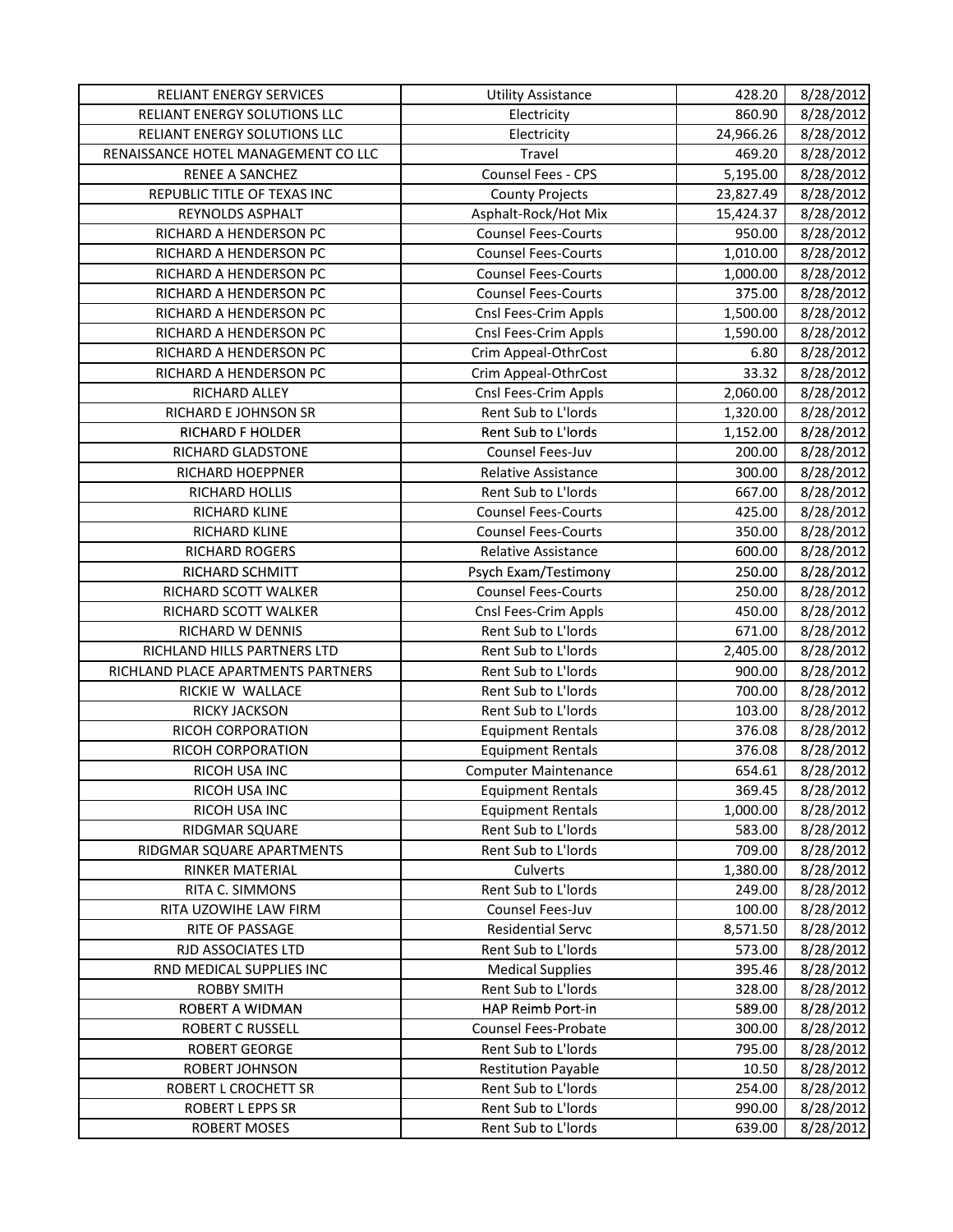| RELIANT ENERGY SERVICES | Utility Assistance | 428.20 | 8/28/2012 |
|---|---|---|---|
| RELIANT ENERGY SOLUTIONS LLC | Electricity | 860.90 | 8/28/2012 |
| RELIANT ENERGY SOLUTIONS LLC | Electricity | 24,966.26 | 8/28/2012 |
| RENAISSANCE HOTEL MANAGEMENT CO LLC | Travel | 469.20 | 8/28/2012 |
| RENEE A SANCHEZ | Counsel Fees - CPS | 5,195.00 | 8/28/2012 |
| REPUBLIC TITLE OF TEXAS INC | County Projects | 23,827.49 | 8/28/2012 |
| REYNOLDS ASPHALT | Asphalt-Rock/Hot Mix | 15,424.37 | 8/28/2012 |
| RICHARD A HENDERSON PC | Counsel Fees-Courts | 950.00 | 8/28/2012 |
| RICHARD A HENDERSON PC | Counsel Fees-Courts | 1,010.00 | 8/28/2012 |
| RICHARD A HENDERSON PC | Counsel Fees-Courts | 1,000.00 | 8/28/2012 |
| RICHARD A HENDERSON PC | Counsel Fees-Courts | 375.00 | 8/28/2012 |
| RICHARD A HENDERSON PC | Cnsl Fees-Crim Appls | 1,500.00 | 8/28/2012 |
| RICHARD A HENDERSON PC | Cnsl Fees-Crim Appls | 1,590.00 | 8/28/2012 |
| RICHARD A HENDERSON PC | Crim Appeal-OthrCost | 6.80 | 8/28/2012 |
| RICHARD A HENDERSON PC | Crim Appeal-OthrCost | 33.32 | 8/28/2012 |
| RICHARD ALLEY | Cnsl Fees-Crim Appls | 2,060.00 | 8/28/2012 |
| RICHARD E JOHNSON SR | Rent Sub to L'lords | 1,320.00 | 8/28/2012 |
| RICHARD F HOLDER | Rent Sub to L'lords | 1,152.00 | 8/28/2012 |
| RICHARD GLADSTONE | Counsel Fees-Juv | 200.00 | 8/28/2012 |
| RICHARD HOEPPNER | Relative Assistance | 300.00 | 8/28/2012 |
| RICHARD HOLLIS | Rent Sub to L'lords | 667.00 | 8/28/2012 |
| RICHARD KLINE | Counsel Fees-Courts | 425.00 | 8/28/2012 |
| RICHARD KLINE | Counsel Fees-Courts | 350.00 | 8/28/2012 |
| RICHARD ROGERS | Relative Assistance | 600.00 | 8/28/2012 |
| RICHARD SCHMITT | Psych Exam/Testimony | 250.00 | 8/28/2012 |
| RICHARD SCOTT WALKER | Counsel Fees-Courts | 250.00 | 8/28/2012 |
| RICHARD SCOTT WALKER | Cnsl Fees-Crim Appls | 450.00 | 8/28/2012 |
| RICHARD W DENNIS | Rent Sub to L'lords | 671.00 | 8/28/2012 |
| RICHLAND HILLS PARTNERS LTD | Rent Sub to L'lords | 2,405.00 | 8/28/2012 |
| RICHLAND PLACE APARTMENTS PARTNERS | Rent Sub to L'lords | 900.00 | 8/28/2012 |
| RICKIE W WALLACE | Rent Sub to L'lords | 700.00 | 8/28/2012 |
| RICKY JACKSON | Rent Sub to L'lords | 103.00 | 8/28/2012 |
| RICOH CORPORATION | Equipment Rentals | 376.08 | 8/28/2012 |
| RICOH CORPORATION | Equipment Rentals | 376.08 | 8/28/2012 |
| RICOH USA INC | Computer Maintenance | 654.61 | 8/28/2012 |
| RICOH USA INC | Equipment Rentals | 369.45 | 8/28/2012 |
| RICOH USA INC | Equipment Rentals | 1,000.00 | 8/28/2012 |
| RIDGMAR SQUARE | Rent Sub to L'lords | 583.00 | 8/28/2012 |
| RIDGMAR SQUARE APARTMENTS | Rent Sub to L'lords | 709.00 | 8/28/2012 |
| RINKER MATERIAL | Culverts | 1,380.00 | 8/28/2012 |
| RITA C. SIMMONS | Rent Sub to L'lords | 249.00 | 8/28/2012 |
| RITA UZOWIHE LAW FIRM | Counsel Fees-Juv | 100.00 | 8/28/2012 |
| RITE OF PASSAGE | Residential Servc | 8,571.50 | 8/28/2012 |
| RJD ASSOCIATES LTD | Rent Sub to L'lords | 573.00 | 8/28/2012 |
| RND MEDICAL SUPPLIES INC | Medical Supplies | 395.46 | 8/28/2012 |
| ROBBY SMITH | Rent Sub to L'lords | 328.00 | 8/28/2012 |
| ROBERT A WIDMAN | HAP Reimb Port-in | 589.00 | 8/28/2012 |
| ROBERT C RUSSELL | Counsel Fees-Probate | 300.00 | 8/28/2012 |
| ROBERT GEORGE | Rent Sub to L'lords | 795.00 | 8/28/2012 |
| ROBERT JOHNSON | Restitution Payable | 10.50 | 8/28/2012 |
| ROBERT L CROCHETT SR | Rent Sub to L'lords | 254.00 | 8/28/2012 |
| ROBERT L EPPS SR | Rent Sub to L'lords | 990.00 | 8/28/2012 |
| ROBERT MOSES | Rent Sub to L'lords | 639.00 | 8/28/2012 |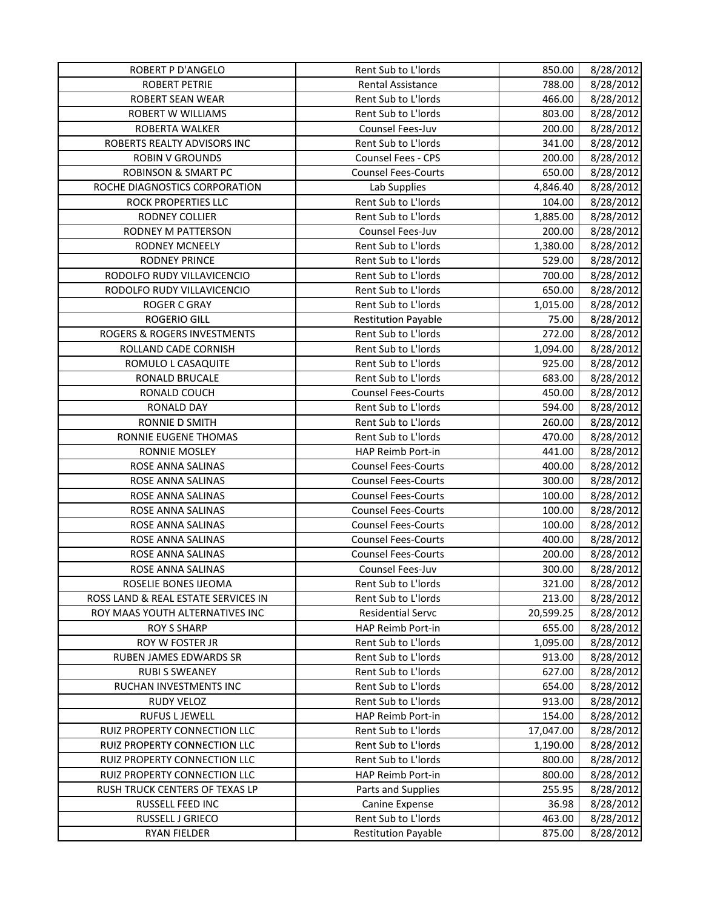| ROBERT P D'ANGELO | Rent Sub to L'lords | 850.00 | 8/28/2012 |
|---|---|---|---|
| ROBERT PETRIE | Rental Assistance | 788.00 | 8/28/2012 |
| ROBERT SEAN WEAR | Rent Sub to L'lords | 466.00 | 8/28/2012 |
| ROBERT W WILLIAMS | Rent Sub to L'lords | 803.00 | 8/28/2012 |
| ROBERTA WALKER | Counsel Fees-Juv | 200.00 | 8/28/2012 |
| ROBERTS REALTY ADVISORS INC | Rent Sub to L'lords | 341.00 | 8/28/2012 |
| ROBIN V GROUNDS | Counsel Fees - CPS | 200.00 | 8/28/2012 |
| ROBINSON & SMART PC | Counsel Fees-Courts | 650.00 | 8/28/2012 |
| ROCHE DIAGNOSTICS CORPORATION | Lab Supplies | 4,846.40 | 8/28/2012 |
| ROCK PROPERTIES LLC | Rent Sub to L'lords | 104.00 | 8/28/2012 |
| RODNEY COLLIER | Rent Sub to L'lords | 1,885.00 | 8/28/2012 |
| RODNEY M PATTERSON | Counsel Fees-Juv | 200.00 | 8/28/2012 |
| RODNEY MCNEELY | Rent Sub to L'lords | 1,380.00 | 8/28/2012 |
| RODNEY PRINCE | Rent Sub to L'lords | 529.00 | 8/28/2012 |
| RODOLFO RUDY VILLAVICENCIO | Rent Sub to L'lords | 700.00 | 8/28/2012 |
| RODOLFO RUDY VILLAVICENCIO | Rent Sub to L'lords | 650.00 | 8/28/2012 |
| ROGER C GRAY | Rent Sub to L'lords | 1,015.00 | 8/28/2012 |
| ROGERIO GILL | Restitution Payable | 75.00 | 8/28/2012 |
| ROGERS & ROGERS INVESTMENTS | Rent Sub to L'lords | 272.00 | 8/28/2012 |
| ROLLAND CADE CORNISH | Rent Sub to L'lords | 1,094.00 | 8/28/2012 |
| ROMULO L CASAQUITE | Rent Sub to L'lords | 925.00 | 8/28/2012 |
| RONALD BRUCALE | Rent Sub to L'lords | 683.00 | 8/28/2012 |
| RONALD COUCH | Counsel Fees-Courts | 450.00 | 8/28/2012 |
| RONALD DAY | Rent Sub to L'lords | 594.00 | 8/28/2012 |
| RONNIE D SMITH | Rent Sub to L'lords | 260.00 | 8/28/2012 |
| RONNIE EUGENE THOMAS | Rent Sub to L'lords | 470.00 | 8/28/2012 |
| RONNIE MOSLEY | HAP Reimb Port-in | 441.00 | 8/28/2012 |
| ROSE ANNA SALINAS | Counsel Fees-Courts | 400.00 | 8/28/2012 |
| ROSE ANNA SALINAS | Counsel Fees-Courts | 300.00 | 8/28/2012 |
| ROSE ANNA SALINAS | Counsel Fees-Courts | 100.00 | 8/28/2012 |
| ROSE ANNA SALINAS | Counsel Fees-Courts | 100.00 | 8/28/2012 |
| ROSE ANNA SALINAS | Counsel Fees-Courts | 100.00 | 8/28/2012 |
| ROSE ANNA SALINAS | Counsel Fees-Courts | 400.00 | 8/28/2012 |
| ROSE ANNA SALINAS | Counsel Fees-Courts | 200.00 | 8/28/2012 |
| ROSE ANNA SALINAS | Counsel Fees-Juv | 300.00 | 8/28/2012 |
| ROSELIE BONES IJEOMA | Rent Sub to L'lords | 321.00 | 8/28/2012 |
| ROSS LAND & REAL ESTATE SERVICES IN | Rent Sub to L'lords | 213.00 | 8/28/2012 |
| ROY MAAS YOUTH ALTERNATIVES INC | Residential Servc | 20,599.25 | 8/28/2012 |
| ROY S SHARP | HAP Reimb Port-in | 655.00 | 8/28/2012 |
| ROY W FOSTER JR | Rent Sub to L'lords | 1,095.00 | 8/28/2012 |
| RUBEN JAMES EDWARDS SR | Rent Sub to L'lords | 913.00 | 8/28/2012 |
| RUBI S SWEANEY | Rent Sub to L'lords | 627.00 | 8/28/2012 |
| RUCHAN INVESTMENTS INC | Rent Sub to L'lords | 654.00 | 8/28/2012 |
| RUDY VELOZ | Rent Sub to L'lords | 913.00 | 8/28/2012 |
| RUFUS L JEWELL | HAP Reimb Port-in | 154.00 | 8/28/2012 |
| RUIZ PROPERTY CONNECTION LLC | Rent Sub to L'lords | 17,047.00 | 8/28/2012 |
| RUIZ PROPERTY CONNECTION LLC | Rent Sub to L'lords | 1,190.00 | 8/28/2012 |
| RUIZ PROPERTY CONNECTION LLC | Rent Sub to L'lords | 800.00 | 8/28/2012 |
| RUIZ PROPERTY CONNECTION LLC | HAP Reimb Port-in | 800.00 | 8/28/2012 |
| RUSH TRUCK CENTERS OF TEXAS LP | Parts and Supplies | 255.95 | 8/28/2012 |
| RUSSELL FEED INC | Canine Expense | 36.98 | 8/28/2012 |
| RUSSELL J GRIECO | Rent Sub to L'lords | 463.00 | 8/28/2012 |
| RYAN FIELDER | Restitution Payable | 875.00 | 8/28/2012 |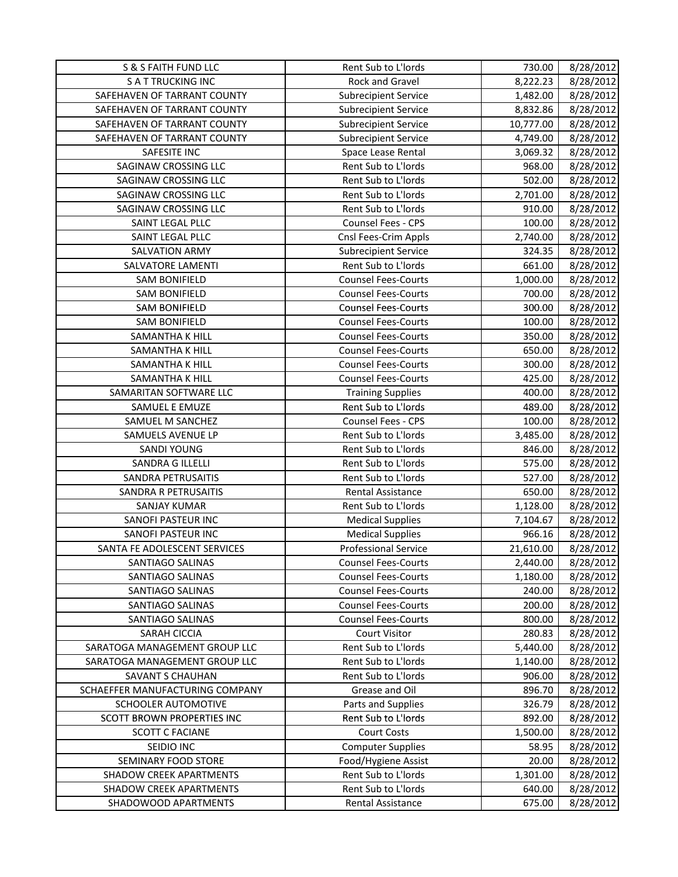| S & S FAITH FUND LLC | Rent Sub to L'lords | 730.00 | 8/28/2012 |
|---|---|---|---|
| S A T TRUCKING INC | Rock and Gravel | 8,222.23 | 8/28/2012 |
| SAFEHAVEN OF TARRANT COUNTY | Subrecipient Service | 1,482.00 | 8/28/2012 |
| SAFEHAVEN OF TARRANT COUNTY | Subrecipient Service | 8,832.86 | 8/28/2012 |
| SAFEHAVEN OF TARRANT COUNTY | Subrecipient Service | 10,777.00 | 8/28/2012 |
| SAFEHAVEN OF TARRANT COUNTY | Subrecipient Service | 4,749.00 | 8/28/2012 |
| SAFESITE INC | Space Lease Rental | 3,069.32 | 8/28/2012 |
| SAGINAW CROSSING LLC | Rent Sub to L'lords | 968.00 | 8/28/2012 |
| SAGINAW CROSSING LLC | Rent Sub to L'lords | 502.00 | 8/28/2012 |
| SAGINAW CROSSING LLC | Rent Sub to L'lords | 2,701.00 | 8/28/2012 |
| SAGINAW CROSSING LLC | Rent Sub to L'lords | 910.00 | 8/28/2012 |
| SAINT LEGAL PLLC | Counsel Fees - CPS | 100.00 | 8/28/2012 |
| SAINT LEGAL PLLC | Cnsl Fees-Crim Appls | 2,740.00 | 8/28/2012 |
| SALVATION ARMY | Subrecipient Service | 324.35 | 8/28/2012 |
| SALVATORE LAMENTI | Rent Sub to L'lords | 661.00 | 8/28/2012 |
| SAM BONIFIELD | Counsel Fees-Courts | 1,000.00 | 8/28/2012 |
| SAM BONIFIELD | Counsel Fees-Courts | 700.00 | 8/28/2012 |
| SAM BONIFIELD | Counsel Fees-Courts | 300.00 | 8/28/2012 |
| SAM BONIFIELD | Counsel Fees-Courts | 100.00 | 8/28/2012 |
| SAMANTHA K HILL | Counsel Fees-Courts | 350.00 | 8/28/2012 |
| SAMANTHA K HILL | Counsel Fees-Courts | 650.00 | 8/28/2012 |
| SAMANTHA K HILL | Counsel Fees-Courts | 300.00 | 8/28/2012 |
| SAMANTHA K HILL | Counsel Fees-Courts | 425.00 | 8/28/2012 |
| SAMARITAN SOFTWARE LLC | Training Supplies | 400.00 | 8/28/2012 |
| SAMUEL E EMUZE | Rent Sub to L'lords | 489.00 | 8/28/2012 |
| SAMUEL M SANCHEZ | Counsel Fees - CPS | 100.00 | 8/28/2012 |
| SAMUELS AVENUE LP | Rent Sub to L'lords | 3,485.00 | 8/28/2012 |
| SANDI YOUNG | Rent Sub to L'lords | 846.00 | 8/28/2012 |
| SANDRA G ILLELLI | Rent Sub to L'lords | 575.00 | 8/28/2012 |
| SANDRA PETRUSAITIS | Rent Sub to L'lords | 527.00 | 8/28/2012 |
| SANDRA R PETRUSAITIS | Rental Assistance | 650.00 | 8/28/2012 |
| SANJAY KUMAR | Rent Sub to L'lords | 1,128.00 | 8/28/2012 |
| SANOFI PASTEUR INC | Medical Supplies | 7,104.67 | 8/28/2012 |
| SANOFI PASTEUR INC | Medical Supplies | 966.16 | 8/28/2012 |
| SANTA FE ADOLESCENT SERVICES | Professional Service | 21,610.00 | 8/28/2012 |
| SANTIAGO SALINAS | Counsel Fees-Courts | 2,440.00 | 8/28/2012 |
| SANTIAGO SALINAS | Counsel Fees-Courts | 1,180.00 | 8/28/2012 |
| SANTIAGO SALINAS | Counsel Fees-Courts | 240.00 | 8/28/2012 |
| SANTIAGO SALINAS | Counsel Fees-Courts | 200.00 | 8/28/2012 |
| SANTIAGO SALINAS | Counsel Fees-Courts | 800.00 | 8/28/2012 |
| SARAH CICCIA | Court Visitor | 280.83 | 8/28/2012 |
| SARATOGA MANAGEMENT GROUP LLC | Rent Sub to L'lords | 5,440.00 | 8/28/2012 |
| SARATOGA MANAGEMENT GROUP LLC | Rent Sub to L'lords | 1,140.00 | 8/28/2012 |
| SAVANT S CHAUHAN | Rent Sub to L'lords | 906.00 | 8/28/2012 |
| SCHAEFFER MANUFACTURING COMPANY | Grease and Oil | 896.70 | 8/28/2012 |
| SCHOOLER AUTOMOTIVE | Parts and Supplies | 326.79 | 8/28/2012 |
| SCOTT BROWN PROPERTIES INC | Rent Sub to L'lords | 892.00 | 8/28/2012 |
| SCOTT C FACIANE | Court Costs | 1,500.00 | 8/28/2012 |
| SEIDIO INC | Computer Supplies | 58.95 | 8/28/2012 |
| SEMINARY FOOD STORE | Food/Hygiene Assist | 20.00 | 8/28/2012 |
| SHADOW CREEK APARTMENTS | Rent Sub to L'lords | 1,301.00 | 8/28/2012 |
| SHADOW CREEK APARTMENTS | Rent Sub to L'lords | 640.00 | 8/28/2012 |
| SHADOWOOD APARTMENTS | Rental Assistance | 675.00 | 8/28/2012 |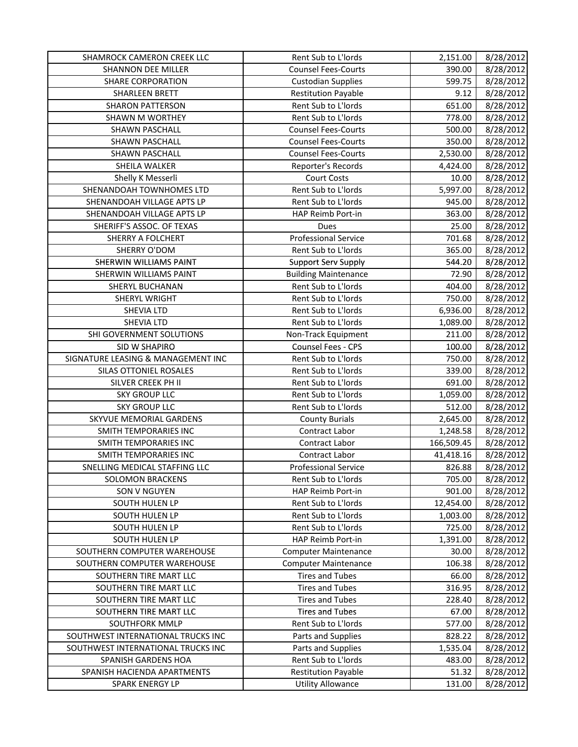| SHAMROCK CAMERON CREEK LLC | Rent Sub to L'lords | 2,151.00 | 8/28/2012 |
|---|---|---|---|
| SHANNON DEE MILLER | Counsel Fees-Courts | 390.00 | 8/28/2012 |
| SHARE CORPORATION | Custodian Supplies | 599.75 | 8/28/2012 |
| SHARLEEN BRETT | Restitution Payable | 9.12 | 8/28/2012 |
| SHARON PATTERSON | Rent Sub to L'lords | 651.00 | 8/28/2012 |
| SHAWN M WORTHEY | Rent Sub to L'lords | 778.00 | 8/28/2012 |
| SHAWN PASCHALL | Counsel Fees-Courts | 500.00 | 8/28/2012 |
| SHAWN PASCHALL | Counsel Fees-Courts | 350.00 | 8/28/2012 |
| SHAWN PASCHALL | Counsel Fees-Courts | 2,530.00 | 8/28/2012 |
| SHEILA WALKER | Reporter's Records | 4,424.00 | 8/28/2012 |
| Shelly K Messerli | Court Costs | 10.00 | 8/28/2012 |
| SHENANDOAH TOWNHOMES LTD | Rent Sub to L'lords | 5,997.00 | 8/28/2012 |
| SHENANDOAH VILLAGE APTS LP | Rent Sub to L'lords | 945.00 | 8/28/2012 |
| SHENANDOAH VILLAGE APTS LP | HAP Reimb Port-in | 363.00 | 8/28/2012 |
| SHERIFF'S ASSOC. OF TEXAS | Dues | 25.00 | 8/28/2012 |
| SHERRY A FOLCHERT | Professional Service | 701.68 | 8/28/2012 |
| SHERRY O'DOM | Rent Sub to L'lords | 365.00 | 8/28/2012 |
| SHERWIN WILLIAMS PAINT | Support Serv Supply | 544.20 | 8/28/2012 |
| SHERWIN WILLIAMS PAINT | Building Maintenance | 72.90 | 8/28/2012 |
| SHERYL BUCHANAN | Rent Sub to L'lords | 404.00 | 8/28/2012 |
| SHERYL WRIGHT | Rent Sub to L'lords | 750.00 | 8/28/2012 |
| SHEVIA LTD | Rent Sub to L'lords | 6,936.00 | 8/28/2012 |
| SHEVIA LTD | Rent Sub to L'lords | 1,089.00 | 8/28/2012 |
| SHI GOVERNMENT SOLUTIONS | Non-Track Equipment | 211.00 | 8/28/2012 |
| SID W SHAPIRO | Counsel Fees - CPS | 100.00 | 8/28/2012 |
| SIGNATURE LEASING & MANAGEMENT INC | Rent Sub to L'lords | 750.00 | 8/28/2012 |
| SILAS OTTONIEL ROSALES | Rent Sub to L'lords | 339.00 | 8/28/2012 |
| SILVER CREEK PH II | Rent Sub to L'lords | 691.00 | 8/28/2012 |
| SKY GROUP LLC | Rent Sub to L'lords | 1,059.00 | 8/28/2012 |
| SKY GROUP LLC | Rent Sub to L'lords | 512.00 | 8/28/2012 |
| SKYVUE MEMORIAL GARDENS | County Burials | 2,645.00 | 8/28/2012 |
| SMITH TEMPORARIES INC | Contract Labor | 1,248.58 | 8/28/2012 |
| SMITH TEMPORARIES INC | Contract Labor | 166,509.45 | 8/28/2012 |
| SMITH TEMPORARIES INC | Contract Labor | 41,418.16 | 8/28/2012 |
| SNELLING MEDICAL STAFFING LLC | Professional Service | 826.88 | 8/28/2012 |
| SOLOMON BRACKENS | Rent Sub to L'lords | 705.00 | 8/28/2012 |
| SON V NGUYEN | HAP Reimb Port-in | 901.00 | 8/28/2012 |
| SOUTH HULEN LP | Rent Sub to L'lords | 12,454.00 | 8/28/2012 |
| SOUTH HULEN LP | Rent Sub to L'lords | 1,003.00 | 8/28/2012 |
| SOUTH HULEN LP | Rent Sub to L'lords | 725.00 | 8/28/2012 |
| SOUTH HULEN LP | HAP Reimb Port-in | 1,391.00 | 8/28/2012 |
| SOUTHERN COMPUTER WAREHOUSE | Computer Maintenance | 30.00 | 8/28/2012 |
| SOUTHERN COMPUTER WAREHOUSE | Computer Maintenance | 106.38 | 8/28/2012 |
| SOUTHERN TIRE MART LLC | Tires and Tubes | 66.00 | 8/28/2012 |
| SOUTHERN TIRE MART LLC | Tires and Tubes | 316.95 | 8/28/2012 |
| SOUTHERN TIRE MART LLC | Tires and Tubes | 228.40 | 8/28/2012 |
| SOUTHERN TIRE MART LLC | Tires and Tubes | 67.00 | 8/28/2012 |
| SOUTHFORK MMLP | Rent Sub to L'lords | 577.00 | 8/28/2012 |
| SOUTHWEST INTERNATIONAL TRUCKS INC | Parts and Supplies | 828.22 | 8/28/2012 |
| SOUTHWEST INTERNATIONAL TRUCKS INC | Parts and Supplies | 1,535.04 | 8/28/2012 |
| SPANISH GARDENS HOA | Rent Sub to L'lords | 483.00 | 8/28/2012 |
| SPANISH HACIENDA APARTMENTS | Restitution Payable | 51.32 | 8/28/2012 |
| SPARK ENERGY LP | Utility Allowance | 131.00 | 8/28/2012 |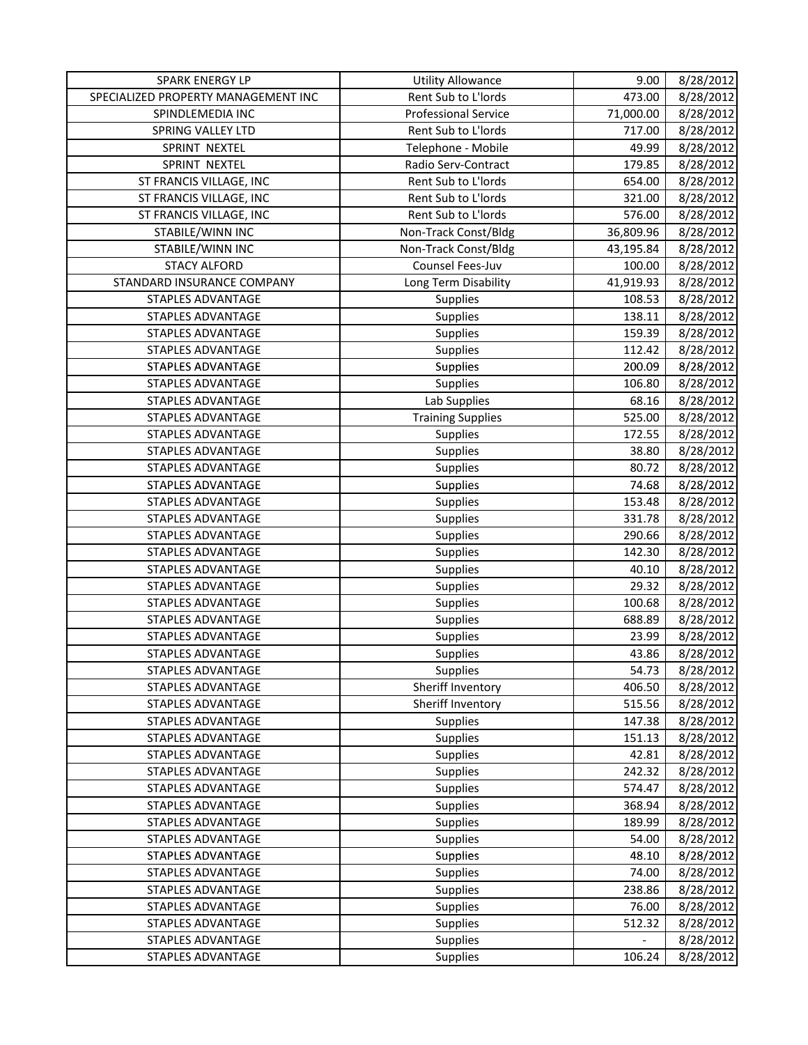| | | | |
|---|---|---|---|
| SPARK ENERGY LP | Utility Allowance | 9.00 | 8/28/2012 |
| SPECIALIZED PROPERTY MANAGEMENT INC | Rent Sub to L'lords | 473.00 | 8/28/2012 |
| SPINDLEMEDIA INC | Professional Service | 71,000.00 | 8/28/2012 |
| SPRING VALLEY LTD | Rent Sub to L'lords | 717.00 | 8/28/2012 |
| SPRINT NEXTEL | Telephone - Mobile | 49.99 | 8/28/2012 |
| SPRINT NEXTEL | Radio Serv-Contract | 179.85 | 8/28/2012 |
| ST FRANCIS VILLAGE, INC | Rent Sub to L'lords | 654.00 | 8/28/2012 |
| ST FRANCIS VILLAGE, INC | Rent Sub to L'lords | 321.00 | 8/28/2012 |
| ST FRANCIS VILLAGE, INC | Rent Sub to L'lords | 576.00 | 8/28/2012 |
| STABILE/WINN INC | Non-Track Const/Bldg | 36,809.96 | 8/28/2012 |
| STABILE/WINN INC | Non-Track Const/Bldg | 43,195.84 | 8/28/2012 |
| STACY ALFORD | Counsel Fees-Juv | 100.00 | 8/28/2012 |
| STANDARD INSURANCE COMPANY | Long Term Disability | 41,919.93 | 8/28/2012 |
| STAPLES ADVANTAGE | Supplies | 108.53 | 8/28/2012 |
| STAPLES ADVANTAGE | Supplies | 138.11 | 8/28/2012 |
| STAPLES ADVANTAGE | Supplies | 159.39 | 8/28/2012 |
| STAPLES ADVANTAGE | Supplies | 112.42 | 8/28/2012 |
| STAPLES ADVANTAGE | Supplies | 200.09 | 8/28/2012 |
| STAPLES ADVANTAGE | Supplies | 106.80 | 8/28/2012 |
| STAPLES ADVANTAGE | Lab Supplies | 68.16 | 8/28/2012 |
| STAPLES ADVANTAGE | Training Supplies | 525.00 | 8/28/2012 |
| STAPLES ADVANTAGE | Supplies | 172.55 | 8/28/2012 |
| STAPLES ADVANTAGE | Supplies | 38.80 | 8/28/2012 |
| STAPLES ADVANTAGE | Supplies | 80.72 | 8/28/2012 |
| STAPLES ADVANTAGE | Supplies | 74.68 | 8/28/2012 |
| STAPLES ADVANTAGE | Supplies | 153.48 | 8/28/2012 |
| STAPLES ADVANTAGE | Supplies | 331.78 | 8/28/2012 |
| STAPLES ADVANTAGE | Supplies | 290.66 | 8/28/2012 |
| STAPLES ADVANTAGE | Supplies | 142.30 | 8/28/2012 |
| STAPLES ADVANTAGE | Supplies | 40.10 | 8/28/2012 |
| STAPLES ADVANTAGE | Supplies | 29.32 | 8/28/2012 |
| STAPLES ADVANTAGE | Supplies | 100.68 | 8/28/2012 |
| STAPLES ADVANTAGE | Supplies | 688.89 | 8/28/2012 |
| STAPLES ADVANTAGE | Supplies | 23.99 | 8/28/2012 |
| STAPLES ADVANTAGE | Supplies | 43.86 | 8/28/2012 |
| STAPLES ADVANTAGE | Supplies | 54.73 | 8/28/2012 |
| STAPLES ADVANTAGE | Sheriff Inventory | 406.50 | 8/28/2012 |
| STAPLES ADVANTAGE | Sheriff Inventory | 515.56 | 8/28/2012 |
| STAPLES ADVANTAGE | Supplies | 147.38 | 8/28/2012 |
| STAPLES ADVANTAGE | Supplies | 151.13 | 8/28/2012 |
| STAPLES ADVANTAGE | Supplies | 42.81 | 8/28/2012 |
| STAPLES ADVANTAGE | Supplies | 242.32 | 8/28/2012 |
| STAPLES ADVANTAGE | Supplies | 574.47 | 8/28/2012 |
| STAPLES ADVANTAGE | Supplies | 368.94 | 8/28/2012 |
| STAPLES ADVANTAGE | Supplies | 189.99 | 8/28/2012 |
| STAPLES ADVANTAGE | Supplies | 54.00 | 8/28/2012 |
| STAPLES ADVANTAGE | Supplies | 48.10 | 8/28/2012 |
| STAPLES ADVANTAGE | Supplies | 74.00 | 8/28/2012 |
| STAPLES ADVANTAGE | Supplies | 238.86 | 8/28/2012 |
| STAPLES ADVANTAGE | Supplies | 76.00 | 8/28/2012 |
| STAPLES ADVANTAGE | Supplies | 512.32 | 8/28/2012 |
| STAPLES ADVANTAGE | Supplies | - | 8/28/2012 |
| STAPLES ADVANTAGE | Supplies | 106.24 | 8/28/2012 |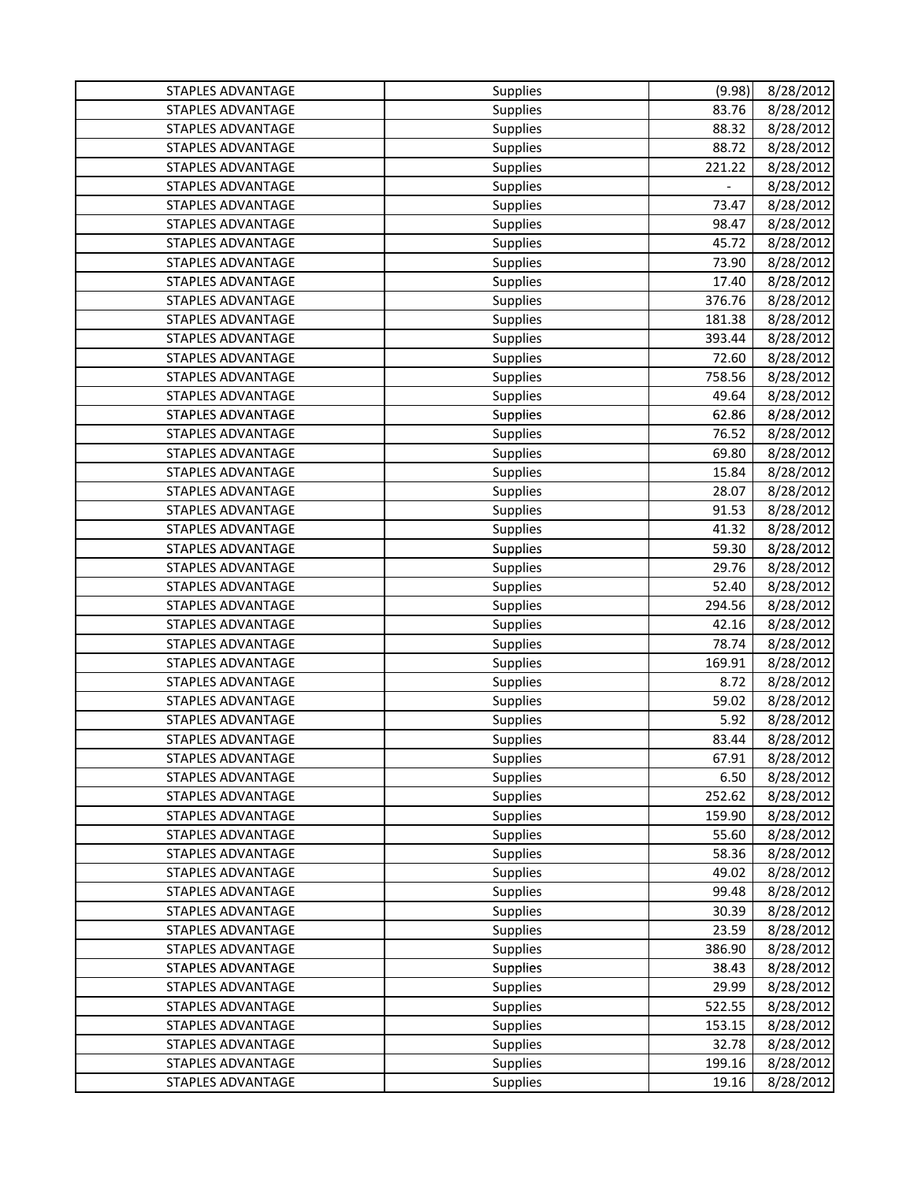| | | | |
|---|---|---|---|
| STAPLES ADVANTAGE | Supplies | (9.98) | 8/28/2012 |
| STAPLES ADVANTAGE | Supplies | 83.76 | 8/28/2012 |
| STAPLES ADVANTAGE | Supplies | 88.32 | 8/28/2012 |
| STAPLES ADVANTAGE | Supplies | 88.72 | 8/28/2012 |
| STAPLES ADVANTAGE | Supplies | 221.22 | 8/28/2012 |
| STAPLES ADVANTAGE | Supplies | - | 8/28/2012 |
| STAPLES ADVANTAGE | Supplies | 73.47 | 8/28/2012 |
| STAPLES ADVANTAGE | Supplies | 98.47 | 8/28/2012 |
| STAPLES ADVANTAGE | Supplies | 45.72 | 8/28/2012 |
| STAPLES ADVANTAGE | Supplies | 73.90 | 8/28/2012 |
| STAPLES ADVANTAGE | Supplies | 17.40 | 8/28/2012 |
| STAPLES ADVANTAGE | Supplies | 376.76 | 8/28/2012 |
| STAPLES ADVANTAGE | Supplies | 181.38 | 8/28/2012 |
| STAPLES ADVANTAGE | Supplies | 393.44 | 8/28/2012 |
| STAPLES ADVANTAGE | Supplies | 72.60 | 8/28/2012 |
| STAPLES ADVANTAGE | Supplies | 758.56 | 8/28/2012 |
| STAPLES ADVANTAGE | Supplies | 49.64 | 8/28/2012 |
| STAPLES ADVANTAGE | Supplies | 62.86 | 8/28/2012 |
| STAPLES ADVANTAGE | Supplies | 76.52 | 8/28/2012 |
| STAPLES ADVANTAGE | Supplies | 69.80 | 8/28/2012 |
| STAPLES ADVANTAGE | Supplies | 15.84 | 8/28/2012 |
| STAPLES ADVANTAGE | Supplies | 28.07 | 8/28/2012 |
| STAPLES ADVANTAGE | Supplies | 91.53 | 8/28/2012 |
| STAPLES ADVANTAGE | Supplies | 41.32 | 8/28/2012 |
| STAPLES ADVANTAGE | Supplies | 59.30 | 8/28/2012 |
| STAPLES ADVANTAGE | Supplies | 29.76 | 8/28/2012 |
| STAPLES ADVANTAGE | Supplies | 52.40 | 8/28/2012 |
| STAPLES ADVANTAGE | Supplies | 294.56 | 8/28/2012 |
| STAPLES ADVANTAGE | Supplies | 42.16 | 8/28/2012 |
| STAPLES ADVANTAGE | Supplies | 78.74 | 8/28/2012 |
| STAPLES ADVANTAGE | Supplies | 169.91 | 8/28/2012 |
| STAPLES ADVANTAGE | Supplies | 8.72 | 8/28/2012 |
| STAPLES ADVANTAGE | Supplies | 59.02 | 8/28/2012 |
| STAPLES ADVANTAGE | Supplies | 5.92 | 8/28/2012 |
| STAPLES ADVANTAGE | Supplies | 83.44 | 8/28/2012 |
| STAPLES ADVANTAGE | Supplies | 67.91 | 8/28/2012 |
| STAPLES ADVANTAGE | Supplies | 6.50 | 8/28/2012 |
| STAPLES ADVANTAGE | Supplies | 252.62 | 8/28/2012 |
| STAPLES ADVANTAGE | Supplies | 159.90 | 8/28/2012 |
| STAPLES ADVANTAGE | Supplies | 55.60 | 8/28/2012 |
| STAPLES ADVANTAGE | Supplies | 58.36 | 8/28/2012 |
| STAPLES ADVANTAGE | Supplies | 49.02 | 8/28/2012 |
| STAPLES ADVANTAGE | Supplies | 99.48 | 8/28/2012 |
| STAPLES ADVANTAGE | Supplies | 30.39 | 8/28/2012 |
| STAPLES ADVANTAGE | Supplies | 23.59 | 8/28/2012 |
| STAPLES ADVANTAGE | Supplies | 386.90 | 8/28/2012 |
| STAPLES ADVANTAGE | Supplies | 38.43 | 8/28/2012 |
| STAPLES ADVANTAGE | Supplies | 29.99 | 8/28/2012 |
| STAPLES ADVANTAGE | Supplies | 522.55 | 8/28/2012 |
| STAPLES ADVANTAGE | Supplies | 153.15 | 8/28/2012 |
| STAPLES ADVANTAGE | Supplies | 32.78 | 8/28/2012 |
| STAPLES ADVANTAGE | Supplies | 199.16 | 8/28/2012 |
| STAPLES ADVANTAGE | Supplies | 19.16 | 8/28/2012 |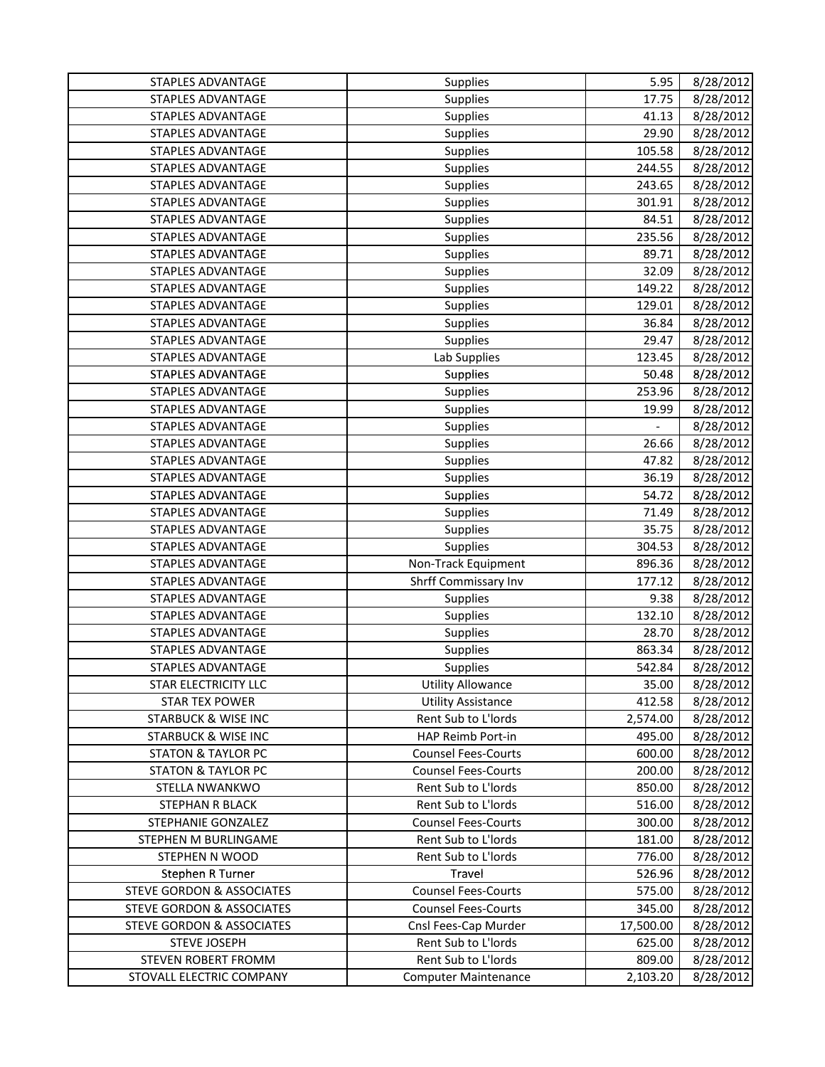| | | | |
|---|---|---|---|
| STAPLES ADVANTAGE | Supplies | 5.95 | 8/28/2012 |
| STAPLES ADVANTAGE | Supplies | 17.75 | 8/28/2012 |
| STAPLES ADVANTAGE | Supplies | 41.13 | 8/28/2012 |
| STAPLES ADVANTAGE | Supplies | 29.90 | 8/28/2012 |
| STAPLES ADVANTAGE | Supplies | 105.58 | 8/28/2012 |
| STAPLES ADVANTAGE | Supplies | 244.55 | 8/28/2012 |
| STAPLES ADVANTAGE | Supplies | 243.65 | 8/28/2012 |
| STAPLES ADVANTAGE | Supplies | 301.91 | 8/28/2012 |
| STAPLES ADVANTAGE | Supplies | 84.51 | 8/28/2012 |
| STAPLES ADVANTAGE | Supplies | 235.56 | 8/28/2012 |
| STAPLES ADVANTAGE | Supplies | 89.71 | 8/28/2012 |
| STAPLES ADVANTAGE | Supplies | 32.09 | 8/28/2012 |
| STAPLES ADVANTAGE | Supplies | 149.22 | 8/28/2012 |
| STAPLES ADVANTAGE | Supplies | 129.01 | 8/28/2012 |
| STAPLES ADVANTAGE | Supplies | 36.84 | 8/28/2012 |
| STAPLES ADVANTAGE | Supplies | 29.47 | 8/28/2012 |
| STAPLES ADVANTAGE | Lab Supplies | 123.45 | 8/28/2012 |
| STAPLES ADVANTAGE | Supplies | 50.48 | 8/28/2012 |
| STAPLES ADVANTAGE | Supplies | 253.96 | 8/28/2012 |
| STAPLES ADVANTAGE | Supplies | 19.99 | 8/28/2012 |
| STAPLES ADVANTAGE | Supplies | - | 8/28/2012 |
| STAPLES ADVANTAGE | Supplies | 26.66 | 8/28/2012 |
| STAPLES ADVANTAGE | Supplies | 47.82 | 8/28/2012 |
| STAPLES ADVANTAGE | Supplies | 36.19 | 8/28/2012 |
| STAPLES ADVANTAGE | Supplies | 54.72 | 8/28/2012 |
| STAPLES ADVANTAGE | Supplies | 71.49 | 8/28/2012 |
| STAPLES ADVANTAGE | Supplies | 35.75 | 8/28/2012 |
| STAPLES ADVANTAGE | Supplies | 304.53 | 8/28/2012 |
| STAPLES ADVANTAGE | Non-Track Equipment | 896.36 | 8/28/2012 |
| STAPLES ADVANTAGE | Shrff Commissary Inv | 177.12 | 8/28/2012 |
| STAPLES ADVANTAGE | Supplies | 9.38 | 8/28/2012 |
| STAPLES ADVANTAGE | Supplies | 132.10 | 8/28/2012 |
| STAPLES ADVANTAGE | Supplies | 28.70 | 8/28/2012 |
| STAPLES ADVANTAGE | Supplies | 863.34 | 8/28/2012 |
| STAPLES ADVANTAGE | Supplies | 542.84 | 8/28/2012 |
| STAR ELECTRICITY LLC | Utility Allowance | 35.00 | 8/28/2012 |
| STAR TEX POWER | Utility Assistance | 412.58 | 8/28/2012 |
| STARBUCK & WISE INC | Rent Sub to L'lords | 2,574.00 | 8/28/2012 |
| STARBUCK & WISE INC | HAP Reimb Port-in | 495.00 | 8/28/2012 |
| STATON & TAYLOR PC | Counsel Fees-Courts | 600.00 | 8/28/2012 |
| STATON & TAYLOR PC | Counsel Fees-Courts | 200.00 | 8/28/2012 |
| STELLA NWANKWO | Rent Sub to L'lords | 850.00 | 8/28/2012 |
| STEPHAN R BLACK | Rent Sub to L'lords | 516.00 | 8/28/2012 |
| STEPHANIE GONZALEZ | Counsel Fees-Courts | 300.00 | 8/28/2012 |
| STEPHEN M BURLINGAME | Rent Sub to L'lords | 181.00 | 8/28/2012 |
| STEPHEN N WOOD | Rent Sub to L'lords | 776.00 | 8/28/2012 |
| Stephen R Turner | Travel | 526.96 | 8/28/2012 |
| STEVE GORDON & ASSOCIATES | Counsel Fees-Courts | 575.00 | 8/28/2012 |
| STEVE GORDON & ASSOCIATES | Counsel Fees-Courts | 345.00 | 8/28/2012 |
| STEVE GORDON & ASSOCIATES | Cnsl Fees-Cap Murder | 17,500.00 | 8/28/2012 |
| STEVE JOSEPH | Rent Sub to L'lords | 625.00 | 8/28/2012 |
| STEVEN ROBERT FROMM | Rent Sub to L'lords | 809.00 | 8/28/2012 |
| STOVALL ELECTRIC COMPANY | Computer Maintenance | 2,103.20 | 8/28/2012 |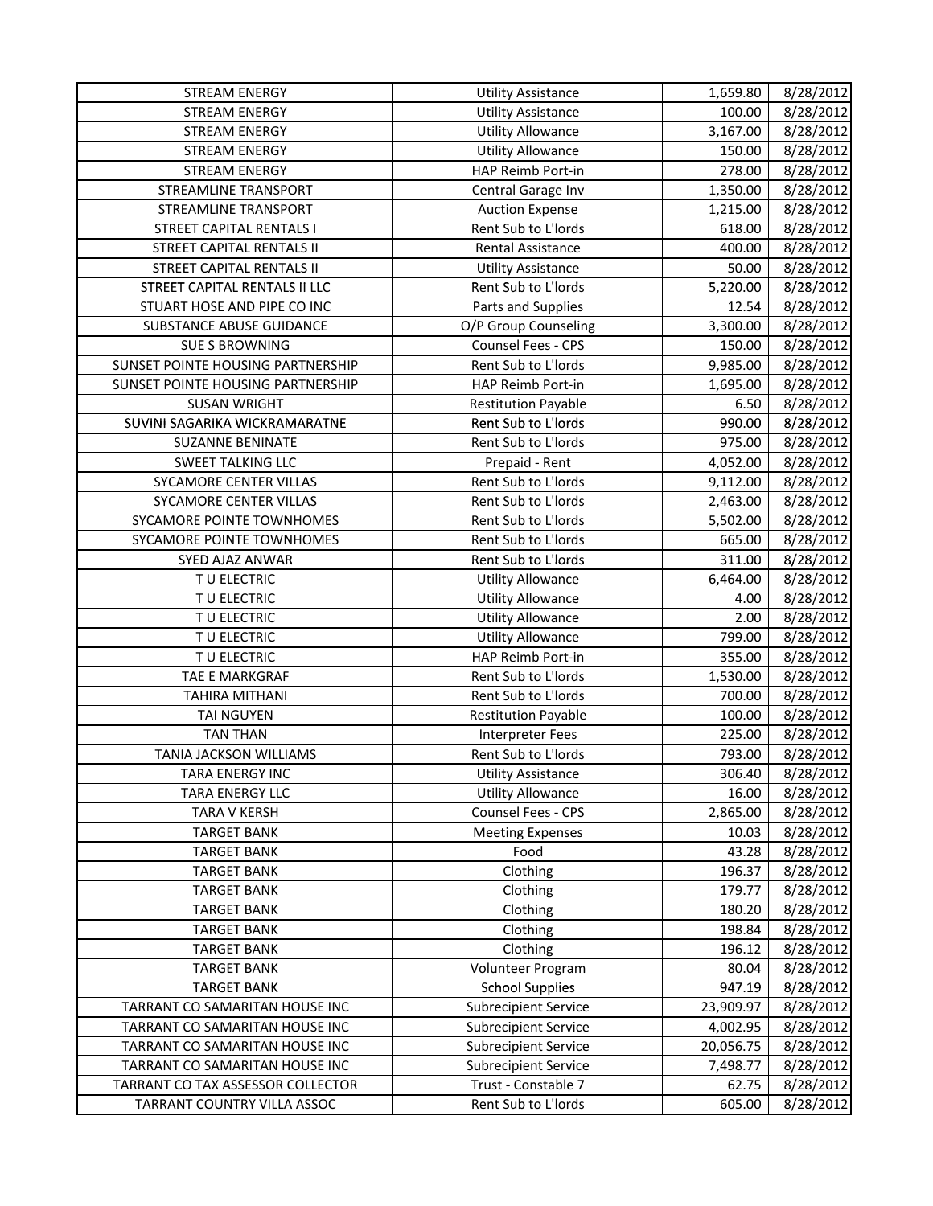| STREAM ENERGY | Utility Assistance | 1,659.80 | 8/28/2012 |
|---|---|---|---|
| STREAM ENERGY | Utility Assistance | 100.00 | 8/28/2012 |
| STREAM ENERGY | Utility Allowance | 3,167.00 | 8/28/2012 |
| STREAM ENERGY | Utility Allowance | 150.00 | 8/28/2012 |
| STREAM ENERGY | HAP Reimb Port-in | 278.00 | 8/28/2012 |
| STREAMLINE TRANSPORT | Central Garage Inv | 1,350.00 | 8/28/2012 |
| STREAMLINE TRANSPORT | Auction Expense | 1,215.00 | 8/28/2012 |
| STREET CAPITAL RENTALS I | Rent Sub to L'lords | 618.00 | 8/28/2012 |
| STREET CAPITAL RENTALS II | Rental Assistance | 400.00 | 8/28/2012 |
| STREET CAPITAL RENTALS II | Utility Assistance | 50.00 | 8/28/2012 |
| STREET CAPITAL RENTALS II LLC | Rent Sub to L'lords | 5,220.00 | 8/28/2012 |
| STUART HOSE AND PIPE CO INC | Parts and Supplies | 12.54 | 8/28/2012 |
| SUBSTANCE ABUSE GUIDANCE | O/P Group Counseling | 3,300.00 | 8/28/2012 |
| SUE S BROWNING | Counsel Fees - CPS | 150.00 | 8/28/2012 |
| SUNSET POINTE HOUSING PARTNERSHIP | Rent Sub to L'lords | 9,985.00 | 8/28/2012 |
| SUNSET POINTE HOUSING PARTNERSHIP | HAP Reimb Port-in | 1,695.00 | 8/28/2012 |
| SUSAN WRIGHT | Restitution Payable | 6.50 | 8/28/2012 |
| SUVINI SAGARIKA WICKRAMARATNE | Rent Sub to L'lords | 990.00 | 8/28/2012 |
| SUZANNE BENINATE | Rent Sub to L'lords | 975.00 | 8/28/2012 |
| SWEET TALKING LLC | Prepaid - Rent | 4,052.00 | 8/28/2012 |
| SYCAMORE CENTER VILLAS | Rent Sub to L'lords | 9,112.00 | 8/28/2012 |
| SYCAMORE CENTER VILLAS | Rent Sub to L'lords | 2,463.00 | 8/28/2012 |
| SYCAMORE POINTE TOWNHOMES | Rent Sub to L'lords | 5,502.00 | 8/28/2012 |
| SYCAMORE POINTE TOWNHOMES | Rent Sub to L'lords | 665.00 | 8/28/2012 |
| SYED AJAZ ANWAR | Rent Sub to L'lords | 311.00 | 8/28/2012 |
| T U ELECTRIC | Utility Allowance | 6,464.00 | 8/28/2012 |
| T U ELECTRIC | Utility Allowance | 4.00 | 8/28/2012 |
| T U ELECTRIC | Utility Allowance | 2.00 | 8/28/2012 |
| T U ELECTRIC | Utility Allowance | 799.00 | 8/28/2012 |
| T U ELECTRIC | HAP Reimb Port-in | 355.00 | 8/28/2012 |
| TAE E MARKGRAF | Rent Sub to L'lords | 1,530.00 | 8/28/2012 |
| TAHIRA MITHANI | Rent Sub to L'lords | 700.00 | 8/28/2012 |
| TAI NGUYEN | Restitution Payable | 100.00 | 8/28/2012 |
| TAN THAN | Interpreter Fees | 225.00 | 8/28/2012 |
| TANIA JACKSON WILLIAMS | Rent Sub to L'lords | 793.00 | 8/28/2012 |
| TARA ENERGY INC | Utility Assistance | 306.40 | 8/28/2012 |
| TARA ENERGY LLC | Utility Allowance | 16.00 | 8/28/2012 |
| TARA V KERSH | Counsel Fees - CPS | 2,865.00 | 8/28/2012 |
| TARGET BANK | Meeting Expenses | 10.03 | 8/28/2012 |
| TARGET BANK | Food | 43.28 | 8/28/2012 |
| TARGET BANK | Clothing | 196.37 | 8/28/2012 |
| TARGET BANK | Clothing | 179.77 | 8/28/2012 |
| TARGET BANK | Clothing | 180.20 | 8/28/2012 |
| TARGET BANK | Clothing | 198.84 | 8/28/2012 |
| TARGET BANK | Clothing | 196.12 | 8/28/2012 |
| TARGET BANK | Volunteer Program | 80.04 | 8/28/2012 |
| TARGET BANK | School Supplies | 947.19 | 8/28/2012 |
| TARRANT CO SAMARITAN HOUSE INC | Subrecipient Service | 23,909.97 | 8/28/2012 |
| TARRANT CO SAMARITAN HOUSE INC | Subrecipient Service | 4,002.95 | 8/28/2012 |
| TARRANT CO SAMARITAN HOUSE INC | Subrecipient Service | 20,056.75 | 8/28/2012 |
| TARRANT CO SAMARITAN HOUSE INC | Subrecipient Service | 7,498.77 | 8/28/2012 |
| TARRANT CO TAX ASSESSOR COLLECTOR | Trust - Constable 7 | 62.75 | 8/28/2012 |
| TARRANT COUNTRY VILLA ASSOC | Rent Sub to L'lords | 605.00 | 8/28/2012 |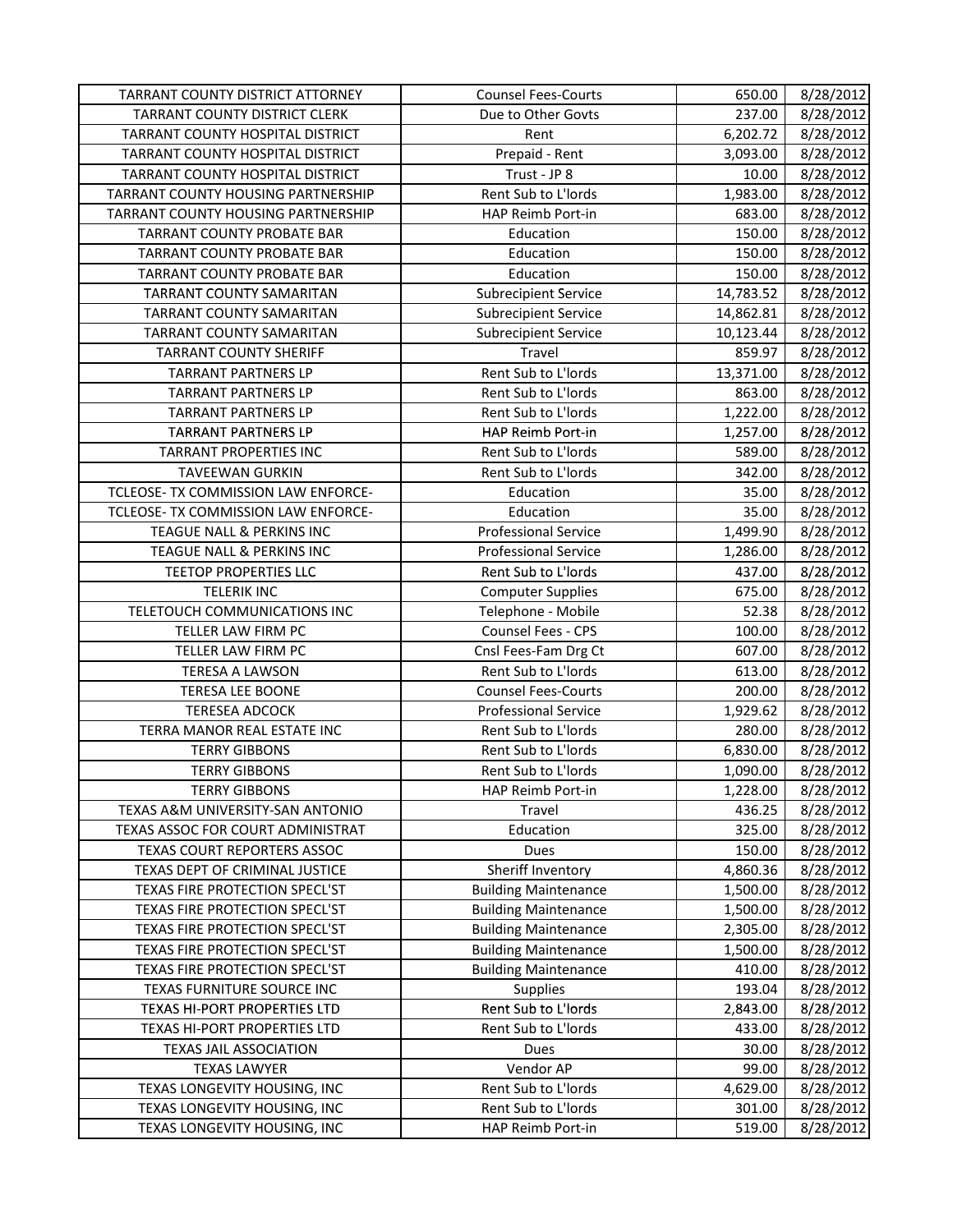| | | | |
|---|---|---|---|
| TARRANT COUNTY DISTRICT ATTORNEY | Counsel Fees-Courts | 650.00 | 8/28/2012 |
| TARRANT COUNTY DISTRICT CLERK | Due to Other Govts | 237.00 | 8/28/2012 |
| TARRANT COUNTY HOSPITAL DISTRICT | Rent | 6,202.72 | 8/28/2012 |
| TARRANT COUNTY HOSPITAL DISTRICT | Prepaid - Rent | 3,093.00 | 8/28/2012 |
| TARRANT COUNTY HOSPITAL DISTRICT | Trust - JP 8 | 10.00 | 8/28/2012 |
| TARRANT COUNTY HOUSING PARTNERSHIP | Rent Sub to L'lords | 1,983.00 | 8/28/2012 |
| TARRANT COUNTY HOUSING PARTNERSHIP | HAP Reimb Port-in | 683.00 | 8/28/2012 |
| TARRANT COUNTY PROBATE BAR | Education | 150.00 | 8/28/2012 |
| TARRANT COUNTY PROBATE BAR | Education | 150.00 | 8/28/2012 |
| TARRANT COUNTY PROBATE BAR | Education | 150.00 | 8/28/2012 |
| TARRANT COUNTY SAMARITAN | Subrecipient Service | 14,783.52 | 8/28/2012 |
| TARRANT COUNTY SAMARITAN | Subrecipient Service | 14,862.81 | 8/28/2012 |
| TARRANT COUNTY SAMARITAN | Subrecipient Service | 10,123.44 | 8/28/2012 |
| TARRANT COUNTY SHERIFF | Travel | 859.97 | 8/28/2012 |
| TARRANT PARTNERS LP | Rent Sub to L'lords | 13,371.00 | 8/28/2012 |
| TARRANT PARTNERS LP | Rent Sub to L'lords | 863.00 | 8/28/2012 |
| TARRANT PARTNERS LP | Rent Sub to L'lords | 1,222.00 | 8/28/2012 |
| TARRANT PARTNERS LP | HAP Reimb Port-in | 1,257.00 | 8/28/2012 |
| TARRANT PROPERTIES INC | Rent Sub to L'lords | 589.00 | 8/28/2012 |
| TAVEEWAN GURKIN | Rent Sub to L'lords | 342.00 | 8/28/2012 |
| TCLEOSE- TX COMMISSION LAW ENFORCE- | Education | 35.00 | 8/28/2012 |
| TCLEOSE- TX COMMISSION LAW ENFORCE- | Education | 35.00 | 8/28/2012 |
| TEAGUE NALL & PERKINS INC | Professional Service | 1,499.90 | 8/28/2012 |
| TEAGUE NALL & PERKINS INC | Professional Service | 1,286.00 | 8/28/2012 |
| TEETOP PROPERTIES LLC | Rent Sub to L'lords | 437.00 | 8/28/2012 |
| TELERIK INC | Computer Supplies | 675.00 | 8/28/2012 |
| TELETOUCH COMMUNICATIONS INC | Telephone - Mobile | 52.38 | 8/28/2012 |
| TELLER LAW FIRM PC | Counsel Fees - CPS | 100.00 | 8/28/2012 |
| TELLER LAW FIRM PC | Cnsl Fees-Fam Drg Ct | 607.00 | 8/28/2012 |
| TERESA A LAWSON | Rent Sub to L'lords | 613.00 | 8/28/2012 |
| TERESA LEE BOONE | Counsel Fees-Courts | 200.00 | 8/28/2012 |
| TERESEA ADCOCK | Professional Service | 1,929.62 | 8/28/2012 |
| TERRA MANOR REAL ESTATE INC | Rent Sub to L'lords | 280.00 | 8/28/2012 |
| TERRY GIBBONS | Rent Sub to L'lords | 6,830.00 | 8/28/2012 |
| TERRY GIBBONS | Rent Sub to L'lords | 1,090.00 | 8/28/2012 |
| TERRY GIBBONS | HAP Reimb Port-in | 1,228.00 | 8/28/2012 |
| TEXAS A&M UNIVERSITY-SAN ANTONIO | Travel | 436.25 | 8/28/2012 |
| TEXAS ASSOC FOR COURT ADMINISTRAT | Education | 325.00 | 8/28/2012 |
| TEXAS COURT REPORTERS ASSOC | Dues | 150.00 | 8/28/2012 |
| TEXAS DEPT OF CRIMINAL JUSTICE | Sheriff Inventory | 4,860.36 | 8/28/2012 |
| TEXAS FIRE PROTECTION SPECL'ST | Building Maintenance | 1,500.00 | 8/28/2012 |
| TEXAS FIRE PROTECTION SPECL'ST | Building Maintenance | 1,500.00 | 8/28/2012 |
| TEXAS FIRE PROTECTION SPECL'ST | Building Maintenance | 2,305.00 | 8/28/2012 |
| TEXAS FIRE PROTECTION SPECL'ST | Building Maintenance | 1,500.00 | 8/28/2012 |
| TEXAS FIRE PROTECTION SPECL'ST | Building Maintenance | 410.00 | 8/28/2012 |
| TEXAS FURNITURE SOURCE INC | Supplies | 193.04 | 8/28/2012 |
| TEXAS HI-PORT PROPERTIES LTD | Rent Sub to L'lords | 2,843.00 | 8/28/2012 |
| TEXAS HI-PORT PROPERTIES LTD | Rent Sub to L'lords | 433.00 | 8/28/2012 |
| TEXAS JAIL ASSOCIATION | Dues | 30.00 | 8/28/2012 |
| TEXAS LAWYER | Vendor AP | 99.00 | 8/28/2012 |
| TEXAS LONGEVITY HOUSING, INC | Rent Sub to L'lords | 4,629.00 | 8/28/2012 |
| TEXAS LONGEVITY HOUSING, INC | Rent Sub to L'lords | 301.00 | 8/28/2012 |
| TEXAS LONGEVITY HOUSING, INC | HAP Reimb Port-in | 519.00 | 8/28/2012 |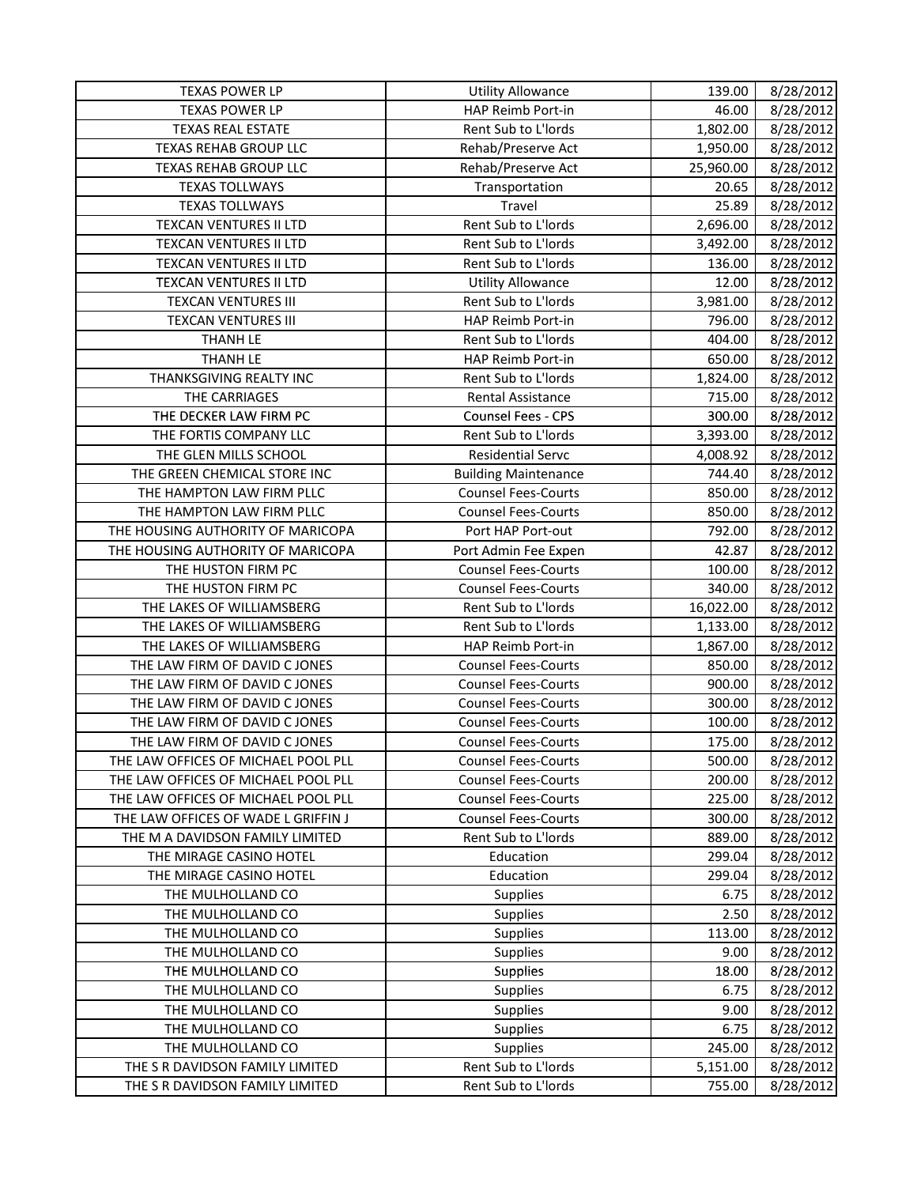| TEXAS POWER LP | Utility Allowance | 139.00 | 8/28/2012 |
|---|---|---|---|
| TEXAS POWER LP | HAP Reimb Port-in | 46.00 | 8/28/2012 |
| TEXAS REAL ESTATE | Rent Sub to L'lords | 1,802.00 | 8/28/2012 |
| TEXAS REHAB GROUP LLC | Rehab/Preserve Act | 1,950.00 | 8/28/2012 |
| TEXAS REHAB GROUP LLC | Rehab/Preserve Act | 25,960.00 | 8/28/2012 |
| TEXAS TOLLWAYS | Transportation | 20.65 | 8/28/2012 |
| TEXAS TOLLWAYS | Travel | 25.89 | 8/28/2012 |
| TEXCAN VENTURES II LTD | Rent Sub to L'lords | 2,696.00 | 8/28/2012 |
| TEXCAN VENTURES II LTD | Rent Sub to L'lords | 3,492.00 | 8/28/2012 |
| TEXCAN VENTURES II LTD | Rent Sub to L'lords | 136.00 | 8/28/2012 |
| TEXCAN VENTURES II LTD | Utility Allowance | 12.00 | 8/28/2012 |
| TEXCAN VENTURES III | Rent Sub to L'lords | 3,981.00 | 8/28/2012 |
| TEXCAN VENTURES III | HAP Reimb Port-in | 796.00 | 8/28/2012 |
| THANH LE | Rent Sub to L'lords | 404.00 | 8/28/2012 |
| THANH LE | HAP Reimb Port-in | 650.00 | 8/28/2012 |
| THANKSGIVING REALTY INC | Rent Sub to L'lords | 1,824.00 | 8/28/2012 |
| THE CARRIAGES | Rental Assistance | 715.00 | 8/28/2012 |
| THE DECKER LAW FIRM PC | Counsel Fees - CPS | 300.00 | 8/28/2012 |
| THE FORTIS COMPANY LLC | Rent Sub to L'lords | 3,393.00 | 8/28/2012 |
| THE GLEN MILLS SCHOOL | Residential Servc | 4,008.92 | 8/28/2012 |
| THE GREEN CHEMICAL STORE INC | Building Maintenance | 744.40 | 8/28/2012 |
| THE HAMPTON LAW FIRM PLLC | Counsel Fees-Courts | 850.00 | 8/28/2012 |
| THE HAMPTON LAW FIRM PLLC | Counsel Fees-Courts | 850.00 | 8/28/2012 |
| THE HOUSING AUTHORITY OF MARICOPA | Port HAP Port-out | 792.00 | 8/28/2012 |
| THE HOUSING AUTHORITY OF MARICOPA | Port Admin Fee Expen | 42.87 | 8/28/2012 |
| THE HUSTON FIRM PC | Counsel Fees-Courts | 100.00 | 8/28/2012 |
| THE HUSTON FIRM PC | Counsel Fees-Courts | 340.00 | 8/28/2012 |
| THE LAKES OF WILLIAMSBERG | Rent Sub to L'lords | 16,022.00 | 8/28/2012 |
| THE LAKES OF WILLIAMSBERG | Rent Sub to L'lords | 1,133.00 | 8/28/2012 |
| THE LAKES OF WILLIAMSBERG | HAP Reimb Port-in | 1,867.00 | 8/28/2012 |
| THE LAW FIRM OF DAVID C JONES | Counsel Fees-Courts | 850.00 | 8/28/2012 |
| THE LAW FIRM OF DAVID C JONES | Counsel Fees-Courts | 900.00 | 8/28/2012 |
| THE LAW FIRM OF DAVID C JONES | Counsel Fees-Courts | 300.00 | 8/28/2012 |
| THE LAW FIRM OF DAVID C JONES | Counsel Fees-Courts | 100.00 | 8/28/2012 |
| THE LAW FIRM OF DAVID C JONES | Counsel Fees-Courts | 175.00 | 8/28/2012 |
| THE LAW OFFICES OF MICHAEL POOL PLL | Counsel Fees-Courts | 500.00 | 8/28/2012 |
| THE LAW OFFICES OF MICHAEL POOL PLL | Counsel Fees-Courts | 200.00 | 8/28/2012 |
| THE LAW OFFICES OF MICHAEL POOL PLL | Counsel Fees-Courts | 225.00 | 8/28/2012 |
| THE LAW OFFICES OF WADE L GRIFFIN J | Counsel Fees-Courts | 300.00 | 8/28/2012 |
| THE M A DAVIDSON FAMILY LIMITED | Rent Sub to L'lords | 889.00 | 8/28/2012 |
| THE MIRAGE CASINO HOTEL | Education | 299.04 | 8/28/2012 |
| THE MIRAGE CASINO HOTEL | Education | 299.04 | 8/28/2012 |
| THE MULHOLLAND CO | Supplies | 6.75 | 8/28/2012 |
| THE MULHOLLAND CO | Supplies | 2.50 | 8/28/2012 |
| THE MULHOLLAND CO | Supplies | 113.00 | 8/28/2012 |
| THE MULHOLLAND CO | Supplies | 9.00 | 8/28/2012 |
| THE MULHOLLAND CO | Supplies | 18.00 | 8/28/2012 |
| THE MULHOLLAND CO | Supplies | 6.75 | 8/28/2012 |
| THE MULHOLLAND CO | Supplies | 9.00 | 8/28/2012 |
| THE MULHOLLAND CO | Supplies | 6.75 | 8/28/2012 |
| THE MULHOLLAND CO | Supplies | 245.00 | 8/28/2012 |
| THE S R DAVIDSON FAMILY LIMITED | Rent Sub to L'lords | 5,151.00 | 8/28/2012 |
| THE S R DAVIDSON FAMILY LIMITED | Rent Sub to L'lords | 755.00 | 8/28/2012 |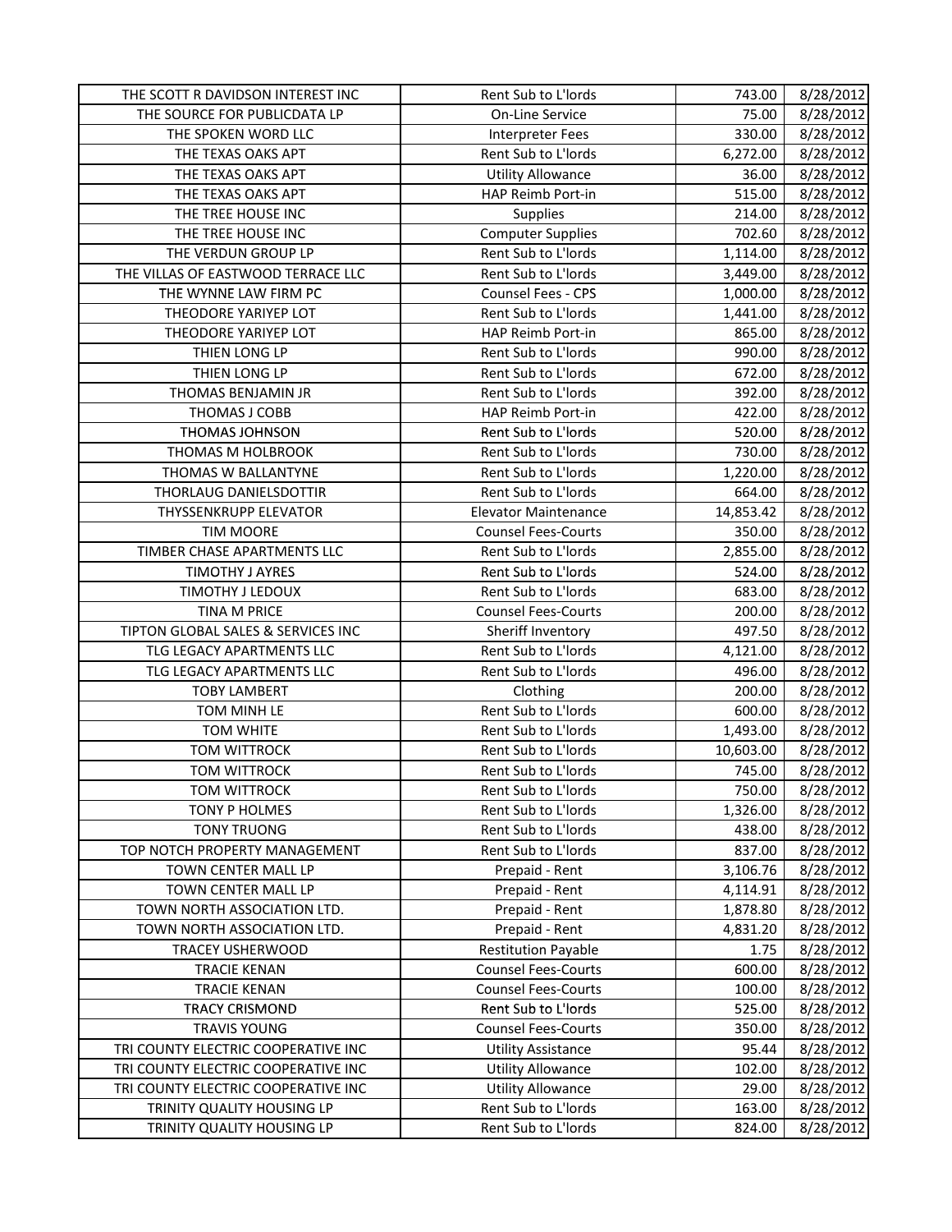| THE SCOTT R DAVIDSON INTEREST INC | Rent Sub to L'lords | 743.00 | 8/28/2012 |
|---|---|---|---|
| THE SOURCE FOR PUBLICDATA LP | On-Line Service | 75.00 | 8/28/2012 |
| THE SPOKEN WORD LLC | Interpreter Fees | 330.00 | 8/28/2012 |
| THE TEXAS OAKS APT | Rent Sub to L'lords | 6,272.00 | 8/28/2012 |
| THE TEXAS OAKS APT | Utility Allowance | 36.00 | 8/28/2012 |
| THE TEXAS OAKS APT | HAP Reimb Port-in | 515.00 | 8/28/2012 |
| THE TREE HOUSE INC | Supplies | 214.00 | 8/28/2012 |
| THE TREE HOUSE INC | Computer Supplies | 702.60 | 8/28/2012 |
| THE VERDUN GROUP LP | Rent Sub to L'lords | 1,114.00 | 8/28/2012 |
| THE VILLAS OF EASTWOOD TERRACE LLC | Rent Sub to L'lords | 3,449.00 | 8/28/2012 |
| THE WYNNE LAW FIRM PC | Counsel Fees - CPS | 1,000.00 | 8/28/2012 |
| THEODORE YARIYEP LOT | Rent Sub to L'lords | 1,441.00 | 8/28/2012 |
| THEODORE YARIYEP LOT | HAP Reimb Port-in | 865.00 | 8/28/2012 |
| THIEN LONG LP | Rent Sub to L'lords | 990.00 | 8/28/2012 |
| THIEN LONG LP | Rent Sub to L'lords | 672.00 | 8/28/2012 |
| THOMAS BENJAMIN JR | Rent Sub to L'lords | 392.00 | 8/28/2012 |
| THOMAS J COBB | HAP Reimb Port-in | 422.00 | 8/28/2012 |
| THOMAS JOHNSON | Rent Sub to L'lords | 520.00 | 8/28/2012 |
| THOMAS M HOLBROOK | Rent Sub to L'lords | 730.00 | 8/28/2012 |
| THOMAS W BALLANTYNE | Rent Sub to L'lords | 1,220.00 | 8/28/2012 |
| THORLAUG DANIELSDOTTIR | Rent Sub to L'lords | 664.00 | 8/28/2012 |
| THYSSENKRUPP ELEVATOR | Elevator Maintenance | 14,853.42 | 8/28/2012 |
| TIM MOORE | Counsel Fees-Courts | 350.00 | 8/28/2012 |
| TIMBER CHASE APARTMENTS LLC | Rent Sub to L'lords | 2,855.00 | 8/28/2012 |
| TIMOTHY J AYRES | Rent Sub to L'lords | 524.00 | 8/28/2012 |
| TIMOTHY J LEDOUX | Rent Sub to L'lords | 683.00 | 8/28/2012 |
| TINA M PRICE | Counsel Fees-Courts | 200.00 | 8/28/2012 |
| TIPTON GLOBAL SALES & SERVICES INC | Sheriff Inventory | 497.50 | 8/28/2012 |
| TLG LEGACY APARTMENTS LLC | Rent Sub to L'lords | 4,121.00 | 8/28/2012 |
| TLG LEGACY APARTMENTS LLC | Rent Sub to L'lords | 496.00 | 8/28/2012 |
| TOBY LAMBERT | Clothing | 200.00 | 8/28/2012 |
| TOM MINH LE | Rent Sub to L'lords | 600.00 | 8/28/2012 |
| TOM WHITE | Rent Sub to L'lords | 1,493.00 | 8/28/2012 |
| TOM WITTROCK | Rent Sub to L'lords | 10,603.00 | 8/28/2012 |
| TOM WITTROCK | Rent Sub to L'lords | 745.00 | 8/28/2012 |
| TOM WITTROCK | Rent Sub to L'lords | 750.00 | 8/28/2012 |
| TONY P HOLMES | Rent Sub to L'lords | 1,326.00 | 8/28/2012 |
| TONY TRUONG | Rent Sub to L'lords | 438.00 | 8/28/2012 |
| TOP NOTCH PROPERTY MANAGEMENT | Rent Sub to L'lords | 837.00 | 8/28/2012 |
| TOWN CENTER MALL LP | Prepaid - Rent | 3,106.76 | 8/28/2012 |
| TOWN CENTER MALL LP | Prepaid - Rent | 4,114.91 | 8/28/2012 |
| TOWN NORTH ASSOCIATION LTD. | Prepaid - Rent | 1,878.80 | 8/28/2012 |
| TOWN NORTH ASSOCIATION LTD. | Prepaid - Rent | 4,831.20 | 8/28/2012 |
| TRACEY USHERWOOD | Restitution Payable | 1.75 | 8/28/2012 |
| TRACIE KENAN | Counsel Fees-Courts | 600.00 | 8/28/2012 |
| TRACIE KENAN | Counsel Fees-Courts | 100.00 | 8/28/2012 |
| TRACY CRISMOND | Rent Sub to L'lords | 525.00 | 8/28/2012 |
| TRAVIS YOUNG | Counsel Fees-Courts | 350.00 | 8/28/2012 |
| TRI COUNTY ELECTRIC COOPERATIVE INC | Utility Assistance | 95.44 | 8/28/2012 |
| TRI COUNTY ELECTRIC COOPERATIVE INC | Utility Allowance | 102.00 | 8/28/2012 |
| TRI COUNTY ELECTRIC COOPERATIVE INC | Utility Allowance | 29.00 | 8/28/2012 |
| TRINITY QUALITY HOUSING LP | Rent Sub to L'lords | 163.00 | 8/28/2012 |
| TRINITY QUALITY HOUSING LP | Rent Sub to L'lords | 824.00 | 8/28/2012 |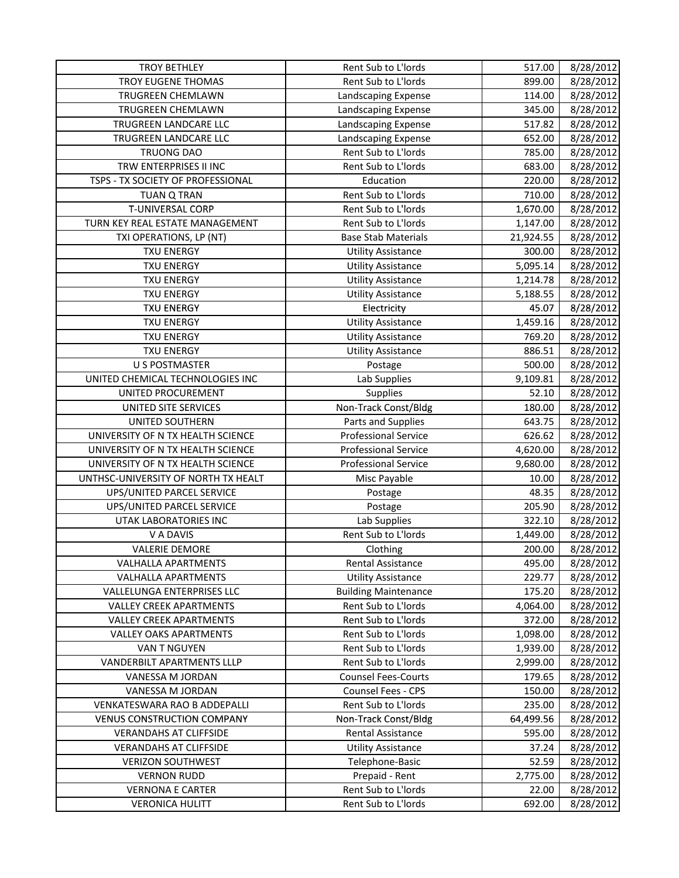| TROY BETHLEY | Rent Sub to L'lords | 517.00 | 8/28/2012 |
|---|---|---|---|
| TROY EUGENE THOMAS | Rent Sub to L'lords | 899.00 | 8/28/2012 |
| TRUGREEN CHEMLAWN | Landscaping Expense | 114.00 | 8/28/2012 |
| TRUGREEN CHEMLAWN | Landscaping Expense | 345.00 | 8/28/2012 |
| TRUGREEN LANDCARE LLC | Landscaping Expense | 517.82 | 8/28/2012 |
| TRUGREEN LANDCARE LLC | Landscaping Expense | 652.00 | 8/28/2012 |
| TRUONG DAO | Rent Sub to L'lords | 785.00 | 8/28/2012 |
| TRW ENTERPRISES II INC | Rent Sub to L'lords | 683.00 | 8/28/2012 |
| TSPS - TX SOCIETY OF PROFESSIONAL | Education | 220.00 | 8/28/2012 |
| TUAN Q TRAN | Rent Sub to L'lords | 710.00 | 8/28/2012 |
| T-UNIVERSAL CORP | Rent Sub to L'lords | 1,670.00 | 8/28/2012 |
| TURN KEY REAL ESTATE MANAGEMENT | Rent Sub to L'lords | 1,147.00 | 8/28/2012 |
| TXI OPERATIONS, LP (NT) | Base Stab Materials | 21,924.55 | 8/28/2012 |
| TXU ENERGY | Utility Assistance | 300.00 | 8/28/2012 |
| TXU ENERGY | Utility Assistance | 5,095.14 | 8/28/2012 |
| TXU ENERGY | Utility Assistance | 1,214.78 | 8/28/2012 |
| TXU ENERGY | Utility Assistance | 5,188.55 | 8/28/2012 |
| TXU ENERGY | Electricity | 45.07 | 8/28/2012 |
| TXU ENERGY | Utility Assistance | 1,459.16 | 8/28/2012 |
| TXU ENERGY | Utility Assistance | 769.20 | 8/28/2012 |
| TXU ENERGY | Utility Assistance | 886.51 | 8/28/2012 |
| U S POSTMASTER | Postage | 500.00 | 8/28/2012 |
| UNITED CHEMICAL TECHNOLOGIES INC | Lab Supplies | 9,109.81 | 8/28/2012 |
| UNITED PROCUREMENT | Supplies | 52.10 | 8/28/2012 |
| UNITED SITE SERVICES | Non-Track Const/Bldg | 180.00 | 8/28/2012 |
| UNITED SOUTHERN | Parts and Supplies | 643.75 | 8/28/2012 |
| UNIVERSITY OF N TX HEALTH SCIENCE | Professional Service | 626.62 | 8/28/2012 |
| UNIVERSITY OF N TX HEALTH SCIENCE | Professional Service | 4,620.00 | 8/28/2012 |
| UNIVERSITY OF N TX HEALTH SCIENCE | Professional Service | 9,680.00 | 8/28/2012 |
| UNTHSC-UNIVERSITY OF NORTH TX HEALT | Misc Payable | 10.00 | 8/28/2012 |
| UPS/UNITED PARCEL SERVICE | Postage | 48.35 | 8/28/2012 |
| UPS/UNITED PARCEL SERVICE | Postage | 205.90 | 8/28/2012 |
| UTAK LABORATORIES INC | Lab Supplies | 322.10 | 8/28/2012 |
| V A DAVIS | Rent Sub to L'lords | 1,449.00 | 8/28/2012 |
| VALERIE DEMORE | Clothing | 200.00 | 8/28/2012 |
| VALHALLA APARTMENTS | Rental Assistance | 495.00 | 8/28/2012 |
| VALHALLA APARTMENTS | Utility Assistance | 229.77 | 8/28/2012 |
| VALLELUNGA ENTERPRISES LLC | Building Maintenance | 175.20 | 8/28/2012 |
| VALLEY CREEK APARTMENTS | Rent Sub to L'lords | 4,064.00 | 8/28/2012 |
| VALLEY CREEK APARTMENTS | Rent Sub to L'lords | 372.00 | 8/28/2012 |
| VALLEY OAKS APARTMENTS | Rent Sub to L'lords | 1,098.00 | 8/28/2012 |
| VAN T NGUYEN | Rent Sub to L'lords | 1,939.00 | 8/28/2012 |
| VANDERBILT APARTMENTS LLLP | Rent Sub to L'lords | 2,999.00 | 8/28/2012 |
| VANESSA M JORDAN | Counsel Fees-Courts | 179.65 | 8/28/2012 |
| VANESSA M JORDAN | Counsel Fees - CPS | 150.00 | 8/28/2012 |
| VENKATESWARA RAO B ADDEPALLI | Rent Sub to L'lords | 235.00 | 8/28/2012 |
| VENUS CONSTRUCTION COMPANY | Non-Track Const/Bldg | 64,499.56 | 8/28/2012 |
| VERANDAHS AT CLIFFSIDE | Rental Assistance | 595.00 | 8/28/2012 |
| VERANDAHS AT CLIFFSIDE | Utility Assistance | 37.24 | 8/28/2012 |
| VERIZON SOUTHWEST | Telephone-Basic | 52.59 | 8/28/2012 |
| VERNON RUDD | Prepaid - Rent | 2,775.00 | 8/28/2012 |
| VERNONA E CARTER | Rent Sub to L'lords | 22.00 | 8/28/2012 |
| VERONICA HULITT | Rent Sub to L'lords | 692.00 | 8/28/2012 |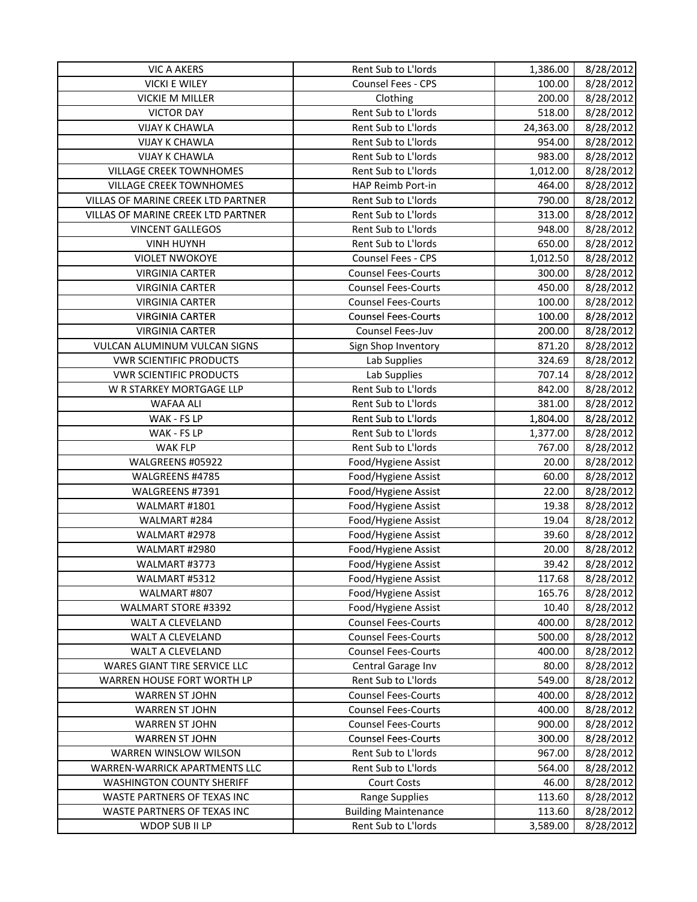| VIC A AKERS | Rent Sub to L'lords | 1,386.00 | 8/28/2012 |
|---|---|---|---|
| VICKI E WILEY | Counsel Fees - CPS | 100.00 | 8/28/2012 |
| VICKIE M MILLER | Clothing | 200.00 | 8/28/2012 |
| VICTOR DAY | Rent Sub to L'lords | 518.00 | 8/28/2012 |
| VIJAY K CHAWLA | Rent Sub to L'lords | 24,363.00 | 8/28/2012 |
| VIJAY K CHAWLA | Rent Sub to L'lords | 954.00 | 8/28/2012 |
| VIJAY K CHAWLA | Rent Sub to L'lords | 983.00 | 8/28/2012 |
| VILLAGE CREEK TOWNHOMES | Rent Sub to L'lords | 1,012.00 | 8/28/2012 |
| VILLAGE CREEK TOWNHOMES | HAP Reimb Port-in | 464.00 | 8/28/2012 |
| VILLAS OF MARINE CREEK LTD PARTNER | Rent Sub to L'lords | 790.00 | 8/28/2012 |
| VILLAS OF MARINE CREEK LTD PARTNER | Rent Sub to L'lords | 313.00 | 8/28/2012 |
| VINCENT GALLEGOS | Rent Sub to L'lords | 948.00 | 8/28/2012 |
| VINH HUYNH | Rent Sub to L'lords | 650.00 | 8/28/2012 |
| VIOLET NWOKOYE | Counsel Fees - CPS | 1,012.50 | 8/28/2012 |
| VIRGINIA CARTER | Counsel Fees-Courts | 300.00 | 8/28/2012 |
| VIRGINIA CARTER | Counsel Fees-Courts | 450.00 | 8/28/2012 |
| VIRGINIA CARTER | Counsel Fees-Courts | 100.00 | 8/28/2012 |
| VIRGINIA CARTER | Counsel Fees-Courts | 100.00 | 8/28/2012 |
| VIRGINIA CARTER | Counsel Fees-Juv | 200.00 | 8/28/2012 |
| VULCAN ALUMINUM VULCAN SIGNS | Sign Shop Inventory | 871.20 | 8/28/2012 |
| VWR SCIENTIFIC PRODUCTS | Lab Supplies | 324.69 | 8/28/2012 |
| VWR SCIENTIFIC PRODUCTS | Lab Supplies | 707.14 | 8/28/2012 |
| W R STARKEY MORTGAGE LLP | Rent Sub to L'lords | 842.00 | 8/28/2012 |
| WAFAA ALI | Rent Sub to L'lords | 381.00 | 8/28/2012 |
| WAK - FS LP | Rent Sub to L'lords | 1,804.00 | 8/28/2012 |
| WAK - FS LP | Rent Sub to L'lords | 1,377.00 | 8/28/2012 |
| WAK FLP | Rent Sub to L'lords | 767.00 | 8/28/2012 |
| WALGREENS #05922 | Food/Hygiene Assist | 20.00 | 8/28/2012 |
| WALGREENS #4785 | Food/Hygiene Assist | 60.00 | 8/28/2012 |
| WALGREENS #7391 | Food/Hygiene Assist | 22.00 | 8/28/2012 |
| WALMART #1801 | Food/Hygiene Assist | 19.38 | 8/28/2012 |
| WALMART #284 | Food/Hygiene Assist | 19.04 | 8/28/2012 |
| WALMART #2978 | Food/Hygiene Assist | 39.60 | 8/28/2012 |
| WALMART #2980 | Food/Hygiene Assist | 20.00 | 8/28/2012 |
| WALMART #3773 | Food/Hygiene Assist | 39.42 | 8/28/2012 |
| WALMART #5312 | Food/Hygiene Assist | 117.68 | 8/28/2012 |
| WALMART #807 | Food/Hygiene Assist | 165.76 | 8/28/2012 |
| WALMART STORE #3392 | Food/Hygiene Assist | 10.40 | 8/28/2012 |
| WALT A CLEVELAND | Counsel Fees-Courts | 400.00 | 8/28/2012 |
| WALT A CLEVELAND | Counsel Fees-Courts | 500.00 | 8/28/2012 |
| WALT A CLEVELAND | Counsel Fees-Courts | 400.00 | 8/28/2012 |
| WARES GIANT TIRE SERVICE LLC | Central Garage Inv | 80.00 | 8/28/2012 |
| WARREN HOUSE FORT WORTH LP | Rent Sub to L'lords | 549.00 | 8/28/2012 |
| WARREN ST JOHN | Counsel Fees-Courts | 400.00 | 8/28/2012 |
| WARREN ST JOHN | Counsel Fees-Courts | 400.00 | 8/28/2012 |
| WARREN ST JOHN | Counsel Fees-Courts | 900.00 | 8/28/2012 |
| WARREN ST JOHN | Counsel Fees-Courts | 300.00 | 8/28/2012 |
| WARREN WINSLOW WILSON | Rent Sub to L'lords | 967.00 | 8/28/2012 |
| WARREN-WARRICK APARTMENTS LLC | Rent Sub to L'lords | 564.00 | 8/28/2012 |
| WASHINGTON COUNTY SHERIFF | Court Costs | 46.00 | 8/28/2012 |
| WASTE PARTNERS OF TEXAS INC | Range Supplies | 113.60 | 8/28/2012 |
| WASTE PARTNERS OF TEXAS INC | Building Maintenance | 113.60 | 8/28/2012 |
| WDOP SUB II LP | Rent Sub to L'lords | 3,589.00 | 8/28/2012 |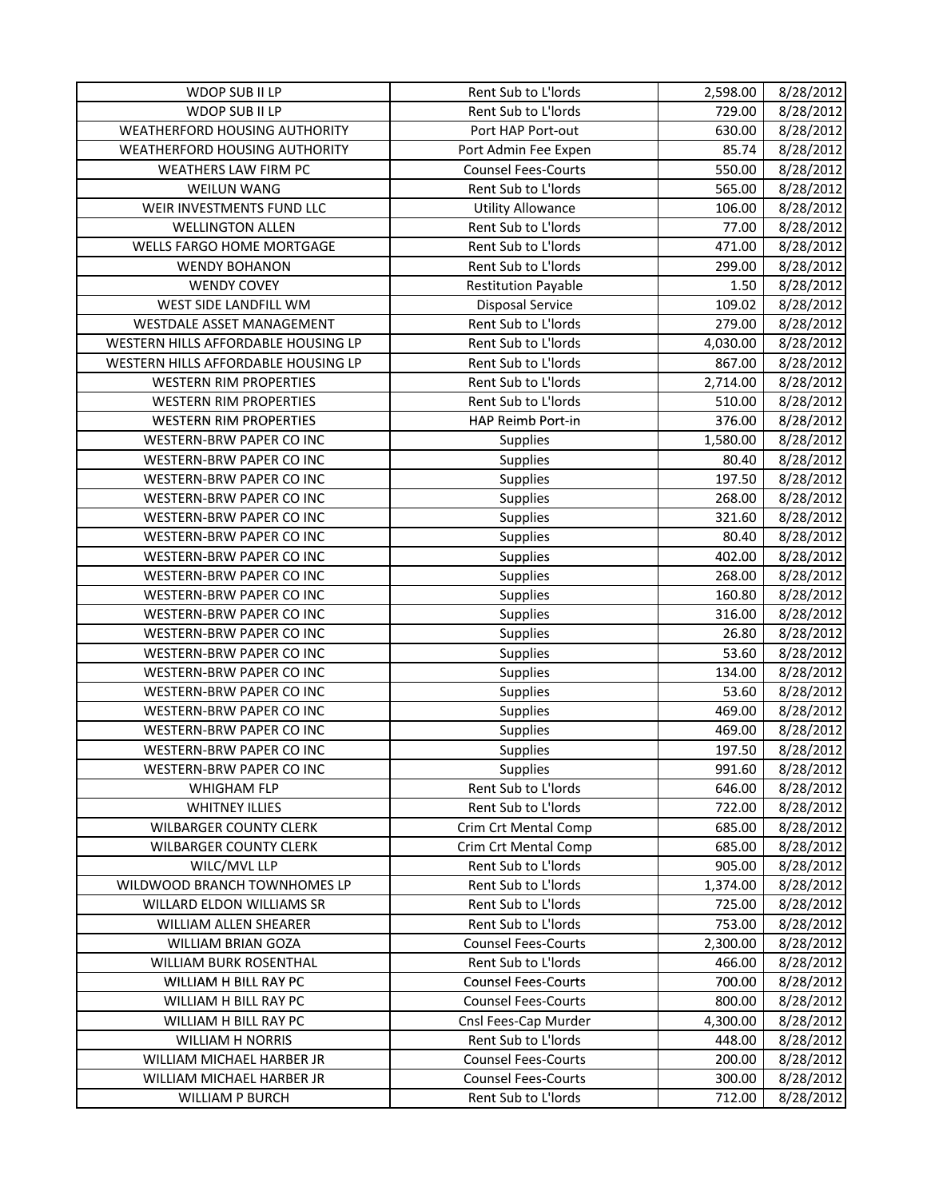| WDOP SUB II LP | Rent Sub to L'lords | 2,598.00 | 8/28/2012 |
|---|---|---|---|
| WDOP SUB II LP | Rent Sub to L'lords | 729.00 | 8/28/2012 |
| WEATHERFORD HOUSING AUTHORITY | Port HAP Port-out | 630.00 | 8/28/2012 |
| WEATHERFORD HOUSING AUTHORITY | Port Admin Fee Expen | 85.74 | 8/28/2012 |
| WEATHERS LAW FIRM PC | Counsel Fees-Courts | 550.00 | 8/28/2012 |
| WEILUN WANG | Rent Sub to L'lords | 565.00 | 8/28/2012 |
| WEIR INVESTMENTS FUND LLC | Utility Allowance | 106.00 | 8/28/2012 |
| WELLINGTON ALLEN | Rent Sub to L'lords | 77.00 | 8/28/2012 |
| WELLS FARGO HOME MORTGAGE | Rent Sub to L'lords | 471.00 | 8/28/2012 |
| WENDY BOHANON | Rent Sub to L'lords | 299.00 | 8/28/2012 |
| WENDY COVEY | Restitution Payable | 1.50 | 8/28/2012 |
| WEST SIDE LANDFILL WM | Disposal Service | 109.02 | 8/28/2012 |
| WESTDALE ASSET MANAGEMENT | Rent Sub to L'lords | 279.00 | 8/28/2012 |
| WESTERN HILLS AFFORDABLE HOUSING LP | Rent Sub to L'lords | 4,030.00 | 8/28/2012 |
| WESTERN HILLS AFFORDABLE HOUSING LP | Rent Sub to L'lords | 867.00 | 8/28/2012 |
| WESTERN RIM PROPERTIES | Rent Sub to L'lords | 2,714.00 | 8/28/2012 |
| WESTERN RIM PROPERTIES | Rent Sub to L'lords | 510.00 | 8/28/2012 |
| WESTERN RIM PROPERTIES | HAP Reimb Port-in | 376.00 | 8/28/2012 |
| WESTERN-BRW PAPER CO INC | Supplies | 1,580.00 | 8/28/2012 |
| WESTERN-BRW PAPER CO INC | Supplies | 80.40 | 8/28/2012 |
| WESTERN-BRW PAPER CO INC | Supplies | 197.50 | 8/28/2012 |
| WESTERN-BRW PAPER CO INC | Supplies | 268.00 | 8/28/2012 |
| WESTERN-BRW PAPER CO INC | Supplies | 321.60 | 8/28/2012 |
| WESTERN-BRW PAPER CO INC | Supplies | 80.40 | 8/28/2012 |
| WESTERN-BRW PAPER CO INC | Supplies | 402.00 | 8/28/2012 |
| WESTERN-BRW PAPER CO INC | Supplies | 268.00 | 8/28/2012 |
| WESTERN-BRW PAPER CO INC | Supplies | 160.80 | 8/28/2012 |
| WESTERN-BRW PAPER CO INC | Supplies | 316.00 | 8/28/2012 |
| WESTERN-BRW PAPER CO INC | Supplies | 26.80 | 8/28/2012 |
| WESTERN-BRW PAPER CO INC | Supplies | 53.60 | 8/28/2012 |
| WESTERN-BRW PAPER CO INC | Supplies | 134.00 | 8/28/2012 |
| WESTERN-BRW PAPER CO INC | Supplies | 53.60 | 8/28/2012 |
| WESTERN-BRW PAPER CO INC | Supplies | 469.00 | 8/28/2012 |
| WESTERN-BRW PAPER CO INC | Supplies | 469.00 | 8/28/2012 |
| WESTERN-BRW PAPER CO INC | Supplies | 197.50 | 8/28/2012 |
| WESTERN-BRW PAPER CO INC | Supplies | 991.60 | 8/28/2012 |
| WHIGHAM FLP | Rent Sub to L'lords | 646.00 | 8/28/2012 |
| WHITNEY ILLIES | Rent Sub to L'lords | 722.00 | 8/28/2012 |
| WILBARGER COUNTY CLERK | Crim Crt Mental Comp | 685.00 | 8/28/2012 |
| WILBARGER COUNTY CLERK | Crim Crt Mental Comp | 685.00 | 8/28/2012 |
| WILC/MVL LLP | Rent Sub to L'lords | 905.00 | 8/28/2012 |
| WILDWOOD BRANCH TOWNHOMES LP | Rent Sub to L'lords | 1,374.00 | 8/28/2012 |
| WILLARD ELDON WILLIAMS SR | Rent Sub to L'lords | 725.00 | 8/28/2012 |
| WILLIAM ALLEN SHEARER | Rent Sub to L'lords | 753.00 | 8/28/2012 |
| WILLIAM BRIAN GOZA | Counsel Fees-Courts | 2,300.00 | 8/28/2012 |
| WILLIAM BURK ROSENTHAL | Rent Sub to L'lords | 466.00 | 8/28/2012 |
| WILLIAM H BILL RAY PC | Counsel Fees-Courts | 700.00 | 8/28/2012 |
| WILLIAM H BILL RAY PC | Counsel Fees-Courts | 800.00 | 8/28/2012 |
| WILLIAM H BILL RAY PC | Cnsl Fees-Cap Murder | 4,300.00 | 8/28/2012 |
| WILLIAM H NORRIS | Rent Sub to L'lords | 448.00 | 8/28/2012 |
| WILLIAM MICHAEL HARBER JR | Counsel Fees-Courts | 200.00 | 8/28/2012 |
| WILLIAM MICHAEL HARBER JR | Counsel Fees-Courts | 300.00 | 8/28/2012 |
| WILLIAM P BURCH | Rent Sub to L'lords | 712.00 | 8/28/2012 |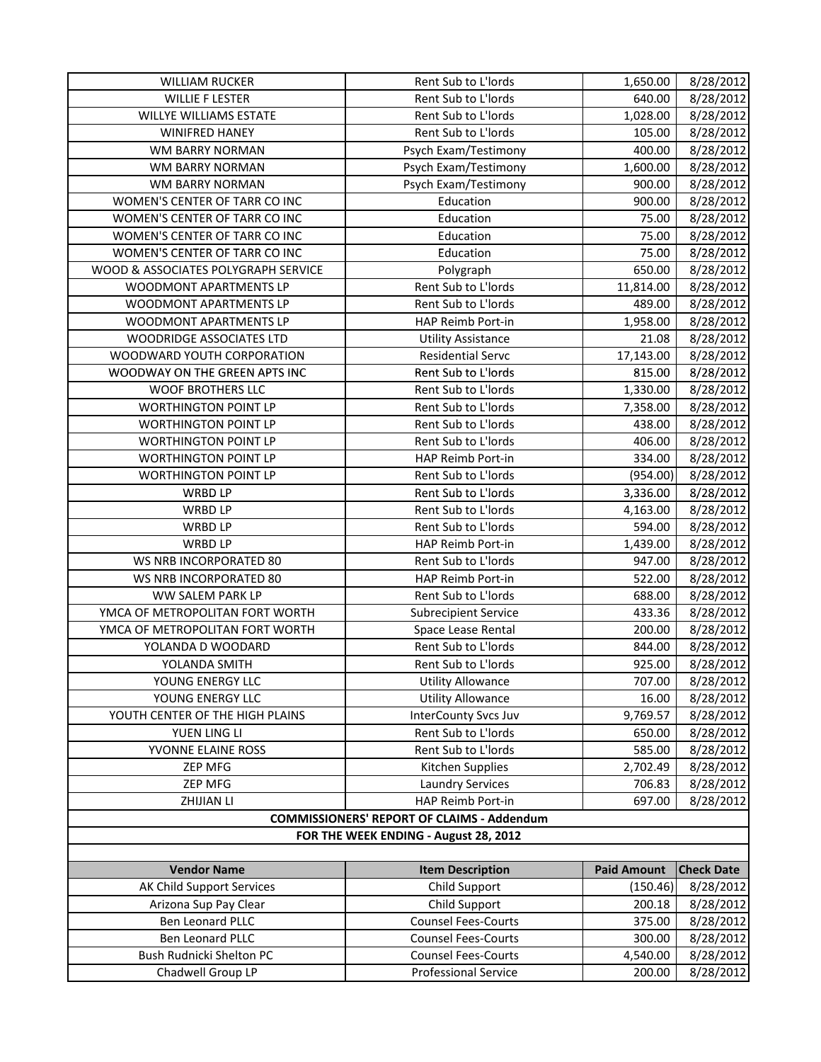| | | | |
|---|---|---|---|
| WILLIAM RUCKER | Rent Sub to L'lords | 1,650.00 | 8/28/2012 |
| WILLIE F LESTER | Rent Sub to L'lords | 640.00 | 8/28/2012 |
| WILLYE WILLIAMS ESTATE | Rent Sub to L'lords | 1,028.00 | 8/28/2012 |
| WINIFRED HANEY | Rent Sub to L'lords | 105.00 | 8/28/2012 |
| WM BARRY NORMAN | Psych Exam/Testimony | 400.00 | 8/28/2012 |
| WM BARRY NORMAN | Psych Exam/Testimony | 1,600.00 | 8/28/2012 |
| WM BARRY NORMAN | Psych Exam/Testimony | 900.00 | 8/28/2012 |
| WOMEN'S CENTER OF TARR CO INC | Education | 900.00 | 8/28/2012 |
| WOMEN'S CENTER OF TARR CO INC | Education | 75.00 | 8/28/2012 |
| WOMEN'S CENTER OF TARR CO INC | Education | 75.00 | 8/28/2012 |
| WOMEN'S CENTER OF TARR CO INC | Education | 75.00 | 8/28/2012 |
| WOOD & ASSOCIATES POLYGRAPH SERVICE | Polygraph | 650.00 | 8/28/2012 |
| WOODMONT APARTMENTS LP | Rent Sub to L'lords | 11,814.00 | 8/28/2012 |
| WOODMONT APARTMENTS LP | Rent Sub to L'lords | 489.00 | 8/28/2012 |
| WOODMONT APARTMENTS LP | HAP Reimb Port-in | 1,958.00 | 8/28/2012 |
| WOODRIDGE ASSOCIATES LTD | Utility Assistance | 21.08 | 8/28/2012 |
| WOODWARD YOUTH CORPORATION | Residential Servc | 17,143.00 | 8/28/2012 |
| WOODWAY ON THE GREEN APTS INC | Rent Sub to L'lords | 815.00 | 8/28/2012 |
| WOOF BROTHERS LLC | Rent Sub to L'lords | 1,330.00 | 8/28/2012 |
| WORTHINGTON POINT LP | Rent Sub to L'lords | 7,358.00 | 8/28/2012 |
| WORTHINGTON POINT LP | Rent Sub to L'lords | 438.00 | 8/28/2012 |
| WORTHINGTON POINT LP | Rent Sub to L'lords | 406.00 | 8/28/2012 |
| WORTHINGTON POINT LP | HAP Reimb Port-in | 334.00 | 8/28/2012 |
| WORTHINGTON POINT LP | Rent Sub to L'lords | (954.00) | 8/28/2012 |
| WRBD LP | Rent Sub to L'lords | 3,336.00 | 8/28/2012 |
| WRBD LP | Rent Sub to L'lords | 4,163.00 | 8/28/2012 |
| WRBD LP | Rent Sub to L'lords | 594.00 | 8/28/2012 |
| WRBD LP | HAP Reimb Port-in | 1,439.00 | 8/28/2012 |
| WS NRB INCORPORATED 80 | Rent Sub to L'lords | 947.00 | 8/28/2012 |
| WS NRB INCORPORATED 80 | HAP Reimb Port-in | 522.00 | 8/28/2012 |
| WW SALEM PARK LP | Rent Sub to L'lords | 688.00 | 8/28/2012 |
| YMCA OF METROPOLITAN FORT WORTH | Subrecipient Service | 433.36 | 8/28/2012 |
| YMCA OF METROPOLITAN FORT WORTH | Space Lease Rental | 200.00 | 8/28/2012 |
| YOLANDA D WOODARD | Rent Sub to L'lords | 844.00 | 8/28/2012 |
| YOLANDA SMITH | Rent Sub to L'lords | 925.00 | 8/28/2012 |
| YOUNG ENERGY LLC | Utility Allowance | 707.00 | 8/28/2012 |
| YOUNG ENERGY LLC | Utility Allowance | 16.00 | 8/28/2012 |
| YOUTH CENTER OF THE HIGH PLAINS | InterCounty Svcs Juv | 9,769.57 | 8/28/2012 |
| YUEN LING LI | Rent Sub to L'lords | 650.00 | 8/28/2012 |
| YVONNE ELAINE ROSS | Rent Sub to L'lords | 585.00 | 8/28/2012 |
| ZEP MFG | Kitchen Supplies | 2,702.49 | 8/28/2012 |
| ZEP MFG | Laundry Services | 706.83 | 8/28/2012 |
| ZHIJIAN LI | HAP Reimb Port-in | 697.00 | 8/28/2012 |

**COMMISSIONERS' REPORT OF CLAIMS - Addendum**

**FOR THE WEEK ENDING - August 28, 2012**

| Vendor Name | Item Description | Paid Amount | Check Date |
|---|---|---|---|
| AK Child Support Services | Child Support | (150.46) | 8/28/2012 |
| Arizona Sup Pay Clear | Child Support | 200.18 | 8/28/2012 |
| Ben Leonard PLLC | Counsel Fees-Courts | 375.00 | 8/28/2012 |
| Ben Leonard PLLC | Counsel Fees-Courts | 300.00 | 8/28/2012 |
| Bush Rudnicki Shelton PC | Counsel Fees-Courts | 4,540.00 | 8/28/2012 |
| Chadwell Group LP | Professional Service | 200.00 | 8/28/2012 |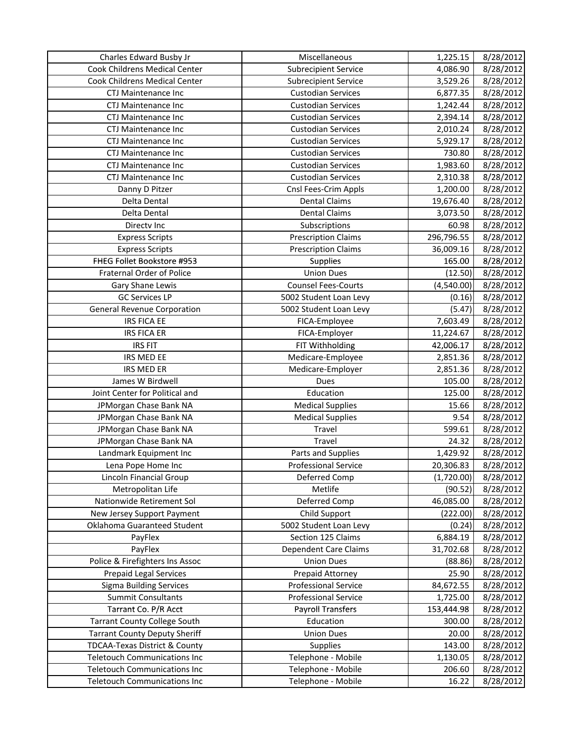| Charles Edward Busby Jr | Miscellaneous | 1,225.15 | 8/28/2012 |
|---|---|---|---|
| Cook Childrens Medical Center | Subrecipient Service | 4,086.90 | 8/28/2012 |
| Cook Childrens Medical Center | Subrecipient Service | 3,529.26 | 8/28/2012 |
| CTJ Maintenance Inc | Custodian Services | 6,877.35 | 8/28/2012 |
| CTJ Maintenance Inc | Custodian Services | 1,242.44 | 8/28/2012 |
| CTJ Maintenance Inc | Custodian Services | 2,394.14 | 8/28/2012 |
| CTJ Maintenance Inc | Custodian Services | 2,010.24 | 8/28/2012 |
| CTJ Maintenance Inc | Custodian Services | 5,929.17 | 8/28/2012 |
| CTJ Maintenance Inc | Custodian Services | 730.80 | 8/28/2012 |
| CTJ Maintenance Inc | Custodian Services | 1,983.60 | 8/28/2012 |
| CTJ Maintenance Inc | Custodian Services | 2,310.38 | 8/28/2012 |
| Danny D Pitzer | Cnsl Fees-Crim Appls | 1,200.00 | 8/28/2012 |
| Delta Dental | Dental Claims | 19,676.40 | 8/28/2012 |
| Delta Dental | Dental Claims | 3,073.50 | 8/28/2012 |
| Directv Inc | Subscriptions | 60.98 | 8/28/2012 |
| Express Scripts | Prescription Claims | 296,796.55 | 8/28/2012 |
| Express Scripts | Prescription Claims | 36,009.16 | 8/28/2012 |
| FHEG Follet Bookstore #953 | Supplies | 165.00 | 8/28/2012 |
| Fraternal Order of Police | Union Dues | (12.50) | 8/28/2012 |
| Gary Shane Lewis | Counsel Fees-Courts | (4,540.00) | 8/28/2012 |
| GC Services LP | 5002 Student Loan Levy | (0.16) | 8/28/2012 |
| General Revenue Corporation | 5002 Student Loan Levy | (5.47) | 8/28/2012 |
| IRS FICA EE | FICA-Employee | 7,603.49 | 8/28/2012 |
| IRS FICA ER | FICA-Employer | 11,224.67 | 8/28/2012 |
| IRS FIT | FIT Withholding | 42,006.17 | 8/28/2012 |
| IRS MED EE | Medicare-Employee | 2,851.36 | 8/28/2012 |
| IRS MED ER | Medicare-Employer | 2,851.36 | 8/28/2012 |
| James W Birdwell | Dues | 105.00 | 8/28/2012 |
| Joint Center for Political and | Education | 125.00 | 8/28/2012 |
| JPMorgan Chase Bank NA | Medical Supplies | 15.66 | 8/28/2012 |
| JPMorgan Chase Bank NA | Medical Supplies | 9.54 | 8/28/2012 |
| JPMorgan Chase Bank NA | Travel | 599.61 | 8/28/2012 |
| JPMorgan Chase Bank NA | Travel | 24.32 | 8/28/2012 |
| Landmark Equipment Inc | Parts and Supplies | 1,429.92 | 8/28/2012 |
| Lena Pope Home Inc | Professional Service | 20,306.83 | 8/28/2012 |
| Lincoln Financial Group | Deferred Comp | (1,720.00) | 8/28/2012 |
| Metropolitan Life | Metlife | (90.52) | 8/28/2012 |
| Nationwide Retirement Sol | Deferred Comp | 46,085.00 | 8/28/2012 |
| New Jersey Support Payment | Child Support | (222.00) | 8/28/2012 |
| Oklahoma Guaranteed Student | 5002 Student Loan Levy | (0.24) | 8/28/2012 |
| PayFlex | Section 125 Claims | 6,884.19 | 8/28/2012 |
| PayFlex | Dependent Care Claims | 31,702.68 | 8/28/2012 |
| Police & Firefighters Ins Assoc | Union Dues | (88.86) | 8/28/2012 |
| Prepaid Legal Services | Prepaid Attorney | 25.90 | 8/28/2012 |
| Sigma Building Services | Professional Service | 84,672.55 | 8/28/2012 |
| Summit Consultants | Professional Service | 1,725.00 | 8/28/2012 |
| Tarrant Co. P/R Acct | Payroll Transfers | 153,444.98 | 8/28/2012 |
| Tarrant County College South | Education | 300.00 | 8/28/2012 |
| Tarrant County Deputy Sheriff | Union Dues | 20.00 | 8/28/2012 |
| TDCAA-Texas District & County | Supplies | 143.00 | 8/28/2012 |
| Teletouch Communications Inc | Telephone - Mobile | 1,130.05 | 8/28/2012 |
| Teletouch Communications Inc | Telephone - Mobile | 206.60 | 8/28/2012 |
| Teletouch Communications Inc | Telephone - Mobile | 16.22 | 8/28/2012 |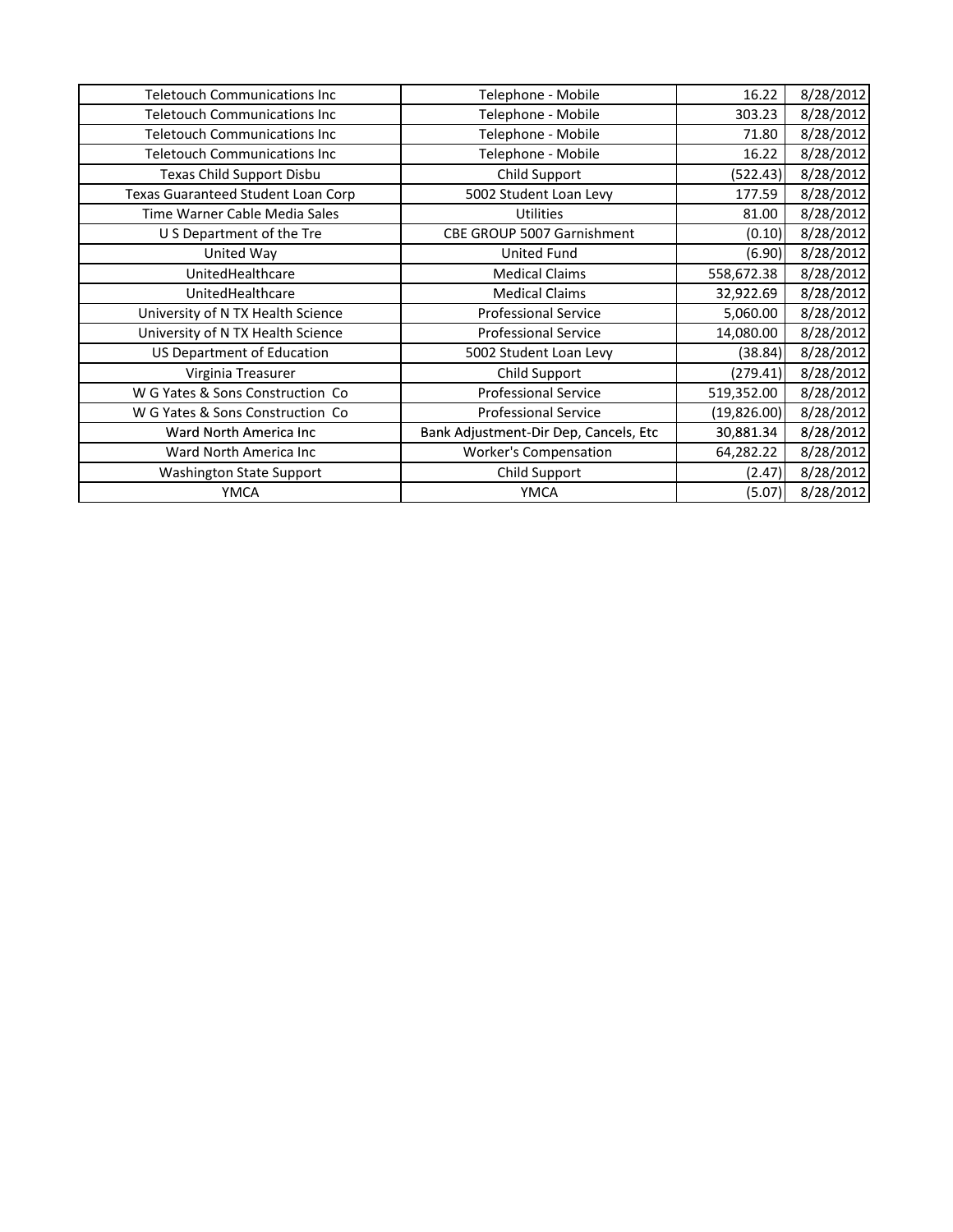| | | | |
|---|---|---|---|
| Teletouch Communications Inc | Telephone - Mobile | 16.22 | 8/28/2012 |
| Teletouch Communications Inc | Telephone - Mobile | 303.23 | 8/28/2012 |
| Teletouch Communications Inc | Telephone - Mobile | 71.80 | 8/28/2012 |
| Teletouch Communications Inc | Telephone - Mobile | 16.22 | 8/28/2012 |
| Texas Child Support Disbu | Child Support | (522.43) | 8/28/2012 |
| Texas Guaranteed Student Loan Corp | 5002 Student Loan Levy | 177.59 | 8/28/2012 |
| Time Warner Cable Media Sales | Utilities | 81.00 | 8/28/2012 |
| U S Department of the Tre | CBE GROUP 5007 Garnishment | (0.10) | 8/28/2012 |
| United Way | United Fund | (6.90) | 8/28/2012 |
| UnitedHealthcare | Medical Claims | 558,672.38 | 8/28/2012 |
| UnitedHealthcare | Medical Claims | 32,922.69 | 8/28/2012 |
| University of N TX Health Science | Professional Service | 5,060.00 | 8/28/2012 |
| University of N TX Health Science | Professional Service | 14,080.00 | 8/28/2012 |
| US Department of Education | 5002 Student Loan Levy | (38.84) | 8/28/2012 |
| Virginia Treasurer | Child Support | (279.41) | 8/28/2012 |
| W G Yates & Sons Construction Co | Professional Service | 519,352.00 | 8/28/2012 |
| W G Yates & Sons Construction Co | Professional Service | (19,826.00) | 8/28/2012 |
| Ward North America Inc | Bank Adjustment-Dir Dep, Cancels, Etc | 30,881.34 | 8/28/2012 |
| Ward North America Inc | Worker's Compensation | 64,282.22 | 8/28/2012 |
| Washington State Support | Child Support | (2.47) | 8/28/2012 |
| YMCA | YMCA | (5.07) | 8/28/2012 |